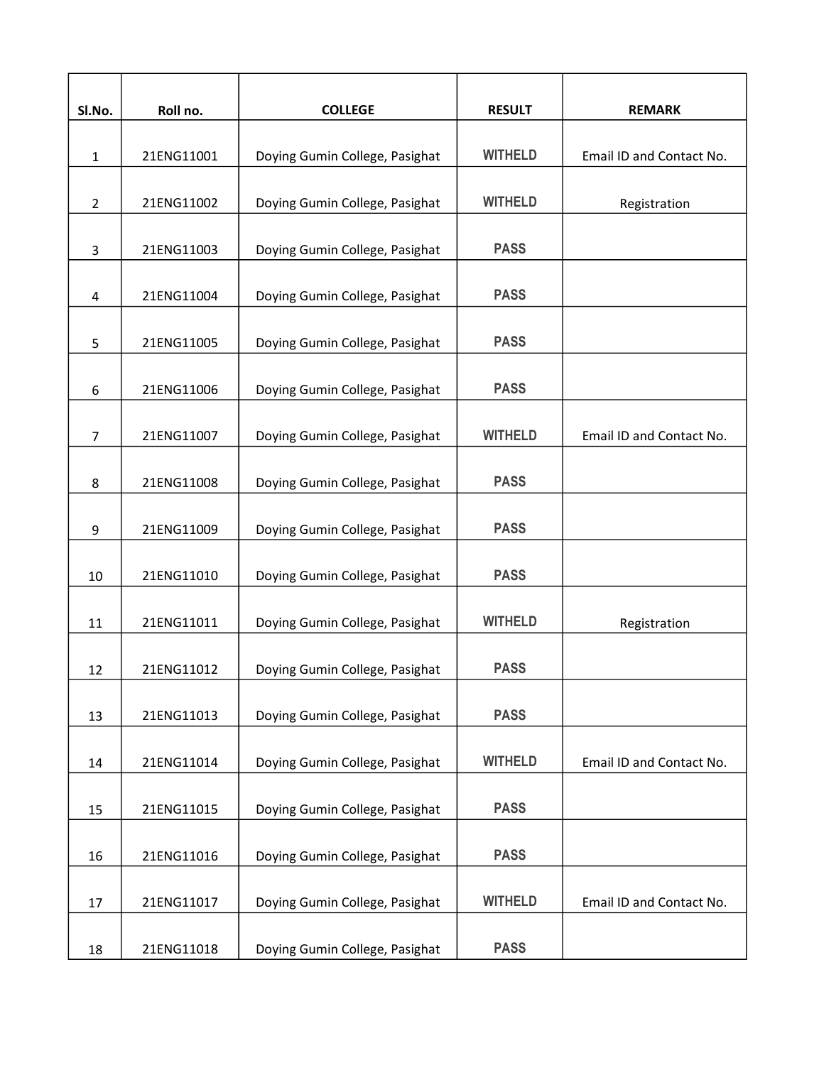| Sl.No. | Roll no. | COLLEGE | RESULT | REMARK |
| --- | --- | --- | --- | --- |
| 1 | 21ENG11001 | Doying Gumin College, Pasighat | WITHELD | Email ID and Contact No. |
| 2 | 21ENG11002 | Doying Gumin College, Pasighat | WITHELD | Registration |
| 3 | 21ENG11003 | Doying Gumin College, Pasighat | PASS | |
| 4 | 21ENG11004 | Doying Gumin College, Pasighat | PASS | |
| 5 | 21ENG11005 | Doying Gumin College, Pasighat | PASS | |
| 6 | 21ENG11006 | Doying Gumin College, Pasighat | PASS | |
| 7 | 21ENG11007 | Doying Gumin College, Pasighat | WITHELD | Email ID and Contact No. |
| 8 | 21ENG11008 | Doying Gumin College, Pasighat | PASS | |
| 9 | 21ENG11009 | Doying Gumin College, Pasighat | PASS | |
| 10 | 21ENG11010 | Doying Gumin College, Pasighat | PASS | |
| 11 | 21ENG11011 | Doying Gumin College, Pasighat | WITHELD | Registration |
| 12 | 21ENG11012 | Doying Gumin College, Pasighat | PASS | |
| 13 | 21ENG11013 | Doying Gumin College, Pasighat | PASS | |
| 14 | 21ENG11014 | Doying Gumin College, Pasighat | WITHELD | Email ID and Contact No. |
| 15 | 21ENG11015 | Doying Gumin College, Pasighat | PASS | |
| 16 | 21ENG11016 | Doying Gumin College, Pasighat | PASS | |
| 17 | 21ENG11017 | Doying Gumin College, Pasighat | WITHELD | Email ID and Contact No. |
| 18 | 21ENG11018 | Doying Gumin College, Pasighat | PASS | |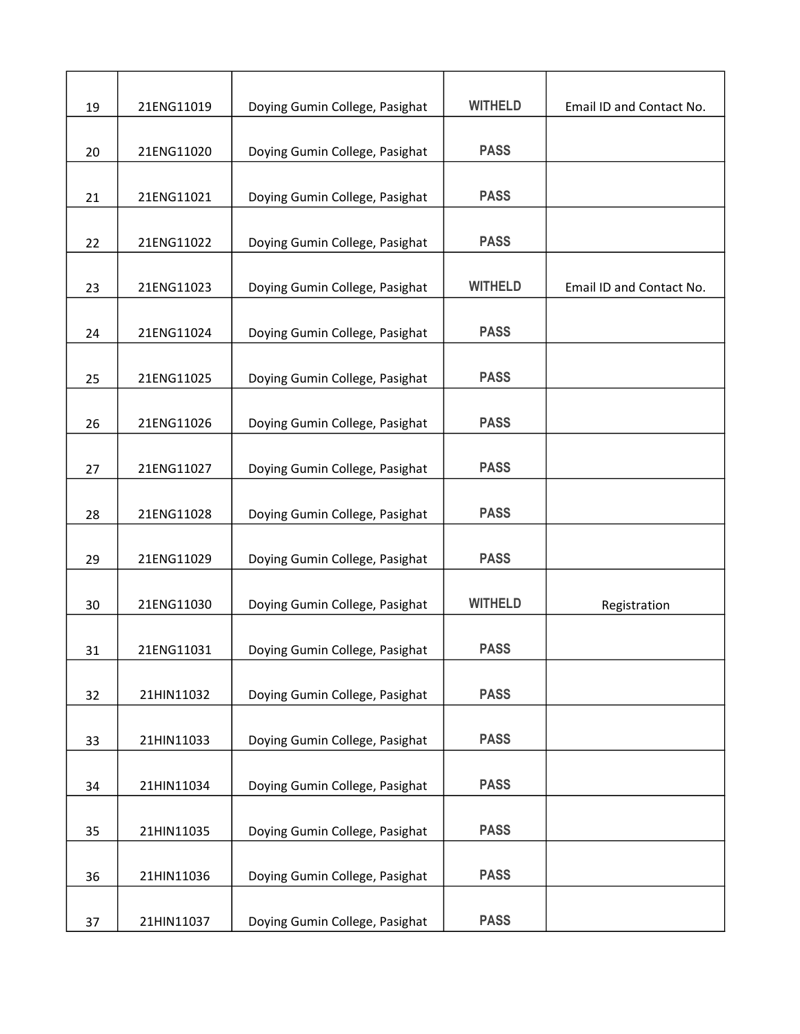| | | | | |
|---|---|---|---|---|
| 19 | 21ENG11019 | Doying Gumin College, Pasighat | WITHELD | Email ID and Contact No. |
| 20 | 21ENG11020 | Doying Gumin College, Pasighat | PASS | |
| 21 | 21ENG11021 | Doying Gumin College, Pasighat | PASS | |
| 22 | 21ENG11022 | Doying Gumin College, Pasighat | PASS | |
| 23 | 21ENG11023 | Doying Gumin College, Pasighat | WITHELD | Email ID and Contact No. |
| 24 | 21ENG11024 | Doying Gumin College, Pasighat | PASS | |
| 25 | 21ENG11025 | Doying Gumin College, Pasighat | PASS | |
| 26 | 21ENG11026 | Doying Gumin College, Pasighat | PASS | |
| 27 | 21ENG11027 | Doying Gumin College, Pasighat | PASS | |
| 28 | 21ENG11028 | Doying Gumin College, Pasighat | PASS | |
| 29 | 21ENG11029 | Doying Gumin College, Pasighat | PASS | |
| 30 | 21ENG11030 | Doying Gumin College, Pasighat | WITHELD | Registration |
| 31 | 21ENG11031 | Doying Gumin College, Pasighat | PASS | |
| 32 | 21HIN11032 | Doying Gumin College, Pasighat | PASS | |
| 33 | 21HIN11033 | Doying Gumin College, Pasighat | PASS | |
| 34 | 21HIN11034 | Doying Gumin College, Pasighat | PASS | |
| 35 | 21HIN11035 | Doying Gumin College, Pasighat | PASS | |
| 36 | 21HIN11036 | Doying Gumin College, Pasighat | PASS | |
| 37 | 21HIN11037 | Doying Gumin College, Pasighat | PASS | |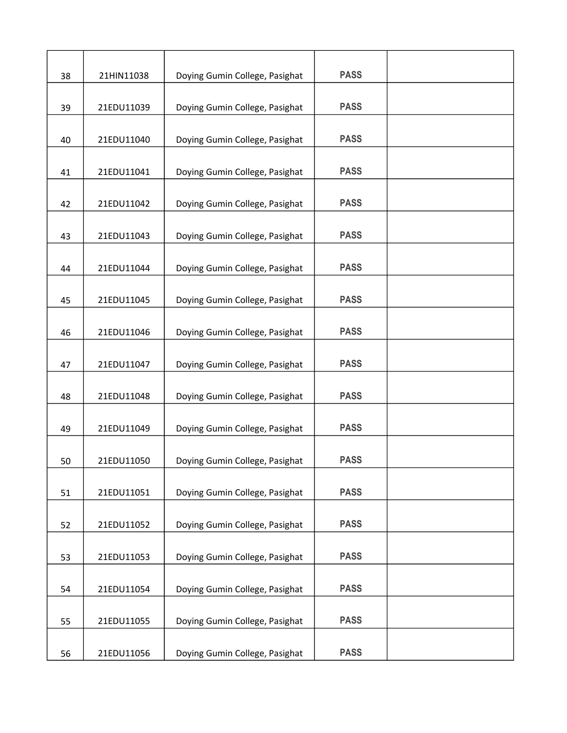| | | | | |
|---|---|---|---|---|
| 38 | 21HIN11038 | Doying Gumin College, Pasighat | PASS | |
| 39 | 21EDU11039 | Doying Gumin College, Pasighat | PASS | |
| 40 | 21EDU11040 | Doying Gumin College, Pasighat | PASS | |
| 41 | 21EDU11041 | Doying Gumin College, Pasighat | PASS | |
| 42 | 21EDU11042 | Doying Gumin College, Pasighat | PASS | |
| 43 | 21EDU11043 | Doying Gumin College, Pasighat | PASS | |
| 44 | 21EDU11044 | Doying Gumin College, Pasighat | PASS | |
| 45 | 21EDU11045 | Doying Gumin College, Pasighat | PASS | |
| 46 | 21EDU11046 | Doying Gumin College, Pasighat | PASS | |
| 47 | 21EDU11047 | Doying Gumin College, Pasighat | PASS | |
| 48 | 21EDU11048 | Doying Gumin College, Pasighat | PASS | |
| 49 | 21EDU11049 | Doying Gumin College, Pasighat | PASS | |
| 50 | 21EDU11050 | Doying Gumin College, Pasighat | PASS | |
| 51 | 21EDU11051 | Doying Gumin College, Pasighat | PASS | |
| 52 | 21EDU11052 | Doying Gumin College, Pasighat | PASS | |
| 53 | 21EDU11053 | Doying Gumin College, Pasighat | PASS | |
| 54 | 21EDU11054 | Doying Gumin College, Pasighat | PASS | |
| 55 | 21EDU11055 | Doying Gumin College, Pasighat | PASS | |
| 56 | 21EDU11056 | Doying Gumin College, Pasighat | PASS | |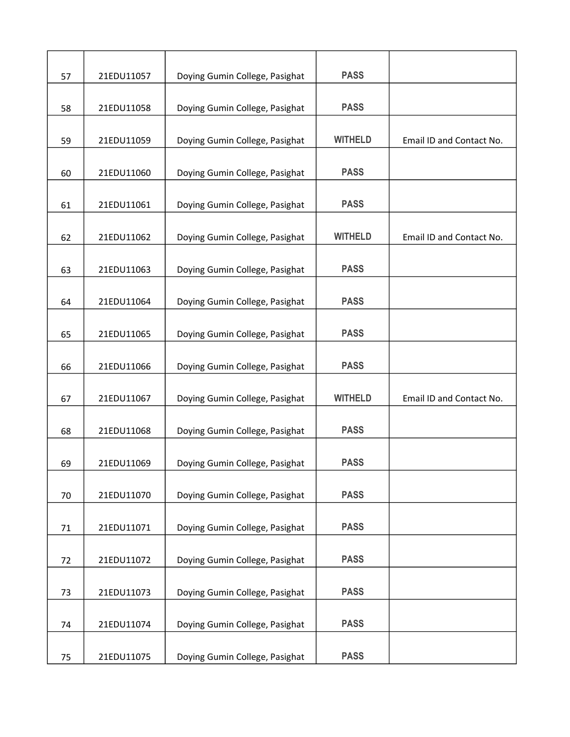| | | | | |
|---|---|---|---|---|
| 57 | 21EDU11057 | Doying Gumin College, Pasighat | PASS | |
| 58 | 21EDU11058 | Doying Gumin College, Pasighat | PASS | |
| 59 | 21EDU11059 | Doying Gumin College, Pasighat | WITHELD | Email ID and Contact No. |
| 60 | 21EDU11060 | Doying Gumin College, Pasighat | PASS | |
| 61 | 21EDU11061 | Doying Gumin College, Pasighat | PASS | |
| 62 | 21EDU11062 | Doying Gumin College, Pasighat | WITHELD | Email ID and Contact No. |
| 63 | 21EDU11063 | Doying Gumin College, Pasighat | PASS | |
| 64 | 21EDU11064 | Doying Gumin College, Pasighat | PASS | |
| 65 | 21EDU11065 | Doying Gumin College, Pasighat | PASS | |
| 66 | 21EDU11066 | Doying Gumin College, Pasighat | PASS | |
| 67 | 21EDU11067 | Doying Gumin College, Pasighat | WITHELD | Email ID and Contact No. |
| 68 | 21EDU11068 | Doying Gumin College, Pasighat | PASS | |
| 69 | 21EDU11069 | Doying Gumin College, Pasighat | PASS | |
| 70 | 21EDU11070 | Doying Gumin College, Pasighat | PASS | |
| 71 | 21EDU11071 | Doying Gumin College, Pasighat | PASS | |
| 72 | 21EDU11072 | Doying Gumin College, Pasighat | PASS | |
| 73 | 21EDU11073 | Doying Gumin College, Pasighat | PASS | |
| 74 | 21EDU11074 | Doying Gumin College, Pasighat | PASS | |
| 75 | 21EDU11075 | Doying Gumin College, Pasighat | PASS | |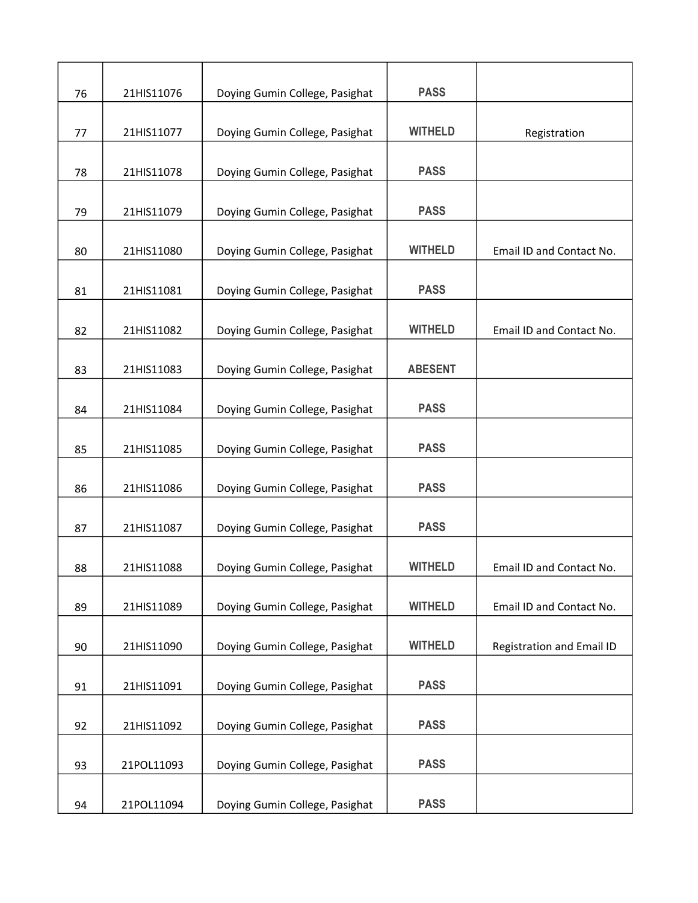| | | | | |
|---|---|---|---|---|
| 76 | 21HIS11076 | Doying Gumin College, Pasighat | PASS | |
| 77 | 21HIS11077 | Doying Gumin College, Pasighat | WITHELD | Registration |
| 78 | 21HIS11078 | Doying Gumin College, Pasighat | PASS | |
| 79 | 21HIS11079 | Doying Gumin College, Pasighat | PASS | |
| 80 | 21HIS11080 | Doying Gumin College, Pasighat | WITHELD | Email ID and Contact No. |
| 81 | 21HIS11081 | Doying Gumin College, Pasighat | PASS | |
| 82 | 21HIS11082 | Doying Gumin College, Pasighat | WITHELD | Email ID and Contact No. |
| 83 | 21HIS11083 | Doying Gumin College, Pasighat | ABESENT | |
| 84 | 21HIS11084 | Doying Gumin College, Pasighat | PASS | |
| 85 | 21HIS11085 | Doying Gumin College, Pasighat | PASS | |
| 86 | 21HIS11086 | Doying Gumin College, Pasighat | PASS | |
| 87 | 21HIS11087 | Doying Gumin College, Pasighat | PASS | |
| 88 | 21HIS11088 | Doying Gumin College, Pasighat | WITHELD | Email ID and Contact No. |
| 89 | 21HIS11089 | Doying Gumin College, Pasighat | WITHELD | Email ID and Contact No. |
| 90 | 21HIS11090 | Doying Gumin College, Pasighat | WITHELD | Registration and Email ID |
| 91 | 21HIS11091 | Doying Gumin College, Pasighat | PASS | |
| 92 | 21HIS11092 | Doying Gumin College, Pasighat | PASS | |
| 93 | 21POL11093 | Doying Gumin College, Pasighat | PASS | |
| 94 | 21POL11094 | Doying Gumin College, Pasighat | PASS | |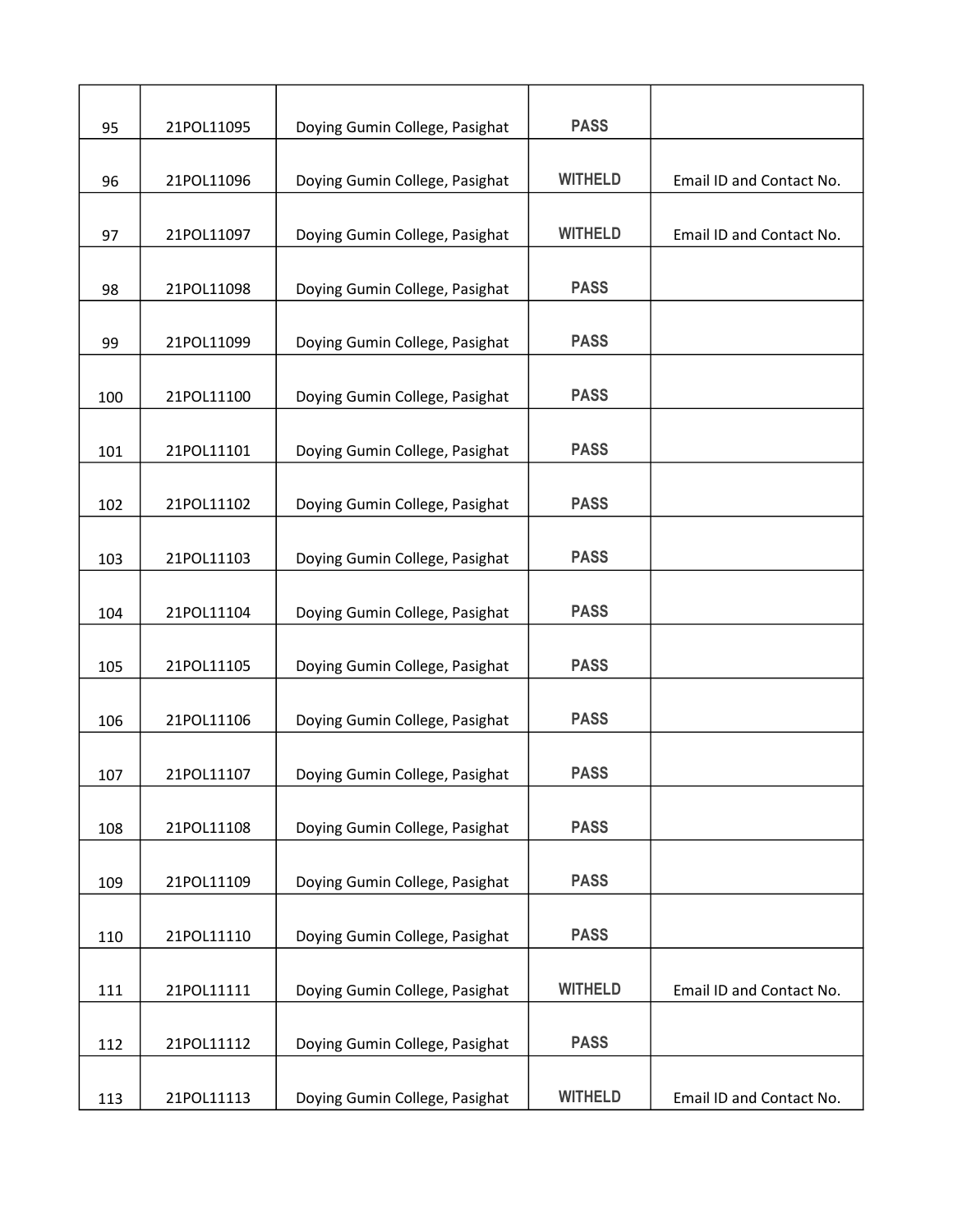| | | | | |
|---|---|---|---|---|
| 95 | 21POL11095 | Doying Gumin College, Pasighat | PASS | |
| 96 | 21POL11096 | Doying Gumin College, Pasighat | WITHELD | Email ID and Contact No. |
| 97 | 21POL11097 | Doying Gumin College, Pasighat | WITHELD | Email ID and Contact No. |
| 98 | 21POL11098 | Doying Gumin College, Pasighat | PASS | |
| 99 | 21POL11099 | Doying Gumin College, Pasighat | PASS | |
| 100 | 21POL11100 | Doying Gumin College, Pasighat | PASS | |
| 101 | 21POL11101 | Doying Gumin College, Pasighat | PASS | |
| 102 | 21POL11102 | Doying Gumin College, Pasighat | PASS | |
| 103 | 21POL11103 | Doying Gumin College, Pasighat | PASS | |
| 104 | 21POL11104 | Doying Gumin College, Pasighat | PASS | |
| 105 | 21POL11105 | Doying Gumin College, Pasighat | PASS | |
| 106 | 21POL11106 | Doying Gumin College, Pasighat | PASS | |
| 107 | 21POL11107 | Doying Gumin College, Pasighat | PASS | |
| 108 | 21POL11108 | Doying Gumin College, Pasighat | PASS | |
| 109 | 21POL11109 | Doying Gumin College, Pasighat | PASS | |
| 110 | 21POL11110 | Doying Gumin College, Pasighat | PASS | |
| 111 | 21POL11111 | Doying Gumin College, Pasighat | WITHELD | Email ID and Contact No. |
| 112 | 21POL11112 | Doying Gumin College, Pasighat | PASS | |
| 113 | 21POL11113 | Doying Gumin College, Pasighat | WITHELD | Email ID and Contact No. |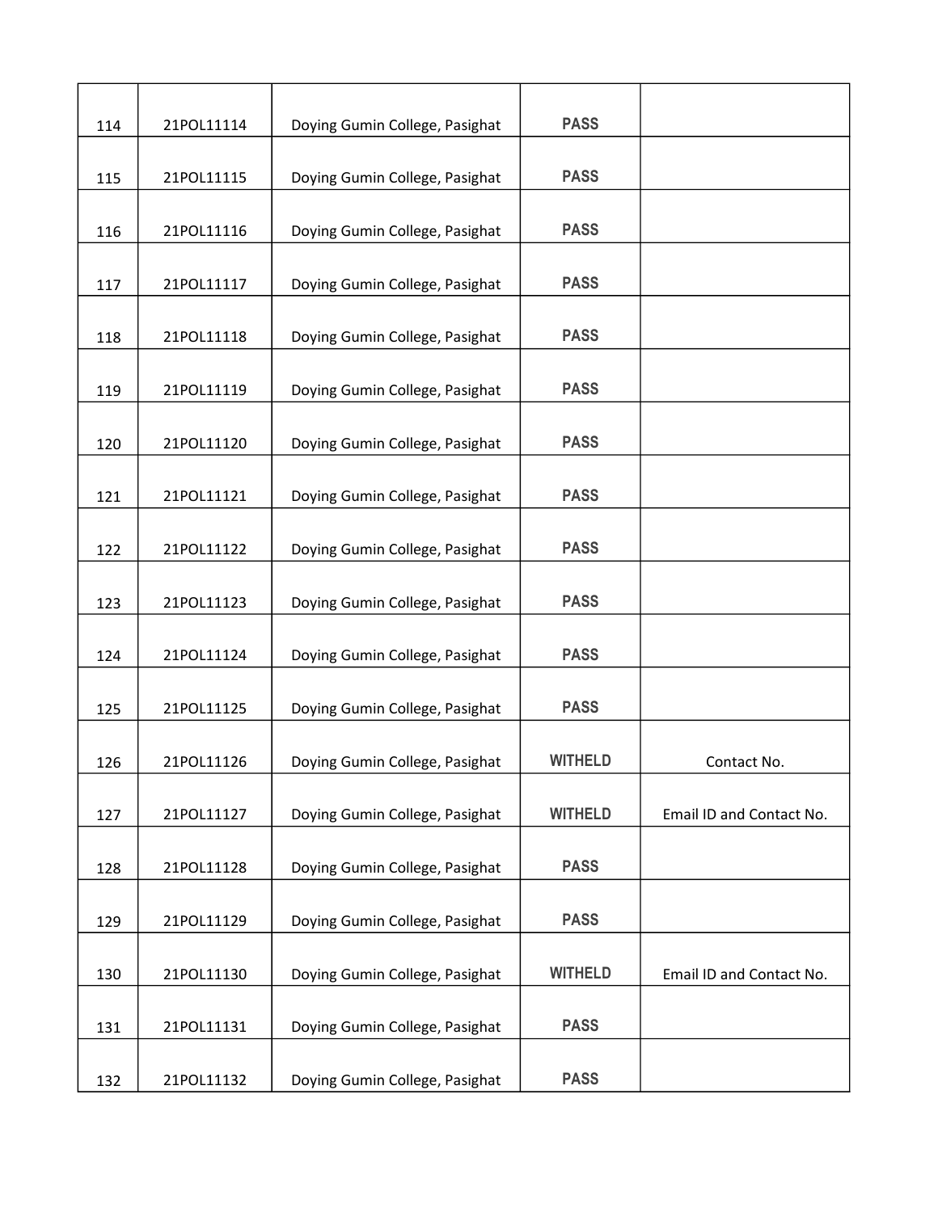| | | | | |
|---|---|---|---|---|
| 114 | 21POL11114 | Doying Gumin College, Pasighat | PASS | |
| 115 | 21POL11115 | Doying Gumin College, Pasighat | PASS | |
| 116 | 21POL11116 | Doying Gumin College, Pasighat | PASS | |
| 117 | 21POL11117 | Doying Gumin College, Pasighat | PASS | |
| 118 | 21POL11118 | Doying Gumin College, Pasighat | PASS | |
| 119 | 21POL11119 | Doying Gumin College, Pasighat | PASS | |
| 120 | 21POL11120 | Doying Gumin College, Pasighat | PASS | |
| 121 | 21POL11121 | Doying Gumin College, Pasighat | PASS | |
| 122 | 21POL11122 | Doying Gumin College, Pasighat | PASS | |
| 123 | 21POL11123 | Doying Gumin College, Pasighat | PASS | |
| 124 | 21POL11124 | Doying Gumin College, Pasighat | PASS | |
| 125 | 21POL11125 | Doying Gumin College, Pasighat | PASS | |
| 126 | 21POL11126 | Doying Gumin College, Pasighat | WITHELD | Contact No. |
| 127 | 21POL11127 | Doying Gumin College, Pasighat | WITHELD | Email ID and Contact No. |
| 128 | 21POL11128 | Doying Gumin College, Pasighat | PASS | |
| 129 | 21POL11129 | Doying Gumin College, Pasighat | PASS | |
| 130 | 21POL11130 | Doying Gumin College, Pasighat | WITHELD | Email ID and Contact No. |
| 131 | 21POL11131 | Doying Gumin College, Pasighat | PASS | |
| 132 | 21POL11132 | Doying Gumin College, Pasighat | PASS | |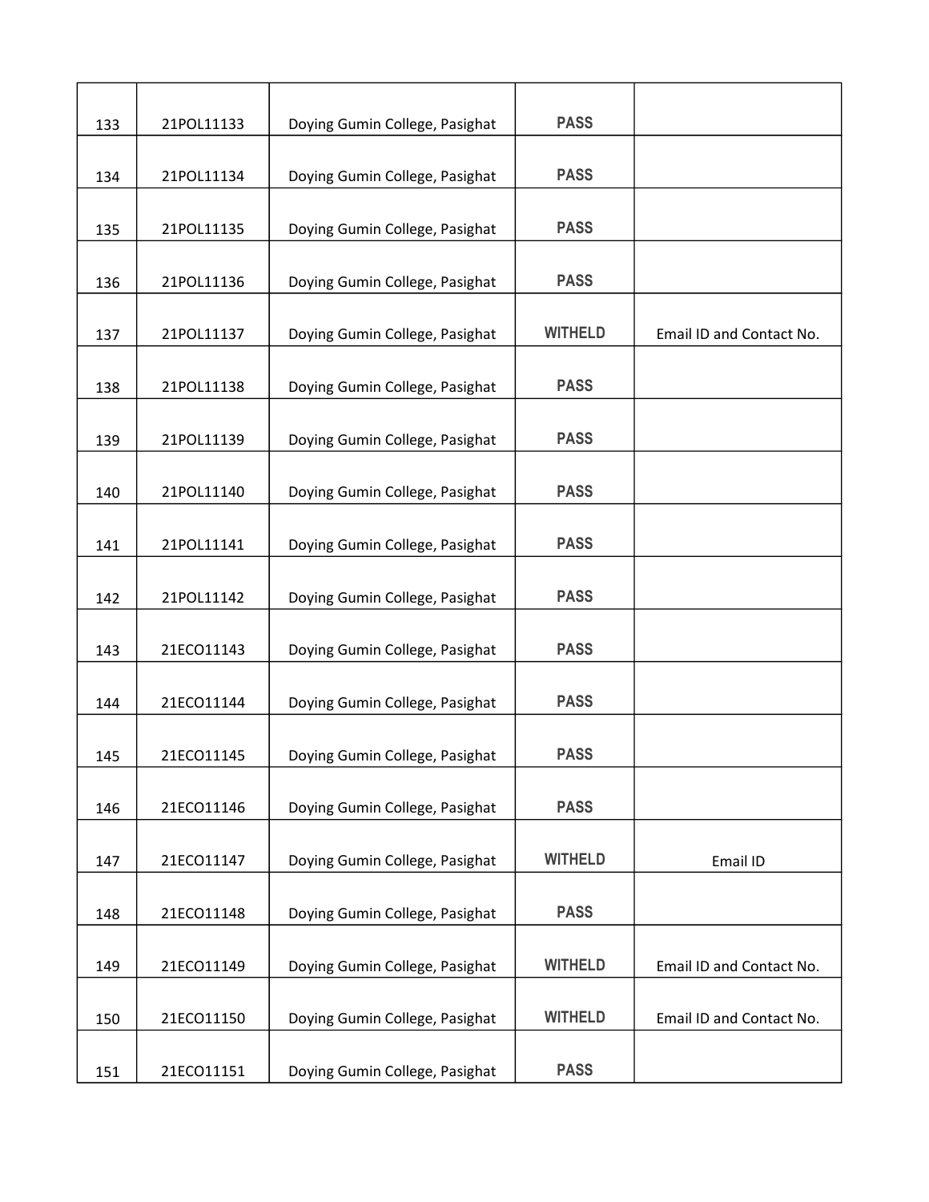| | | | | |
|---|---|---|---|---|
| 133 | 21POL11133 | Doying Gumin College, Pasighat | PASS | |
| 134 | 21POL11134 | Doying Gumin College, Pasighat | PASS | |
| 135 | 21POL11135 | Doying Gumin College, Pasighat | PASS | |
| 136 | 21POL11136 | Doying Gumin College, Pasighat | PASS | |
| 137 | 21POL11137 | Doying Gumin College, Pasighat | WITHELD | Email ID and Contact No. |
| 138 | 21POL11138 | Doying Gumin College, Pasighat | PASS | |
| 139 | 21POL11139 | Doying Gumin College, Pasighat | PASS | |
| 140 | 21POL11140 | Doying Gumin College, Pasighat | PASS | |
| 141 | 21POL11141 | Doying Gumin College, Pasighat | PASS | |
| 142 | 21POL11142 | Doying Gumin College, Pasighat | PASS | |
| 143 | 21ECO11143 | Doying Gumin College, Pasighat | PASS | |
| 144 | 21ECO11144 | Doying Gumin College, Pasighat | PASS | |
| 145 | 21ECO11145 | Doying Gumin College, Pasighat | PASS | |
| 146 | 21ECO11146 | Doying Gumin College, Pasighat | PASS | |
| 147 | 21ECO11147 | Doying Gumin College, Pasighat | WITHELD | Email ID |
| 148 | 21ECO11148 | Doying Gumin College, Pasighat | PASS | |
| 149 | 21ECO11149 | Doying Gumin College, Pasighat | WITHELD | Email ID and Contact No. |
| 150 | 21ECO11150 | Doying Gumin College, Pasighat | WITHELD | Email ID and Contact No. |
| 151 | 21ECO11151 | Doying Gumin College, Pasighat | PASS | |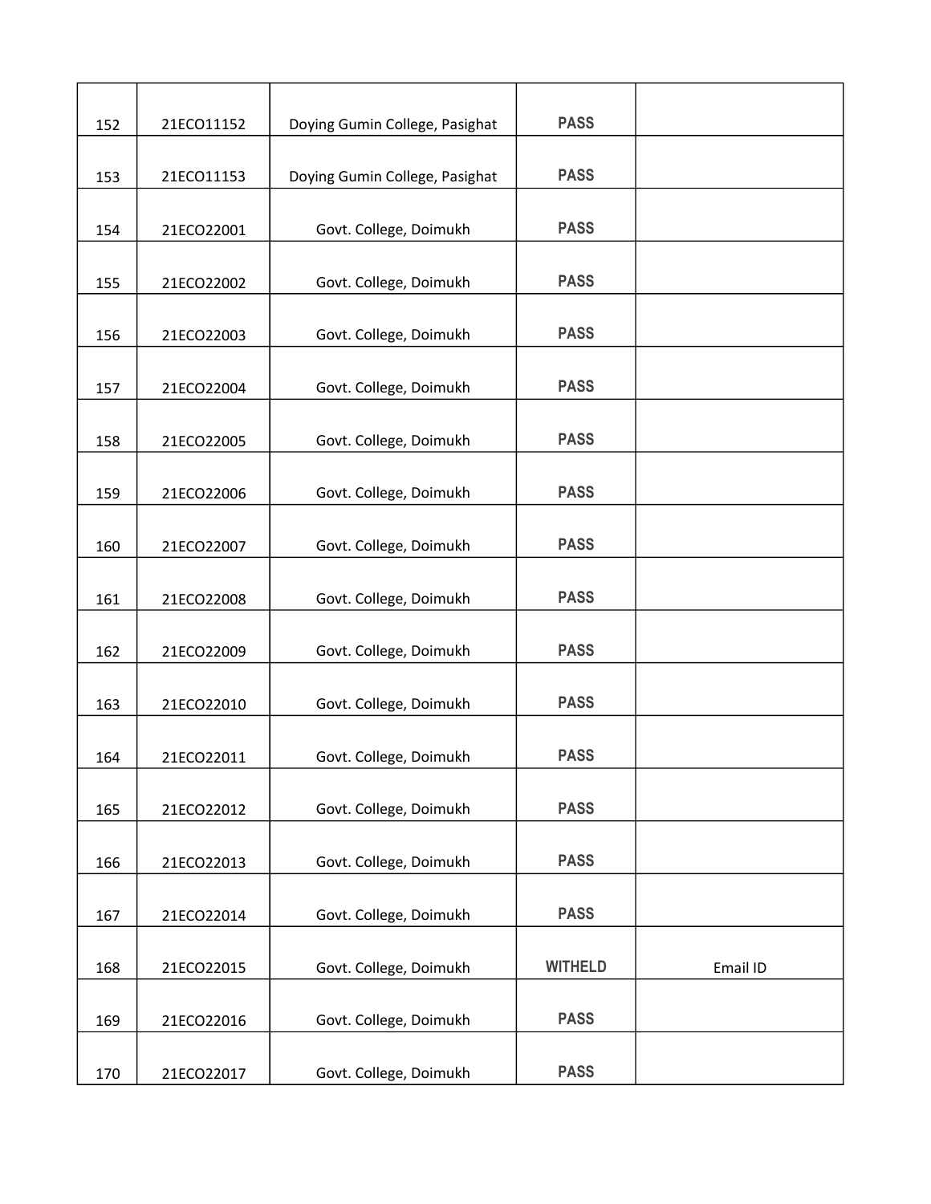| | | | | |
|---|---|---|---|---|
| 152 | 21ECO11152 | Doying Gumin College, Pasighat | **PASS** | |
| 153 | 21ECO11153 | Doying Gumin College, Pasighat | **PASS** | |
| 154 | 21ECO22001 | Govt. College, Doimukh | **PASS** | |
| 155 | 21ECO22002 | Govt. College, Doimukh | **PASS** | |
| 156 | 21ECO22003 | Govt. College, Doimukh | **PASS** | |
| 157 | 21ECO22004 | Govt. College, Doimukh | **PASS** | |
| 158 | 21ECO22005 | Govt. College, Doimukh | **PASS** | |
| 159 | 21ECO22006 | Govt. College, Doimukh | **PASS** | |
| 160 | 21ECO22007 | Govt. College, Doimukh | **PASS** | |
| 161 | 21ECO22008 | Govt. College, Doimukh | **PASS** | |
| 162 | 21ECO22009 | Govt. College, Doimukh | **PASS** | |
| 163 | 21ECO22010 | Govt. College, Doimukh | **PASS** | |
| 164 | 21ECO22011 | Govt. College, Doimukh | **PASS** | |
| 165 | 21ECO22012 | Govt. College, Doimukh | **PASS** | |
| 166 | 21ECO22013 | Govt. College, Doimukh | **PASS** | |
| 167 | 21ECO22014 | Govt. College, Doimukh | **PASS** | |
| 168 | 21ECO22015 | Govt. College, Doimukh | **WITHELD** | Email ID |
| 169 | 21ECO22016 | Govt. College, Doimukh | **PASS** | |
| 170 | 21ECO22017 | Govt. College, Doimukh | **PASS** | |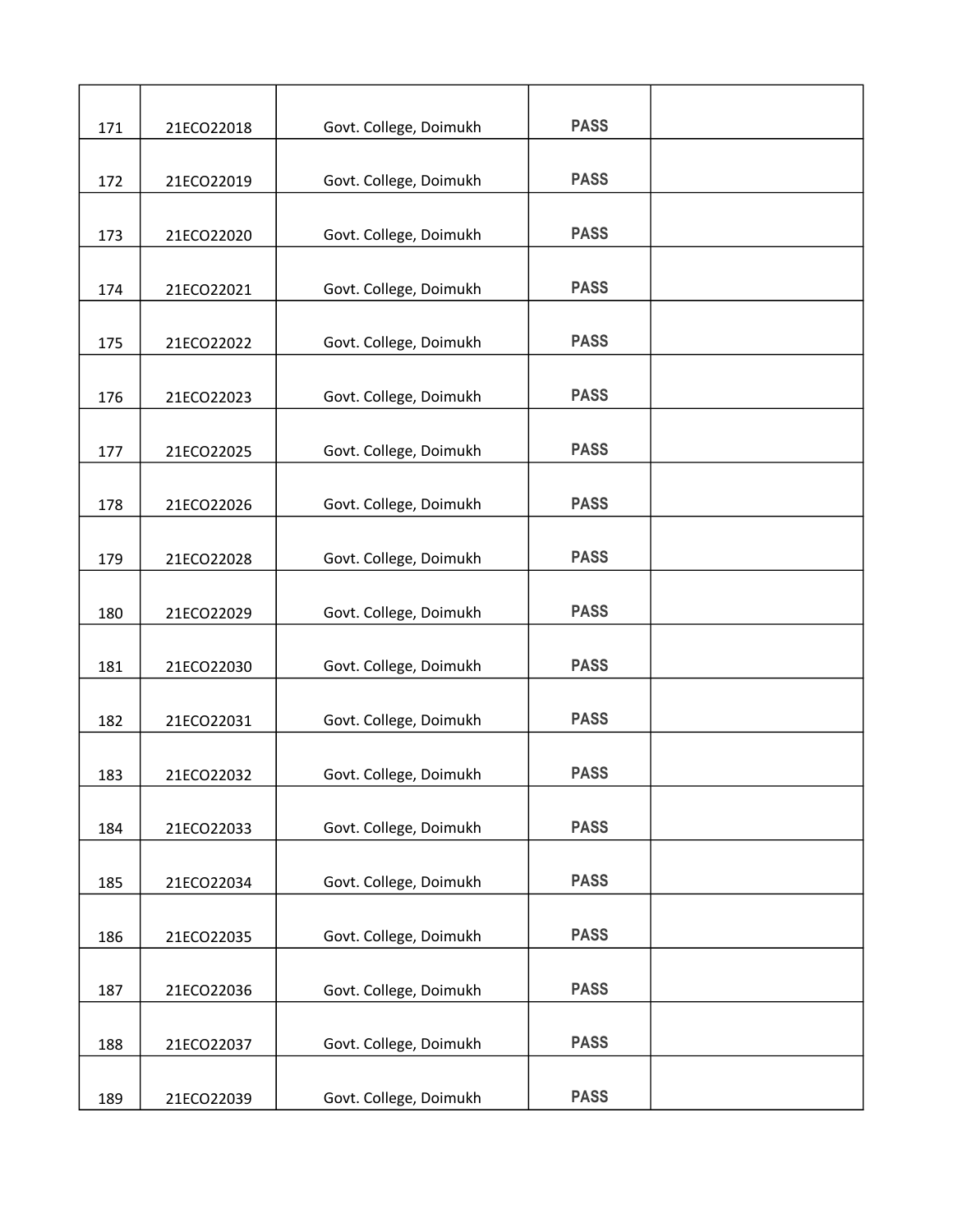| | | | | |
|---|---|---|---|---|
| 171 | 21ECO22018 | Govt. College, Doimukh | PASS | |
| 172 | 21ECO22019 | Govt. College, Doimukh | PASS | |
| 173 | 21ECO22020 | Govt. College, Doimukh | PASS | |
| 174 | 21ECO22021 | Govt. College, Doimukh | PASS | |
| 175 | 21ECO22022 | Govt. College, Doimukh | PASS | |
| 176 | 21ECO22023 | Govt. College, Doimukh | PASS | |
| 177 | 21ECO22025 | Govt. College, Doimukh | PASS | |
| 178 | 21ECO22026 | Govt. College, Doimukh | PASS | |
| 179 | 21ECO22028 | Govt. College, Doimukh | PASS | |
| 180 | 21ECO22029 | Govt. College, Doimukh | PASS | |
| 181 | 21ECO22030 | Govt. College, Doimukh | PASS | |
| 182 | 21ECO22031 | Govt. College, Doimukh | PASS | |
| 183 | 21ECO22032 | Govt. College, Doimukh | PASS | |
| 184 | 21ECO22033 | Govt. College, Doimukh | PASS | |
| 185 | 21ECO22034 | Govt. College, Doimukh | PASS | |
| 186 | 21ECO22035 | Govt. College, Doimukh | PASS | |
| 187 | 21ECO22036 | Govt. College, Doimukh | PASS | |
| 188 | 21ECO22037 | Govt. College, Doimukh | PASS | |
| 189 | 21ECO22039 | Govt. College, Doimukh | PASS | |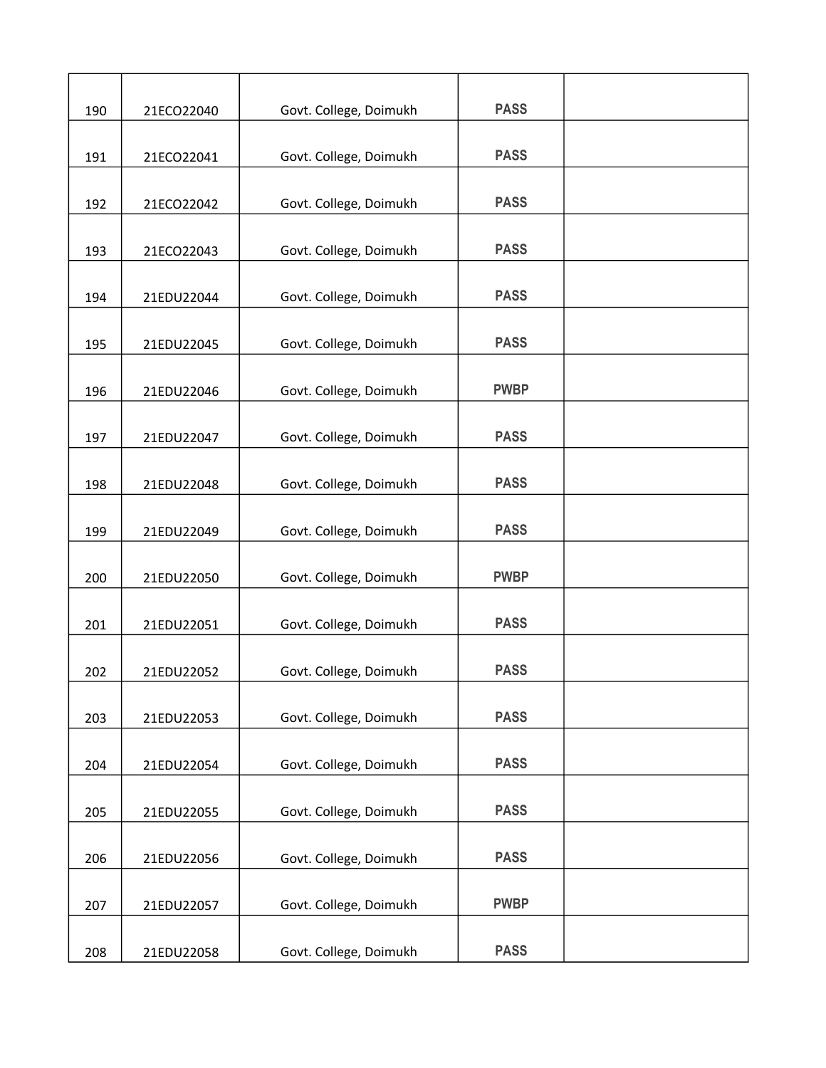| | | | | |
|---|---|---|---|---|
| 190 | 21ECO22040 | Govt. College, Doimukh | PASS | |
| 191 | 21ECO22041 | Govt. College, Doimukh | PASS | |
| 192 | 21ECO22042 | Govt. College, Doimukh | PASS | |
| 193 | 21ECO22043 | Govt. College, Doimukh | PASS | |
| 194 | 21EDU22044 | Govt. College, Doimukh | PASS | |
| 195 | 21EDU22045 | Govt. College, Doimukh | PASS | |
| 196 | 21EDU22046 | Govt. College, Doimukh | PWBP | |
| 197 | 21EDU22047 | Govt. College, Doimukh | PASS | |
| 198 | 21EDU22048 | Govt. College, Doimukh | PASS | |
| 199 | 21EDU22049 | Govt. College, Doimukh | PASS | |
| 200 | 21EDU22050 | Govt. College, Doimukh | PWBP | |
| 201 | 21EDU22051 | Govt. College, Doimukh | PASS | |
| 202 | 21EDU22052 | Govt. College, Doimukh | PASS | |
| 203 | 21EDU22053 | Govt. College, Doimukh | PASS | |
| 204 | 21EDU22054 | Govt. College, Doimukh | PASS | |
| 205 | 21EDU22055 | Govt. College, Doimukh | PASS | |
| 206 | 21EDU22056 | Govt. College, Doimukh | PASS | |
| 207 | 21EDU22057 | Govt. College, Doimukh | PWBP | |
| 208 | 21EDU22058 | Govt. College, Doimukh | PASS | |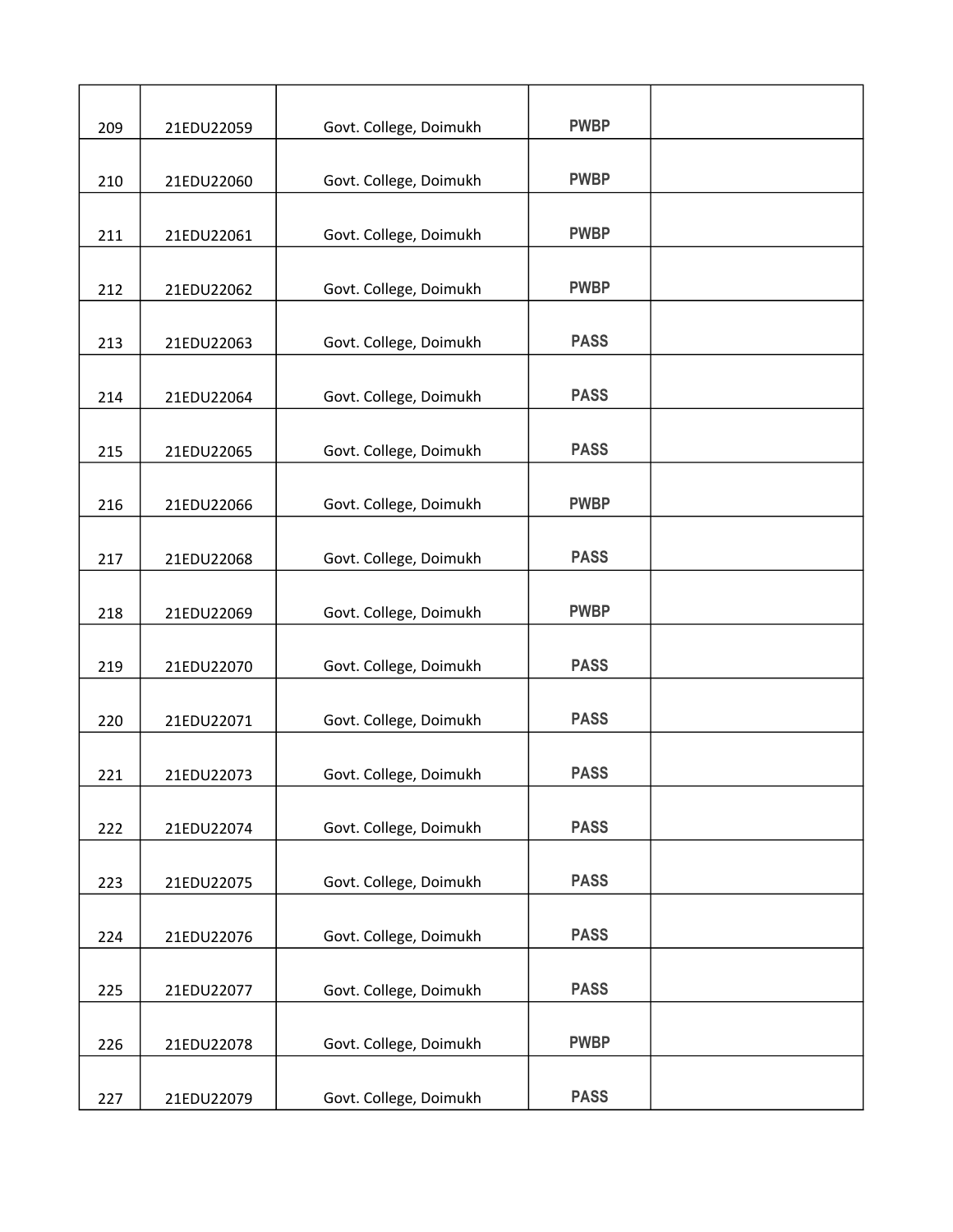| 209 | 21EDU22059 | Govt. College, Doimukh | PWBP | |
|---|---|---|---|---|
| 210 | 21EDU22060 | Govt. College, Doimukh | PWBP | |
| 211 | 21EDU22061 | Govt. College, Doimukh | PWBP | |
| 212 | 21EDU22062 | Govt. College, Doimukh | PWBP | |
| 213 | 21EDU22063 | Govt. College, Doimukh | PASS | |
| 214 | 21EDU22064 | Govt. College, Doimukh | PASS | |
| 215 | 21EDU22065 | Govt. College, Doimukh | PASS | |
| 216 | 21EDU22066 | Govt. College, Doimukh | PWBP | |
| 217 | 21EDU22068 | Govt. College, Doimukh | PASS | |
| 218 | 21EDU22069 | Govt. College, Doimukh | PWBP | |
| 219 | 21EDU22070 | Govt. College, Doimukh | PASS | |
| 220 | 21EDU22071 | Govt. College, Doimukh | PASS | |
| 221 | 21EDU22073 | Govt. College, Doimukh | PASS | |
| 222 | 21EDU22074 | Govt. College, Doimukh | PASS | |
| 223 | 21EDU22075 | Govt. College, Doimukh | PASS | |
| 224 | 21EDU22076 | Govt. College, Doimukh | PASS | |
| 225 | 21EDU22077 | Govt. College, Doimukh | PASS | |
| 226 | 21EDU22078 | Govt. College, Doimukh | PWBP | |
| 227 | 21EDU22079 | Govt. College, Doimukh | PASS | |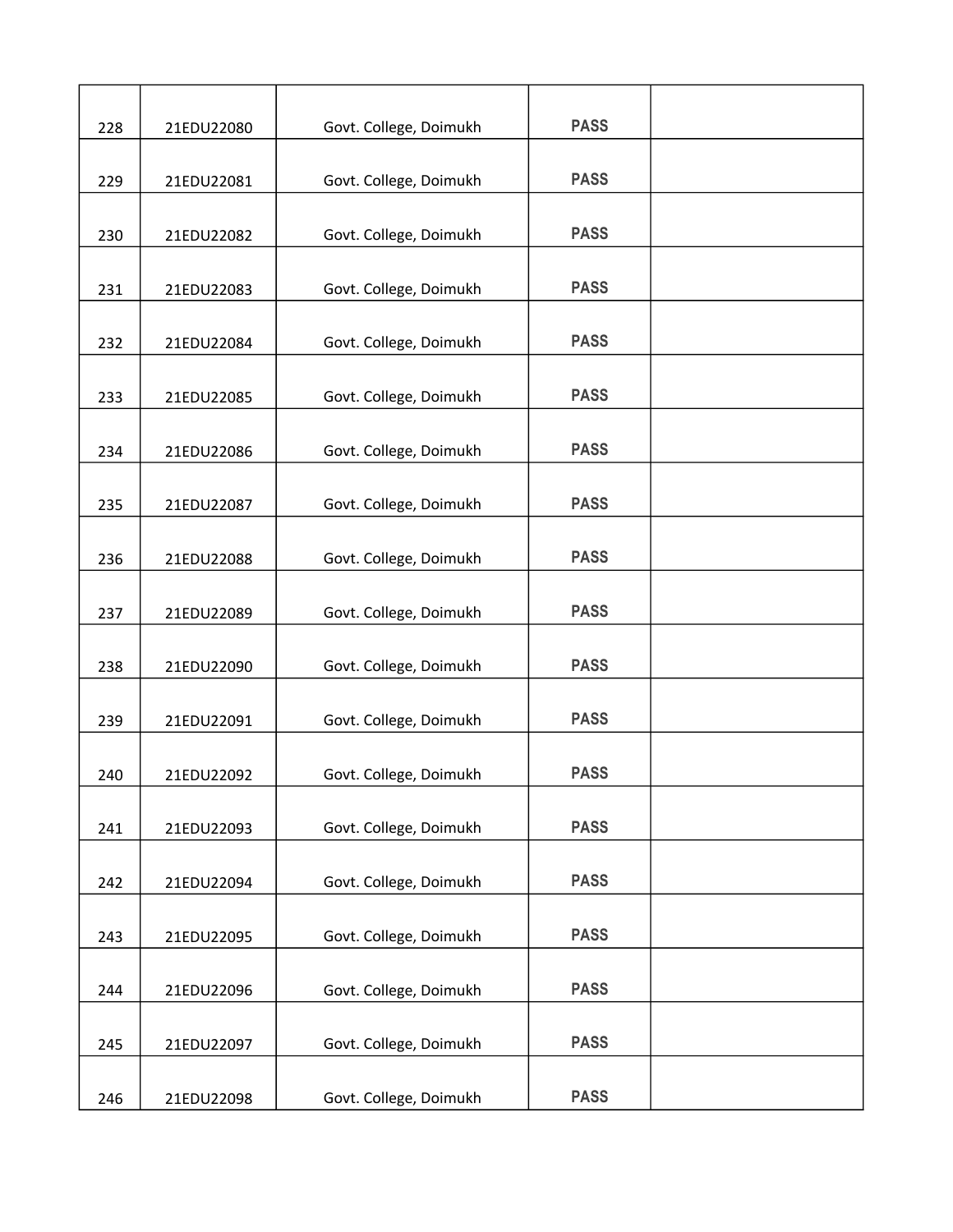| | | | | |
|---|---|---|---|---|
| 228 | 21EDU22080 | Govt. College, Doimukh | PASS | |
| 229 | 21EDU22081 | Govt. College, Doimukh | PASS | |
| 230 | 21EDU22082 | Govt. College, Doimukh | PASS | |
| 231 | 21EDU22083 | Govt. College, Doimukh | PASS | |
| 232 | 21EDU22084 | Govt. College, Doimukh | PASS | |
| 233 | 21EDU22085 | Govt. College, Doimukh | PASS | |
| 234 | 21EDU22086 | Govt. College, Doimukh | PASS | |
| 235 | 21EDU22087 | Govt. College, Doimukh | PASS | |
| 236 | 21EDU22088 | Govt. College, Doimukh | PASS | |
| 237 | 21EDU22089 | Govt. College, Doimukh | PASS | |
| 238 | 21EDU22090 | Govt. College, Doimukh | PASS | |
| 239 | 21EDU22091 | Govt. College, Doimukh | PASS | |
| 240 | 21EDU22092 | Govt. College, Doimukh | PASS | |
| 241 | 21EDU22093 | Govt. College, Doimukh | PASS | |
| 242 | 21EDU22094 | Govt. College, Doimukh | PASS | |
| 243 | 21EDU22095 | Govt. College, Doimukh | PASS | |
| 244 | 21EDU22096 | Govt. College, Doimukh | PASS | |
| 245 | 21EDU22097 | Govt. College, Doimukh | PASS | |
| 246 | 21EDU22098 | Govt. College, Doimukh | PASS | |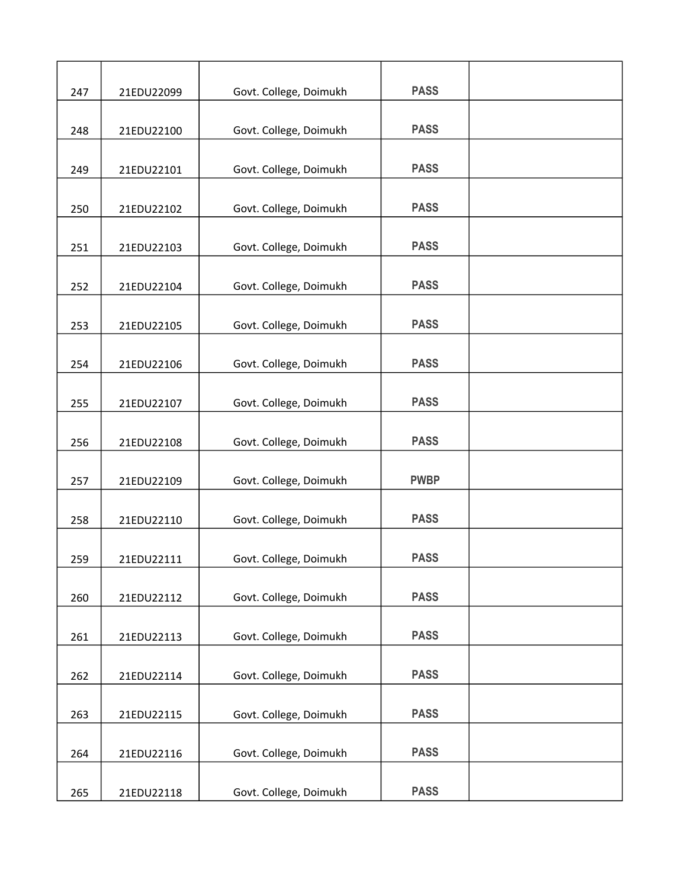| | | | | |
|---|---|---|---|---|
| 247 | 21EDU22099 | Govt. College, Doimukh | PASS | |
| 248 | 21EDU22100 | Govt. College, Doimukh | PASS | |
| 249 | 21EDU22101 | Govt. College, Doimukh | PASS | |
| 250 | 21EDU22102 | Govt. College, Doimukh | PASS | |
| 251 | 21EDU22103 | Govt. College, Doimukh | PASS | |
| 252 | 21EDU22104 | Govt. College, Doimukh | PASS | |
| 253 | 21EDU22105 | Govt. College, Doimukh | PASS | |
| 254 | 21EDU22106 | Govt. College, Doimukh | PASS | |
| 255 | 21EDU22107 | Govt. College, Doimukh | PASS | |
| 256 | 21EDU22108 | Govt. College, Doimukh | PASS | |
| 257 | 21EDU22109 | Govt. College, Doimukh | PWBP | |
| 258 | 21EDU22110 | Govt. College, Doimukh | PASS | |
| 259 | 21EDU22111 | Govt. College, Doimukh | PASS | |
| 260 | 21EDU22112 | Govt. College, Doimukh | PASS | |
| 261 | 21EDU22113 | Govt. College, Doimukh | PASS | |
| 262 | 21EDU22114 | Govt. College, Doimukh | PASS | |
| 263 | 21EDU22115 | Govt. College, Doimukh | PASS | |
| 264 | 21EDU22116 | Govt. College, Doimukh | PASS | |
| 265 | 21EDU22118 | Govt. College, Doimukh | PASS | |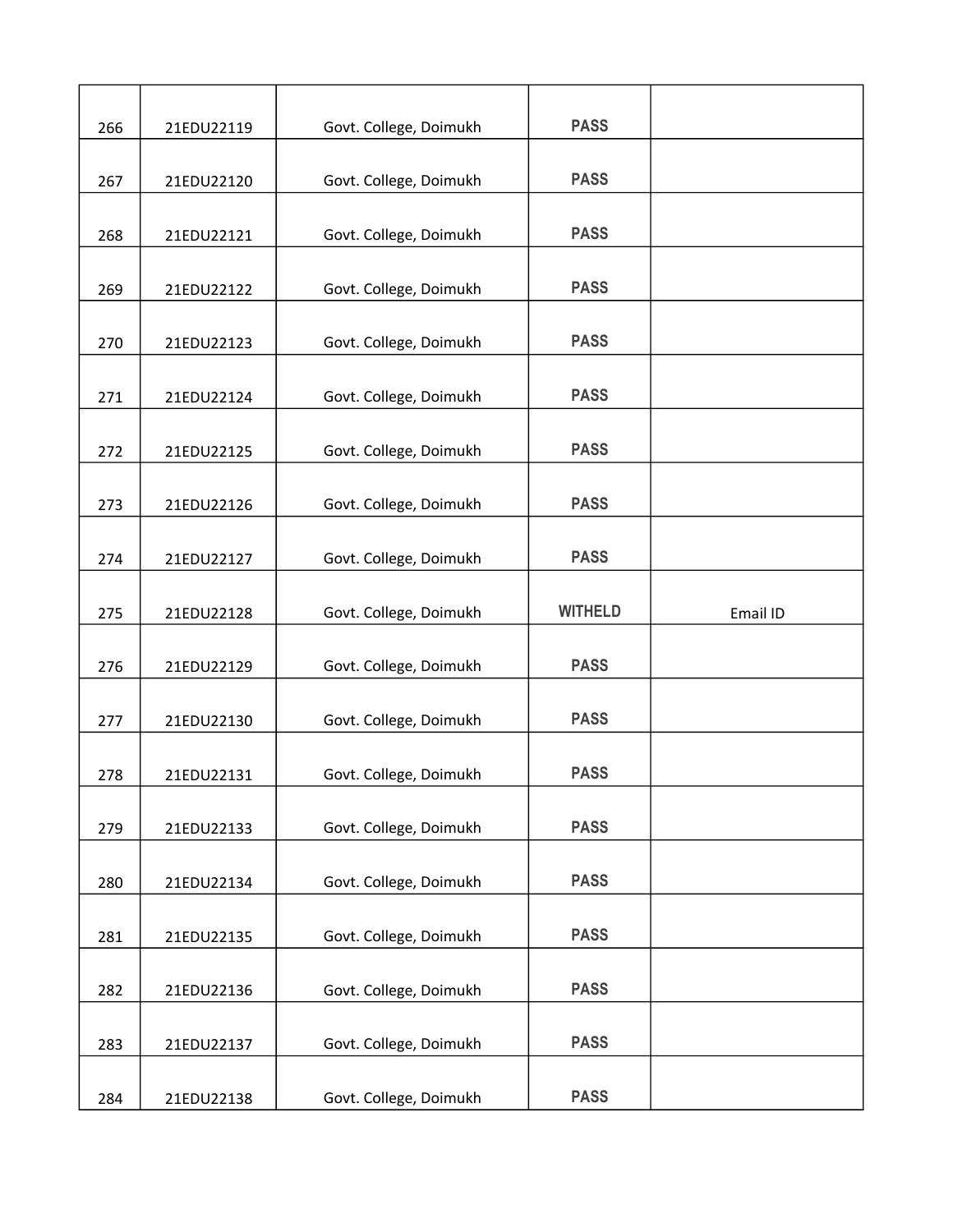| | | | | |
|---|---|---|---|---|
| 266 | 21EDU22119 | Govt. College, Doimukh | **PASS** | |
| 267 | 21EDU22120 | Govt. College, Doimukh | **PASS** | |
| 268 | 21EDU22121 | Govt. College, Doimukh | **PASS** | |
| 269 | 21EDU22122 | Govt. College, Doimukh | **PASS** | |
| 270 | 21EDU22123 | Govt. College, Doimukh | **PASS** | |
| 271 | 21EDU22124 | Govt. College, Doimukh | **PASS** | |
| 272 | 21EDU22125 | Govt. College, Doimukh | **PASS** | |
| 273 | 21EDU22126 | Govt. College, Doimukh | **PASS** | |
| 274 | 21EDU22127 | Govt. College, Doimukh | **PASS** | |
| 275 | 21EDU22128 | Govt. College, Doimukh | **WITHELD** | Email ID |
| 276 | 21EDU22129 | Govt. College, Doimukh | **PASS** | |
| 277 | 21EDU22130 | Govt. College, Doimukh | **PASS** | |
| 278 | 21EDU22131 | Govt. College, Doimukh | **PASS** | |
| 279 | 21EDU22133 | Govt. College, Doimukh | **PASS** | |
| 280 | 21EDU22134 | Govt. College, Doimukh | **PASS** | |
| 281 | 21EDU22135 | Govt. College, Doimukh | **PASS** | |
| 282 | 21EDU22136 | Govt. College, Doimukh | **PASS** | |
| 283 | 21EDU22137 | Govt. College, Doimukh | **PASS** | |
| 284 | 21EDU22138 | Govt. College, Doimukh | **PASS** | |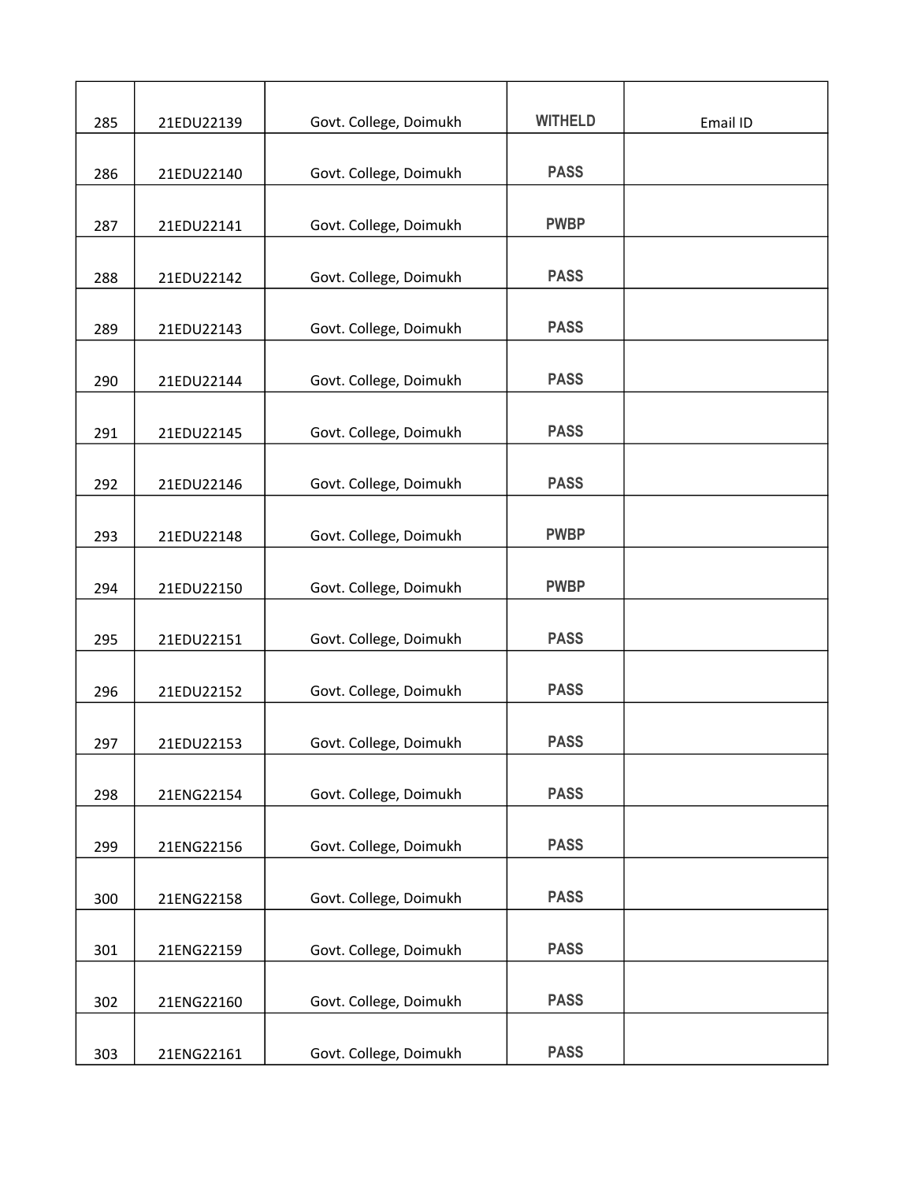| | | | | |
|---|---|---|---|---|
| 285 | 21EDU22139 | Govt. College, Doimukh | WITHELD | Email ID |
| 286 | 21EDU22140 | Govt. College, Doimukh | PASS | |
| 287 | 21EDU22141 | Govt. College, Doimukh | PWBP | |
| 288 | 21EDU22142 | Govt. College, Doimukh | PASS | |
| 289 | 21EDU22143 | Govt. College, Doimukh | PASS | |
| 290 | 21EDU22144 | Govt. College, Doimukh | PASS | |
| 291 | 21EDU22145 | Govt. College, Doimukh | PASS | |
| 292 | 21EDU22146 | Govt. College, Doimukh | PASS | |
| 293 | 21EDU22148 | Govt. College, Doimukh | PWBP | |
| 294 | 21EDU22150 | Govt. College, Doimukh | PWBP | |
| 295 | 21EDU22151 | Govt. College, Doimukh | PASS | |
| 296 | 21EDU22152 | Govt. College, Doimukh | PASS | |
| 297 | 21EDU22153 | Govt. College, Doimukh | PASS | |
| 298 | 21ENG22154 | Govt. College, Doimukh | PASS | |
| 299 | 21ENG22156 | Govt. College, Doimukh | PASS | |
| 300 | 21ENG22158 | Govt. College, Doimukh | PASS | |
| 301 | 21ENG22159 | Govt. College, Doimukh | PASS | |
| 302 | 21ENG22160 | Govt. College, Doimukh | PASS | |
| 303 | 21ENG22161 | Govt. College, Doimukh | PASS | |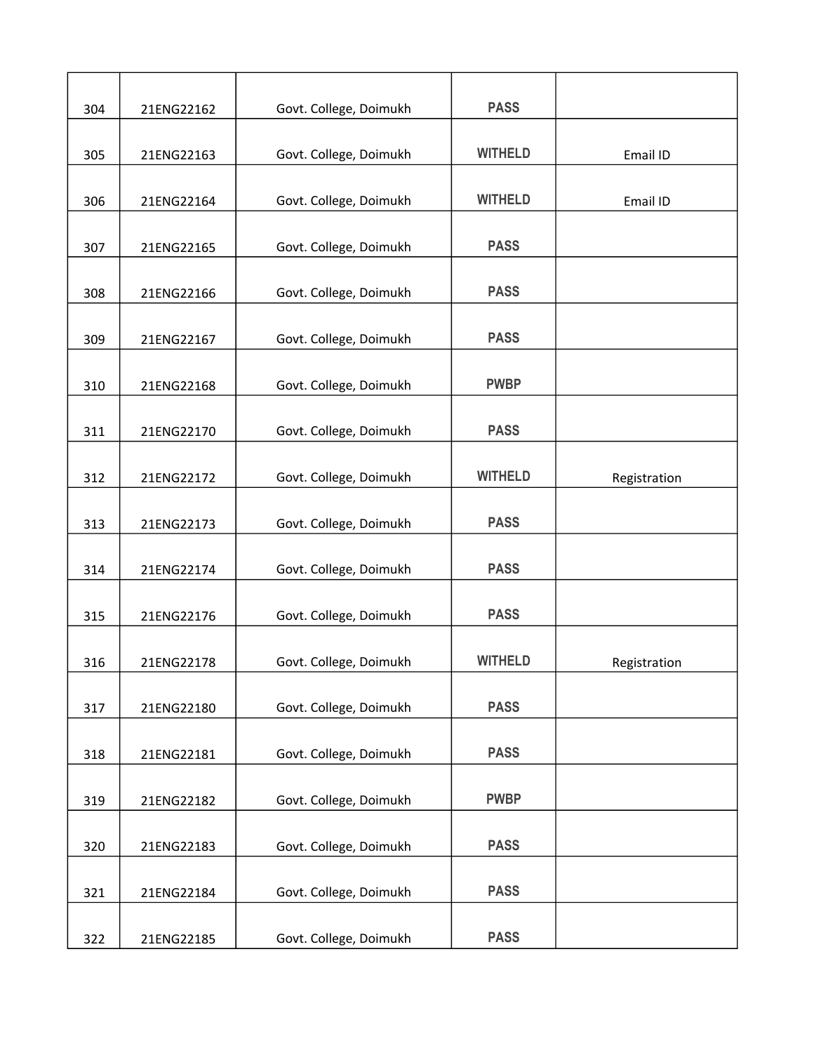| | | | | |
|---|---|---|---|---|
| 304 | 21ENG22162 | Govt. College, Doimukh | PASS | |
| 305 | 21ENG22163 | Govt. College, Doimukh | WITHELD | Email ID |
| 306 | 21ENG22164 | Govt. College, Doimukh | WITHELD | Email ID |
| 307 | 21ENG22165 | Govt. College, Doimukh | PASS | |
| 308 | 21ENG22166 | Govt. College, Doimukh | PASS | |
| 309 | 21ENG22167 | Govt. College, Doimukh | PASS | |
| 310 | 21ENG22168 | Govt. College, Doimukh | PWBP | |
| 311 | 21ENG22170 | Govt. College, Doimukh | PASS | |
| 312 | 21ENG22172 | Govt. College, Doimukh | WITHELD | Registration |
| 313 | 21ENG22173 | Govt. College, Doimukh | PASS | |
| 314 | 21ENG22174 | Govt. College, Doimukh | PASS | |
| 315 | 21ENG22176 | Govt. College, Doimukh | PASS | |
| 316 | 21ENG22178 | Govt. College, Doimukh | WITHELD | Registration |
| 317 | 21ENG22180 | Govt. College, Doimukh | PASS | |
| 318 | 21ENG22181 | Govt. College, Doimukh | PASS | |
| 319 | 21ENG22182 | Govt. College, Doimukh | PWBP | |
| 320 | 21ENG22183 | Govt. College, Doimukh | PASS | |
| 321 | 21ENG22184 | Govt. College, Doimukh | PASS | |
| 322 | 21ENG22185 | Govt. College, Doimukh | PASS | |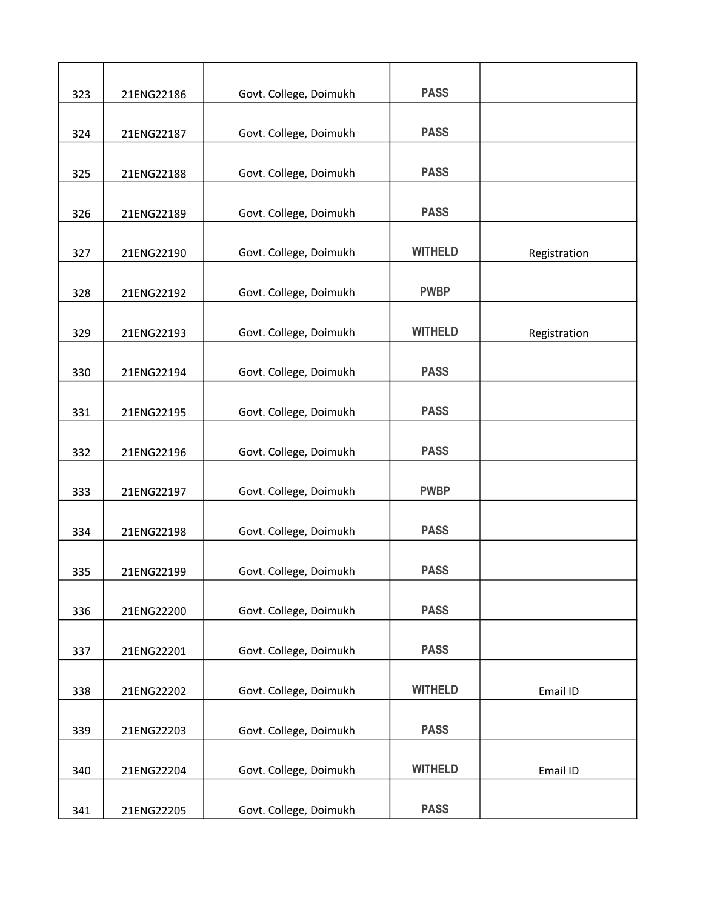| | | | | |
|---|---|---|---|---|
| 323 | 21ENG22186 | Govt. College, Doimukh | PASS | |
| 324 | 21ENG22187 | Govt. College, Doimukh | PASS | |
| 325 | 21ENG22188 | Govt. College, Doimukh | PASS | |
| 326 | 21ENG22189 | Govt. College, Doimukh | PASS | |
| 327 | 21ENG22190 | Govt. College, Doimukh | WITHELD | Registration |
| 328 | 21ENG22192 | Govt. College, Doimukh | PWBP | |
| 329 | 21ENG22193 | Govt. College, Doimukh | WITHELD | Registration |
| 330 | 21ENG22194 | Govt. College, Doimukh | PASS | |
| 331 | 21ENG22195 | Govt. College, Doimukh | PASS | |
| 332 | 21ENG22196 | Govt. College, Doimukh | PASS | |
| 333 | 21ENG22197 | Govt. College, Doimukh | PWBP | |
| 334 | 21ENG22198 | Govt. College, Doimukh | PASS | |
| 335 | 21ENG22199 | Govt. College, Doimukh | PASS | |
| 336 | 21ENG22200 | Govt. College, Doimukh | PASS | |
| 337 | 21ENG22201 | Govt. College, Doimukh | PASS | |
| 338 | 21ENG22202 | Govt. College, Doimukh | WITHELD | Email ID |
| 339 | 21ENG22203 | Govt. College, Doimukh | PASS | |
| 340 | 21ENG22204 | Govt. College, Doimukh | WITHELD | Email ID |
| 341 | 21ENG22205 | Govt. College, Doimukh | PASS | |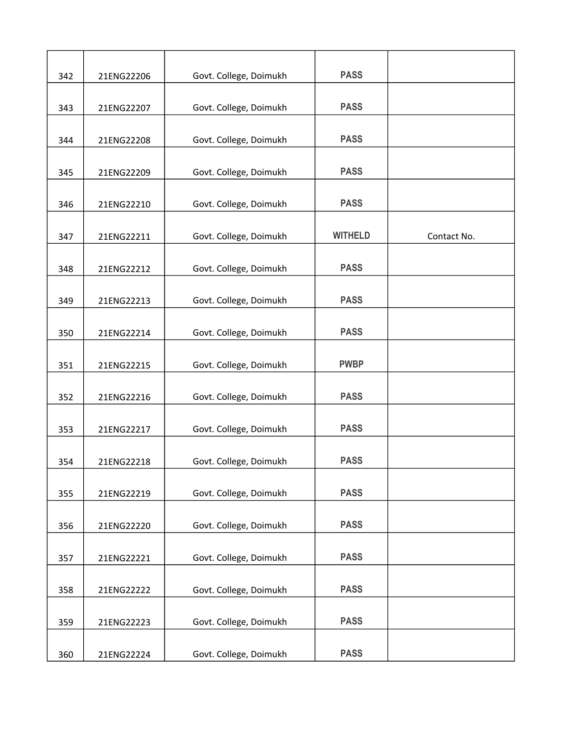| | | | | |
|---|---|---|---|---|
| 342 | 21ENG22206 | Govt. College, Doimukh | PASS | |
| 343 | 21ENG22207 | Govt. College, Doimukh | PASS | |
| 344 | 21ENG22208 | Govt. College, Doimukh | PASS | |
| 345 | 21ENG22209 | Govt. College, Doimukh | PASS | |
| 346 | 21ENG22210 | Govt. College, Doimukh | PASS | |
| 347 | 21ENG22211 | Govt. College, Doimukh | WITHELD | Contact No. |
| 348 | 21ENG22212 | Govt. College, Doimukh | PASS | |
| 349 | 21ENG22213 | Govt. College, Doimukh | PASS | |
| 350 | 21ENG22214 | Govt. College, Doimukh | PASS | |
| 351 | 21ENG22215 | Govt. College, Doimukh | PWBP | |
| 352 | 21ENG22216 | Govt. College, Doimukh | PASS | |
| 353 | 21ENG22217 | Govt. College, Doimukh | PASS | |
| 354 | 21ENG22218 | Govt. College, Doimukh | PASS | |
| 355 | 21ENG22219 | Govt. College, Doimukh | PASS | |
| 356 | 21ENG22220 | Govt. College, Doimukh | PASS | |
| 357 | 21ENG22221 | Govt. College, Doimukh | PASS | |
| 358 | 21ENG22222 | Govt. College, Doimukh | PASS | |
| 359 | 21ENG22223 | Govt. College, Doimukh | PASS | |
| 360 | 21ENG22224 | Govt. College, Doimukh | PASS | |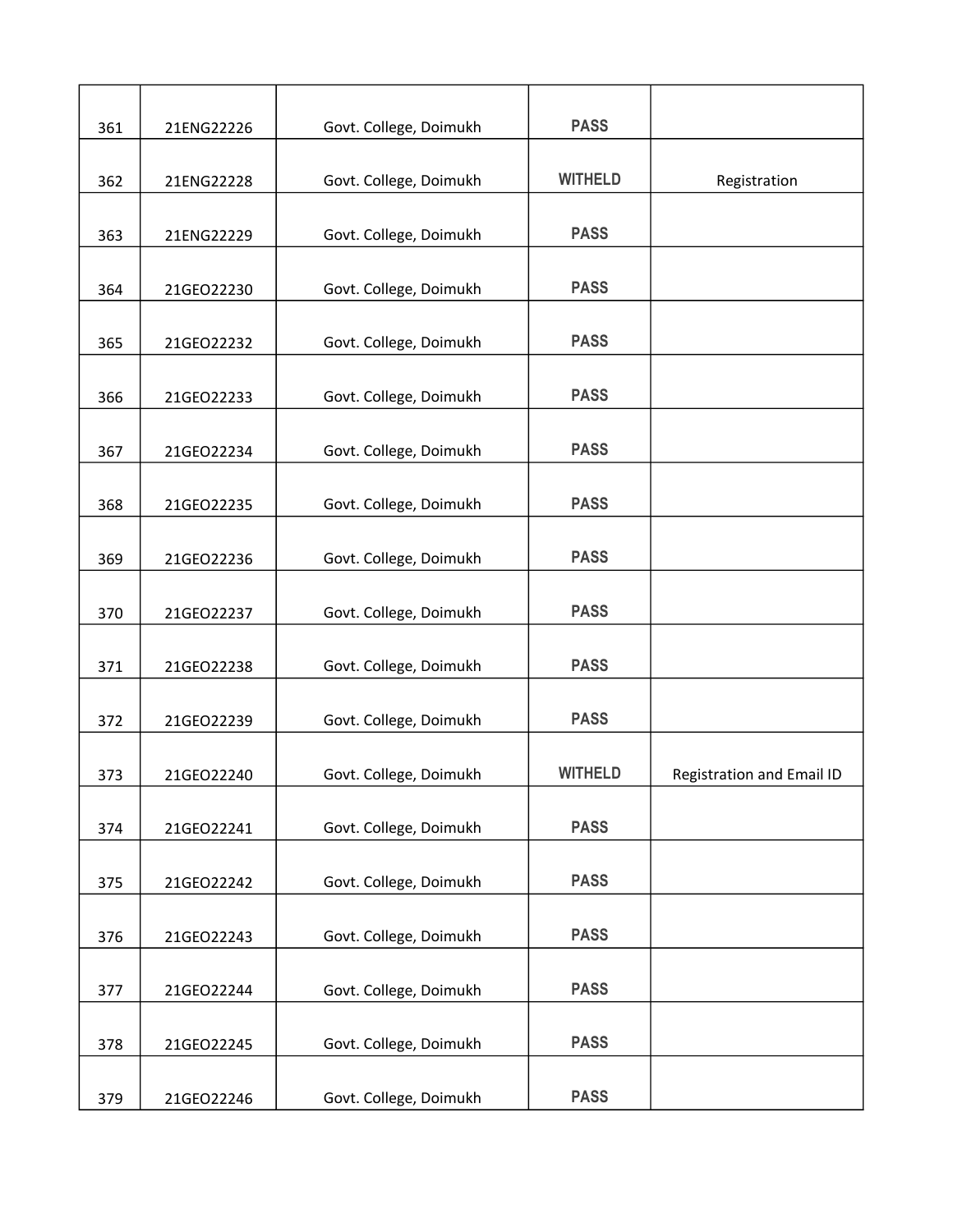| 361 | 21ENG22226 | Govt. College, Doimukh | PASS | |
|---|---|---|---|---|
| 362 | 21ENG22228 | Govt. College, Doimukh | WITHELD | Registration |
| 363 | 21ENG22229 | Govt. College, Doimukh | PASS | |
| 364 | 21GEO22230 | Govt. College, Doimukh | PASS | |
| 365 | 21GEO22232 | Govt. College, Doimukh | PASS | |
| 366 | 21GEO22233 | Govt. College, Doimukh | PASS | |
| 367 | 21GEO22234 | Govt. College, Doimukh | PASS | |
| 368 | 21GEO22235 | Govt. College, Doimukh | PASS | |
| 369 | 21GEO22236 | Govt. College, Doimukh | PASS | |
| 370 | 21GEO22237 | Govt. College, Doimukh | PASS | |
| 371 | 21GEO22238 | Govt. College, Doimukh | PASS | |
| 372 | 21GEO22239 | Govt. College, Doimukh | PASS | |
| 373 | 21GEO22240 | Govt. College, Doimukh | WITHELD | Registration and Email ID |
| 374 | 21GEO22241 | Govt. College, Doimukh | PASS | |
| 375 | 21GEO22242 | Govt. College, Doimukh | PASS | |
| 376 | 21GEO22243 | Govt. College, Doimukh | PASS | |
| 377 | 21GEO22244 | Govt. College, Doimukh | PASS | |
| 378 | 21GEO22245 | Govt. College, Doimukh | PASS | |
| 379 | 21GEO22246 | Govt. College, Doimukh | PASS | |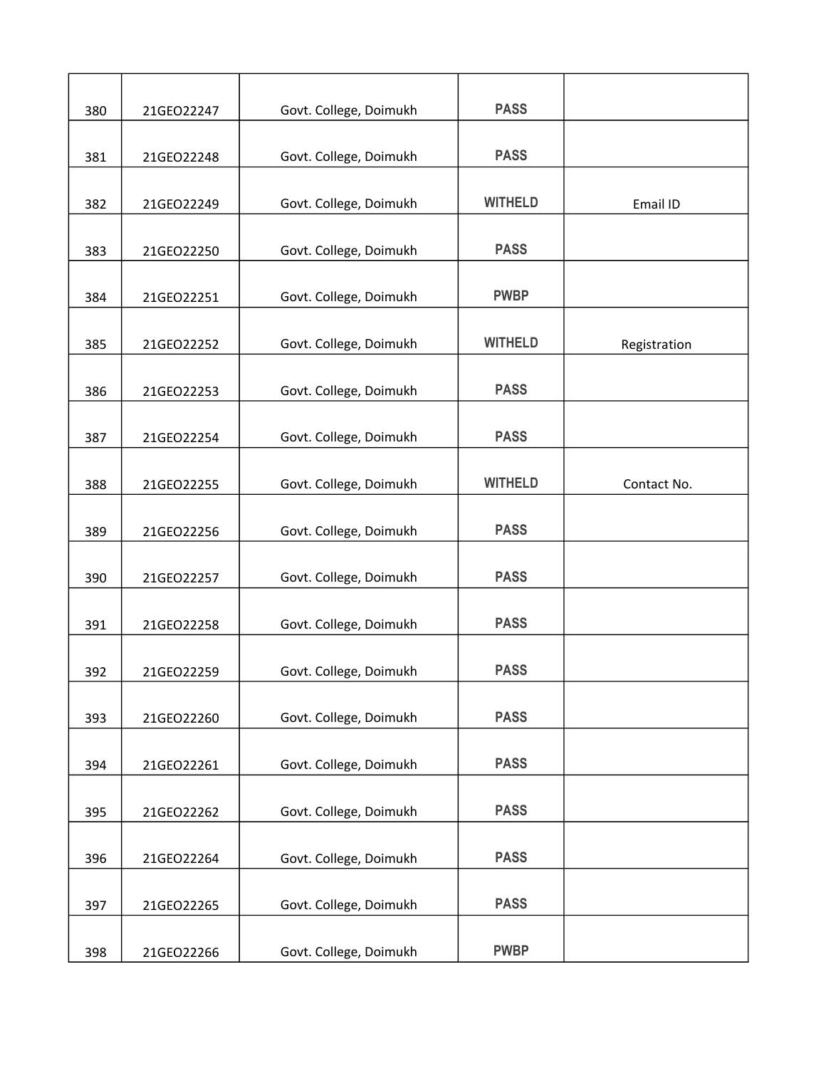| | | | | |
|---|---|---|---|---|
| 380 | 21GEO22247 | Govt. College, Doimukh | PASS | |
| 381 | 21GEO22248 | Govt. College, Doimukh | PASS | |
| 382 | 21GEO22249 | Govt. College, Doimukh | WITHELD | Email ID |
| 383 | 21GEO22250 | Govt. College, Doimukh | PASS | |
| 384 | 21GEO22251 | Govt. College, Doimukh | PWBP | |
| 385 | 21GEO22252 | Govt. College, Doimukh | WITHELD | Registration |
| 386 | 21GEO22253 | Govt. College, Doimukh | PASS | |
| 387 | 21GEO22254 | Govt. College, Doimukh | PASS | |
| 388 | 21GEO22255 | Govt. College, Doimukh | WITHELD | Contact No. |
| 389 | 21GEO22256 | Govt. College, Doimukh | PASS | |
| 390 | 21GEO22257 | Govt. College, Doimukh | PASS | |
| 391 | 21GEO22258 | Govt. College, Doimukh | PASS | |
| 392 | 21GEO22259 | Govt. College, Doimukh | PASS | |
| 393 | 21GEO22260 | Govt. College, Doimukh | PASS | |
| 394 | 21GEO22261 | Govt. College, Doimukh | PASS | |
| 395 | 21GEO22262 | Govt. College, Doimukh | PASS | |
| 396 | 21GEO22264 | Govt. College, Doimukh | PASS | |
| 397 | 21GEO22265 | Govt. College, Doimukh | PASS | |
| 398 | 21GEO22266 | Govt. College, Doimukh | PWBP | |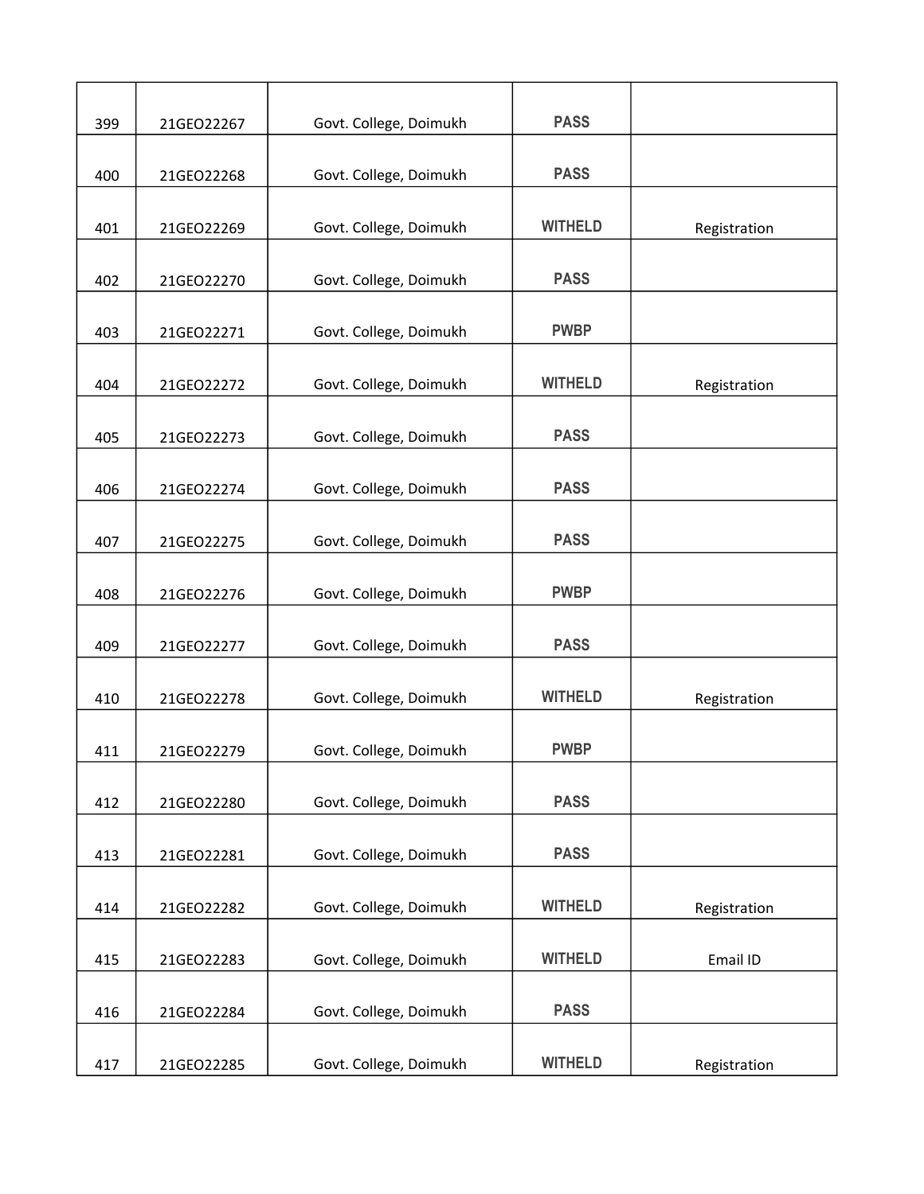| | | | | |
|---|---|---|---|---|
| 399 | 21GEO22267 | Govt. College, Doimukh | PASS | |
| 400 | 21GEO22268 | Govt. College, Doimukh | PASS | |
| 401 | 21GEO22269 | Govt. College, Doimukh | WITHELD | Registration |
| 402 | 21GEO22270 | Govt. College, Doimukh | PASS | |
| 403 | 21GEO22271 | Govt. College, Doimukh | PWBP | |
| 404 | 21GEO22272 | Govt. College, Doimukh | WITHELD | Registration |
| 405 | 21GEO22273 | Govt. College, Doimukh | PASS | |
| 406 | 21GEO22274 | Govt. College, Doimukh | PASS | |
| 407 | 21GEO22275 | Govt. College, Doimukh | PASS | |
| 408 | 21GEO22276 | Govt. College, Doimukh | PWBP | |
| 409 | 21GEO22277 | Govt. College, Doimukh | PASS | |
| 410 | 21GEO22278 | Govt. College, Doimukh | WITHELD | Registration |
| 411 | 21GEO22279 | Govt. College, Doimukh | PWBP | |
| 412 | 21GEO22280 | Govt. College, Doimukh | PASS | |
| 413 | 21GEO22281 | Govt. College, Doimukh | PASS | |
| 414 | 21GEO22282 | Govt. College, Doimukh | WITHELD | Registration |
| 415 | 21GEO22283 | Govt. College, Doimukh | WITHELD | Email ID |
| 416 | 21GEO22284 | Govt. College, Doimukh | PASS | |
| 417 | 21GEO22285 | Govt. College, Doimukh | WITHELD | Registration |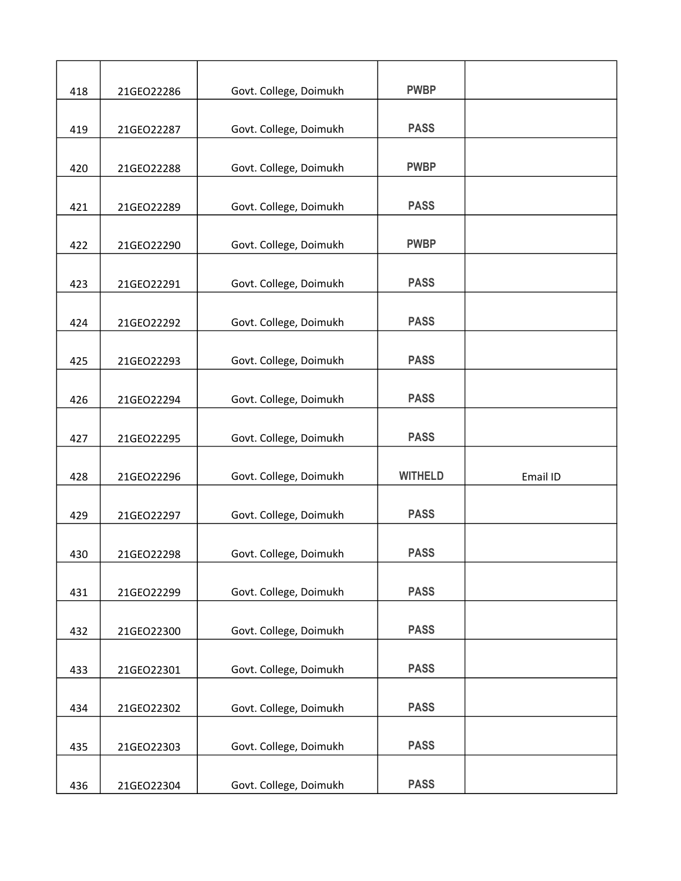| | | | | |
|---|---|---|---|---|
| 418 | 21GEO22286 | Govt. College, Doimukh | PWBP | |
| 419 | 21GEO22287 | Govt. College, Doimukh | PASS | |
| 420 | 21GEO22288 | Govt. College, Doimukh | PWBP | |
| 421 | 21GEO22289 | Govt. College, Doimukh | PASS | |
| 422 | 21GEO22290 | Govt. College, Doimukh | PWBP | |
| 423 | 21GEO22291 | Govt. College, Doimukh | PASS | |
| 424 | 21GEO22292 | Govt. College, Doimukh | PASS | |
| 425 | 21GEO22293 | Govt. College, Doimukh | PASS | |
| 426 | 21GEO22294 | Govt. College, Doimukh | PASS | |
| 427 | 21GEO22295 | Govt. College, Doimukh | PASS | |
| 428 | 21GEO22296 | Govt. College, Doimukh | WITHELD | Email ID |
| 429 | 21GEO22297 | Govt. College, Doimukh | PASS | |
| 430 | 21GEO22298 | Govt. College, Doimukh | PASS | |
| 431 | 21GEO22299 | Govt. College, Doimukh | PASS | |
| 432 | 21GEO22300 | Govt. College, Doimukh | PASS | |
| 433 | 21GEO22301 | Govt. College, Doimukh | PASS | |
| 434 | 21GEO22302 | Govt. College, Doimukh | PASS | |
| 435 | 21GEO22303 | Govt. College, Doimukh | PASS | |
| 436 | 21GEO22304 | Govt. College, Doimukh | PASS | |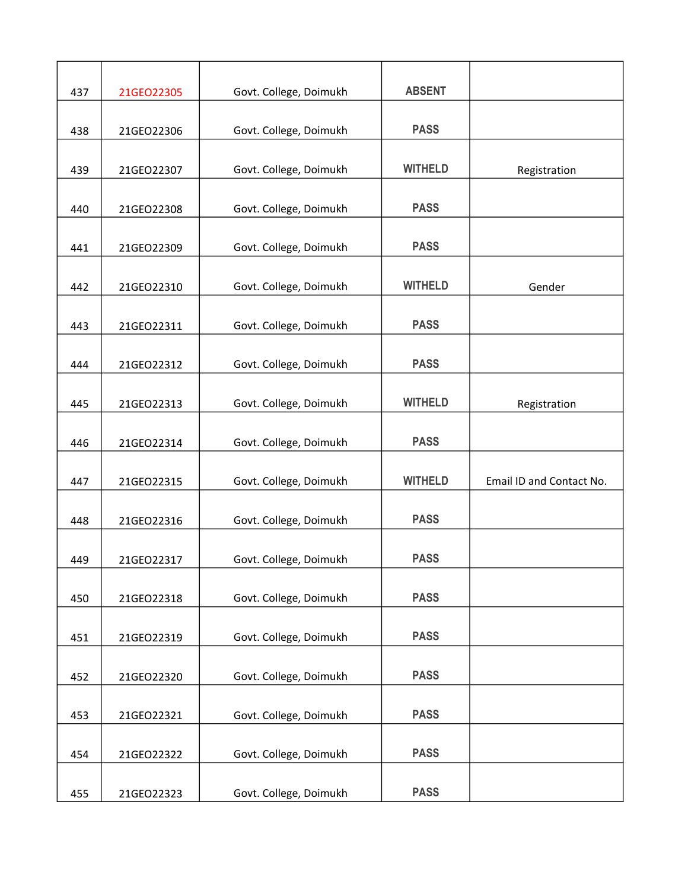| | | | | |
|---|---|---|---|---|
| 437 | 21GEO22305 | Govt. College, Doimukh | ABSENT | |
| 438 | 21GEO22306 | Govt. College, Doimukh | PASS | |
| 439 | 21GEO22307 | Govt. College, Doimukh | WITHELD | Registration |
| 440 | 21GEO22308 | Govt. College, Doimukh | PASS | |
| 441 | 21GEO22309 | Govt. College, Doimukh | PASS | |
| 442 | 21GEO22310 | Govt. College, Doimukh | WITHELD | Gender |
| 443 | 21GEO22311 | Govt. College, Doimukh | PASS | |
| 444 | 21GEO22312 | Govt. College, Doimukh | PASS | |
| 445 | 21GEO22313 | Govt. College, Doimukh | WITHELD | Registration |
| 446 | 21GEO22314 | Govt. College, Doimukh | PASS | |
| 447 | 21GEO22315 | Govt. College, Doimukh | WITHELD | Email ID and Contact No. |
| 448 | 21GEO22316 | Govt. College, Doimukh | PASS | |
| 449 | 21GEO22317 | Govt. College, Doimukh | PASS | |
| 450 | 21GEO22318 | Govt. College, Doimukh | PASS | |
| 451 | 21GEO22319 | Govt. College, Doimukh | PASS | |
| 452 | 21GEO22320 | Govt. College, Doimukh | PASS | |
| 453 | 21GEO22321 | Govt. College, Doimukh | PASS | |
| 454 | 21GEO22322 | Govt. College, Doimukh | PASS | |
| 455 | 21GEO22323 | Govt. College, Doimukh | PASS | |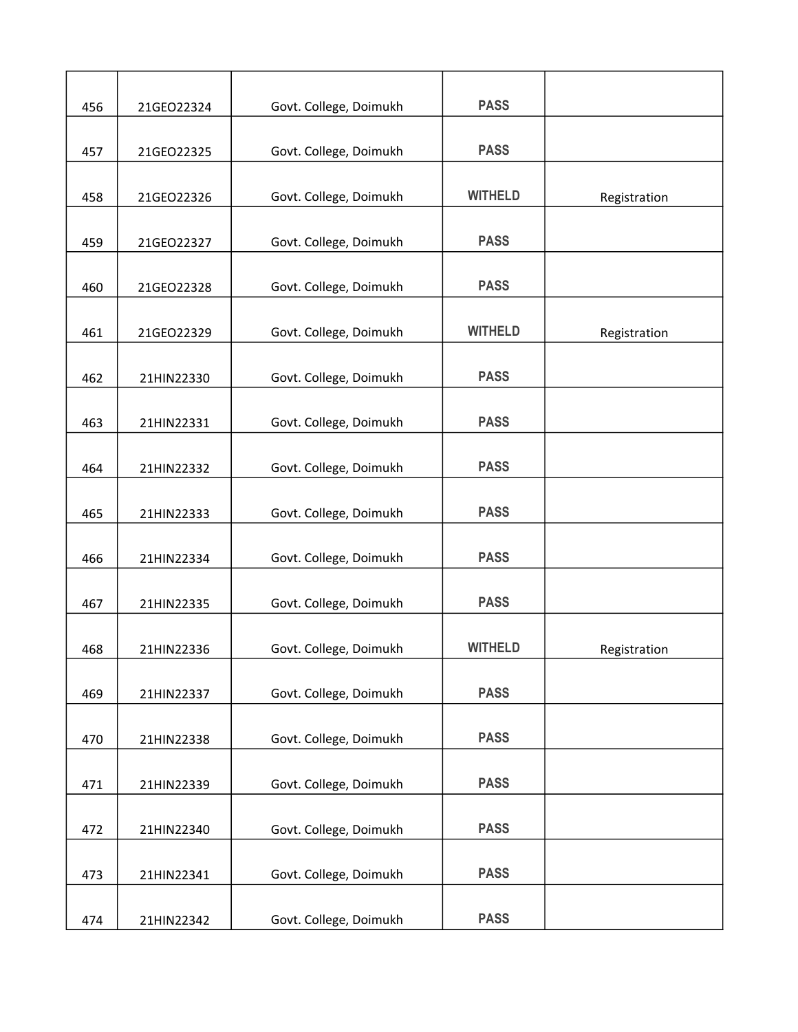| | | | | |
|---|---|---|---|---|
| 456 | 21GEO22324 | Govt. College, Doimukh | PASS | |
| 457 | 21GEO22325 | Govt. College, Doimukh | PASS | |
| 458 | 21GEO22326 | Govt. College, Doimukh | WITHELD | Registration |
| 459 | 21GEO22327 | Govt. College, Doimukh | PASS | |
| 460 | 21GEO22328 | Govt. College, Doimukh | PASS | |
| 461 | 21GEO22329 | Govt. College, Doimukh | WITHELD | Registration |
| 462 | 21HIN22330 | Govt. College, Doimukh | PASS | |
| 463 | 21HIN22331 | Govt. College, Doimukh | PASS | |
| 464 | 21HIN22332 | Govt. College, Doimukh | PASS | |
| 465 | 21HIN22333 | Govt. College, Doimukh | PASS | |
| 466 | 21HIN22334 | Govt. College, Doimukh | PASS | |
| 467 | 21HIN22335 | Govt. College, Doimukh | PASS | |
| 468 | 21HIN22336 | Govt. College, Doimukh | WITHELD | Registration |
| 469 | 21HIN22337 | Govt. College, Doimukh | PASS | |
| 470 | 21HIN22338 | Govt. College, Doimukh | PASS | |
| 471 | 21HIN22339 | Govt. College, Doimukh | PASS | |
| 472 | 21HIN22340 | Govt. College, Doimukh | PASS | |
| 473 | 21HIN22341 | Govt. College, Doimukh | PASS | |
| 474 | 21HIN22342 | Govt. College, Doimukh | PASS | |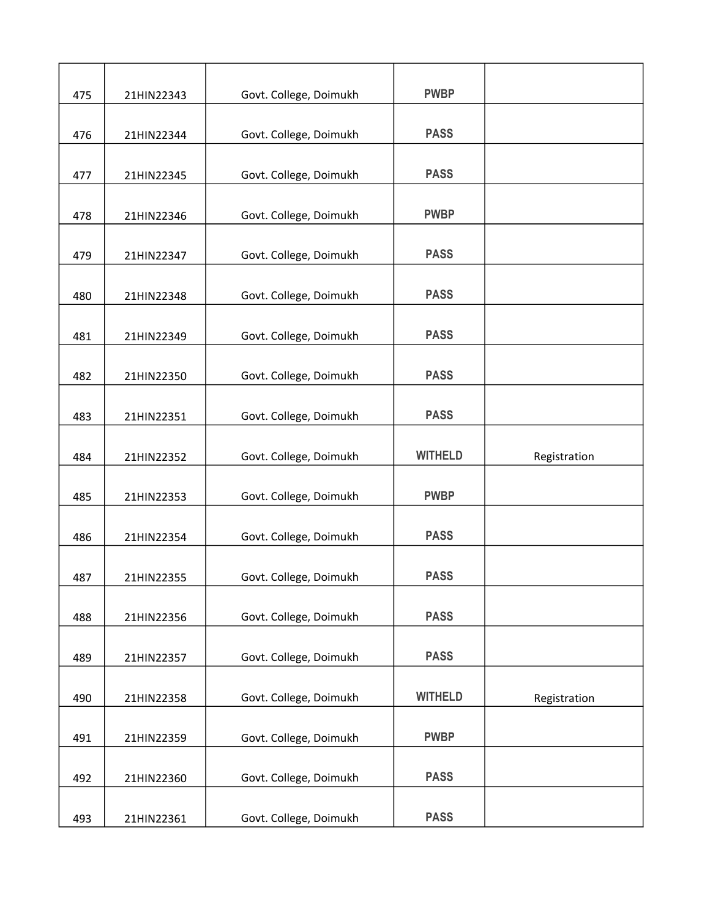| | | | | |
|---|---|---|---|---|
| 475 | 21HIN22343 | Govt. College, Doimukh | PWBP | |
| 476 | 21HIN22344 | Govt. College, Doimukh | PASS | |
| 477 | 21HIN22345 | Govt. College, Doimukh | PASS | |
| 478 | 21HIN22346 | Govt. College, Doimukh | PWBP | |
| 479 | 21HIN22347 | Govt. College, Doimukh | PASS | |
| 480 | 21HIN22348 | Govt. College, Doimukh | PASS | |
| 481 | 21HIN22349 | Govt. College, Doimukh | PASS | |
| 482 | 21HIN22350 | Govt. College, Doimukh | PASS | |
| 483 | 21HIN22351 | Govt. College, Doimukh | PASS | |
| 484 | 21HIN22352 | Govt. College, Doimukh | WITHELD | Registration |
| 485 | 21HIN22353 | Govt. College, Doimukh | PWBP | |
| 486 | 21HIN22354 | Govt. College, Doimukh | PASS | |
| 487 | 21HIN22355 | Govt. College, Doimukh | PASS | |
| 488 | 21HIN22356 | Govt. College, Doimukh | PASS | |
| 489 | 21HIN22357 | Govt. College, Doimukh | PASS | |
| 490 | 21HIN22358 | Govt. College, Doimukh | WITHELD | Registration |
| 491 | 21HIN22359 | Govt. College, Doimukh | PWBP | |
| 492 | 21HIN22360 | Govt. College, Doimukh | PASS | |
| 493 | 21HIN22361 | Govt. College, Doimukh | PASS | |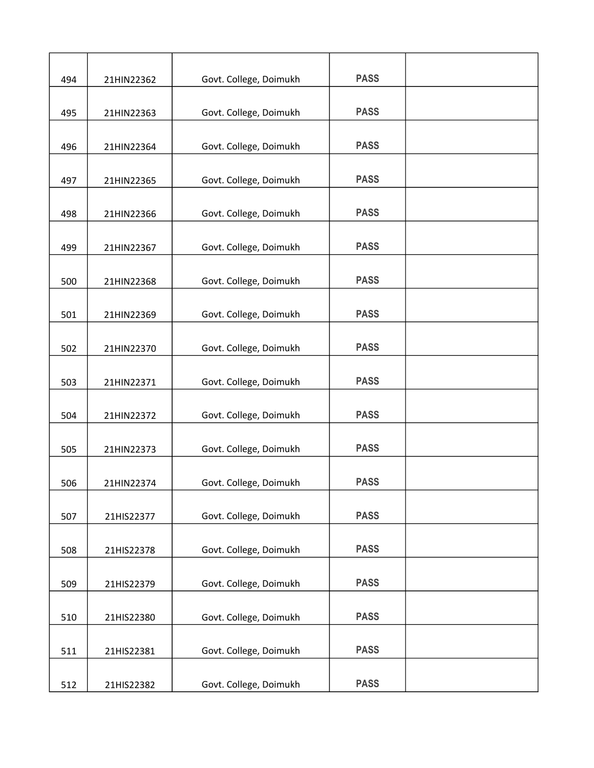| | | | | |
|---|---|---|---|---|
| 494 | 21HIN22362 | Govt. College, Doimukh | PASS | |
| 495 | 21HIN22363 | Govt. College, Doimukh | PASS | |
| 496 | 21HIN22364 | Govt. College, Doimukh | PASS | |
| 497 | 21HIN22365 | Govt. College, Doimukh | PASS | |
| 498 | 21HIN22366 | Govt. College, Doimukh | PASS | |
| 499 | 21HIN22367 | Govt. College, Doimukh | PASS | |
| 500 | 21HIN22368 | Govt. College, Doimukh | PASS | |
| 501 | 21HIN22369 | Govt. College, Doimukh | PASS | |
| 502 | 21HIN22370 | Govt. College, Doimukh | PASS | |
| 503 | 21HIN22371 | Govt. College, Doimukh | PASS | |
| 504 | 21HIN22372 | Govt. College, Doimukh | PASS | |
| 505 | 21HIN22373 | Govt. College, Doimukh | PASS | |
| 506 | 21HIN22374 | Govt. College, Doimukh | PASS | |
| 507 | 21HIS22377 | Govt. College, Doimukh | PASS | |
| 508 | 21HIS22378 | Govt. College, Doimukh | PASS | |
| 509 | 21HIS22379 | Govt. College, Doimukh | PASS | |
| 510 | 21HIS22380 | Govt. College, Doimukh | PASS | |
| 511 | 21HIS22381 | Govt. College, Doimukh | PASS | |
| 512 | 21HIS22382 | Govt. College, Doimukh | PASS | |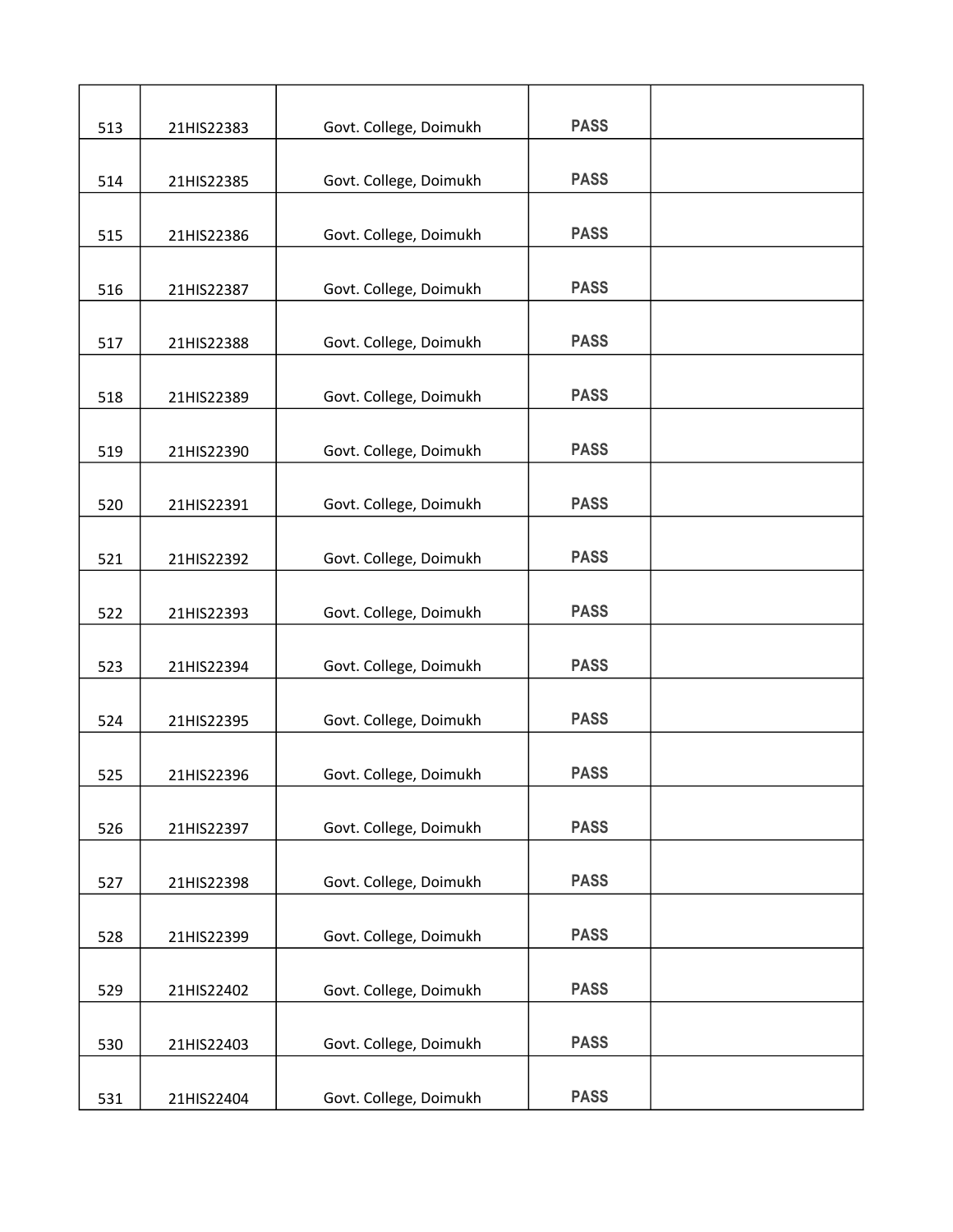| | | | | |
|---|---|---|---|---|
| 513 | 21HIS22383 | Govt. College, Doimukh | PASS | |
| 514 | 21HIS22385 | Govt. College, Doimukh | PASS | |
| 515 | 21HIS22386 | Govt. College, Doimukh | PASS | |
| 516 | 21HIS22387 | Govt. College, Doimukh | PASS | |
| 517 | 21HIS22388 | Govt. College, Doimukh | PASS | |
| 518 | 21HIS22389 | Govt. College, Doimukh | PASS | |
| 519 | 21HIS22390 | Govt. College, Doimukh | PASS | |
| 520 | 21HIS22391 | Govt. College, Doimukh | PASS | |
| 521 | 21HIS22392 | Govt. College, Doimukh | PASS | |
| 522 | 21HIS22393 | Govt. College, Doimukh | PASS | |
| 523 | 21HIS22394 | Govt. College, Doimukh | PASS | |
| 524 | 21HIS22395 | Govt. College, Doimukh | PASS | |
| 525 | 21HIS22396 | Govt. College, Doimukh | PASS | |
| 526 | 21HIS22397 | Govt. College, Doimukh | PASS | |
| 527 | 21HIS22398 | Govt. College, Doimukh | PASS | |
| 528 | 21HIS22399 | Govt. College, Doimukh | PASS | |
| 529 | 21HIS22402 | Govt. College, Doimukh | PASS | |
| 530 | 21HIS22403 | Govt. College, Doimukh | PASS | |
| 531 | 21HIS22404 | Govt. College, Doimukh | PASS | |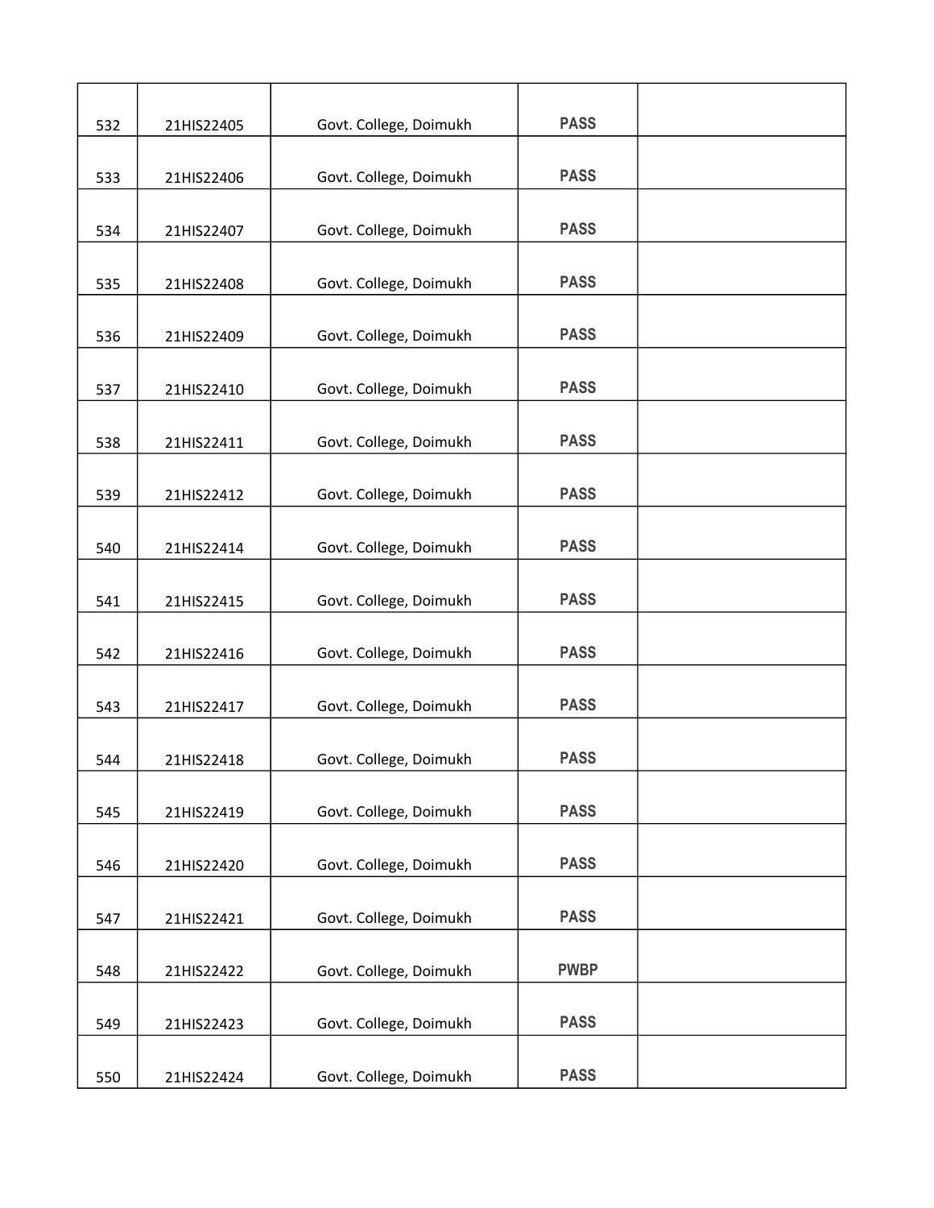| 532 | 21HIS22405 | Govt. College, Doimukh | PASS | |
|---|---|---|---|---|
| 533 | 21HIS22406 | Govt. College, Doimukh | PASS | |
| 534 | 21HIS22407 | Govt. College, Doimukh | PASS | |
| 535 | 21HIS22408 | Govt. College, Doimukh | PASS | |
| 536 | 21HIS22409 | Govt. College, Doimukh | PASS | |
| 537 | 21HIS22410 | Govt. College, Doimukh | PASS | |
| 538 | 21HIS22411 | Govt. College, Doimukh | PASS | |
| 539 | 21HIS22412 | Govt. College, Doimukh | PASS | |
| 540 | 21HIS22414 | Govt. College, Doimukh | PASS | |
| 541 | 21HIS22415 | Govt. College, Doimukh | PASS | |
| 542 | 21HIS22416 | Govt. College, Doimukh | PASS | |
| 543 | 21HIS22417 | Govt. College, Doimukh | PASS | |
| 544 | 21HIS22418 | Govt. College, Doimukh | PASS | |
| 545 | 21HIS22419 | Govt. College, Doimukh | PASS | |
| 546 | 21HIS22420 | Govt. College, Doimukh | PASS | |
| 547 | 21HIS22421 | Govt. College, Doimukh | PASS | |
| 548 | 21HIS22422 | Govt. College, Doimukh | PWBP | |
| 549 | 21HIS22423 | Govt. College, Doimukh | PASS | |
| 550 | 21HIS22424 | Govt. College, Doimukh | PASS | |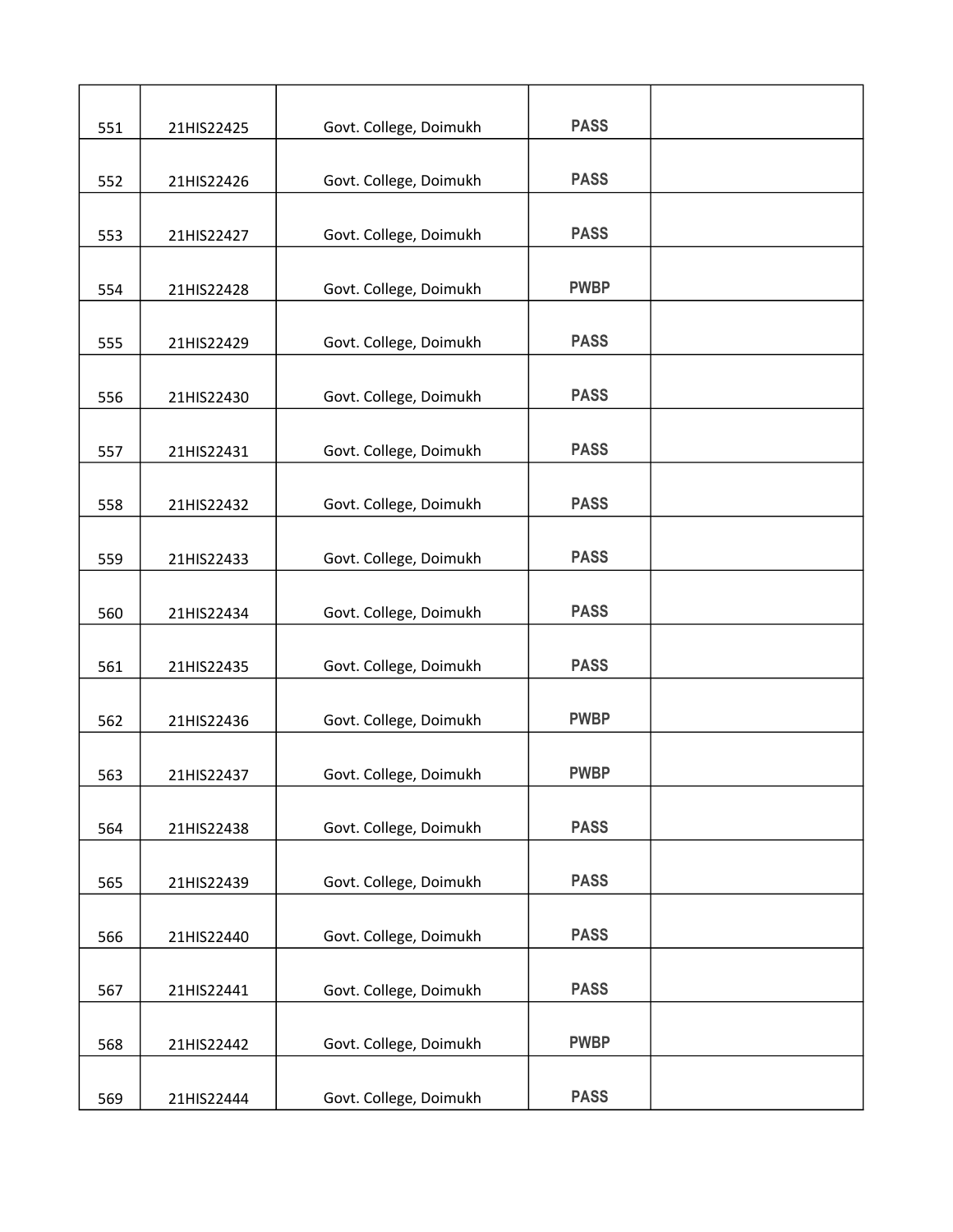| | | | | |
|---|---|---|---|---|
| 551 | 21HIS22425 | Govt. College, Doimukh | PASS | |
| 552 | 21HIS22426 | Govt. College, Doimukh | PASS | |
| 553 | 21HIS22427 | Govt. College, Doimukh | PASS | |
| 554 | 21HIS22428 | Govt. College, Doimukh | PWBP | |
| 555 | 21HIS22429 | Govt. College, Doimukh | PASS | |
| 556 | 21HIS22430 | Govt. College, Doimukh | PASS | |
| 557 | 21HIS22431 | Govt. College, Doimukh | PASS | |
| 558 | 21HIS22432 | Govt. College, Doimukh | PASS | |
| 559 | 21HIS22433 | Govt. College, Doimukh | PASS | |
| 560 | 21HIS22434 | Govt. College, Doimukh | PASS | |
| 561 | 21HIS22435 | Govt. College, Doimukh | PASS | |
| 562 | 21HIS22436 | Govt. College, Doimukh | PWBP | |
| 563 | 21HIS22437 | Govt. College, Doimukh | PWBP | |
| 564 | 21HIS22438 | Govt. College, Doimukh | PASS | |
| 565 | 21HIS22439 | Govt. College, Doimukh | PASS | |
| 566 | 21HIS22440 | Govt. College, Doimukh | PASS | |
| 567 | 21HIS22441 | Govt. College, Doimukh | PASS | |
| 568 | 21HIS22442 | Govt. College, Doimukh | PWBP | |
| 569 | 21HIS22444 | Govt. College, Doimukh | PASS | |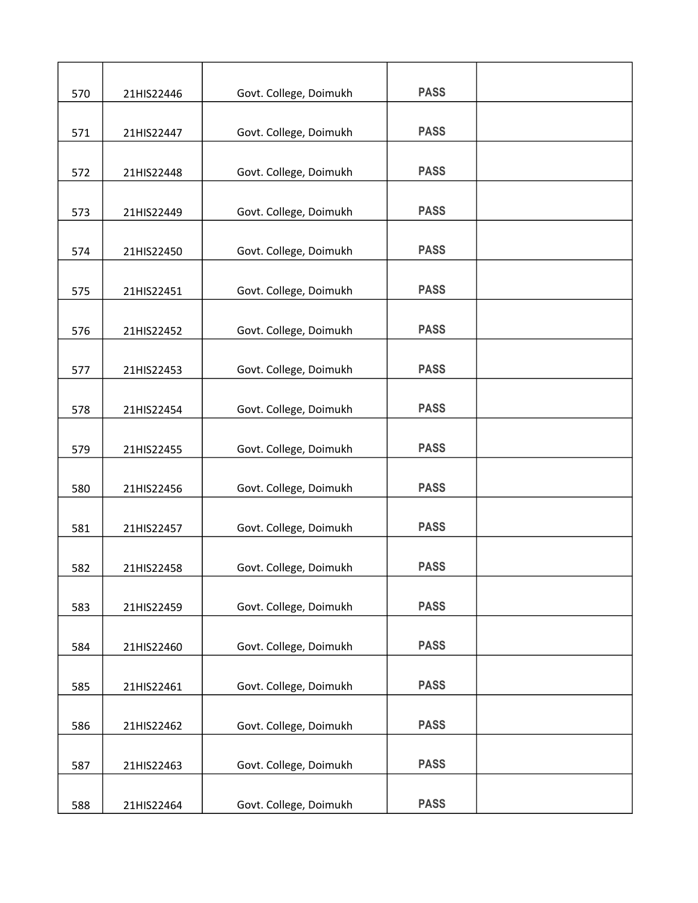| | | | | |
|---|---|---|---|---|
| 570 | 21HIS22446 | Govt. College, Doimukh | PASS | |
| 571 | 21HIS22447 | Govt. College, Doimukh | PASS | |
| 572 | 21HIS22448 | Govt. College, Doimukh | PASS | |
| 573 | 21HIS22449 | Govt. College, Doimukh | PASS | |
| 574 | 21HIS22450 | Govt. College, Doimukh | PASS | |
| 575 | 21HIS22451 | Govt. College, Doimukh | PASS | |
| 576 | 21HIS22452 | Govt. College, Doimukh | PASS | |
| 577 | 21HIS22453 | Govt. College, Doimukh | PASS | |
| 578 | 21HIS22454 | Govt. College, Doimukh | PASS | |
| 579 | 21HIS22455 | Govt. College, Doimukh | PASS | |
| 580 | 21HIS22456 | Govt. College, Doimukh | PASS | |
| 581 | 21HIS22457 | Govt. College, Doimukh | PASS | |
| 582 | 21HIS22458 | Govt. College, Doimukh | PASS | |
| 583 | 21HIS22459 | Govt. College, Doimukh | PASS | |
| 584 | 21HIS22460 | Govt. College, Doimukh | PASS | |
| 585 | 21HIS22461 | Govt. College, Doimukh | PASS | |
| 586 | 21HIS22462 | Govt. College, Doimukh | PASS | |
| 587 | 21HIS22463 | Govt. College, Doimukh | PASS | |
| 588 | 21HIS22464 | Govt. College, Doimukh | PASS | |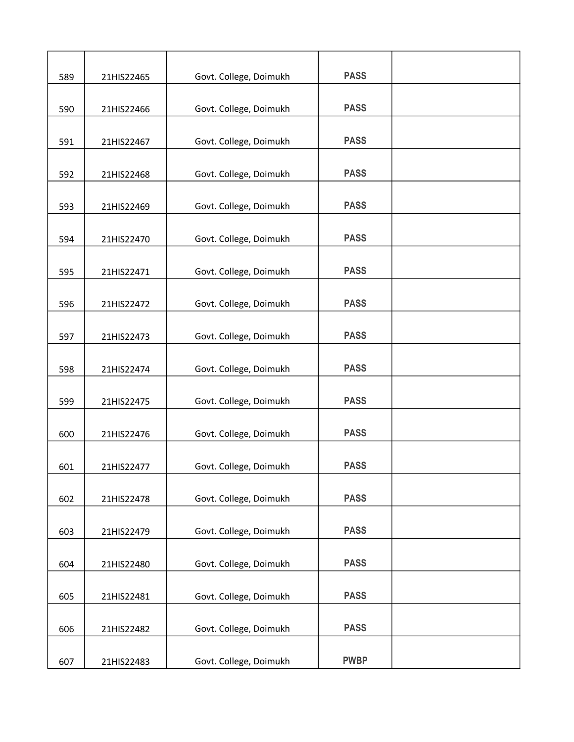| | | | | |
|---|---|---|---|---|
| 589 | 21HIS22465 | Govt. College, Doimukh | PASS | |
| 590 | 21HIS22466 | Govt. College, Doimukh | PASS | |
| 591 | 21HIS22467 | Govt. College, Doimukh | PASS | |
| 592 | 21HIS22468 | Govt. College, Doimukh | PASS | |
| 593 | 21HIS22469 | Govt. College, Doimukh | PASS | |
| 594 | 21HIS22470 | Govt. College, Doimukh | PASS | |
| 595 | 21HIS22471 | Govt. College, Doimukh | PASS | |
| 596 | 21HIS22472 | Govt. College, Doimukh | PASS | |
| 597 | 21HIS22473 | Govt. College, Doimukh | PASS | |
| 598 | 21HIS22474 | Govt. College, Doimukh | PASS | |
| 599 | 21HIS22475 | Govt. College, Doimukh | PASS | |
| 600 | 21HIS22476 | Govt. College, Doimukh | PASS | |
| 601 | 21HIS22477 | Govt. College, Doimukh | PASS | |
| 602 | 21HIS22478 | Govt. College, Doimukh | PASS | |
| 603 | 21HIS22479 | Govt. College, Doimukh | PASS | |
| 604 | 21HIS22480 | Govt. College, Doimukh | PASS | |
| 605 | 21HIS22481 | Govt. College, Doimukh | PASS | |
| 606 | 21HIS22482 | Govt. College, Doimukh | PASS | |
| 607 | 21HIS22483 | Govt. College, Doimukh | PWBP | |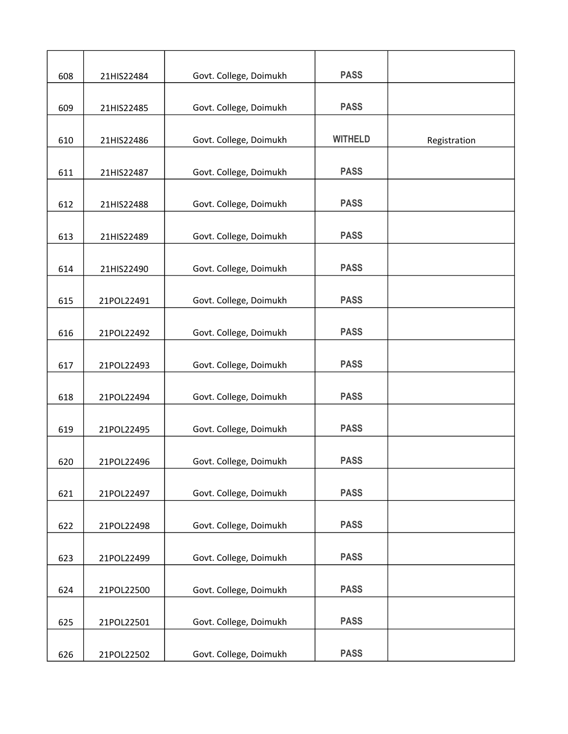| | | | | |
|---|---|---|---|---|
| 608 | 21HIS22484 | Govt. College, Doimukh | PASS | |
| 609 | 21HIS22485 | Govt. College, Doimukh | PASS | |
| 610 | 21HIS22486 | Govt. College, Doimukh | WITHELD | Registration |
| 611 | 21HIS22487 | Govt. College, Doimukh | PASS | |
| 612 | 21HIS22488 | Govt. College, Doimukh | PASS | |
| 613 | 21HIS22489 | Govt. College, Doimukh | PASS | |
| 614 | 21HIS22490 | Govt. College, Doimukh | PASS | |
| 615 | 21POL22491 | Govt. College, Doimukh | PASS | |
| 616 | 21POL22492 | Govt. College, Doimukh | PASS | |
| 617 | 21POL22493 | Govt. College, Doimukh | PASS | |
| 618 | 21POL22494 | Govt. College, Doimukh | PASS | |
| 619 | 21POL22495 | Govt. College, Doimukh | PASS | |
| 620 | 21POL22496 | Govt. College, Doimukh | PASS | |
| 621 | 21POL22497 | Govt. College, Doimukh | PASS | |
| 622 | 21POL22498 | Govt. College, Doimukh | PASS | |
| 623 | 21POL22499 | Govt. College, Doimukh | PASS | |
| 624 | 21POL22500 | Govt. College, Doimukh | PASS | |
| 625 | 21POL22501 | Govt. College, Doimukh | PASS | |
| 626 | 21POL22502 | Govt. College, Doimukh | PASS | |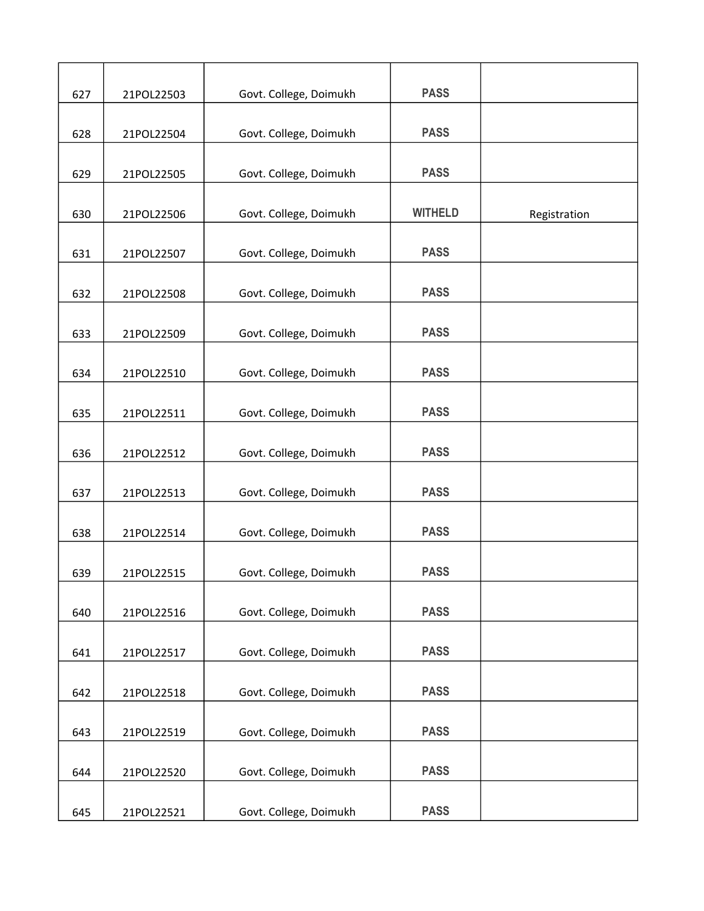| 627 | 21POL22503 | Govt. College, Doimukh | PASS | |
|---|---|---|---|---|
| 628 | 21POL22504 | Govt. College, Doimukh | PASS | |
| 629 | 21POL22505 | Govt. College, Doimukh | PASS | |
| 630 | 21POL22506 | Govt. College, Doimukh | WITHELD | Registration |
| 631 | 21POL22507 | Govt. College, Doimukh | PASS | |
| 632 | 21POL22508 | Govt. College, Doimukh | PASS | |
| 633 | 21POL22509 | Govt. College, Doimukh | PASS | |
| 634 | 21POL22510 | Govt. College, Doimukh | PASS | |
| 635 | 21POL22511 | Govt. College, Doimukh | PASS | |
| 636 | 21POL22512 | Govt. College, Doimukh | PASS | |
| 637 | 21POL22513 | Govt. College, Doimukh | PASS | |
| 638 | 21POL22514 | Govt. College, Doimukh | PASS | |
| 639 | 21POL22515 | Govt. College, Doimukh | PASS | |
| 640 | 21POL22516 | Govt. College, Doimukh | PASS | |
| 641 | 21POL22517 | Govt. College, Doimukh | PASS | |
| 642 | 21POL22518 | Govt. College, Doimukh | PASS | |
| 643 | 21POL22519 | Govt. College, Doimukh | PASS | |
| 644 | 21POL22520 | Govt. College, Doimukh | PASS | |
| 645 | 21POL22521 | Govt. College, Doimukh | PASS | |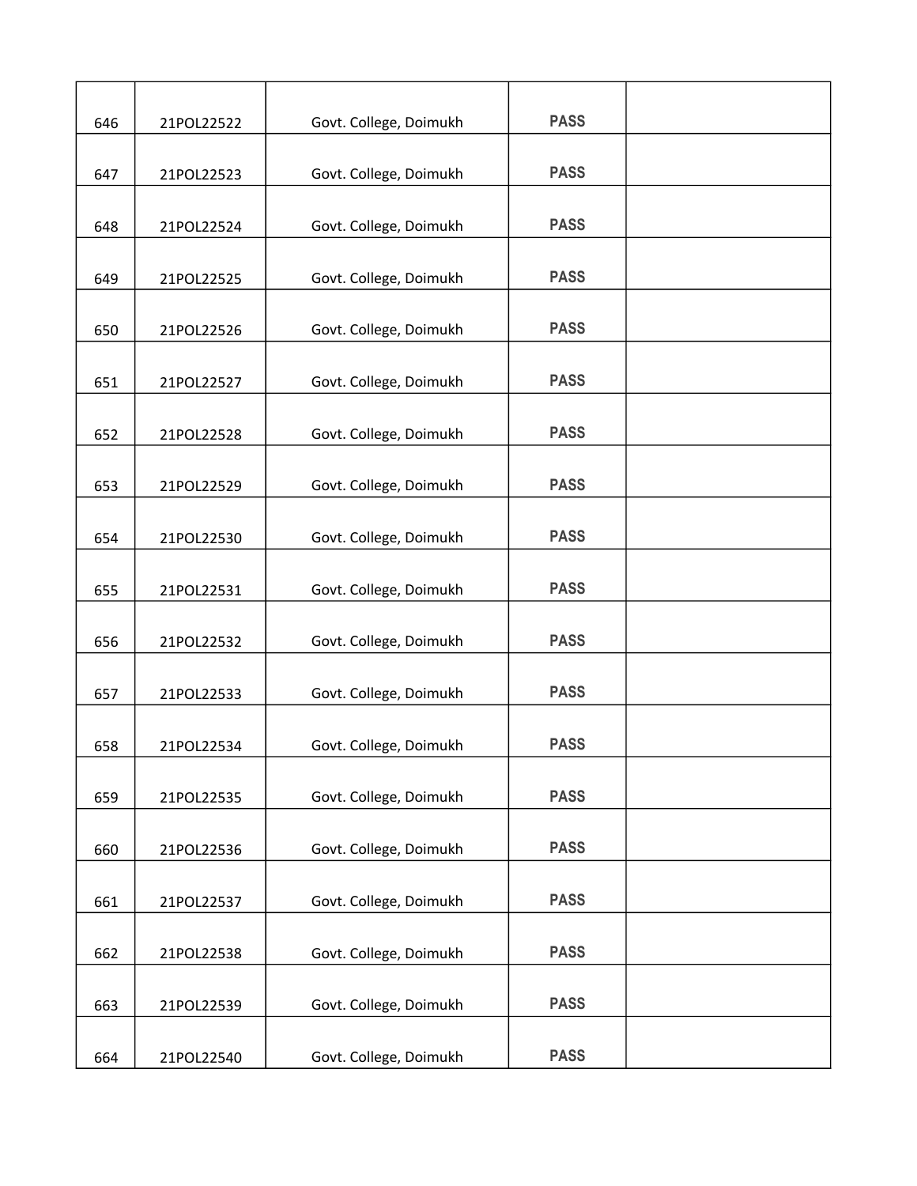|  |  |  |  |  |
|---|---|---|---|---|
| 646 | 21POL22522 | Govt. College, Doimukh | PASS |  |
| 647 | 21POL22523 | Govt. College, Doimukh | PASS |  |
| 648 | 21POL22524 | Govt. College, Doimukh | PASS |  |
| 649 | 21POL22525 | Govt. College, Doimukh | PASS |  |
| 650 | 21POL22526 | Govt. College, Doimukh | PASS |  |
| 651 | 21POL22527 | Govt. College, Doimukh | PASS |  |
| 652 | 21POL22528 | Govt. College, Doimukh | PASS |  |
| 653 | 21POL22529 | Govt. College, Doimukh | PASS |  |
| 654 | 21POL22530 | Govt. College, Doimukh | PASS |  |
| 655 | 21POL22531 | Govt. College, Doimukh | PASS |  |
| 656 | 21POL22532 | Govt. College, Doimukh | PASS |  |
| 657 | 21POL22533 | Govt. College, Doimukh | PASS |  |
| 658 | 21POL22534 | Govt. College, Doimukh | PASS |  |
| 659 | 21POL22535 | Govt. College, Doimukh | PASS |  |
| 660 | 21POL22536 | Govt. College, Doimukh | PASS |  |
| 661 | 21POL22537 | Govt. College, Doimukh | PASS |  |
| 662 | 21POL22538 | Govt. College, Doimukh | PASS |  |
| 663 | 21POL22539 | Govt. College, Doimukh | PASS |  |
| 664 | 21POL22540 | Govt. College, Doimukh | PASS |  |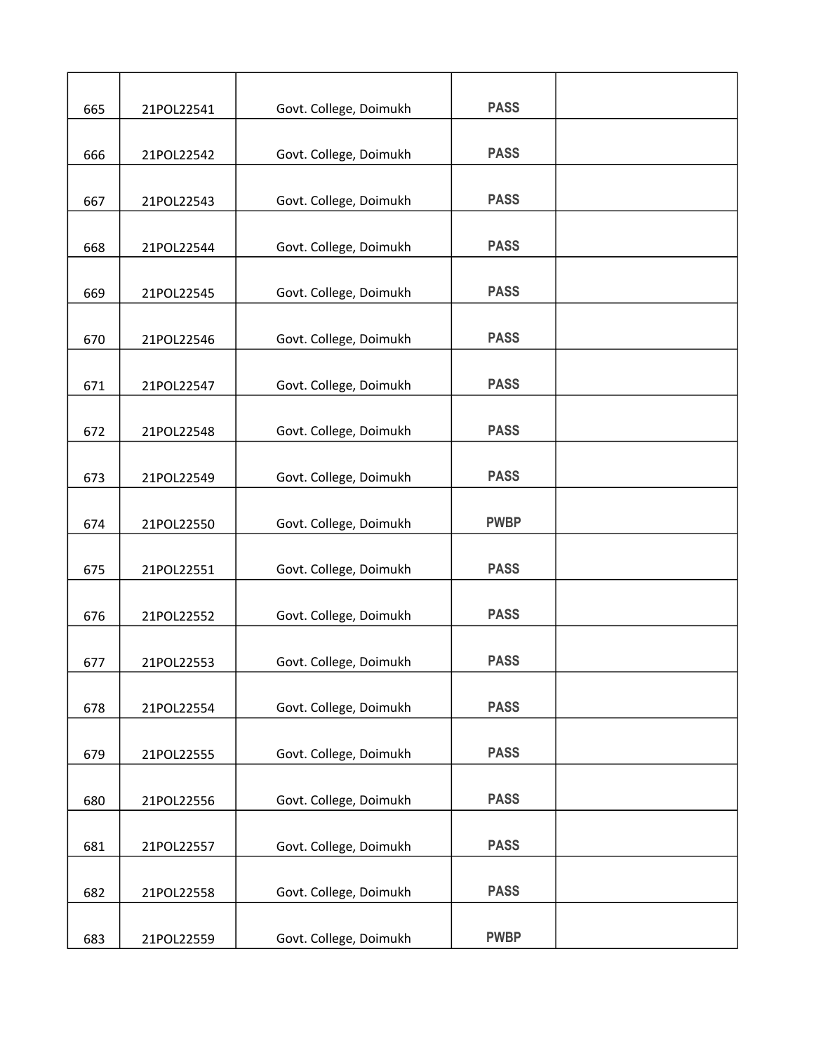| | | | | |
|---|---|---|---|---|
| 665 | 21POL22541 | Govt. College, Doimukh | **PASS** | |
| 666 | 21POL22542 | Govt. College, Doimukh | **PASS** | |
| 667 | 21POL22543 | Govt. College, Doimukh | **PASS** | |
| 668 | 21POL22544 | Govt. College, Doimukh | **PASS** | |
| 669 | 21POL22545 | Govt. College, Doimukh | **PASS** | |
| 670 | 21POL22546 | Govt. College, Doimukh | **PASS** | |
| 671 | 21POL22547 | Govt. College, Doimukh | **PASS** | |
| 672 | 21POL22548 | Govt. College, Doimukh | **PASS** | |
| 673 | 21POL22549 | Govt. College, Doimukh | **PASS** | |
| 674 | 21POL22550 | Govt. College, Doimukh | **PWBP** | |
| 675 | 21POL22551 | Govt. College, Doimukh | **PASS** | |
| 676 | 21POL22552 | Govt. College, Doimukh | **PASS** | |
| 677 | 21POL22553 | Govt. College, Doimukh | **PASS** | |
| 678 | 21POL22554 | Govt. College, Doimukh | **PASS** | |
| 679 | 21POL22555 | Govt. College, Doimukh | **PASS** | |
| 680 | 21POL22556 | Govt. College, Doimukh | **PASS** | |
| 681 | 21POL22557 | Govt. College, Doimukh | **PASS** | |
| 682 | 21POL22558 | Govt. College, Doimukh | **PASS** | |
| 683 | 21POL22559 | Govt. College, Doimukh | **PWBP** | |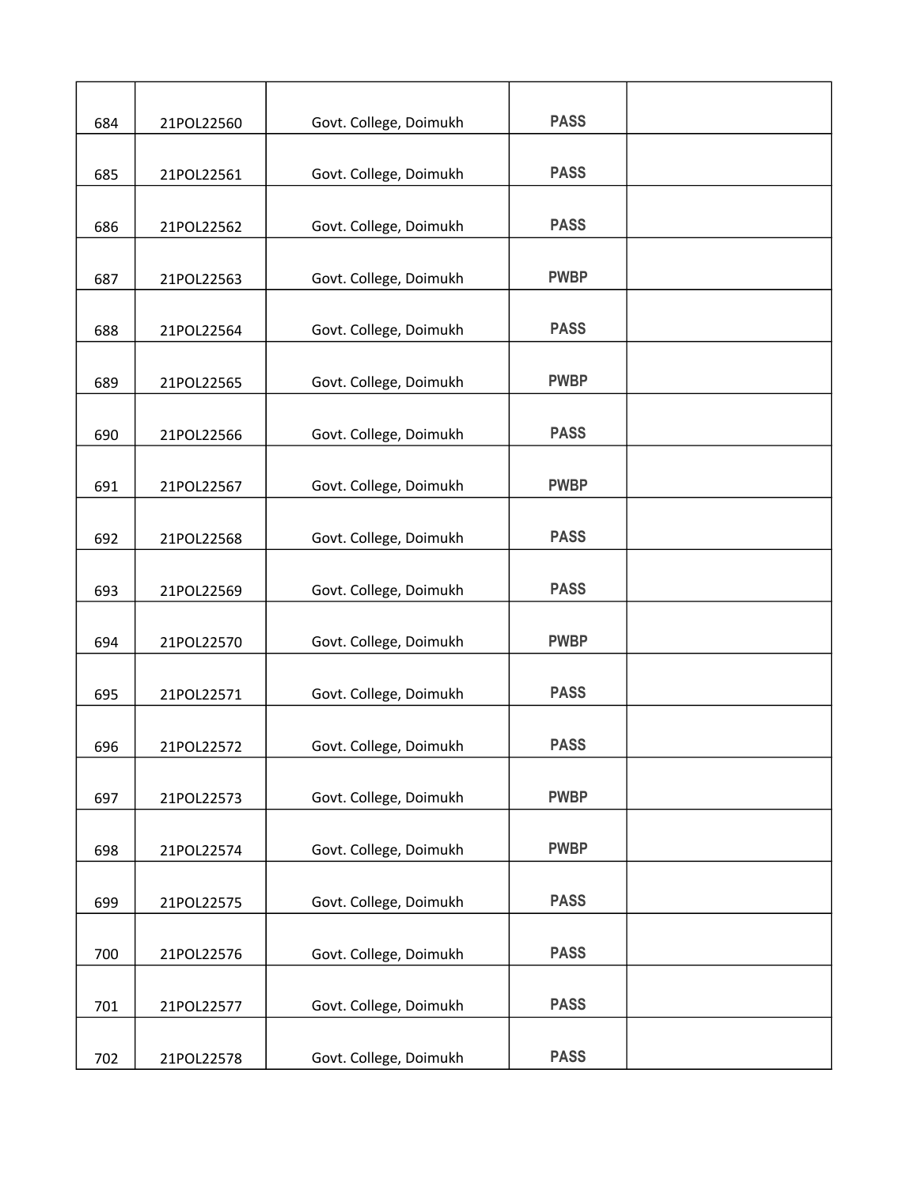| | | | | |
|---|---|---|---|---|
| 684 | 21POL22560 | Govt. College, Doimukh | PASS | |
| 685 | 21POL22561 | Govt. College, Doimukh | PASS | |
| 686 | 21POL22562 | Govt. College, Doimukh | PASS | |
| 687 | 21POL22563 | Govt. College, Doimukh | PWBP | |
| 688 | 21POL22564 | Govt. College, Doimukh | PASS | |
| 689 | 21POL22565 | Govt. College, Doimukh | PWBP | |
| 690 | 21POL22566 | Govt. College, Doimukh | PASS | |
| 691 | 21POL22567 | Govt. College, Doimukh | PWBP | |
| 692 | 21POL22568 | Govt. College, Doimukh | PASS | |
| 693 | 21POL22569 | Govt. College, Doimukh | PASS | |
| 694 | 21POL22570 | Govt. College, Doimukh | PWBP | |
| 695 | 21POL22571 | Govt. College, Doimukh | PASS | |
| 696 | 21POL22572 | Govt. College, Doimukh | PASS | |
| 697 | 21POL22573 | Govt. College, Doimukh | PWBP | |
| 698 | 21POL22574 | Govt. College, Doimukh | PWBP | |
| 699 | 21POL22575 | Govt. College, Doimukh | PASS | |
| 700 | 21POL22576 | Govt. College, Doimukh | PASS | |
| 701 | 21POL22577 | Govt. College, Doimukh | PASS | |
| 702 | 21POL22578 | Govt. College, Doimukh | PASS | |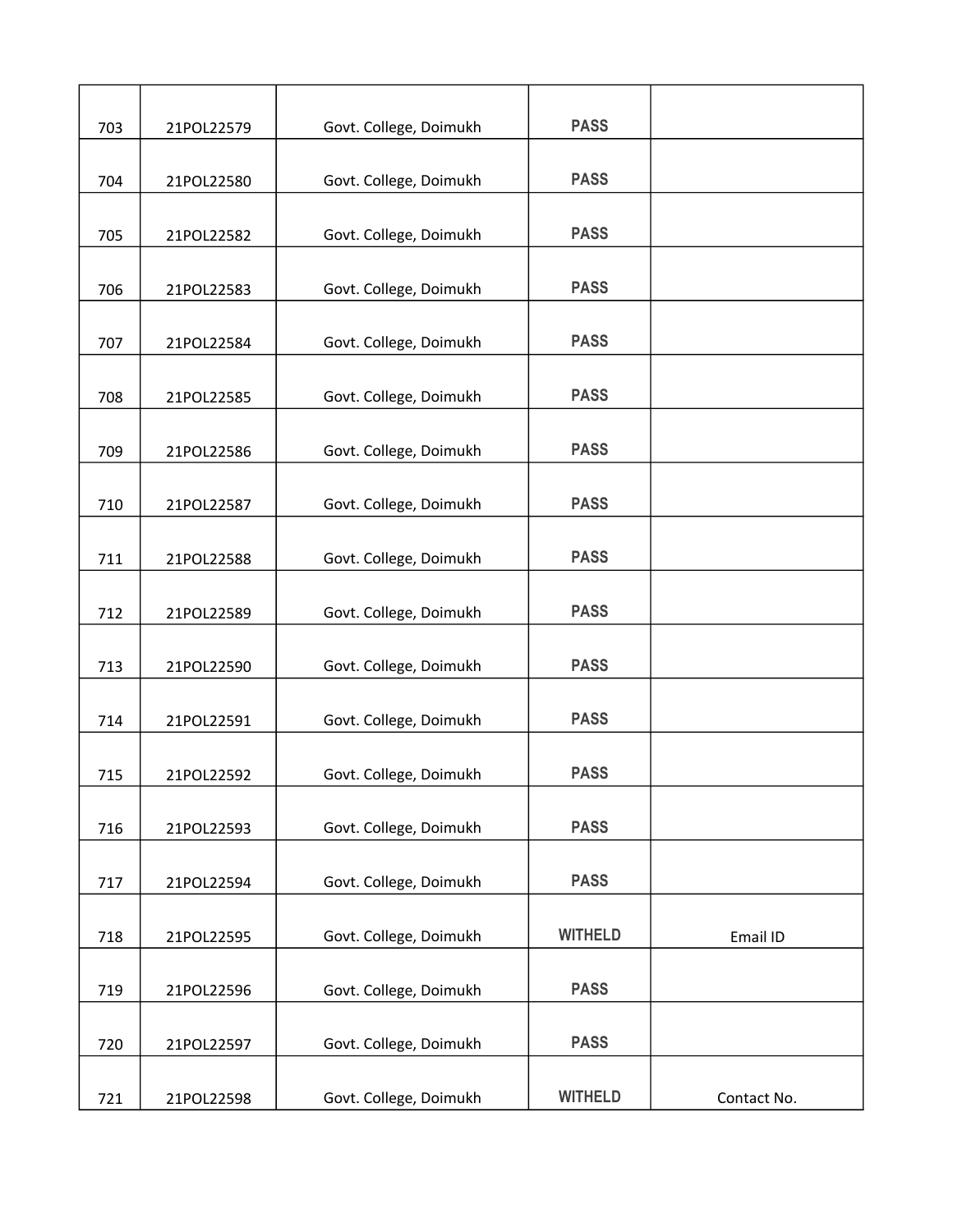| | | | | |
|---|---|---|---|---|
| 703 | 21POL22579 | Govt. College, Doimukh | PASS | |
| 704 | 21POL22580 | Govt. College, Doimukh | PASS | |
| 705 | 21POL22582 | Govt. College, Doimukh | PASS | |
| 706 | 21POL22583 | Govt. College, Doimukh | PASS | |
| 707 | 21POL22584 | Govt. College, Doimukh | PASS | |
| 708 | 21POL22585 | Govt. College, Doimukh | PASS | |
| 709 | 21POL22586 | Govt. College, Doimukh | PASS | |
| 710 | 21POL22587 | Govt. College, Doimukh | PASS | |
| 711 | 21POL22588 | Govt. College, Doimukh | PASS | |
| 712 | 21POL22589 | Govt. College, Doimukh | PASS | |
| 713 | 21POL22590 | Govt. College, Doimukh | PASS | |
| 714 | 21POL22591 | Govt. College, Doimukh | PASS | |
| 715 | 21POL22592 | Govt. College, Doimukh | PASS | |
| 716 | 21POL22593 | Govt. College, Doimukh | PASS | |
| 717 | 21POL22594 | Govt. College, Doimukh | PASS | |
| 718 | 21POL22595 | Govt. College, Doimukh | WITHELD | Email ID |
| 719 | 21POL22596 | Govt. College, Doimukh | PASS | |
| 720 | 21POL22597 | Govt. College, Doimukh | PASS | |
| 721 | 21POL22598 | Govt. College, Doimukh | WITHELD | Contact No. |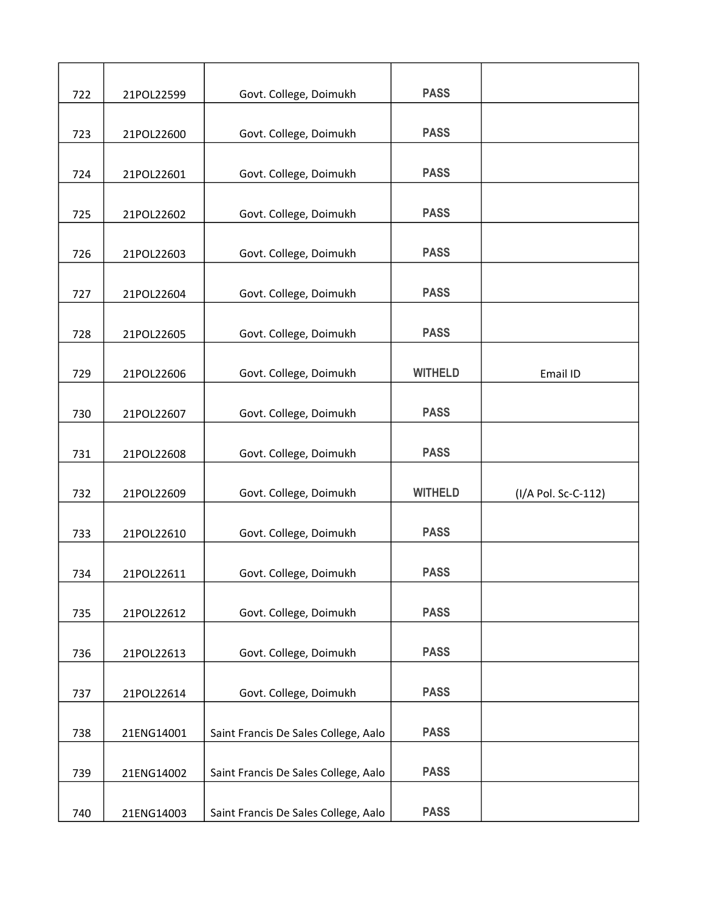| | | | | |
|---|---|---|---|---|
| 722 | 21POL22599 | Govt. College, Doimukh | PASS | |
| 723 | 21POL22600 | Govt. College, Doimukh | PASS | |
| 724 | 21POL22601 | Govt. College, Doimukh | PASS | |
| 725 | 21POL22602 | Govt. College, Doimukh | PASS | |
| 726 | 21POL22603 | Govt. College, Doimukh | PASS | |
| 727 | 21POL22604 | Govt. College, Doimukh | PASS | |
| 728 | 21POL22605 | Govt. College, Doimukh | PASS | |
| 729 | 21POL22606 | Govt. College, Doimukh | WITHELD | Email ID |
| 730 | 21POL22607 | Govt. College, Doimukh | PASS | |
| 731 | 21POL22608 | Govt. College, Doimukh | PASS | |
| 732 | 21POL22609 | Govt. College, Doimukh | WITHELD | (I/A Pol. Sc-C-112) |
| 733 | 21POL22610 | Govt. College, Doimukh | PASS | |
| 734 | 21POL22611 | Govt. College, Doimukh | PASS | |
| 735 | 21POL22612 | Govt. College, Doimukh | PASS | |
| 736 | 21POL22613 | Govt. College, Doimukh | PASS | |
| 737 | 21POL22614 | Govt. College, Doimukh | PASS | |
| 738 | 21ENG14001 | Saint Francis De Sales College, Aalo | PASS | |
| 739 | 21ENG14002 | Saint Francis De Sales College, Aalo | PASS | |
| 740 | 21ENG14003 | Saint Francis De Sales College, Aalo | PASS | |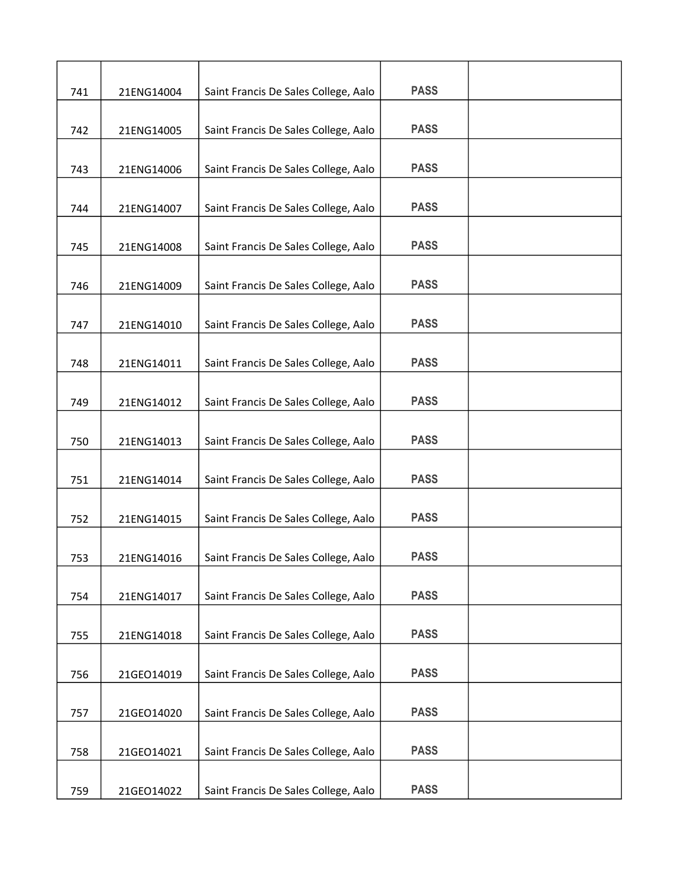| | | | | |
|---|---|---|---|---|
| 741 | 21ENG14004 | Saint Francis De Sales College, Aalo | PASS | |
| 742 | 21ENG14005 | Saint Francis De Sales College, Aalo | PASS | |
| 743 | 21ENG14006 | Saint Francis De Sales College, Aalo | PASS | |
| 744 | 21ENG14007 | Saint Francis De Sales College, Aalo | PASS | |
| 745 | 21ENG14008 | Saint Francis De Sales College, Aalo | PASS | |
| 746 | 21ENG14009 | Saint Francis De Sales College, Aalo | PASS | |
| 747 | 21ENG14010 | Saint Francis De Sales College, Aalo | PASS | |
| 748 | 21ENG14011 | Saint Francis De Sales College, Aalo | PASS | |
| 749 | 21ENG14012 | Saint Francis De Sales College, Aalo | PASS | |
| 750 | 21ENG14013 | Saint Francis De Sales College, Aalo | PASS | |
| 751 | 21ENG14014 | Saint Francis De Sales College, Aalo | PASS | |
| 752 | 21ENG14015 | Saint Francis De Sales College, Aalo | PASS | |
| 753 | 21ENG14016 | Saint Francis De Sales College, Aalo | PASS | |
| 754 | 21ENG14017 | Saint Francis De Sales College, Aalo | PASS | |
| 755 | 21ENG14018 | Saint Francis De Sales College, Aalo | PASS | |
| 756 | 21GEO14019 | Saint Francis De Sales College, Aalo | PASS | |
| 757 | 21GEO14020 | Saint Francis De Sales College, Aalo | PASS | |
| 758 | 21GEO14021 | Saint Francis De Sales College, Aalo | PASS | |
| 759 | 21GEO14022 | Saint Francis De Sales College, Aalo | PASS | |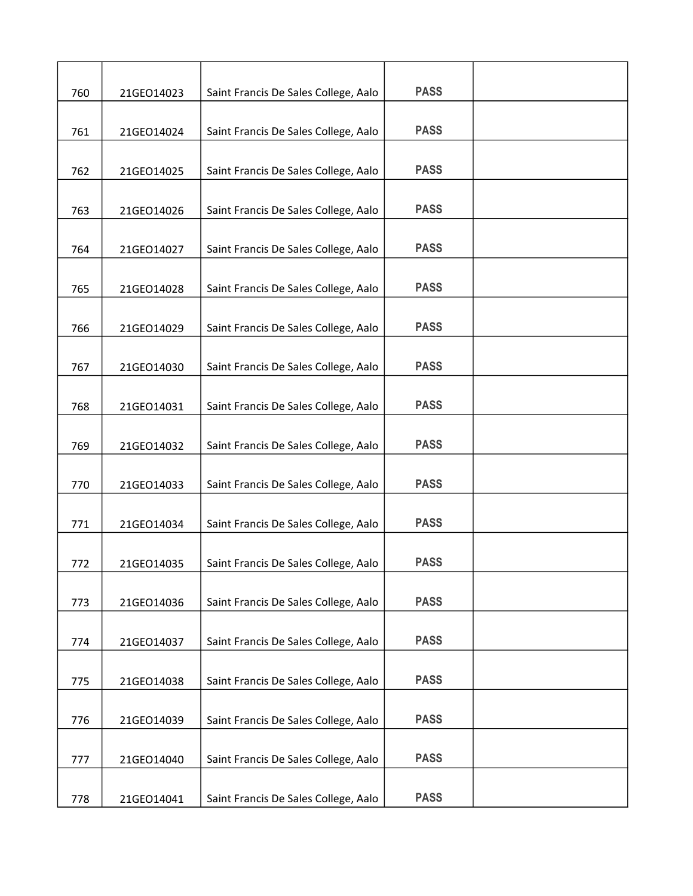| | | | | |
|---|---|---|---|---|
| 760 | 21GEO14023 | Saint Francis De Sales College, Aalo | PASS | |
| 761 | 21GEO14024 | Saint Francis De Sales College, Aalo | PASS | |
| 762 | 21GEO14025 | Saint Francis De Sales College, Aalo | PASS | |
| 763 | 21GEO14026 | Saint Francis De Sales College, Aalo | PASS | |
| 764 | 21GEO14027 | Saint Francis De Sales College, Aalo | PASS | |
| 765 | 21GEO14028 | Saint Francis De Sales College, Aalo | PASS | |
| 766 | 21GEO14029 | Saint Francis De Sales College, Aalo | PASS | |
| 767 | 21GEO14030 | Saint Francis De Sales College, Aalo | PASS | |
| 768 | 21GEO14031 | Saint Francis De Sales College, Aalo | PASS | |
| 769 | 21GEO14032 | Saint Francis De Sales College, Aalo | PASS | |
| 770 | 21GEO14033 | Saint Francis De Sales College, Aalo | PASS | |
| 771 | 21GEO14034 | Saint Francis De Sales College, Aalo | PASS | |
| 772 | 21GEO14035 | Saint Francis De Sales College, Aalo | PASS | |
| 773 | 21GEO14036 | Saint Francis De Sales College, Aalo | PASS | |
| 774 | 21GEO14037 | Saint Francis De Sales College, Aalo | PASS | |
| 775 | 21GEO14038 | Saint Francis De Sales College, Aalo | PASS | |
| 776 | 21GEO14039 | Saint Francis De Sales College, Aalo | PASS | |
| 777 | 21GEO14040 | Saint Francis De Sales College, Aalo | PASS | |
| 778 | 21GEO14041 | Saint Francis De Sales College, Aalo | PASS | |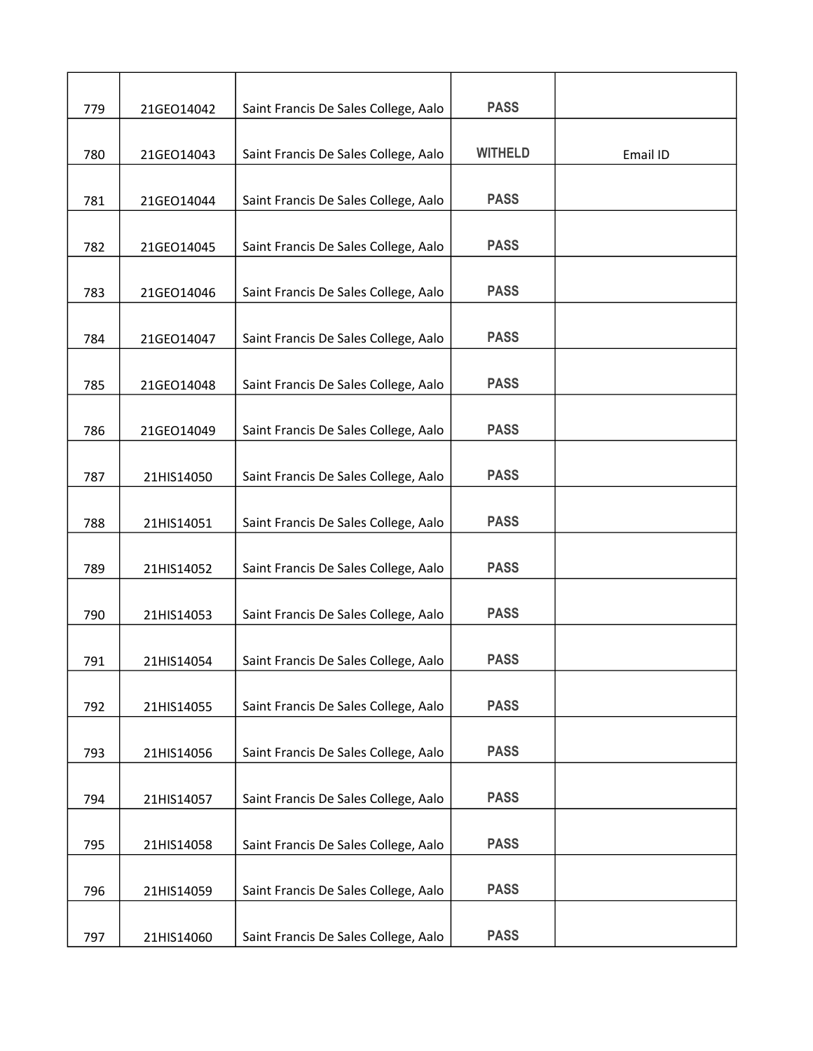| | | | | |
|---|---|---|---|---|
| 779 | 21GEO14042 | Saint Francis De Sales College, Aalo | PASS | |
| 780 | 21GEO14043 | Saint Francis De Sales College, Aalo | WITHELD | Email ID |
| 781 | 21GEO14044 | Saint Francis De Sales College, Aalo | PASS | |
| 782 | 21GEO14045 | Saint Francis De Sales College, Aalo | PASS | |
| 783 | 21GEO14046 | Saint Francis De Sales College, Aalo | PASS | |
| 784 | 21GEO14047 | Saint Francis De Sales College, Aalo | PASS | |
| 785 | 21GEO14048 | Saint Francis De Sales College, Aalo | PASS | |
| 786 | 21GEO14049 | Saint Francis De Sales College, Aalo | PASS | |
| 787 | 21HIS14050 | Saint Francis De Sales College, Aalo | PASS | |
| 788 | 21HIS14051 | Saint Francis De Sales College, Aalo | PASS | |
| 789 | 21HIS14052 | Saint Francis De Sales College, Aalo | PASS | |
| 790 | 21HIS14053 | Saint Francis De Sales College, Aalo | PASS | |
| 791 | 21HIS14054 | Saint Francis De Sales College, Aalo | PASS | |
| 792 | 21HIS14055 | Saint Francis De Sales College, Aalo | PASS | |
| 793 | 21HIS14056 | Saint Francis De Sales College, Aalo | PASS | |
| 794 | 21HIS14057 | Saint Francis De Sales College, Aalo | PASS | |
| 795 | 21HIS14058 | Saint Francis De Sales College, Aalo | PASS | |
| 796 | 21HIS14059 | Saint Francis De Sales College, Aalo | PASS | |
| 797 | 21HIS14060 | Saint Francis De Sales College, Aalo | PASS | |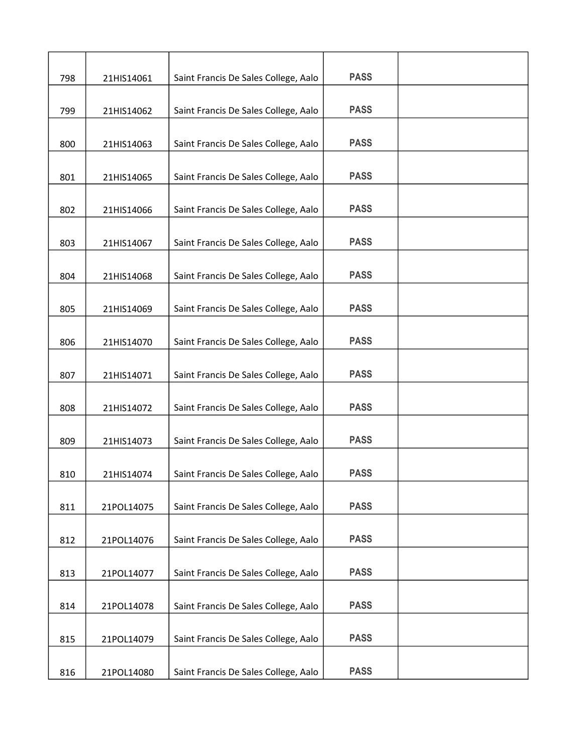| | | | | |
|---|---|---|---|---|
| 798 | 21HIS14061 | Saint Francis De Sales College, Aalo | PASS | |
| 799 | 21HIS14062 | Saint Francis De Sales College, Aalo | PASS | |
| 800 | 21HIS14063 | Saint Francis De Sales College, Aalo | PASS | |
| 801 | 21HIS14065 | Saint Francis De Sales College, Aalo | PASS | |
| 802 | 21HIS14066 | Saint Francis De Sales College, Aalo | PASS | |
| 803 | 21HIS14067 | Saint Francis De Sales College, Aalo | PASS | |
| 804 | 21HIS14068 | Saint Francis De Sales College, Aalo | PASS | |
| 805 | 21HIS14069 | Saint Francis De Sales College, Aalo | PASS | |
| 806 | 21HIS14070 | Saint Francis De Sales College, Aalo | PASS | |
| 807 | 21HIS14071 | Saint Francis De Sales College, Aalo | PASS | |
| 808 | 21HIS14072 | Saint Francis De Sales College, Aalo | PASS | |
| 809 | 21HIS14073 | Saint Francis De Sales College, Aalo | PASS | |
| 810 | 21HIS14074 | Saint Francis De Sales College, Aalo | PASS | |
| 811 | 21POL14075 | Saint Francis De Sales College, Aalo | PASS | |
| 812 | 21POL14076 | Saint Francis De Sales College, Aalo | PASS | |
| 813 | 21POL14077 | Saint Francis De Sales College, Aalo | PASS | |
| 814 | 21POL14078 | Saint Francis De Sales College, Aalo | PASS | |
| 815 | 21POL14079 | Saint Francis De Sales College, Aalo | PASS | |
| 816 | 21POL14080 | Saint Francis De Sales College, Aalo | PASS | |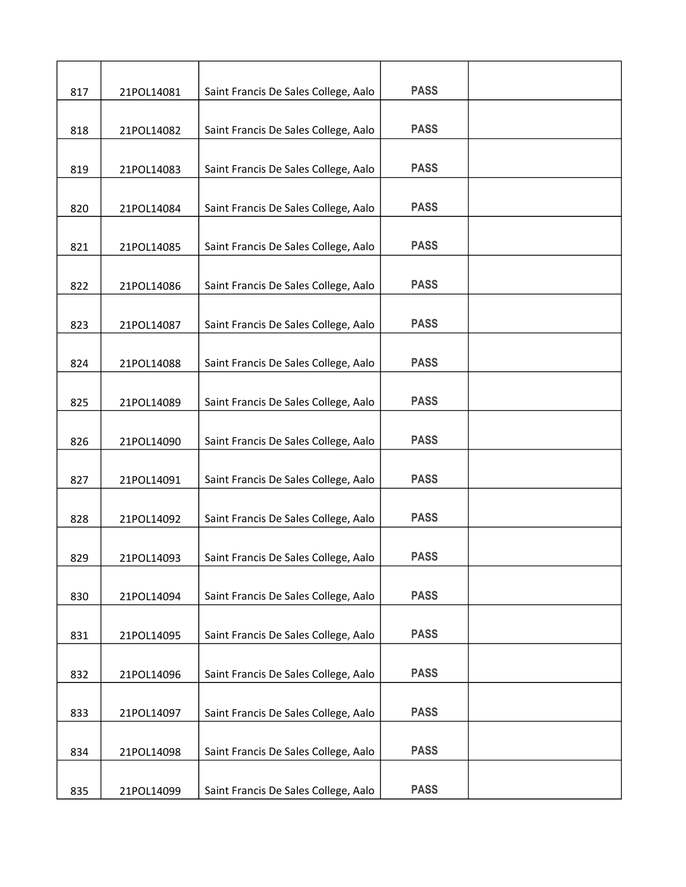| | | | | |
|---|---|---|---|---|
| 817 | 21POL14081 | Saint Francis De Sales College, Aalo | PASS | |
| 818 | 21POL14082 | Saint Francis De Sales College, Aalo | PASS | |
| 819 | 21POL14083 | Saint Francis De Sales College, Aalo | PASS | |
| 820 | 21POL14084 | Saint Francis De Sales College, Aalo | PASS | |
| 821 | 21POL14085 | Saint Francis De Sales College, Aalo | PASS | |
| 822 | 21POL14086 | Saint Francis De Sales College, Aalo | PASS | |
| 823 | 21POL14087 | Saint Francis De Sales College, Aalo | PASS | |
| 824 | 21POL14088 | Saint Francis De Sales College, Aalo | PASS | |
| 825 | 21POL14089 | Saint Francis De Sales College, Aalo | PASS | |
| 826 | 21POL14090 | Saint Francis De Sales College, Aalo | PASS | |
| 827 | 21POL14091 | Saint Francis De Sales College, Aalo | PASS | |
| 828 | 21POL14092 | Saint Francis De Sales College, Aalo | PASS | |
| 829 | 21POL14093 | Saint Francis De Sales College, Aalo | PASS | |
| 830 | 21POL14094 | Saint Francis De Sales College, Aalo | PASS | |
| 831 | 21POL14095 | Saint Francis De Sales College, Aalo | PASS | |
| 832 | 21POL14096 | Saint Francis De Sales College, Aalo | PASS | |
| 833 | 21POL14097 | Saint Francis De Sales College, Aalo | PASS | |
| 834 | 21POL14098 | Saint Francis De Sales College, Aalo | PASS | |
| 835 | 21POL14099 | Saint Francis De Sales College, Aalo | PASS | |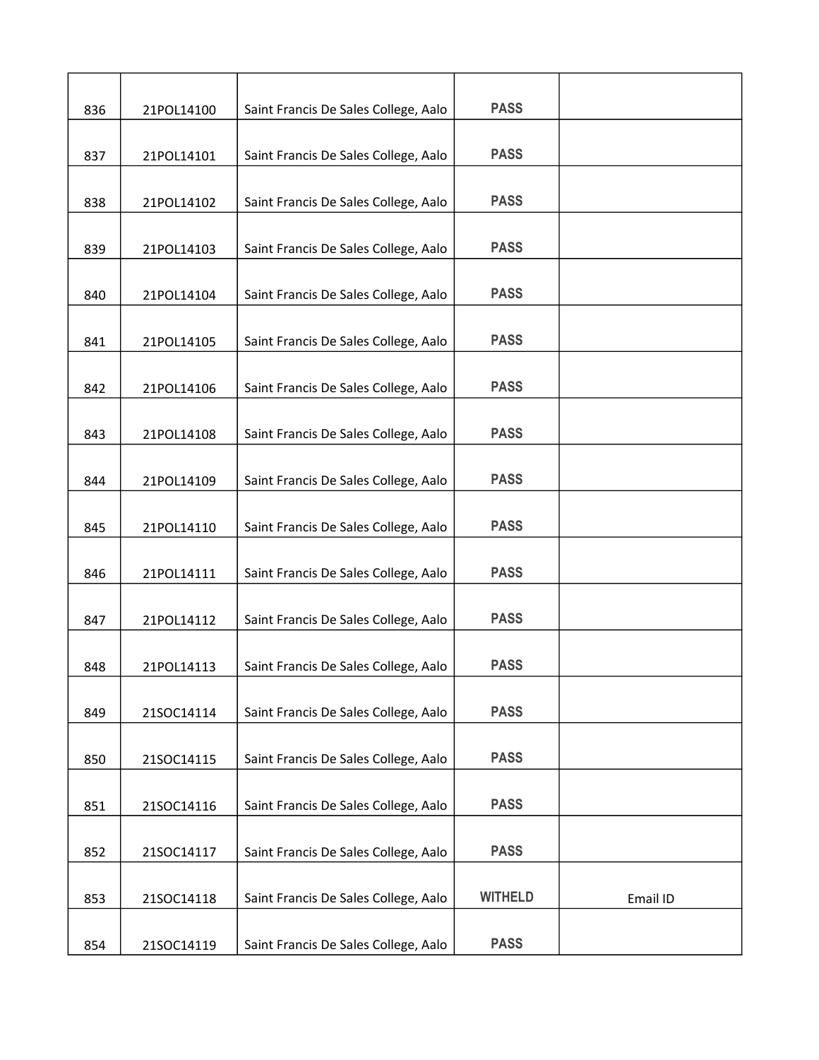| | | | | |
|---|---|---|---|---|
| 836 | 21POL14100 | Saint Francis De Sales College, Aalo | PASS | |
| 837 | 21POL14101 | Saint Francis De Sales College, Aalo | PASS | |
| 838 | 21POL14102 | Saint Francis De Sales College, Aalo | PASS | |
| 839 | 21POL14103 | Saint Francis De Sales College, Aalo | PASS | |
| 840 | 21POL14104 | Saint Francis De Sales College, Aalo | PASS | |
| 841 | 21POL14105 | Saint Francis De Sales College, Aalo | PASS | |
| 842 | 21POL14106 | Saint Francis De Sales College, Aalo | PASS | |
| 843 | 21POL14108 | Saint Francis De Sales College, Aalo | PASS | |
| 844 | 21POL14109 | Saint Francis De Sales College, Aalo | PASS | |
| 845 | 21POL14110 | Saint Francis De Sales College, Aalo | PASS | |
| 846 | 21POL14111 | Saint Francis De Sales College, Aalo | PASS | |
| 847 | 21POL14112 | Saint Francis De Sales College, Aalo | PASS | |
| 848 | 21POL14113 | Saint Francis De Sales College, Aalo | PASS | |
| 849 | 21SOC14114 | Saint Francis De Sales College, Aalo | PASS | |
| 850 | 21SOC14115 | Saint Francis De Sales College, Aalo | PASS | |
| 851 | 21SOC14116 | Saint Francis De Sales College, Aalo | PASS | |
| 852 | 21SOC14117 | Saint Francis De Sales College, Aalo | PASS | |
| 853 | 21SOC14118 | Saint Francis De Sales College, Aalo | WITHELD | Email ID |
| 854 | 21SOC14119 | Saint Francis De Sales College, Aalo | PASS | |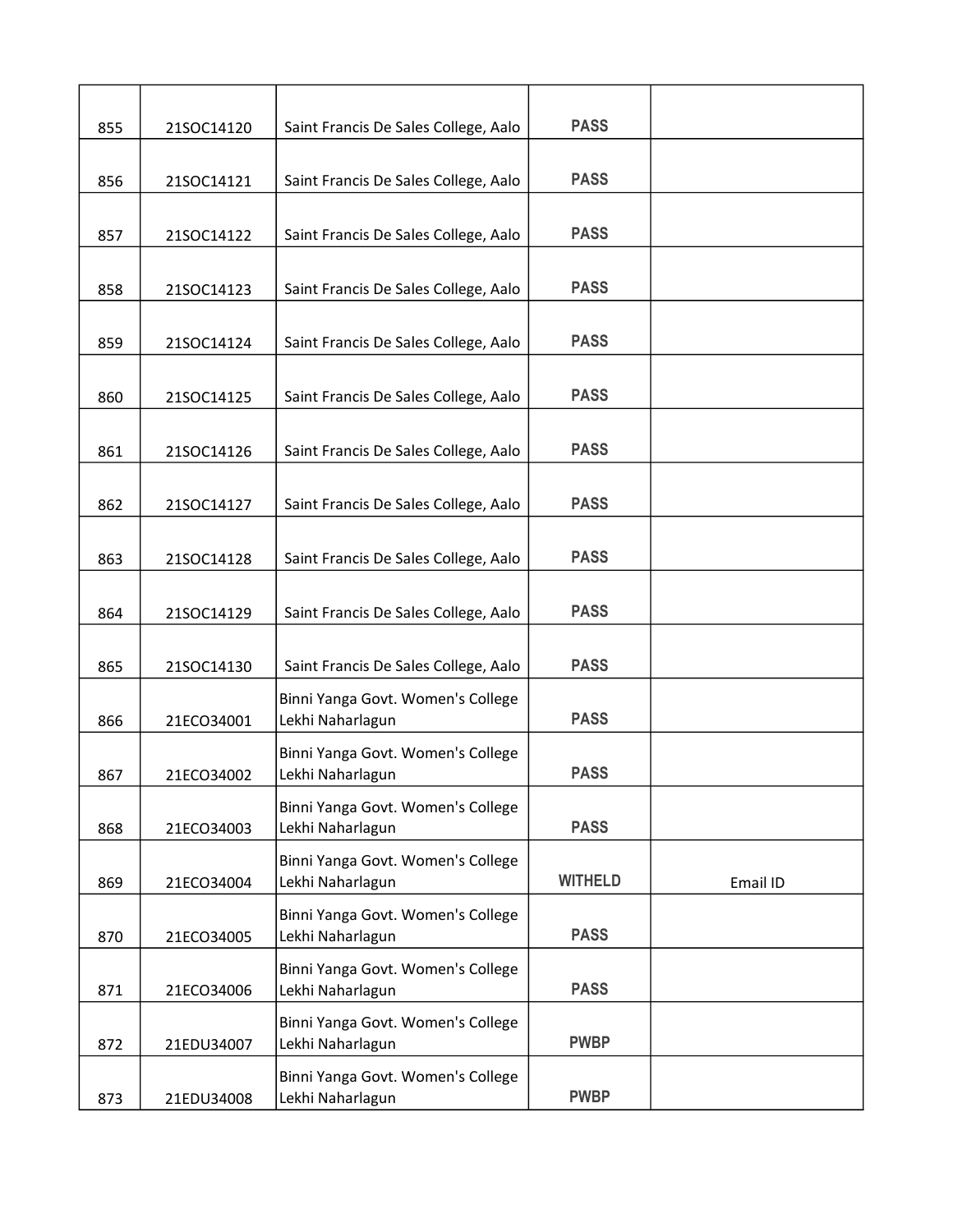| | | | | |
|---|---|---|---|---|
| 855 | 21SOC14120 | Saint Francis De Sales College, Aalo | PASS | |
| 856 | 21SOC14121 | Saint Francis De Sales College, Aalo | PASS | |
| 857 | 21SOC14122 | Saint Francis De Sales College, Aalo | PASS | |
| 858 | 21SOC14123 | Saint Francis De Sales College, Aalo | PASS | |
| 859 | 21SOC14124 | Saint Francis De Sales College, Aalo | PASS | |
| 860 | 21SOC14125 | Saint Francis De Sales College, Aalo | PASS | |
| 861 | 21SOC14126 | Saint Francis De Sales College, Aalo | PASS | |
| 862 | 21SOC14127 | Saint Francis De Sales College, Aalo | PASS | |
| 863 | 21SOC14128 | Saint Francis De Sales College, Aalo | PASS | |
| 864 | 21SOC14129 | Saint Francis De Sales College, Aalo | PASS | |
| 865 | 21SOC14130 | Saint Francis De Sales College, Aalo | PASS | |
| 866 | 21ECO34001 | Binni Yanga Govt. Women's College Lekhi Naharlagun | PASS | |
| 867 | 21ECO34002 | Binni Yanga Govt. Women's College Lekhi Naharlagun | PASS | |
| 868 | 21ECO34003 | Binni Yanga Govt. Women's College Lekhi Naharlagun | PASS | |
| 869 | 21ECO34004 | Binni Yanga Govt. Women's College Lekhi Naharlagun | WITHELD | Email ID |
| 870 | 21ECO34005 | Binni Yanga Govt. Women's College Lekhi Naharlagun | PASS | |
| 871 | 21ECO34006 | Binni Yanga Govt. Women's College Lekhi Naharlagun | PASS | |
| 872 | 21EDU34007 | Binni Yanga Govt. Women's College Lekhi Naharlagun | PWBP | |
| 873 | 21EDU34008 | Binni Yanga Govt. Women's College Lekhi Naharlagun | PWBP | |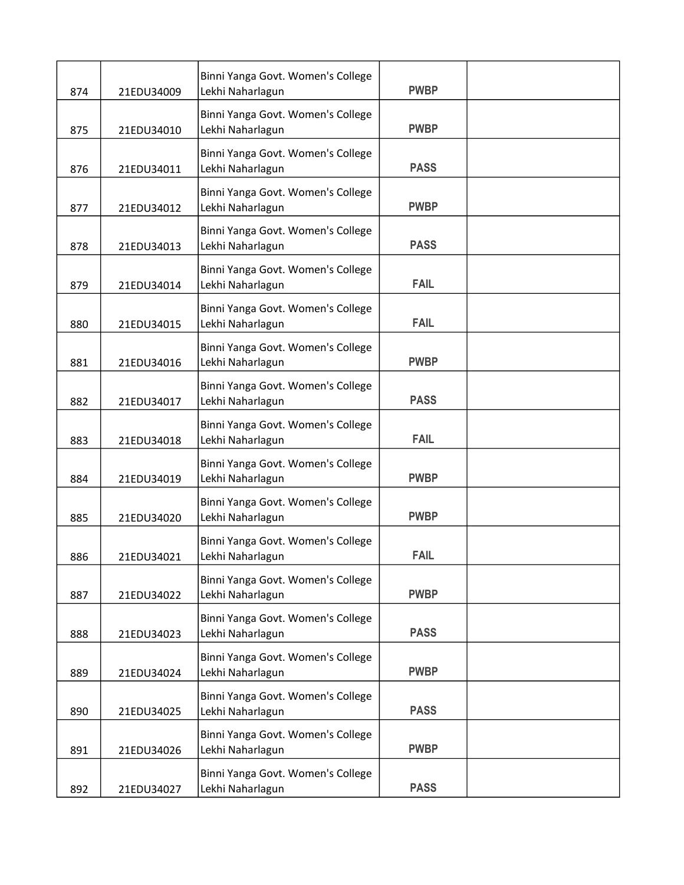| | | | | |
|---|---|---|---|---|
| 874 | 21EDU34009 | Binni Yanga Govt. Women's College Lekhi Naharlagun | PWBP | |
| 875 | 21EDU34010 | Binni Yanga Govt. Women's College Lekhi Naharlagun | PWBP | |
| 876 | 21EDU34011 | Binni Yanga Govt. Women's College Lekhi Naharlagun | PASS | |
| 877 | 21EDU34012 | Binni Yanga Govt. Women's College Lekhi Naharlagun | PWBP | |
| 878 | 21EDU34013 | Binni Yanga Govt. Women's College Lekhi Naharlagun | PASS | |
| 879 | 21EDU34014 | Binni Yanga Govt. Women's College Lekhi Naharlagun | FAIL | |
| 880 | 21EDU34015 | Binni Yanga Govt. Women's College Lekhi Naharlagun | FAIL | |
| 881 | 21EDU34016 | Binni Yanga Govt. Women's College Lekhi Naharlagun | PWBP | |
| 882 | 21EDU34017 | Binni Yanga Govt. Women's College Lekhi Naharlagun | PASS | |
| 883 | 21EDU34018 | Binni Yanga Govt. Women's College Lekhi Naharlagun | FAIL | |
| 884 | 21EDU34019 | Binni Yanga Govt. Women's College Lekhi Naharlagun | PWBP | |
| 885 | 21EDU34020 | Binni Yanga Govt. Women's College Lekhi Naharlagun | PWBP | |
| 886 | 21EDU34021 | Binni Yanga Govt. Women's College Lekhi Naharlagun | FAIL | |
| 887 | 21EDU34022 | Binni Yanga Govt. Women's College Lekhi Naharlagun | PWBP | |
| 888 | 21EDU34023 | Binni Yanga Govt. Women's College Lekhi Naharlagun | PASS | |
| 889 | 21EDU34024 | Binni Yanga Govt. Women's College Lekhi Naharlagun | PWBP | |
| 890 | 21EDU34025 | Binni Yanga Govt. Women's College Lekhi Naharlagun | PASS | |
| 891 | 21EDU34026 | Binni Yanga Govt. Women's College Lekhi Naharlagun | PWBP | |
| 892 | 21EDU34027 | Binni Yanga Govt. Women's College Lekhi Naharlagun | PASS | |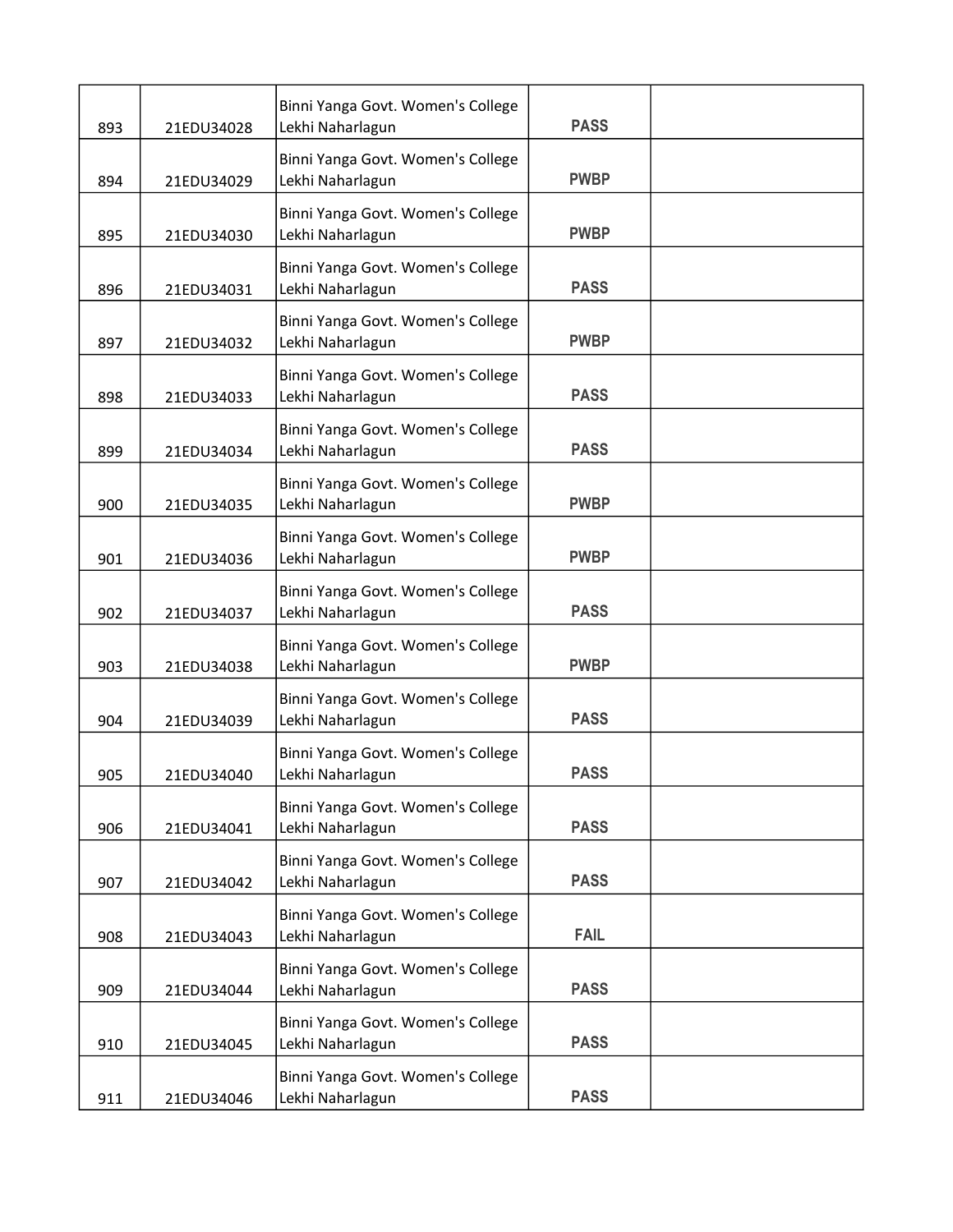| | | | | |
|---|---|---|---|---|
| 893 | 21EDU34028 | Binni Yanga Govt. Women's College Lekhi Naharlagun | PASS | |
| 894 | 21EDU34029 | Binni Yanga Govt. Women's College Lekhi Naharlagun | PWBP | |
| 895 | 21EDU34030 | Binni Yanga Govt. Women's College Lekhi Naharlagun | PWBP | |
| 896 | 21EDU34031 | Binni Yanga Govt. Women's College Lekhi Naharlagun | PASS | |
| 897 | 21EDU34032 | Binni Yanga Govt. Women's College Lekhi Naharlagun | PWBP | |
| 898 | 21EDU34033 | Binni Yanga Govt. Women's College Lekhi Naharlagun | PASS | |
| 899 | 21EDU34034 | Binni Yanga Govt. Women's College Lekhi Naharlagun | PASS | |
| 900 | 21EDU34035 | Binni Yanga Govt. Women's College Lekhi Naharlagun | PWBP | |
| 901 | 21EDU34036 | Binni Yanga Govt. Women's College Lekhi Naharlagun | PWBP | |
| 902 | 21EDU34037 | Binni Yanga Govt. Women's College Lekhi Naharlagun | PASS | |
| 903 | 21EDU34038 | Binni Yanga Govt. Women's College Lekhi Naharlagun | PWBP | |
| 904 | 21EDU34039 | Binni Yanga Govt. Women's College Lekhi Naharlagun | PASS | |
| 905 | 21EDU34040 | Binni Yanga Govt. Women's College Lekhi Naharlagun | PASS | |
| 906 | 21EDU34041 | Binni Yanga Govt. Women's College Lekhi Naharlagun | PASS | |
| 907 | 21EDU34042 | Binni Yanga Govt. Women's College Lekhi Naharlagun | PASS | |
| 908 | 21EDU34043 | Binni Yanga Govt. Women's College Lekhi Naharlagun | FAIL | |
| 909 | 21EDU34044 | Binni Yanga Govt. Women's College Lekhi Naharlagun | PASS | |
| 910 | 21EDU34045 | Binni Yanga Govt. Women's College Lekhi Naharlagun | PASS | |
| 911 | 21EDU34046 | Binni Yanga Govt. Women's College Lekhi Naharlagun | PASS | |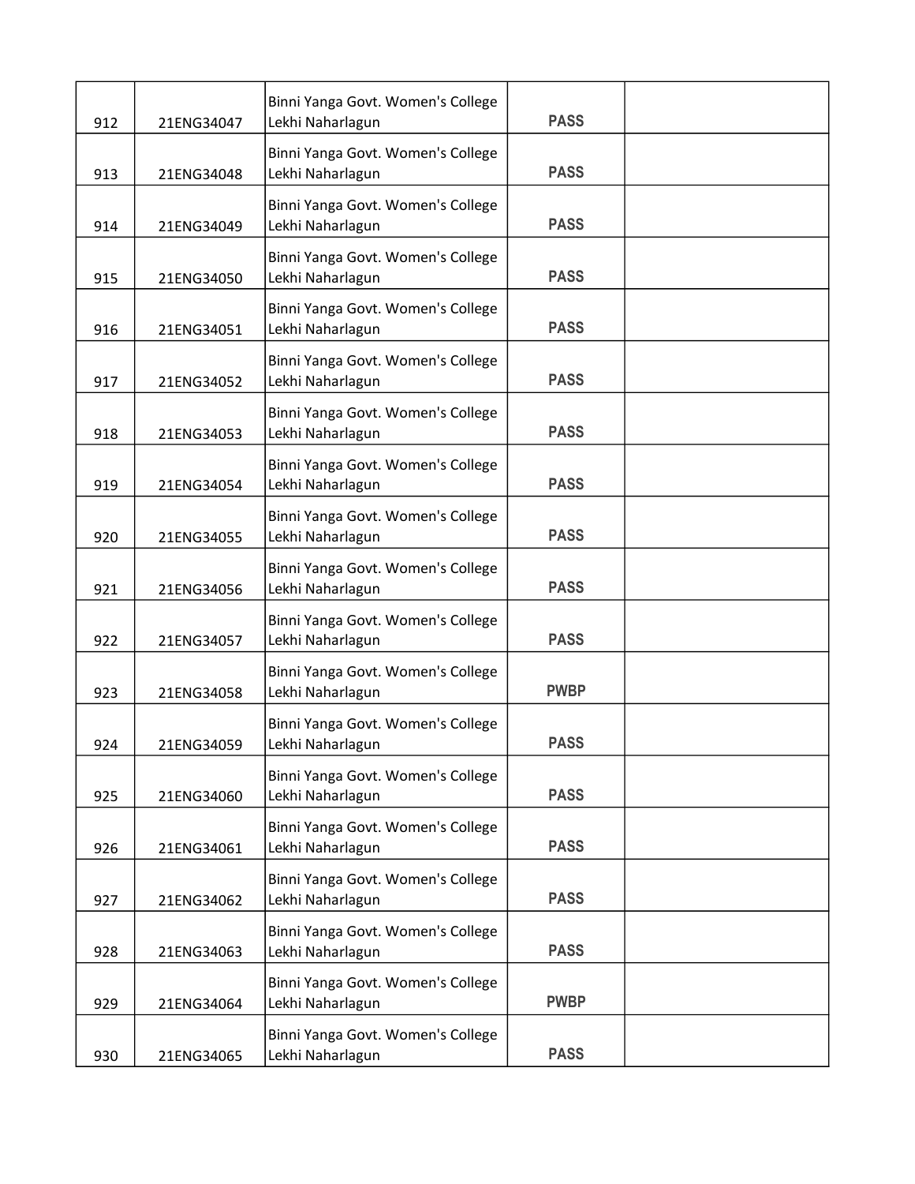| | | | | |
|---|---|---|---|---|
| 912 | 21ENG34047 | Binni Yanga Govt. Women's College Lekhi Naharlagun | PASS | |
| 913 | 21ENG34048 | Binni Yanga Govt. Women's College Lekhi Naharlagun | PASS | |
| 914 | 21ENG34049 | Binni Yanga Govt. Women's College Lekhi Naharlagun | PASS | |
| 915 | 21ENG34050 | Binni Yanga Govt. Women's College Lekhi Naharlagun | PASS | |
| 916 | 21ENG34051 | Binni Yanga Govt. Women's College Lekhi Naharlagun | PASS | |
| 917 | 21ENG34052 | Binni Yanga Govt. Women's College Lekhi Naharlagun | PASS | |
| 918 | 21ENG34053 | Binni Yanga Govt. Women's College Lekhi Naharlagun | PASS | |
| 919 | 21ENG34054 | Binni Yanga Govt. Women's College Lekhi Naharlagun | PASS | |
| 920 | 21ENG34055 | Binni Yanga Govt. Women's College Lekhi Naharlagun | PASS | |
| 921 | 21ENG34056 | Binni Yanga Govt. Women's College Lekhi Naharlagun | PASS | |
| 922 | 21ENG34057 | Binni Yanga Govt. Women's College Lekhi Naharlagun | PASS | |
| 923 | 21ENG34058 | Binni Yanga Govt. Women's College Lekhi Naharlagun | PWBP | |
| 924 | 21ENG34059 | Binni Yanga Govt. Women's College Lekhi Naharlagun | PASS | |
| 925 | 21ENG34060 | Binni Yanga Govt. Women's College Lekhi Naharlagun | PASS | |
| 926 | 21ENG34061 | Binni Yanga Govt. Women's College Lekhi Naharlagun | PASS | |
| 927 | 21ENG34062 | Binni Yanga Govt. Women's College Lekhi Naharlagun | PASS | |
| 928 | 21ENG34063 | Binni Yanga Govt. Women's College Lekhi Naharlagun | PASS | |
| 929 | 21ENG34064 | Binni Yanga Govt. Women's College Lekhi Naharlagun | PWBP | |
| 930 | 21ENG34065 | Binni Yanga Govt. Women's College Lekhi Naharlagun | PASS | |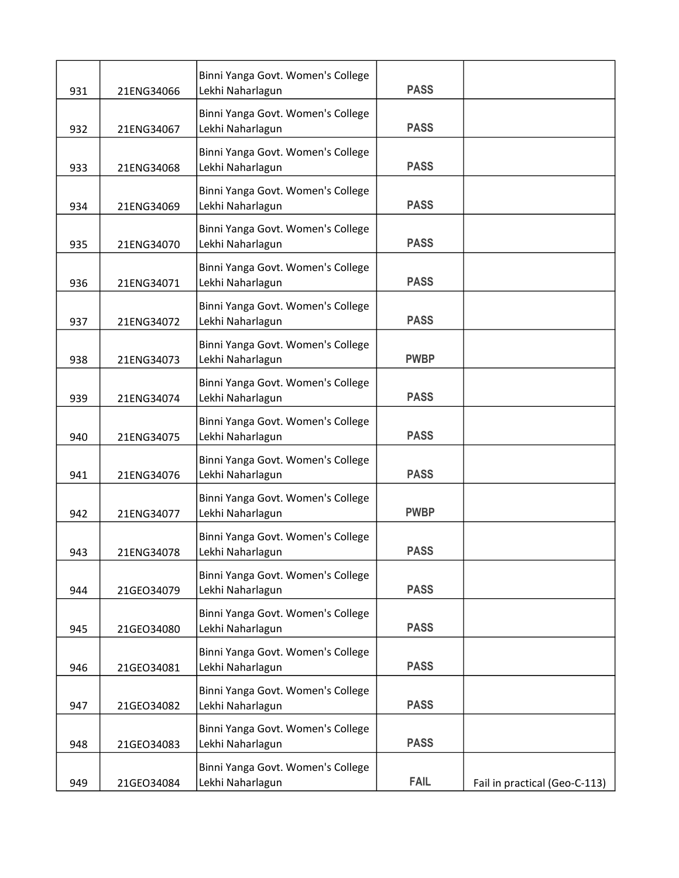| | | | | |
|---|---|---|---|---|
| 931 | 21ENG34066 | Binni Yanga Govt. Women's College Lekhi Naharlagun | **PASS** | |
| 932 | 21ENG34067 | Binni Yanga Govt. Women's College Lekhi Naharlagun | **PASS** | |
| 933 | 21ENG34068 | Binni Yanga Govt. Women's College Lekhi Naharlagun | **PASS** | |
| 934 | 21ENG34069 | Binni Yanga Govt. Women's College Lekhi Naharlagun | **PASS** | |
| 935 | 21ENG34070 | Binni Yanga Govt. Women's College Lekhi Naharlagun | **PASS** | |
| 936 | 21ENG34071 | Binni Yanga Govt. Women's College Lekhi Naharlagun | **PASS** | |
| 937 | 21ENG34072 | Binni Yanga Govt. Women's College Lekhi Naharlagun | **PASS** | |
| 938 | 21ENG34073 | Binni Yanga Govt. Women's College Lekhi Naharlagun | **PWBP** | |
| 939 | 21ENG34074 | Binni Yanga Govt. Women's College Lekhi Naharlagun | **PASS** | |
| 940 | 21ENG34075 | Binni Yanga Govt. Women's College Lekhi Naharlagun | **PASS** | |
| 941 | 21ENG34076 | Binni Yanga Govt. Women's College Lekhi Naharlagun | **PASS** | |
| 942 | 21ENG34077 | Binni Yanga Govt. Women's College Lekhi Naharlagun | **PWBP** | |
| 943 | 21ENG34078 | Binni Yanga Govt. Women's College Lekhi Naharlagun | **PASS** | |
| 944 | 21GEO34079 | Binni Yanga Govt. Women's College Lekhi Naharlagun | **PASS** | |
| 945 | 21GEO34080 | Binni Yanga Govt. Women's College Lekhi Naharlagun | **PASS** | |
| 946 | 21GEO34081 | Binni Yanga Govt. Women's College Lekhi Naharlagun | **PASS** | |
| 947 | 21GEO34082 | Binni Yanga Govt. Women's College Lekhi Naharlagun | **PASS** | |
| 948 | 21GEO34083 | Binni Yanga Govt. Women's College Lekhi Naharlagun | **PASS** | |
| 949 | 21GEO34084 | Binni Yanga Govt. Women's College Lekhi Naharlagun | **FAIL** | Fail in practical (Geo-C-113) |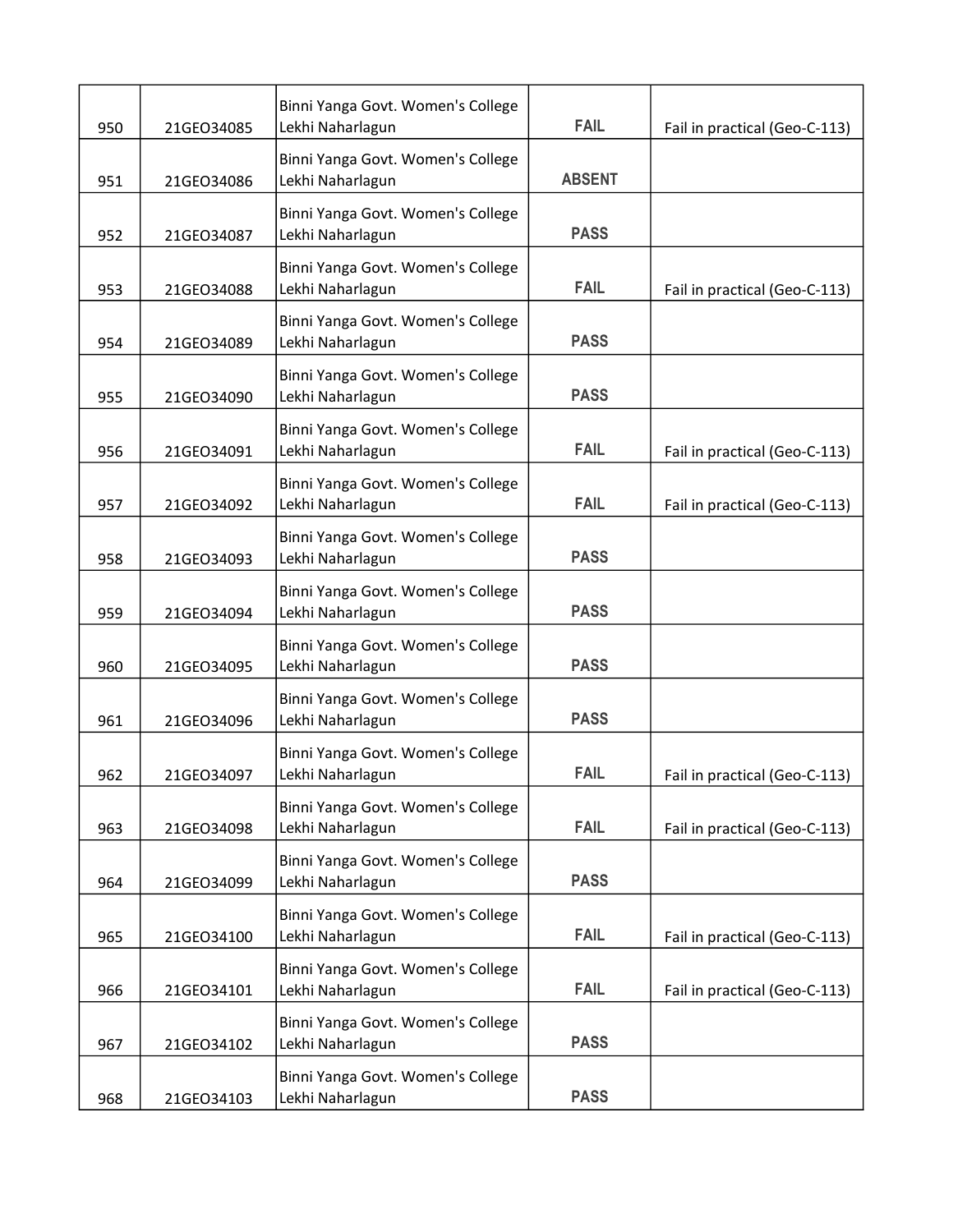| | | | | |
|---|---|---|---|---|
| 950 | 21GEO34085 | Binni Yanga Govt. Women's College Lekhi Naharlagun | **FAIL** | Fail in practical (Geo-C-113) |
| 951 | 21GEO34086 | Binni Yanga Govt. Women's College Lekhi Naharlagun | **ABSENT** | |
| 952 | 21GEO34087 | Binni Yanga Govt. Women's College Lekhi Naharlagun | **PASS** | |
| 953 | 21GEO34088 | Binni Yanga Govt. Women's College Lekhi Naharlagun | **FAIL** | Fail in practical (Geo-C-113) |
| 954 | 21GEO34089 | Binni Yanga Govt. Women's College Lekhi Naharlagun | **PASS** | |
| 955 | 21GEO34090 | Binni Yanga Govt. Women's College Lekhi Naharlagun | **PASS** | |
| 956 | 21GEO34091 | Binni Yanga Govt. Women's College Lekhi Naharlagun | **FAIL** | Fail in practical (Geo-C-113) |
| 957 | 21GEO34092 | Binni Yanga Govt. Women's College Lekhi Naharlagun | **FAIL** | Fail in practical (Geo-C-113) |
| 958 | 21GEO34093 | Binni Yanga Govt. Women's College Lekhi Naharlagun | **PASS** | |
| 959 | 21GEO34094 | Binni Yanga Govt. Women's College Lekhi Naharlagun | **PASS** | |
| 960 | 21GEO34095 | Binni Yanga Govt. Women's College Lekhi Naharlagun | **PASS** | |
| 961 | 21GEO34096 | Binni Yanga Govt. Women's College Lekhi Naharlagun | **PASS** | |
| 962 | 21GEO34097 | Binni Yanga Govt. Women's College Lekhi Naharlagun | **FAIL** | Fail in practical (Geo-C-113) |
| 963 | 21GEO34098 | Binni Yanga Govt. Women's College Lekhi Naharlagun | **FAIL** | Fail in practical (Geo-C-113) |
| 964 | 21GEO34099 | Binni Yanga Govt. Women's College Lekhi Naharlagun | **PASS** | |
| 965 | 21GEO34100 | Binni Yanga Govt. Women's College Lekhi Naharlagun | **FAIL** | Fail in practical (Geo-C-113) |
| 966 | 21GEO34101 | Binni Yanga Govt. Women's College Lekhi Naharlagun | **FAIL** | Fail in practical (Geo-C-113) |
| 967 | 21GEO34102 | Binni Yanga Govt. Women's College Lekhi Naharlagun | **PASS** | |
| 968 | 21GEO34103 | Binni Yanga Govt. Women's College Lekhi Naharlagun | **PASS** | |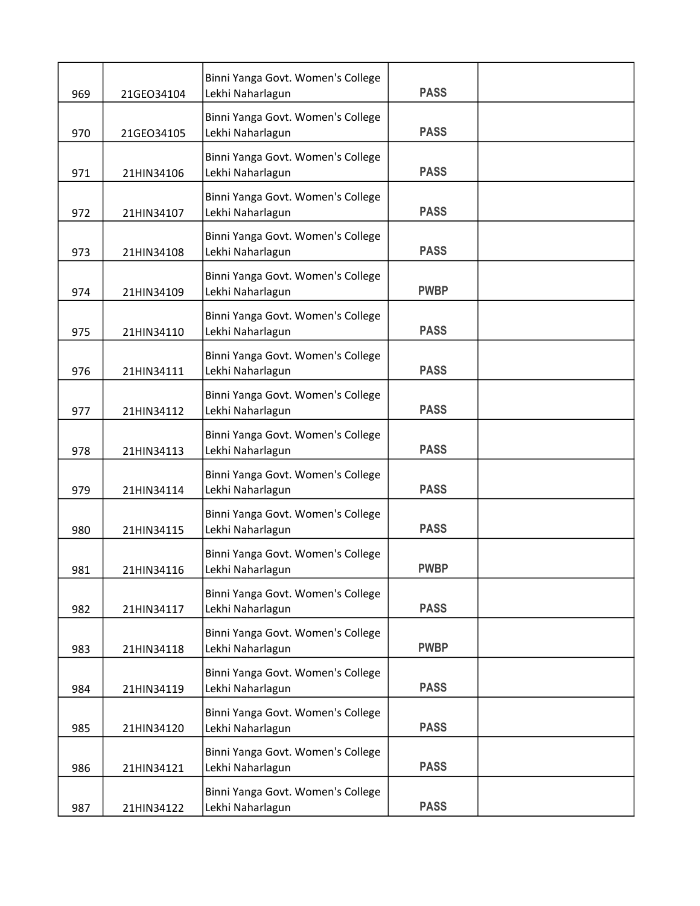| 969 | 21GEO34104 | Binni Yanga Govt. Women's College Lekhi Naharlagun | PASS | |
|---|---|---|---|---|
| 970 | 21GEO34105 | Binni Yanga Govt. Women's College Lekhi Naharlagun | PASS | |
| 971 | 21HIN34106 | Binni Yanga Govt. Women's College Lekhi Naharlagun | PASS | |
| 972 | 21HIN34107 | Binni Yanga Govt. Women's College Lekhi Naharlagun | PASS | |
| 973 | 21HIN34108 | Binni Yanga Govt. Women's College Lekhi Naharlagun | PASS | |
| 974 | 21HIN34109 | Binni Yanga Govt. Women's College Lekhi Naharlagun | PWBP | |
| 975 | 21HIN34110 | Binni Yanga Govt. Women's College Lekhi Naharlagun | PASS | |
| 976 | 21HIN34111 | Binni Yanga Govt. Women's College Lekhi Naharlagun | PASS | |
| 977 | 21HIN34112 | Binni Yanga Govt. Women's College Lekhi Naharlagun | PASS | |
| 978 | 21HIN34113 | Binni Yanga Govt. Women's College Lekhi Naharlagun | PASS | |
| 979 | 21HIN34114 | Binni Yanga Govt. Women's College Lekhi Naharlagun | PASS | |
| 980 | 21HIN34115 | Binni Yanga Govt. Women's College Lekhi Naharlagun | PASS | |
| 981 | 21HIN34116 | Binni Yanga Govt. Women's College Lekhi Naharlagun | PWBP | |
| 982 | 21HIN34117 | Binni Yanga Govt. Women's College Lekhi Naharlagun | PASS | |
| 983 | 21HIN34118 | Binni Yanga Govt. Women's College Lekhi Naharlagun | PWBP | |
| 984 | 21HIN34119 | Binni Yanga Govt. Women's College Lekhi Naharlagun | PASS | |
| 985 | 21HIN34120 | Binni Yanga Govt. Women's College Lekhi Naharlagun | PASS | |
| 986 | 21HIN34121 | Binni Yanga Govt. Women's College Lekhi Naharlagun | PASS | |
| 987 | 21HIN34122 | Binni Yanga Govt. Women's College Lekhi Naharlagun | PASS | |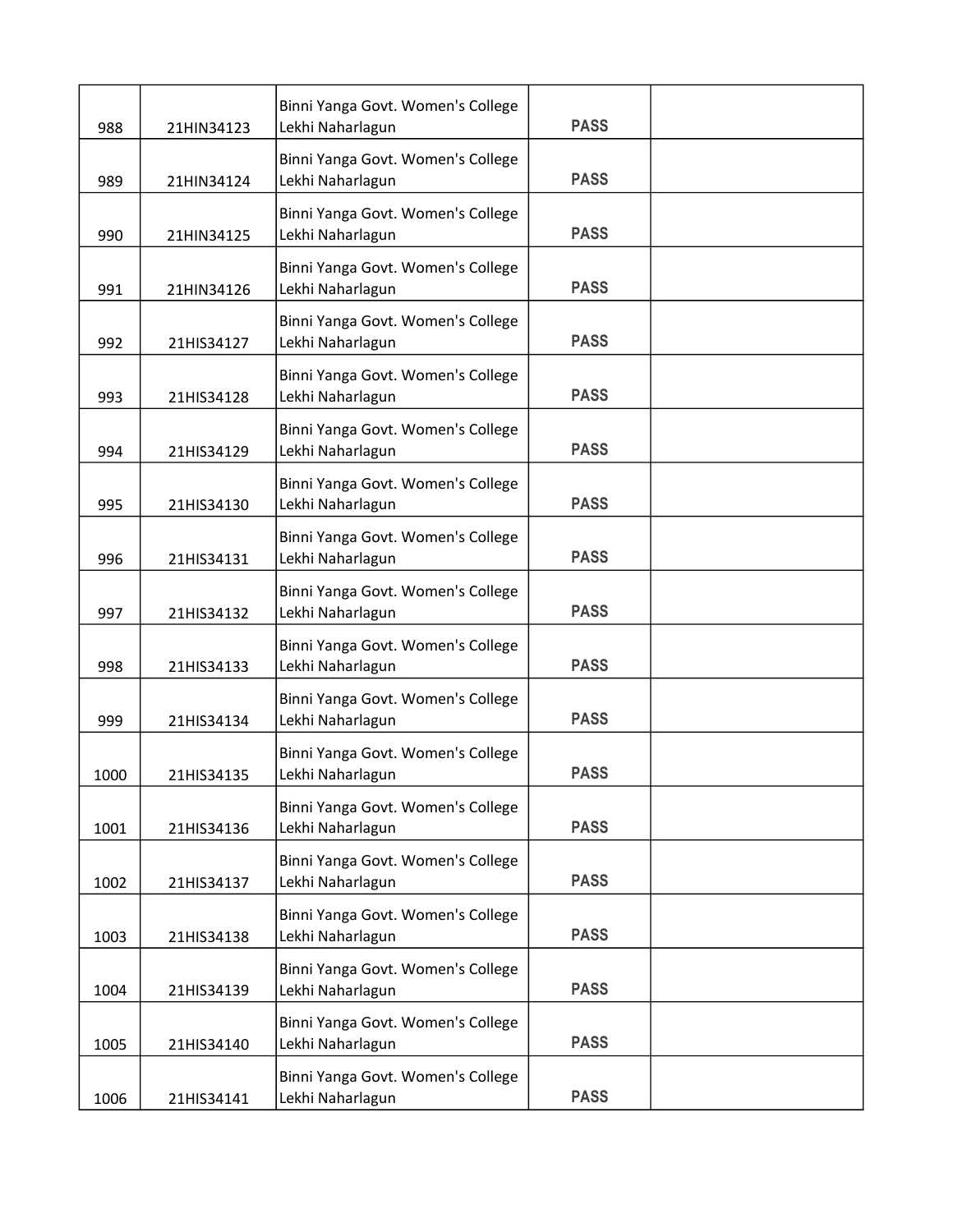| | | | | |
|---|---|---|---|---|
| 988 | 21HIN34123 | Binni Yanga Govt. Women's College Lekhi Naharlagun | PASS | |
| 989 | 21HIN34124 | Binni Yanga Govt. Women's College Lekhi Naharlagun | PASS | |
| 990 | 21HIN34125 | Binni Yanga Govt. Women's College Lekhi Naharlagun | PASS | |
| 991 | 21HIN34126 | Binni Yanga Govt. Women's College Lekhi Naharlagun | PASS | |
| 992 | 21HIS34127 | Binni Yanga Govt. Women's College Lekhi Naharlagun | PASS | |
| 993 | 21HIS34128 | Binni Yanga Govt. Women's College Lekhi Naharlagun | PASS | |
| 994 | 21HIS34129 | Binni Yanga Govt. Women's College Lekhi Naharlagun | PASS | |
| 995 | 21HIS34130 | Binni Yanga Govt. Women's College Lekhi Naharlagun | PASS | |
| 996 | 21HIS34131 | Binni Yanga Govt. Women's College Lekhi Naharlagun | PASS | |
| 997 | 21HIS34132 | Binni Yanga Govt. Women's College Lekhi Naharlagun | PASS | |
| 998 | 21HIS34133 | Binni Yanga Govt. Women's College Lekhi Naharlagun | PASS | |
| 999 | 21HIS34134 | Binni Yanga Govt. Women's College Lekhi Naharlagun | PASS | |
| 1000 | 21HIS34135 | Binni Yanga Govt. Women's College Lekhi Naharlagun | PASS | |
| 1001 | 21HIS34136 | Binni Yanga Govt. Women's College Lekhi Naharlagun | PASS | |
| 1002 | 21HIS34137 | Binni Yanga Govt. Women's College Lekhi Naharlagun | PASS | |
| 1003 | 21HIS34138 | Binni Yanga Govt. Women's College Lekhi Naharlagun | PASS | |
| 1004 | 21HIS34139 | Binni Yanga Govt. Women's College Lekhi Naharlagun | PASS | |
| 1005 | 21HIS34140 | Binni Yanga Govt. Women's College Lekhi Naharlagun | PASS | |
| 1006 | 21HIS34141 | Binni Yanga Govt. Women's College Lekhi Naharlagun | PASS | |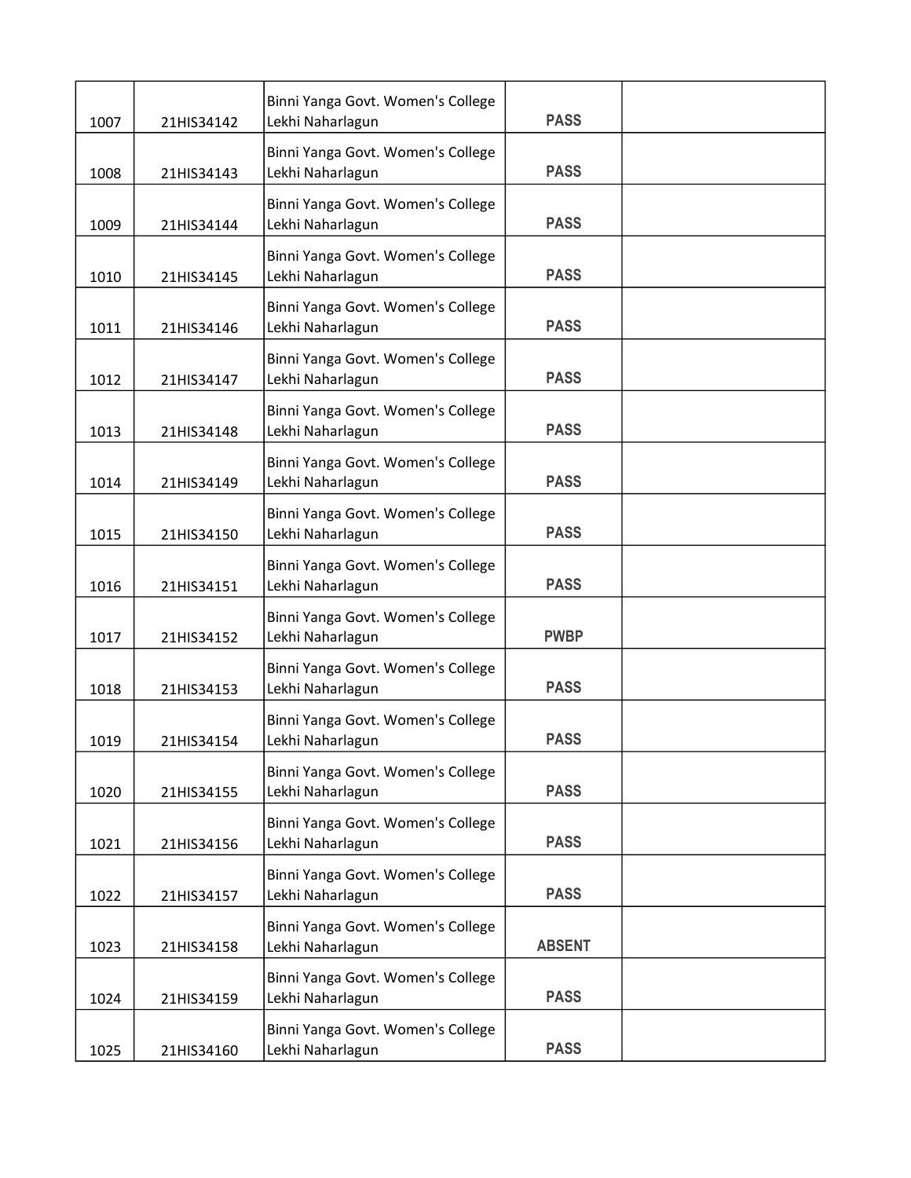| | | | | |
|---|---|---|---|---|
| 1007 | 21HIS34142 | Binni Yanga Govt. Women's College Lekhi Naharlagun | **PASS** | |
| 1008 | 21HIS34143 | Binni Yanga Govt. Women's College Lekhi Naharlagun | **PASS** | |
| 1009 | 21HIS34144 | Binni Yanga Govt. Women's College Lekhi Naharlagun | **PASS** | |
| 1010 | 21HIS34145 | Binni Yanga Govt. Women's College Lekhi Naharlagun | **PASS** | |
| 1011 | 21HIS34146 | Binni Yanga Govt. Women's College Lekhi Naharlagun | **PASS** | |
| 1012 | 21HIS34147 | Binni Yanga Govt. Women's College Lekhi Naharlagun | **PASS** | |
| 1013 | 21HIS34148 | Binni Yanga Govt. Women's College Lekhi Naharlagun | **PASS** | |
| 1014 | 21HIS34149 | Binni Yanga Govt. Women's College Lekhi Naharlagun | **PASS** | |
| 1015 | 21HIS34150 | Binni Yanga Govt. Women's College Lekhi Naharlagun | **PASS** | |
| 1016 | 21HIS34151 | Binni Yanga Govt. Women's College Lekhi Naharlagun | **PASS** | |
| 1017 | 21HIS34152 | Binni Yanga Govt. Women's College Lekhi Naharlagun | **PWBP** | |
| 1018 | 21HIS34153 | Binni Yanga Govt. Women's College Lekhi Naharlagun | **PASS** | |
| 1019 | 21HIS34154 | Binni Yanga Govt. Women's College Lekhi Naharlagun | **PASS** | |
| 1020 | 21HIS34155 | Binni Yanga Govt. Women's College Lekhi Naharlagun | **PASS** | |
| 1021 | 21HIS34156 | Binni Yanga Govt. Women's College Lekhi Naharlagun | **PASS** | |
| 1022 | 21HIS34157 | Binni Yanga Govt. Women's College Lekhi Naharlagun | **PASS** | |
| 1023 | 21HIS34158 | Binni Yanga Govt. Women's College Lekhi Naharlagun | **ABSENT** | |
| 1024 | 21HIS34159 | Binni Yanga Govt. Women's College Lekhi Naharlagun | **PASS** | |
| 1025 | 21HIS34160 | Binni Yanga Govt. Women's College Lekhi Naharlagun | **PASS** | |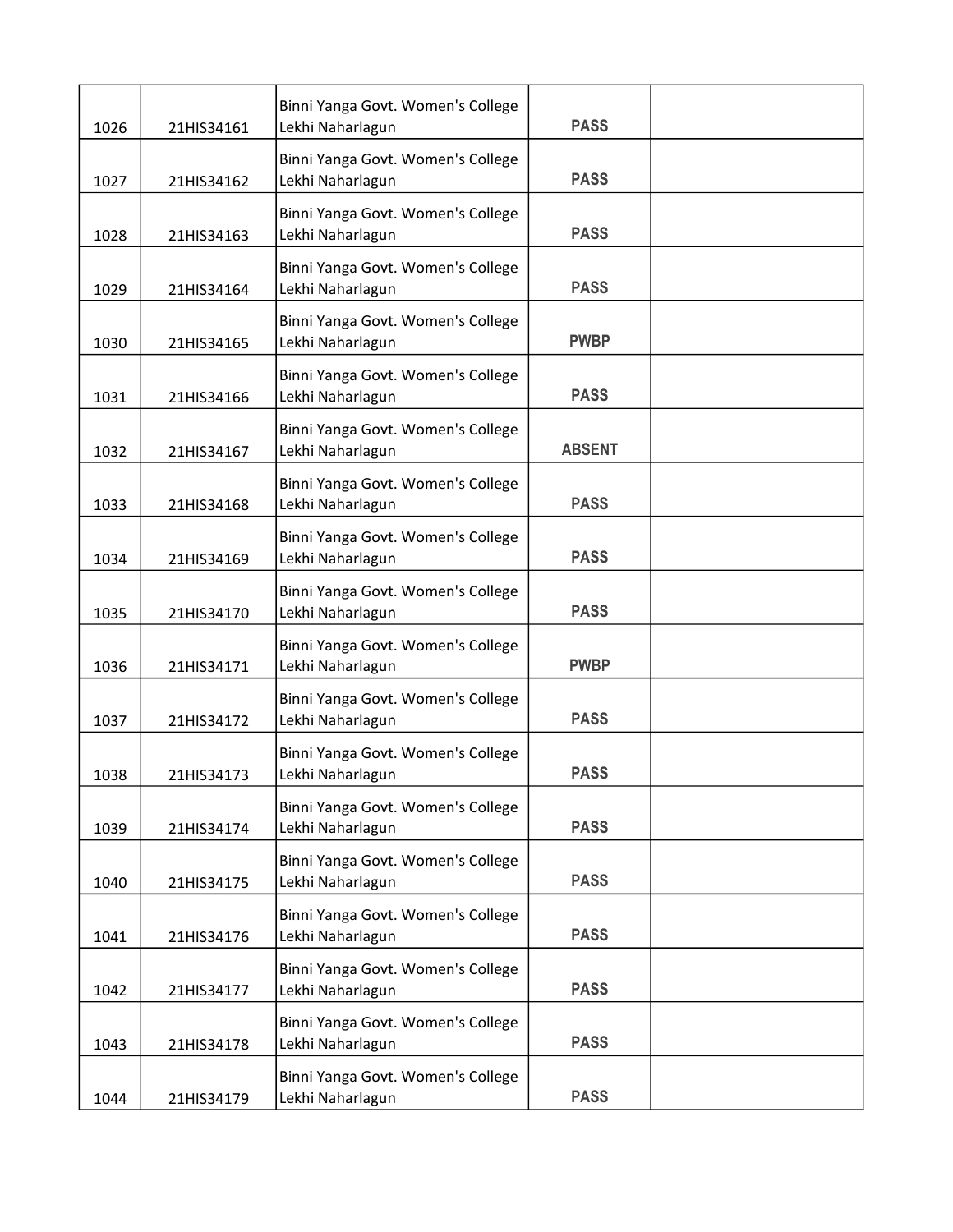| | | | | |
|---|---|---|---|---|
| 1026 | 21HIS34161 | Binni Yanga Govt. Women's College Lekhi Naharlagun | **PASS** | |
| 1027 | 21HIS34162 | Binni Yanga Govt. Women's College Lekhi Naharlagun | **PASS** | |
| 1028 | 21HIS34163 | Binni Yanga Govt. Women's College Lekhi Naharlagun | **PASS** | |
| 1029 | 21HIS34164 | Binni Yanga Govt. Women's College Lekhi Naharlagun | **PASS** | |
| 1030 | 21HIS34165 | Binni Yanga Govt. Women's College Lekhi Naharlagun | **PWBP** | |
| 1031 | 21HIS34166 | Binni Yanga Govt. Women's College Lekhi Naharlagun | **PASS** | |
| 1032 | 21HIS34167 | Binni Yanga Govt. Women's College Lekhi Naharlagun | **ABSENT** | |
| 1033 | 21HIS34168 | Binni Yanga Govt. Women's College Lekhi Naharlagun | **PASS** | |
| 1034 | 21HIS34169 | Binni Yanga Govt. Women's College Lekhi Naharlagun | **PASS** | |
| 1035 | 21HIS34170 | Binni Yanga Govt. Women's College Lekhi Naharlagun | **PASS** | |
| 1036 | 21HIS34171 | Binni Yanga Govt. Women's College Lekhi Naharlagun | **PWBP** | |
| 1037 | 21HIS34172 | Binni Yanga Govt. Women's College Lekhi Naharlagun | **PASS** | |
| 1038 | 21HIS34173 | Binni Yanga Govt. Women's College Lekhi Naharlagun | **PASS** | |
| 1039 | 21HIS34174 | Binni Yanga Govt. Women's College Lekhi Naharlagun | **PASS** | |
| 1040 | 21HIS34175 | Binni Yanga Govt. Women's College Lekhi Naharlagun | **PASS** | |
| 1041 | 21HIS34176 | Binni Yanga Govt. Women's College Lekhi Naharlagun | **PASS** | |
| 1042 | 21HIS34177 | Binni Yanga Govt. Women's College Lekhi Naharlagun | **PASS** | |
| 1043 | 21HIS34178 | Binni Yanga Govt. Women's College Lekhi Naharlagun | **PASS** | |
| 1044 | 21HIS34179 | Binni Yanga Govt. Women's College Lekhi Naharlagun | **PASS** | |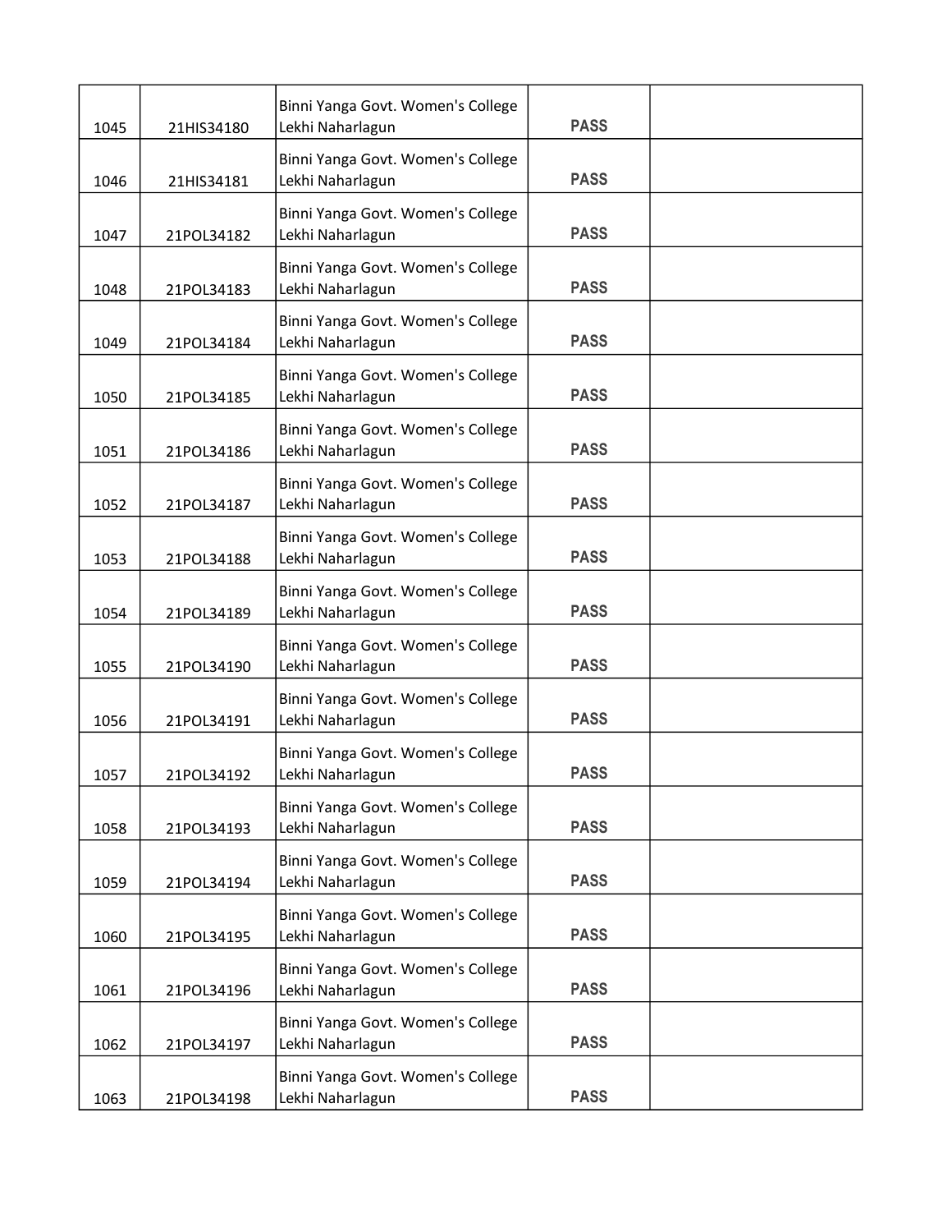| | | | | |
|---|---|---|---|---|
| 1045 | 21HIS34180 | Binni Yanga Govt. Women's College Lekhi Naharlagun | PASS | |
| 1046 | 21HIS34181 | Binni Yanga Govt. Women's College Lekhi Naharlagun | PASS | |
| 1047 | 21POL34182 | Binni Yanga Govt. Women's College Lekhi Naharlagun | PASS | |
| 1048 | 21POL34183 | Binni Yanga Govt. Women's College Lekhi Naharlagun | PASS | |
| 1049 | 21POL34184 | Binni Yanga Govt. Women's College Lekhi Naharlagun | PASS | |
| 1050 | 21POL34185 | Binni Yanga Govt. Women's College Lekhi Naharlagun | PASS | |
| 1051 | 21POL34186 | Binni Yanga Govt. Women's College Lekhi Naharlagun | PASS | |
| 1052 | 21POL34187 | Binni Yanga Govt. Women's College Lekhi Naharlagun | PASS | |
| 1053 | 21POL34188 | Binni Yanga Govt. Women's College Lekhi Naharlagun | PASS | |
| 1054 | 21POL34189 | Binni Yanga Govt. Women's College Lekhi Naharlagun | PASS | |
| 1055 | 21POL34190 | Binni Yanga Govt. Women's College Lekhi Naharlagun | PASS | |
| 1056 | 21POL34191 | Binni Yanga Govt. Women's College Lekhi Naharlagun | PASS | |
| 1057 | 21POL34192 | Binni Yanga Govt. Women's College Lekhi Naharlagun | PASS | |
| 1058 | 21POL34193 | Binni Yanga Govt. Women's College Lekhi Naharlagun | PASS | |
| 1059 | 21POL34194 | Binni Yanga Govt. Women's College Lekhi Naharlagun | PASS | |
| 1060 | 21POL34195 | Binni Yanga Govt. Women's College Lekhi Naharlagun | PASS | |
| 1061 | 21POL34196 | Binni Yanga Govt. Women's College Lekhi Naharlagun | PASS | |
| 1062 | 21POL34197 | Binni Yanga Govt. Women's College Lekhi Naharlagun | PASS | |
| 1063 | 21POL34198 | Binni Yanga Govt. Women's College Lekhi Naharlagun | PASS | |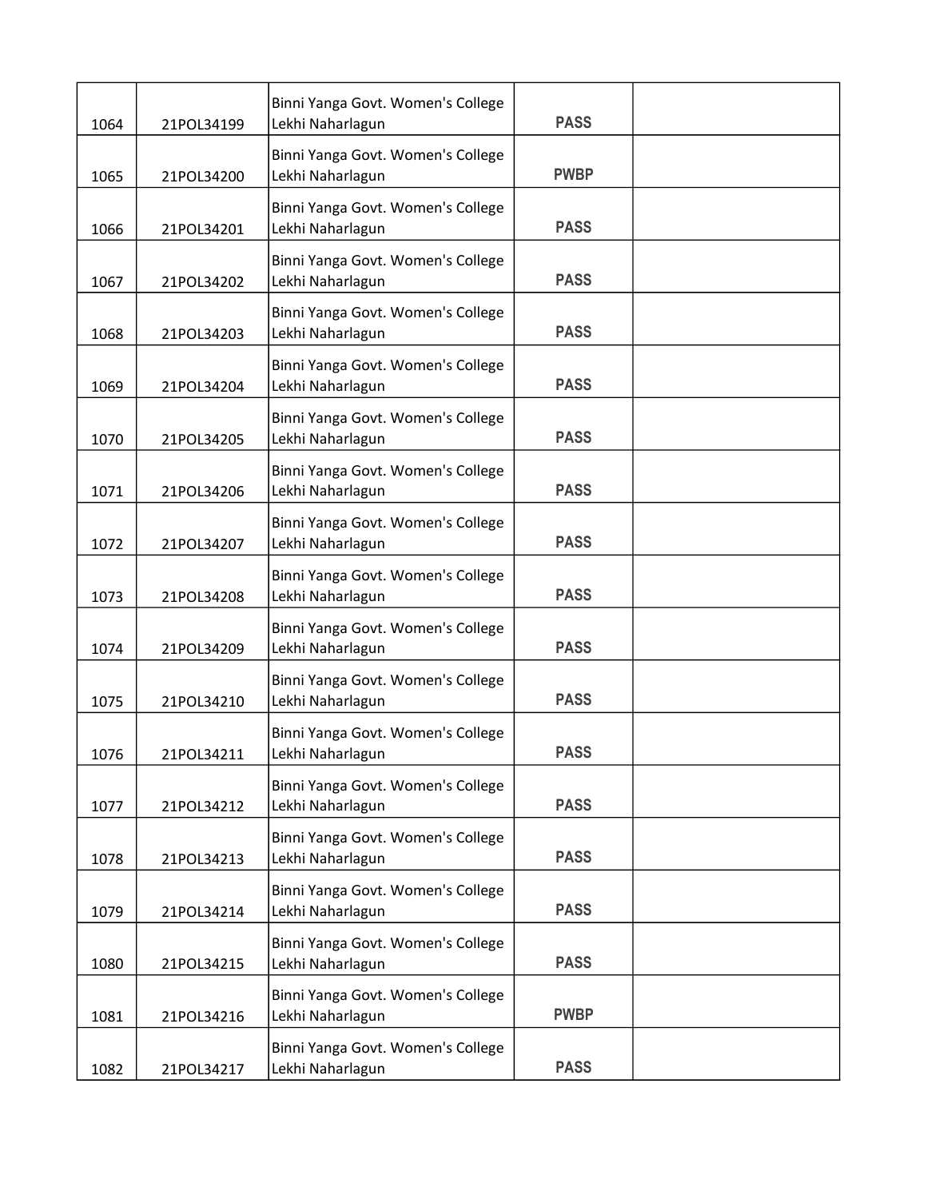| | | | | |
|---|---|---|---|---|
| 1064 | 21POL34199 | Binni Yanga Govt. Women's College Lekhi Naharlagun | PASS | |
| 1065 | 21POL34200 | Binni Yanga Govt. Women's College Lekhi Naharlagun | PWBP | |
| 1066 | 21POL34201 | Binni Yanga Govt. Women's College Lekhi Naharlagun | PASS | |
| 1067 | 21POL34202 | Binni Yanga Govt. Women's College Lekhi Naharlagun | PASS | |
| 1068 | 21POL34203 | Binni Yanga Govt. Women's College Lekhi Naharlagun | PASS | |
| 1069 | 21POL34204 | Binni Yanga Govt. Women's College Lekhi Naharlagun | PASS | |
| 1070 | 21POL34205 | Binni Yanga Govt. Women's College Lekhi Naharlagun | PASS | |
| 1071 | 21POL34206 | Binni Yanga Govt. Women's College Lekhi Naharlagun | PASS | |
| 1072 | 21POL34207 | Binni Yanga Govt. Women's College Lekhi Naharlagun | PASS | |
| 1073 | 21POL34208 | Binni Yanga Govt. Women's College Lekhi Naharlagun | PASS | |
| 1074 | 21POL34209 | Binni Yanga Govt. Women's College Lekhi Naharlagun | PASS | |
| 1075 | 21POL34210 | Binni Yanga Govt. Women's College Lekhi Naharlagun | PASS | |
| 1076 | 21POL34211 | Binni Yanga Govt. Women's College Lekhi Naharlagun | PASS | |
| 1077 | 21POL34212 | Binni Yanga Govt. Women's College Lekhi Naharlagun | PASS | |
| 1078 | 21POL34213 | Binni Yanga Govt. Women's College Lekhi Naharlagun | PASS | |
| 1079 | 21POL34214 | Binni Yanga Govt. Women's College Lekhi Naharlagun | PASS | |
| 1080 | 21POL34215 | Binni Yanga Govt. Women's College Lekhi Naharlagun | PASS | |
| 1081 | 21POL34216 | Binni Yanga Govt. Women's College Lekhi Naharlagun | PWBP | |
| 1082 | 21POL34217 | Binni Yanga Govt. Women's College Lekhi Naharlagun | PASS | |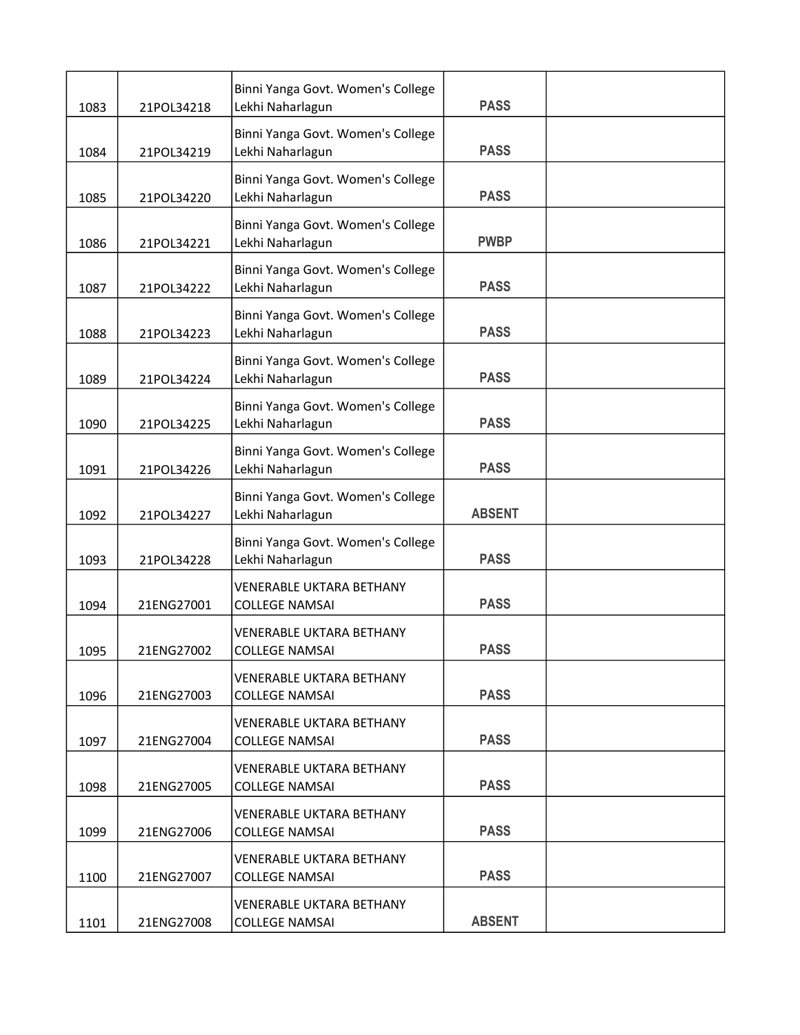| | | | | |
|---|---|---|---|---|
| 1083 | 21POL34218 | Binni Yanga Govt. Women's College Lekhi Naharlagun | **PASS** | |
| 1084 | 21POL34219 | Binni Yanga Govt. Women's College Lekhi Naharlagun | **PASS** | |
| 1085 | 21POL34220 | Binni Yanga Govt. Women's College Lekhi Naharlagun | **PASS** | |
| 1086 | 21POL34221 | Binni Yanga Govt. Women's College Lekhi Naharlagun | **PWBP** | |
| 1087 | 21POL34222 | Binni Yanga Govt. Women's College Lekhi Naharlagun | **PASS** | |
| 1088 | 21POL34223 | Binni Yanga Govt. Women's College Lekhi Naharlagun | **PASS** | |
| 1089 | 21POL34224 | Binni Yanga Govt. Women's College Lekhi Naharlagun | **PASS** | |
| 1090 | 21POL34225 | Binni Yanga Govt. Women's College Lekhi Naharlagun | **PASS** | |
| 1091 | 21POL34226 | Binni Yanga Govt. Women's College Lekhi Naharlagun | **PASS** | |
| 1092 | 21POL34227 | Binni Yanga Govt. Women's College Lekhi Naharlagun | **ABSENT** | |
| 1093 | 21POL34228 | Binni Yanga Govt. Women's College Lekhi Naharlagun | **PASS** | |
| 1094 | 21ENG27001 | VENERABLE UKTARA BETHANY COLLEGE NAMSAI | **PASS** | |
| 1095 | 21ENG27002 | VENERABLE UKTARA BETHANY COLLEGE NAMSAI | **PASS** | |
| 1096 | 21ENG27003 | VENERABLE UKTARA BETHANY COLLEGE NAMSAI | **PASS** | |
| 1097 | 21ENG27004 | VENERABLE UKTARA BETHANY COLLEGE NAMSAI | **PASS** | |
| 1098 | 21ENG27005 | VENERABLE UKTARA BETHANY COLLEGE NAMSAI | **PASS** | |
| 1099 | 21ENG27006 | VENERABLE UKTARA BETHANY COLLEGE NAMSAI | **PASS** | |
| 1100 | 21ENG27007 | VENERABLE UKTARA BETHANY COLLEGE NAMSAI | **PASS** | |
| 1101 | 21ENG27008 | VENERABLE UKTARA BETHANY COLLEGE NAMSAI | **ABSENT** | |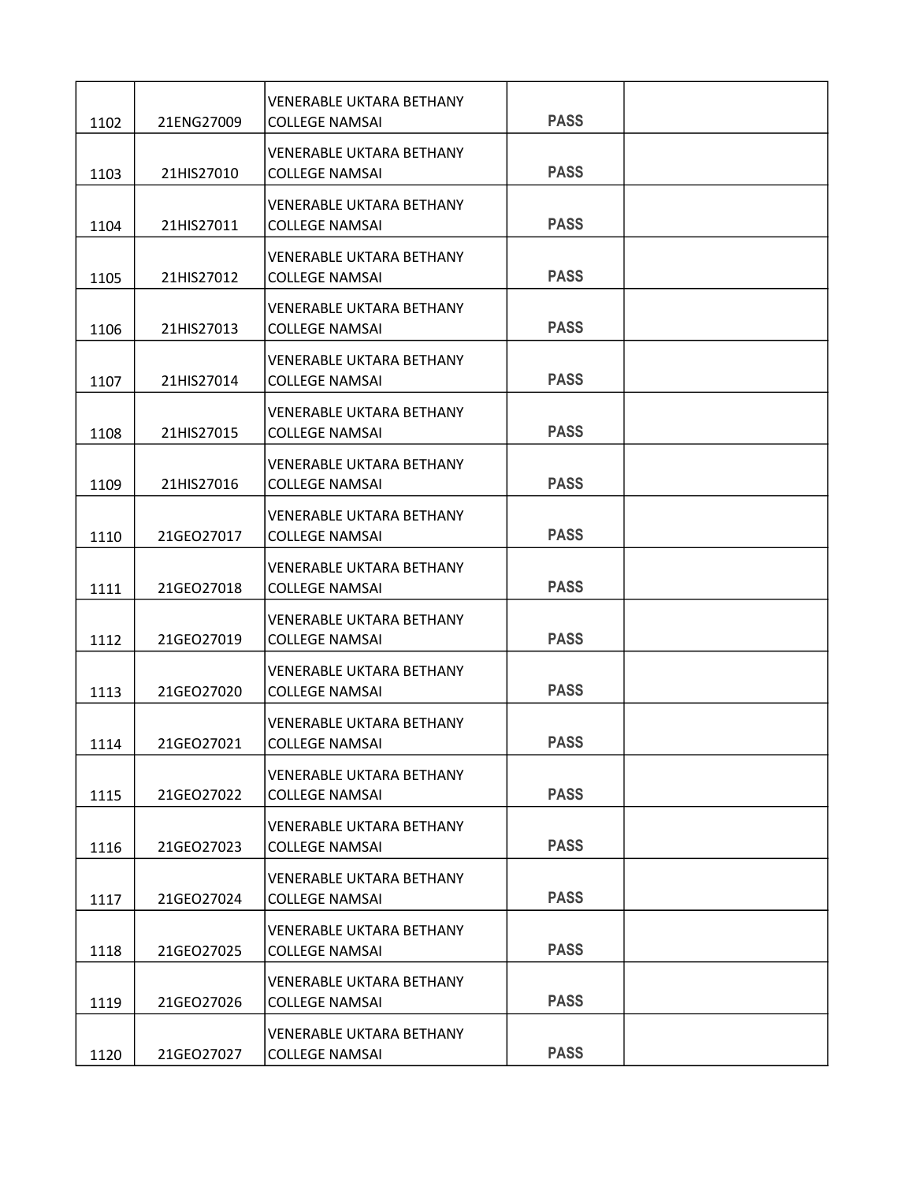| | | | | |
|---|---|---|---|---|
| 1102 | 21ENG27009 | VENERABLE UKTARA BETHANY COLLEGE NAMSAI | PASS | |
| 1103 | 21HIS27010 | VENERABLE UKTARA BETHANY COLLEGE NAMSAI | PASS | |
| 1104 | 21HIS27011 | VENERABLE UKTARA BETHANY COLLEGE NAMSAI | PASS | |
| 1105 | 21HIS27012 | VENERABLE UKTARA BETHANY COLLEGE NAMSAI | PASS | |
| 1106 | 21HIS27013 | VENERABLE UKTARA BETHANY COLLEGE NAMSAI | PASS | |
| 1107 | 21HIS27014 | VENERABLE UKTARA BETHANY COLLEGE NAMSAI | PASS | |
| 1108 | 21HIS27015 | VENERABLE UKTARA BETHANY COLLEGE NAMSAI | PASS | |
| 1109 | 21HIS27016 | VENERABLE UKTARA BETHANY COLLEGE NAMSAI | PASS | |
| 1110 | 21GEO27017 | VENERABLE UKTARA BETHANY COLLEGE NAMSAI | PASS | |
| 1111 | 21GEO27018 | VENERABLE UKTARA BETHANY COLLEGE NAMSAI | PASS | |
| 1112 | 21GEO27019 | VENERABLE UKTARA BETHANY COLLEGE NAMSAI | PASS | |
| 1113 | 21GEO27020 | VENERABLE UKTARA BETHANY COLLEGE NAMSAI | PASS | |
| 1114 | 21GEO27021 | VENERABLE UKTARA BETHANY COLLEGE NAMSAI | PASS | |
| 1115 | 21GEO27022 | VENERABLE UKTARA BETHANY COLLEGE NAMSAI | PASS | |
| 1116 | 21GEO27023 | VENERABLE UKTARA BETHANY COLLEGE NAMSAI | PASS | |
| 1117 | 21GEO27024 | VENERABLE UKTARA BETHANY COLLEGE NAMSAI | PASS | |
| 1118 | 21GEO27025 | VENERABLE UKTARA BETHANY COLLEGE NAMSAI | PASS | |
| 1119 | 21GEO27026 | VENERABLE UKTARA BETHANY COLLEGE NAMSAI | PASS | |
| 1120 | 21GEO27027 | VENERABLE UKTARA BETHANY COLLEGE NAMSAI | PASS | |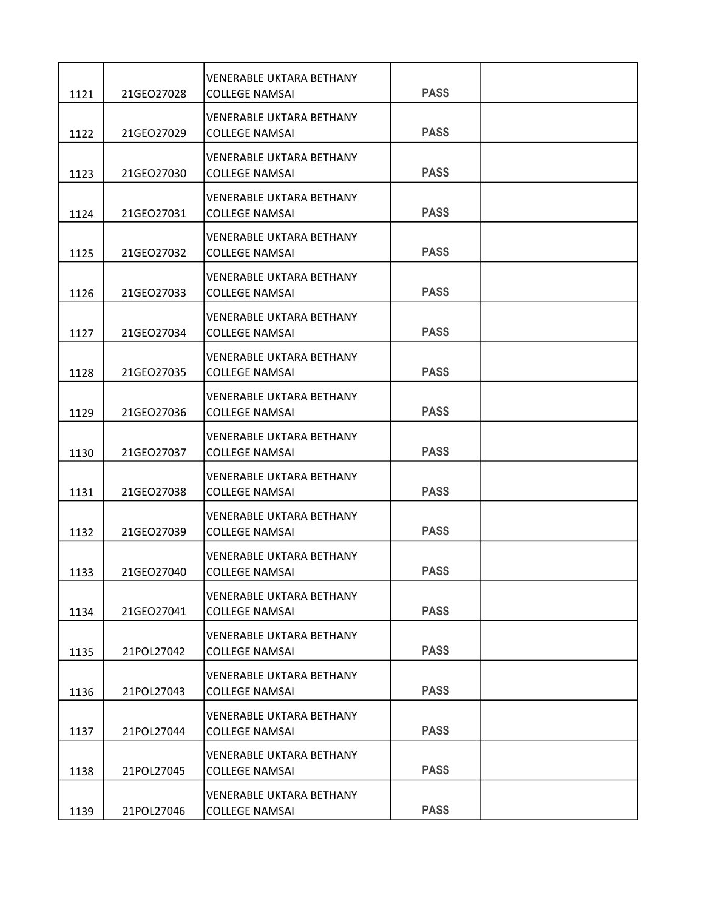| | | | | |
|---|---|---|---|---|
| 1121 | 21GEO27028 | VENERABLE UKTARA BETHANY COLLEGE NAMSAI | PASS | |
| 1122 | 21GEO27029 | VENERABLE UKTARA BETHANY COLLEGE NAMSAI | PASS | |
| 1123 | 21GEO27030 | VENERABLE UKTARA BETHANY COLLEGE NAMSAI | PASS | |
| 1124 | 21GEO27031 | VENERABLE UKTARA BETHANY COLLEGE NAMSAI | PASS | |
| 1125 | 21GEO27032 | VENERABLE UKTARA BETHANY COLLEGE NAMSAI | PASS | |
| 1126 | 21GEO27033 | VENERABLE UKTARA BETHANY COLLEGE NAMSAI | PASS | |
| 1127 | 21GEO27034 | VENERABLE UKTARA BETHANY COLLEGE NAMSAI | PASS | |
| 1128 | 21GEO27035 | VENERABLE UKTARA BETHANY COLLEGE NAMSAI | PASS | |
| 1129 | 21GEO27036 | VENERABLE UKTARA BETHANY COLLEGE NAMSAI | PASS | |
| 1130 | 21GEO27037 | VENERABLE UKTARA BETHANY COLLEGE NAMSAI | PASS | |
| 1131 | 21GEO27038 | VENERABLE UKTARA BETHANY COLLEGE NAMSAI | PASS | |
| 1132 | 21GEO27039 | VENERABLE UKTARA BETHANY COLLEGE NAMSAI | PASS | |
| 1133 | 21GEO27040 | VENERABLE UKTARA BETHANY COLLEGE NAMSAI | PASS | |
| 1134 | 21GEO27041 | VENERABLE UKTARA BETHANY COLLEGE NAMSAI | PASS | |
| 1135 | 21POL27042 | VENERABLE UKTARA BETHANY COLLEGE NAMSAI | PASS | |
| 1136 | 21POL27043 | VENERABLE UKTARA BETHANY COLLEGE NAMSAI | PASS | |
| 1137 | 21POL27044 | VENERABLE UKTARA BETHANY COLLEGE NAMSAI | PASS | |
| 1138 | 21POL27045 | VENERABLE UKTARA BETHANY COLLEGE NAMSAI | PASS | |
| 1139 | 21POL27046 | VENERABLE UKTARA BETHANY COLLEGE NAMSAI | PASS | |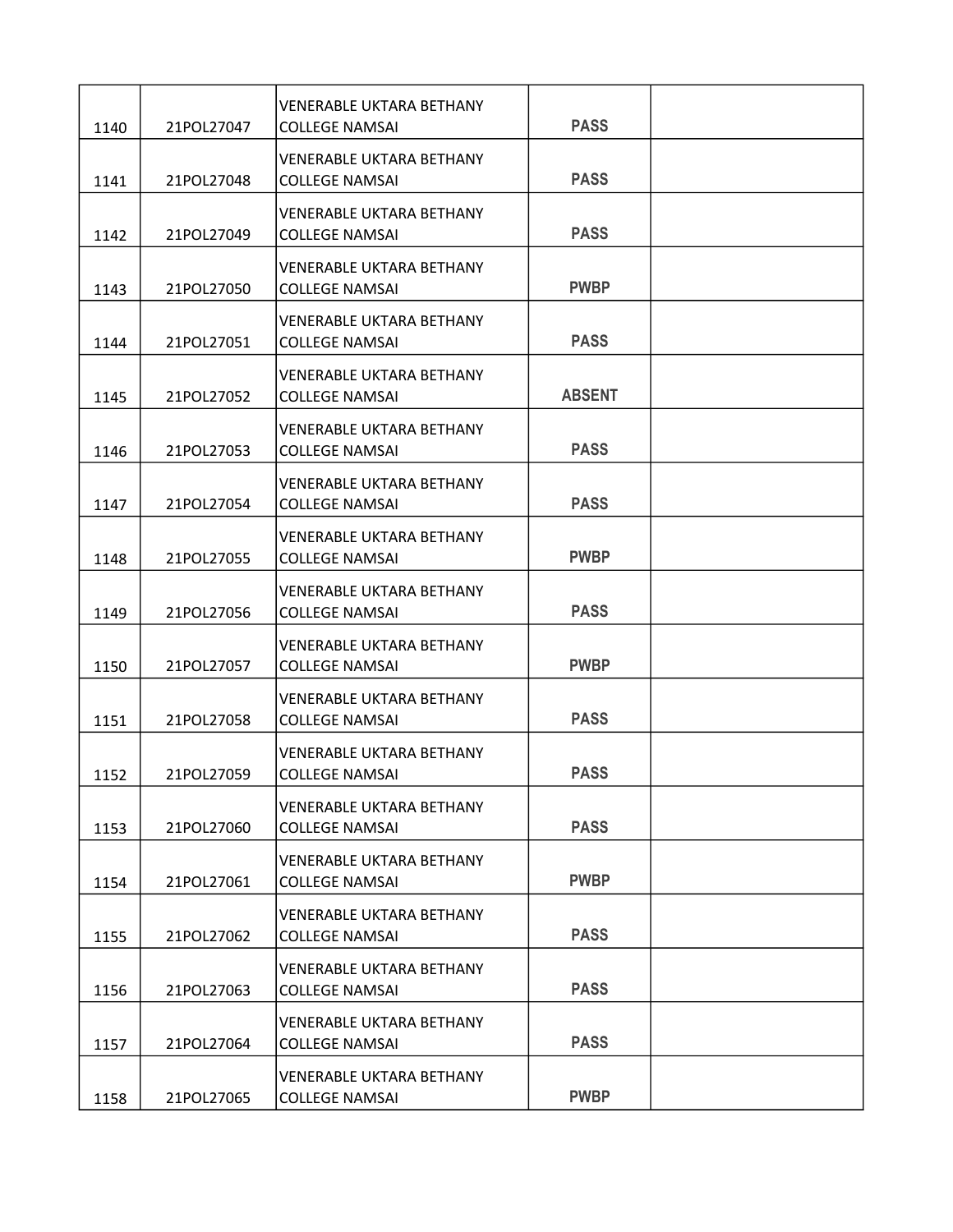| | | | | |
|---|---|---|---|---|
| 1140 | 21POL27047 | VENERABLE UKTARA BETHANY COLLEGE NAMSAI | PASS | |
| 1141 | 21POL27048 | VENERABLE UKTARA BETHANY COLLEGE NAMSAI | PASS | |
| 1142 | 21POL27049 | VENERABLE UKTARA BETHANY COLLEGE NAMSAI | PASS | |
| 1143 | 21POL27050 | VENERABLE UKTARA BETHANY COLLEGE NAMSAI | PWBP | |
| 1144 | 21POL27051 | VENERABLE UKTARA BETHANY COLLEGE NAMSAI | PASS | |
| 1145 | 21POL27052 | VENERABLE UKTARA BETHANY COLLEGE NAMSAI | ABSENT | |
| 1146 | 21POL27053 | VENERABLE UKTARA BETHANY COLLEGE NAMSAI | PASS | |
| 1147 | 21POL27054 | VENERABLE UKTARA BETHANY COLLEGE NAMSAI | PASS | |
| 1148 | 21POL27055 | VENERABLE UKTARA BETHANY COLLEGE NAMSAI | PWBP | |
| 1149 | 21POL27056 | VENERABLE UKTARA BETHANY COLLEGE NAMSAI | PASS | |
| 1150 | 21POL27057 | VENERABLE UKTARA BETHANY COLLEGE NAMSAI | PWBP | |
| 1151 | 21POL27058 | VENERABLE UKTARA BETHANY COLLEGE NAMSAI | PASS | |
| 1152 | 21POL27059 | VENERABLE UKTARA BETHANY COLLEGE NAMSAI | PASS | |
| 1153 | 21POL27060 | VENERABLE UKTARA BETHANY COLLEGE NAMSAI | PASS | |
| 1154 | 21POL27061 | VENERABLE UKTARA BETHANY COLLEGE NAMSAI | PWBP | |
| 1155 | 21POL27062 | VENERABLE UKTARA BETHANY COLLEGE NAMSAI | PASS | |
| 1156 | 21POL27063 | VENERABLE UKTARA BETHANY COLLEGE NAMSAI | PASS | |
| 1157 | 21POL27064 | VENERABLE UKTARA BETHANY COLLEGE NAMSAI | PASS | |
| 1158 | 21POL27065 | VENERABLE UKTARA BETHANY COLLEGE NAMSAI | PWBP | |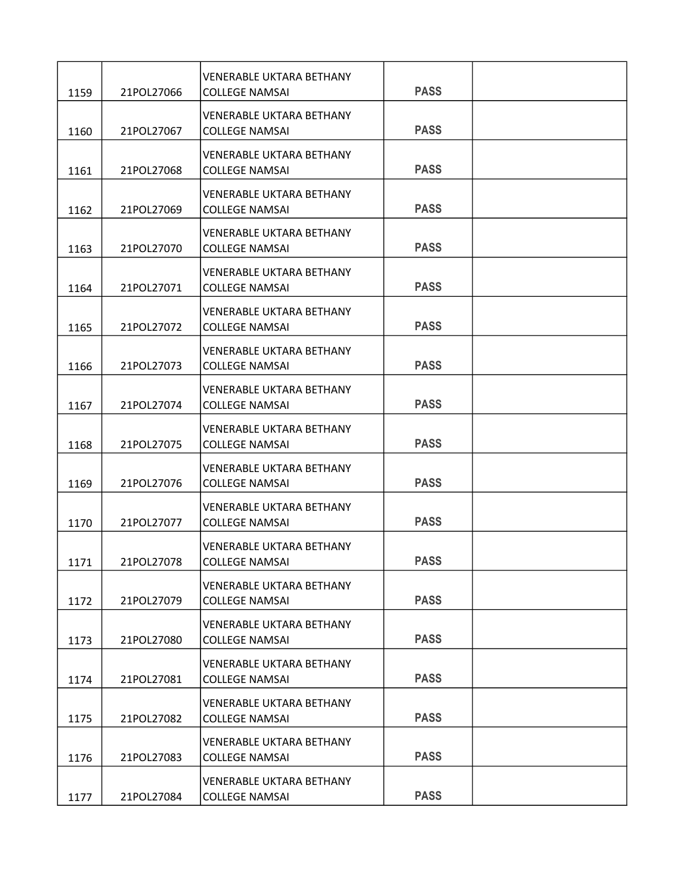| | | | | |
|---|---|---|---|---|
| 1159 | 21POL27066 | VENERABLE UKTARA BETHANY COLLEGE NAMSAI | **PASS** | |
| 1160 | 21POL27067 | VENERABLE UKTARA BETHANY COLLEGE NAMSAI | **PASS** | |
| 1161 | 21POL27068 | VENERABLE UKTARA BETHANY COLLEGE NAMSAI | **PASS** | |
| 1162 | 21POL27069 | VENERABLE UKTARA BETHANY COLLEGE NAMSAI | **PASS** | |
| 1163 | 21POL27070 | VENERABLE UKTARA BETHANY COLLEGE NAMSAI | **PASS** | |
| 1164 | 21POL27071 | VENERABLE UKTARA BETHANY COLLEGE NAMSAI | **PASS** | |
| 1165 | 21POL27072 | VENERABLE UKTARA BETHANY COLLEGE NAMSAI | **PASS** | |
| 1166 | 21POL27073 | VENERABLE UKTARA BETHANY COLLEGE NAMSAI | **PASS** | |
| 1167 | 21POL27074 | VENERABLE UKTARA BETHANY COLLEGE NAMSAI | **PASS** | |
| 1168 | 21POL27075 | VENERABLE UKTARA BETHANY COLLEGE NAMSAI | **PASS** | |
| 1169 | 21POL27076 | VENERABLE UKTARA BETHANY COLLEGE NAMSAI | **PASS** | |
| 1170 | 21POL27077 | VENERABLE UKTARA BETHANY COLLEGE NAMSAI | **PASS** | |
| 1171 | 21POL27078 | VENERABLE UKTARA BETHANY COLLEGE NAMSAI | **PASS** | |
| 1172 | 21POL27079 | VENERABLE UKTARA BETHANY COLLEGE NAMSAI | **PASS** | |
| 1173 | 21POL27080 | VENERABLE UKTARA BETHANY COLLEGE NAMSAI | **PASS** | |
| 1174 | 21POL27081 | VENERABLE UKTARA BETHANY COLLEGE NAMSAI | **PASS** | |
| 1175 | 21POL27082 | VENERABLE UKTARA BETHANY COLLEGE NAMSAI | **PASS** | |
| 1176 | 21POL27083 | VENERABLE UKTARA BETHANY COLLEGE NAMSAI | **PASS** | |
| 1177 | 21POL27084 | VENERABLE UKTARA BETHANY COLLEGE NAMSAI | **PASS** | |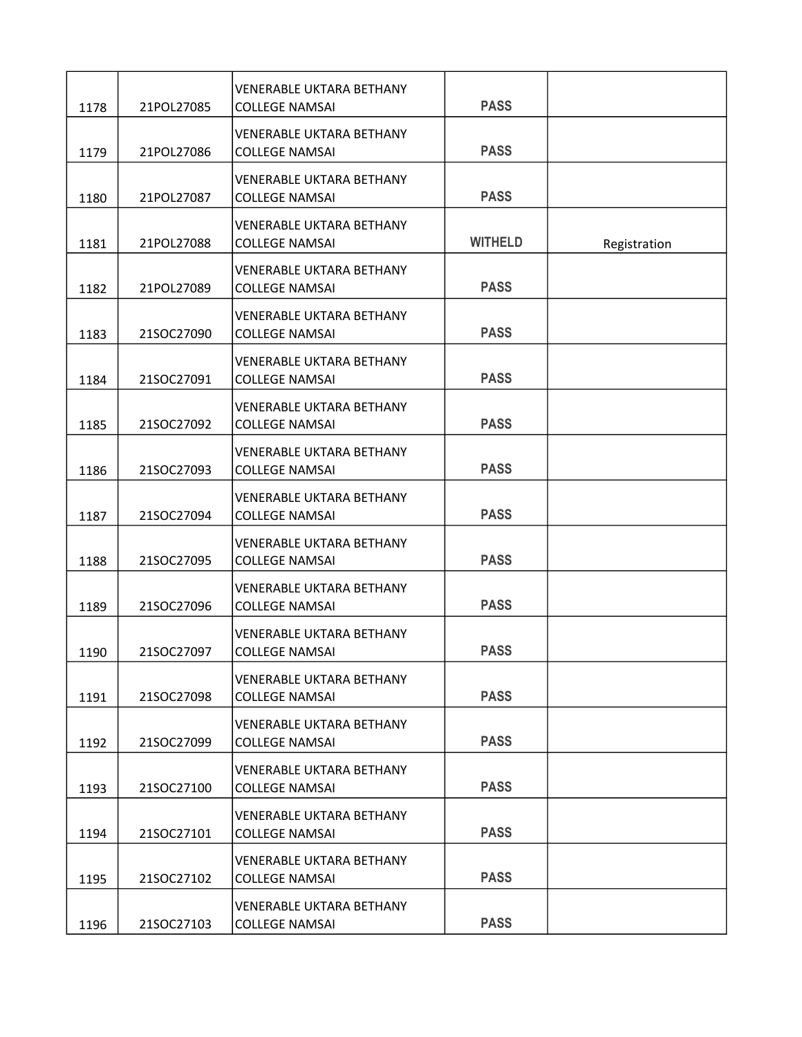| | | | | |
|---|---|---|---|---|
| 1178 | 21POL27085 | VENERABLE UKTARA BETHANY COLLEGE NAMSAI | PASS | |
| 1179 | 21POL27086 | VENERABLE UKTARA BETHANY COLLEGE NAMSAI | PASS | |
| 1180 | 21POL27087 | VENERABLE UKTARA BETHANY COLLEGE NAMSAI | PASS | |
| 1181 | 21POL27088 | VENERABLE UKTARA BETHANY COLLEGE NAMSAI | WITHELD | Registration |
| 1182 | 21POL27089 | VENERABLE UKTARA BETHANY COLLEGE NAMSAI | PASS | |
| 1183 | 21SOC27090 | VENERABLE UKTARA BETHANY COLLEGE NAMSAI | PASS | |
| 1184 | 21SOC27091 | VENERABLE UKTARA BETHANY COLLEGE NAMSAI | PASS | |
| 1185 | 21SOC27092 | VENERABLE UKTARA BETHANY COLLEGE NAMSAI | PASS | |
| 1186 | 21SOC27093 | VENERABLE UKTARA BETHANY COLLEGE NAMSAI | PASS | |
| 1187 | 21SOC27094 | VENERABLE UKTARA BETHANY COLLEGE NAMSAI | PASS | |
| 1188 | 21SOC27095 | VENERABLE UKTARA BETHANY COLLEGE NAMSAI | PASS | |
| 1189 | 21SOC27096 | VENERABLE UKTARA BETHANY COLLEGE NAMSAI | PASS | |
| 1190 | 21SOC27097 | VENERABLE UKTARA BETHANY COLLEGE NAMSAI | PASS | |
| 1191 | 21SOC27098 | VENERABLE UKTARA BETHANY COLLEGE NAMSAI | PASS | |
| 1192 | 21SOC27099 | VENERABLE UKTARA BETHANY COLLEGE NAMSAI | PASS | |
| 1193 | 21SOC27100 | VENERABLE UKTARA BETHANY COLLEGE NAMSAI | PASS | |
| 1194 | 21SOC27101 | VENERABLE UKTARA BETHANY COLLEGE NAMSAI | PASS | |
| 1195 | 21SOC27102 | VENERABLE UKTARA BETHANY COLLEGE NAMSAI | PASS | |
| 1196 | 21SOC27103 | VENERABLE UKTARA BETHANY COLLEGE NAMSAI | PASS | |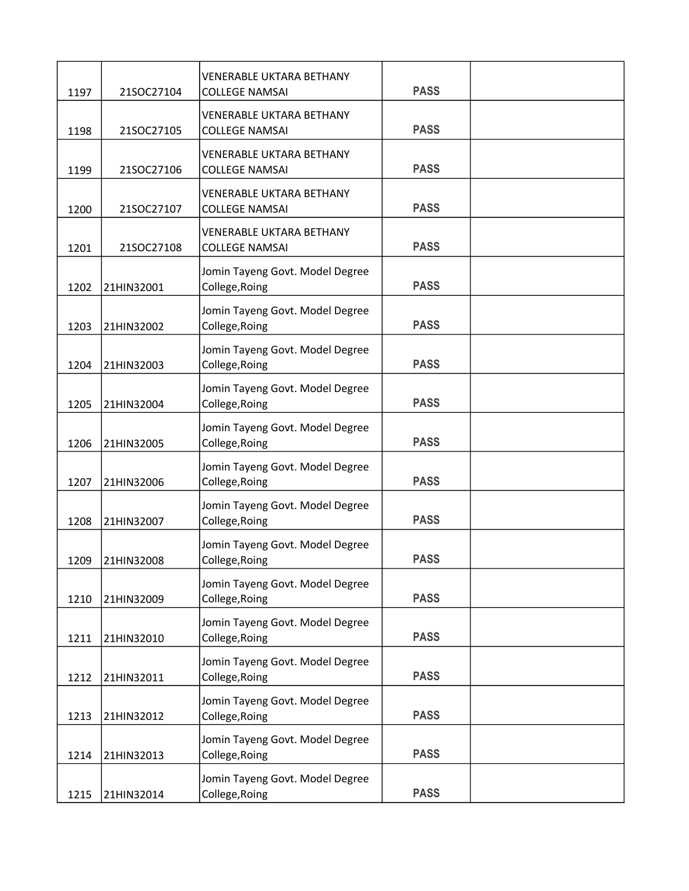| | | | | |
|---|---|---|---|---|
| 1197 | 21SOC27104 | VENERABLE UKTARA BETHANY COLLEGE NAMSAI | PASS | |
| 1198 | 21SOC27105 | VENERABLE UKTARA BETHANY COLLEGE NAMSAI | PASS | |
| 1199 | 21SOC27106 | VENERABLE UKTARA BETHANY COLLEGE NAMSAI | PASS | |
| 1200 | 21SOC27107 | VENERABLE UKTARA BETHANY COLLEGE NAMSAI | PASS | |
| 1201 | 21SOC27108 | VENERABLE UKTARA BETHANY COLLEGE NAMSAI | PASS | |
| 1202 | 21HIN32001 | Jomin Tayeng Govt. Model Degree College,Roing | PASS | |
| 1203 | 21HIN32002 | Jomin Tayeng Govt. Model Degree College,Roing | PASS | |
| 1204 | 21HIN32003 | Jomin Tayeng Govt. Model Degree College,Roing | PASS | |
| 1205 | 21HIN32004 | Jomin Tayeng Govt. Model Degree College,Roing | PASS | |
| 1206 | 21HIN32005 | Jomin Tayeng Govt. Model Degree College,Roing | PASS | |
| 1207 | 21HIN32006 | Jomin Tayeng Govt. Model Degree College,Roing | PASS | |
| 1208 | 21HIN32007 | Jomin Tayeng Govt. Model Degree College,Roing | PASS | |
| 1209 | 21HIN32008 | Jomin Tayeng Govt. Model Degree College,Roing | PASS | |
| 1210 | 21HIN32009 | Jomin Tayeng Govt. Model Degree College,Roing | PASS | |
| 1211 | 21HIN32010 | Jomin Tayeng Govt. Model Degree College,Roing | PASS | |
| 1212 | 21HIN32011 | Jomin Tayeng Govt. Model Degree College,Roing | PASS | |
| 1213 | 21HIN32012 | Jomin Tayeng Govt. Model Degree College,Roing | PASS | |
| 1214 | 21HIN32013 | Jomin Tayeng Govt. Model Degree College,Roing | PASS | |
| 1215 | 21HIN32014 | Jomin Tayeng Govt. Model Degree College,Roing | PASS | |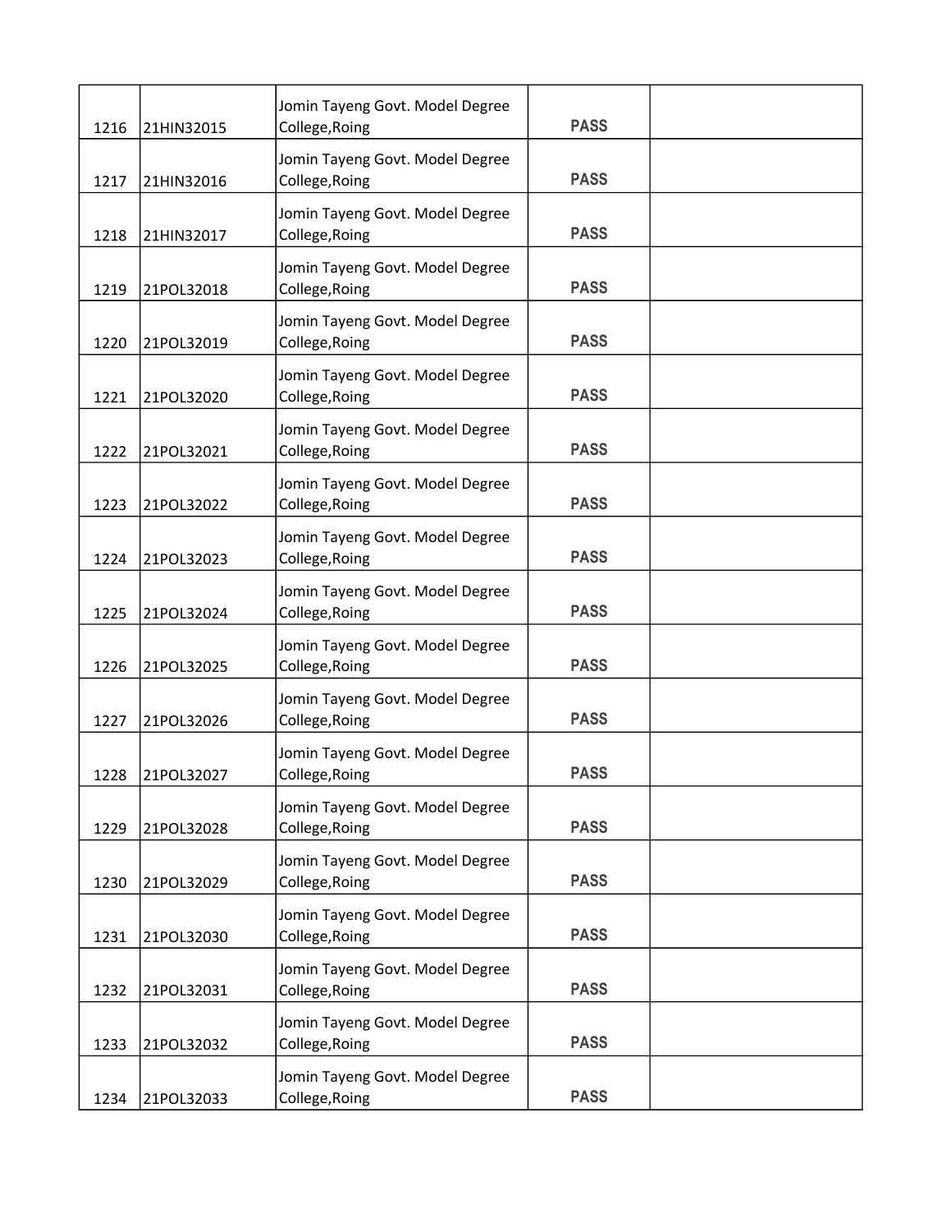| | | | | |
|---|---|---|---|---|
| 1216 | 21HIN32015 | Jomin Tayeng Govt. Model Degree College,Roing | PASS | |
| 1217 | 21HIN32016 | Jomin Tayeng Govt. Model Degree College,Roing | PASS | |
| 1218 | 21HIN32017 | Jomin Tayeng Govt. Model Degree College,Roing | PASS | |
| 1219 | 21POL32018 | Jomin Tayeng Govt. Model Degree College,Roing | PASS | |
| 1220 | 21POL32019 | Jomin Tayeng Govt. Model Degree College,Roing | PASS | |
| 1221 | 21POL32020 | Jomin Tayeng Govt. Model Degree College,Roing | PASS | |
| 1222 | 21POL32021 | Jomin Tayeng Govt. Model Degree College,Roing | PASS | |
| 1223 | 21POL32022 | Jomin Tayeng Govt. Model Degree College,Roing | PASS | |
| 1224 | 21POL32023 | Jomin Tayeng Govt. Model Degree College,Roing | PASS | |
| 1225 | 21POL32024 | Jomin Tayeng Govt. Model Degree College,Roing | PASS | |
| 1226 | 21POL32025 | Jomin Tayeng Govt. Model Degree College,Roing | PASS | |
| 1227 | 21POL32026 | Jomin Tayeng Govt. Model Degree College,Roing | PASS | |
| 1228 | 21POL32027 | Jomin Tayeng Govt. Model Degree College,Roing | PASS | |
| 1229 | 21POL32028 | Jomin Tayeng Govt. Model Degree College,Roing | PASS | |
| 1230 | 21POL32029 | Jomin Tayeng Govt. Model Degree College,Roing | PASS | |
| 1231 | 21POL32030 | Jomin Tayeng Govt. Model Degree College,Roing | PASS | |
| 1232 | 21POL32031 | Jomin Tayeng Govt. Model Degree College,Roing | PASS | |
| 1233 | 21POL32032 | Jomin Tayeng Govt. Model Degree College,Roing | PASS | |
| 1234 | 21POL32033 | Jomin Tayeng Govt. Model Degree College,Roing | PASS | |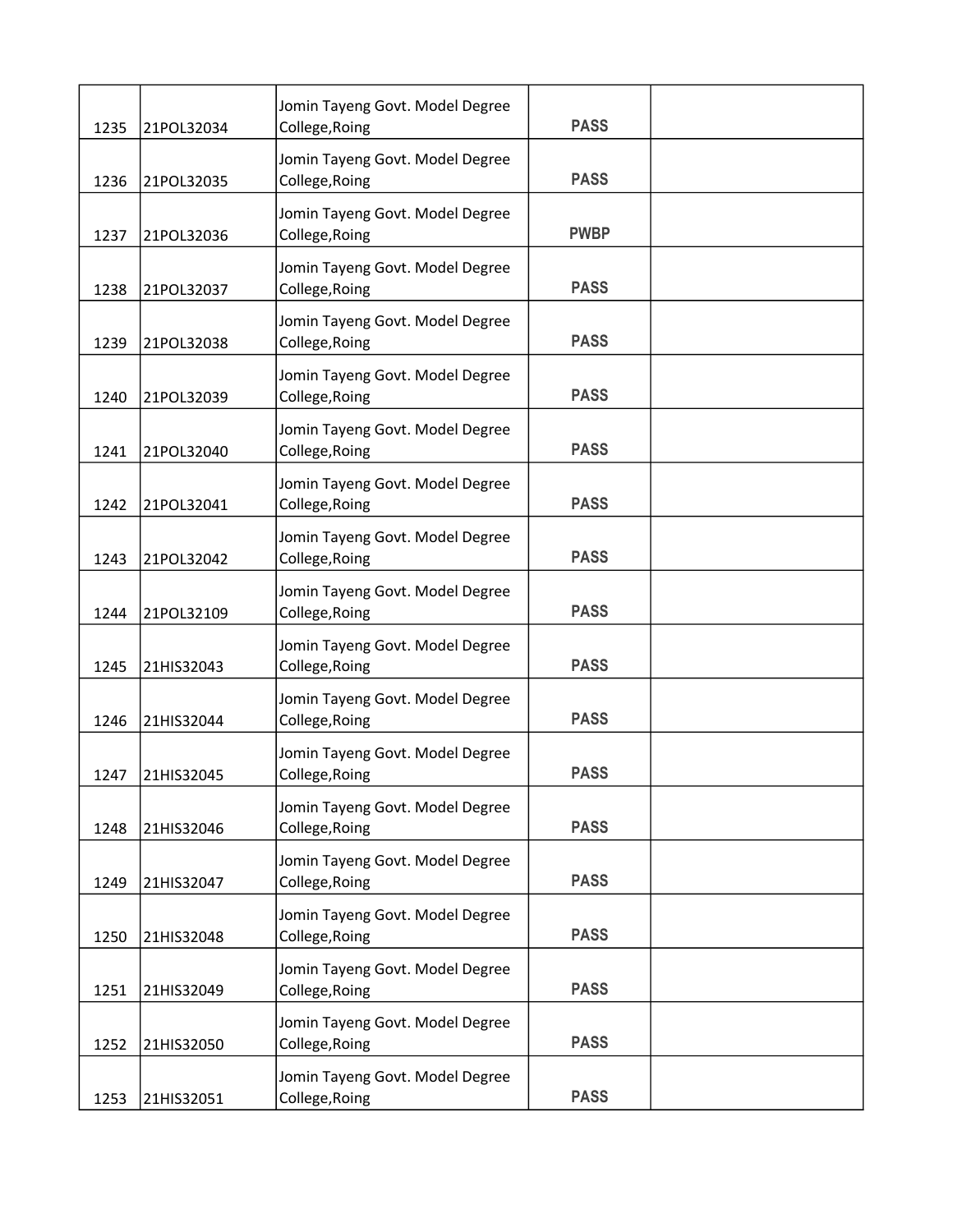| | | | | |
|---|---|---|---|---|
| 1235 | 21POL32034 | Jomin Tayeng Govt. Model Degree College,Roing | PASS | |
| 1236 | 21POL32035 | Jomin Tayeng Govt. Model Degree College,Roing | PASS | |
| 1237 | 21POL32036 | Jomin Tayeng Govt. Model Degree College,Roing | PWBP | |
| 1238 | 21POL32037 | Jomin Tayeng Govt. Model Degree College,Roing | PASS | |
| 1239 | 21POL32038 | Jomin Tayeng Govt. Model Degree College,Roing | PASS | |
| 1240 | 21POL32039 | Jomin Tayeng Govt. Model Degree College,Roing | PASS | |
| 1241 | 21POL32040 | Jomin Tayeng Govt. Model Degree College,Roing | PASS | |
| 1242 | 21POL32041 | Jomin Tayeng Govt. Model Degree College,Roing | PASS | |
| 1243 | 21POL32042 | Jomin Tayeng Govt. Model Degree College,Roing | PASS | |
| 1244 | 21POL32109 | Jomin Tayeng Govt. Model Degree College,Roing | PASS | |
| 1245 | 21HIS32043 | Jomin Tayeng Govt. Model Degree College,Roing | PASS | |
| 1246 | 21HIS32044 | Jomin Tayeng Govt. Model Degree College,Roing | PASS | |
| 1247 | 21HIS32045 | Jomin Tayeng Govt. Model Degree College,Roing | PASS | |
| 1248 | 21HIS32046 | Jomin Tayeng Govt. Model Degree College,Roing | PASS | |
| 1249 | 21HIS32047 | Jomin Tayeng Govt. Model Degree College,Roing | PASS | |
| 1250 | 21HIS32048 | Jomin Tayeng Govt. Model Degree College,Roing | PASS | |
| 1251 | 21HIS32049 | Jomin Tayeng Govt. Model Degree College,Roing | PASS | |
| 1252 | 21HIS32050 | Jomin Tayeng Govt. Model Degree College,Roing | PASS | |
| 1253 | 21HIS32051 | Jomin Tayeng Govt. Model Degree College,Roing | PASS | |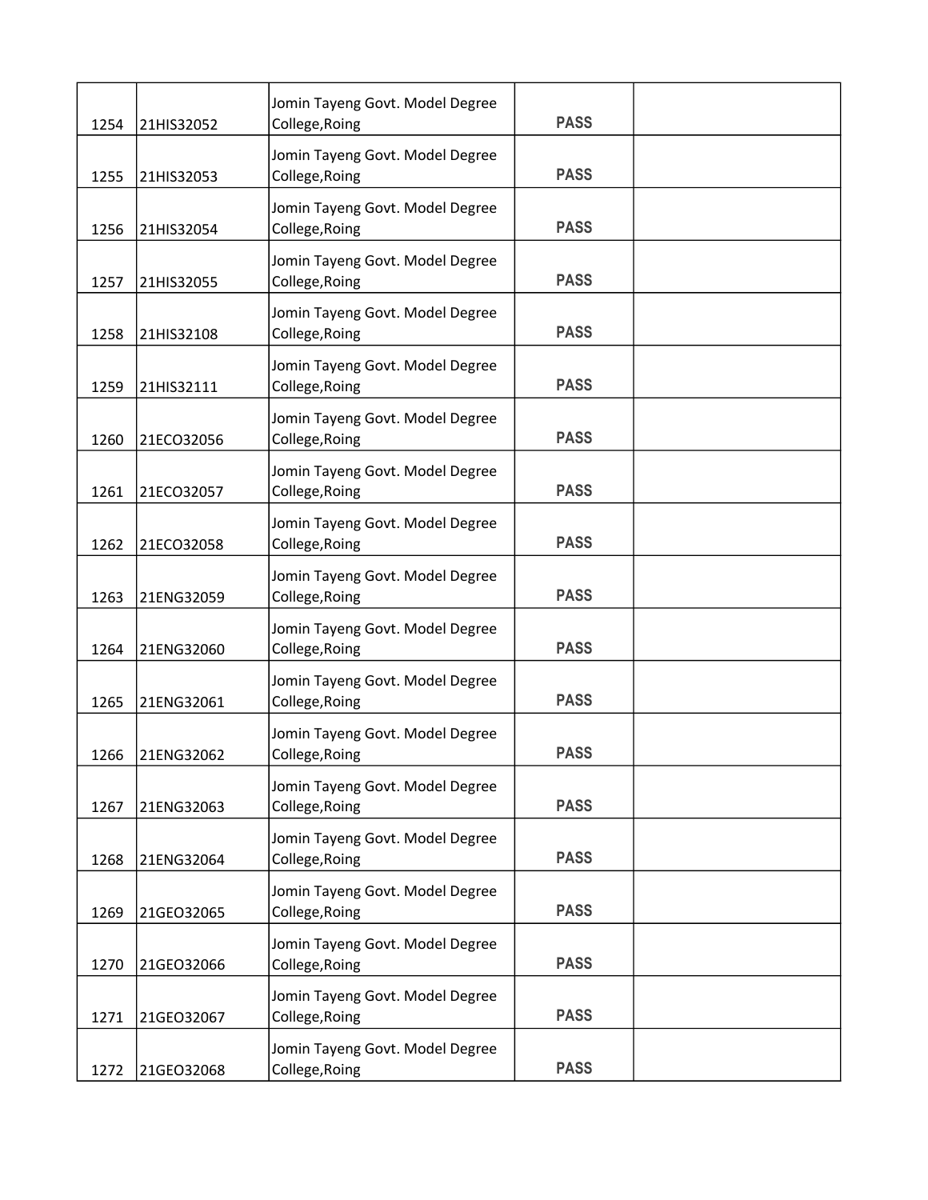| | | | | |
|---|---|---|---|---|
| 1254 | 21HIS32052 | Jomin Tayeng Govt. Model Degree College,Roing | PASS | |
| 1255 | 21HIS32053 | Jomin Tayeng Govt. Model Degree College,Roing | PASS | |
| 1256 | 21HIS32054 | Jomin Tayeng Govt. Model Degree College,Roing | PASS | |
| 1257 | 21HIS32055 | Jomin Tayeng Govt. Model Degree College,Roing | PASS | |
| 1258 | 21HIS32108 | Jomin Tayeng Govt. Model Degree College,Roing | PASS | |
| 1259 | 21HIS32111 | Jomin Tayeng Govt. Model Degree College,Roing | PASS | |
| 1260 | 21ECO32056 | Jomin Tayeng Govt. Model Degree College,Roing | PASS | |
| 1261 | 21ECO32057 | Jomin Tayeng Govt. Model Degree College,Roing | PASS | |
| 1262 | 21ECO32058 | Jomin Tayeng Govt. Model Degree College,Roing | PASS | |
| 1263 | 21ENG32059 | Jomin Tayeng Govt. Model Degree College,Roing | PASS | |
| 1264 | 21ENG32060 | Jomin Tayeng Govt. Model Degree College,Roing | PASS | |
| 1265 | 21ENG32061 | Jomin Tayeng Govt. Model Degree College,Roing | PASS | |
| 1266 | 21ENG32062 | Jomin Tayeng Govt. Model Degree College,Roing | PASS | |
| 1267 | 21ENG32063 | Jomin Tayeng Govt. Model Degree College,Roing | PASS | |
| 1268 | 21ENG32064 | Jomin Tayeng Govt. Model Degree College,Roing | PASS | |
| 1269 | 21GEO32065 | Jomin Tayeng Govt. Model Degree College,Roing | PASS | |
| 1270 | 21GEO32066 | Jomin Tayeng Govt. Model Degree College,Roing | PASS | |
| 1271 | 21GEO32067 | Jomin Tayeng Govt. Model Degree College,Roing | PASS | |
| 1272 | 21GEO32068 | Jomin Tayeng Govt. Model Degree College,Roing | PASS | |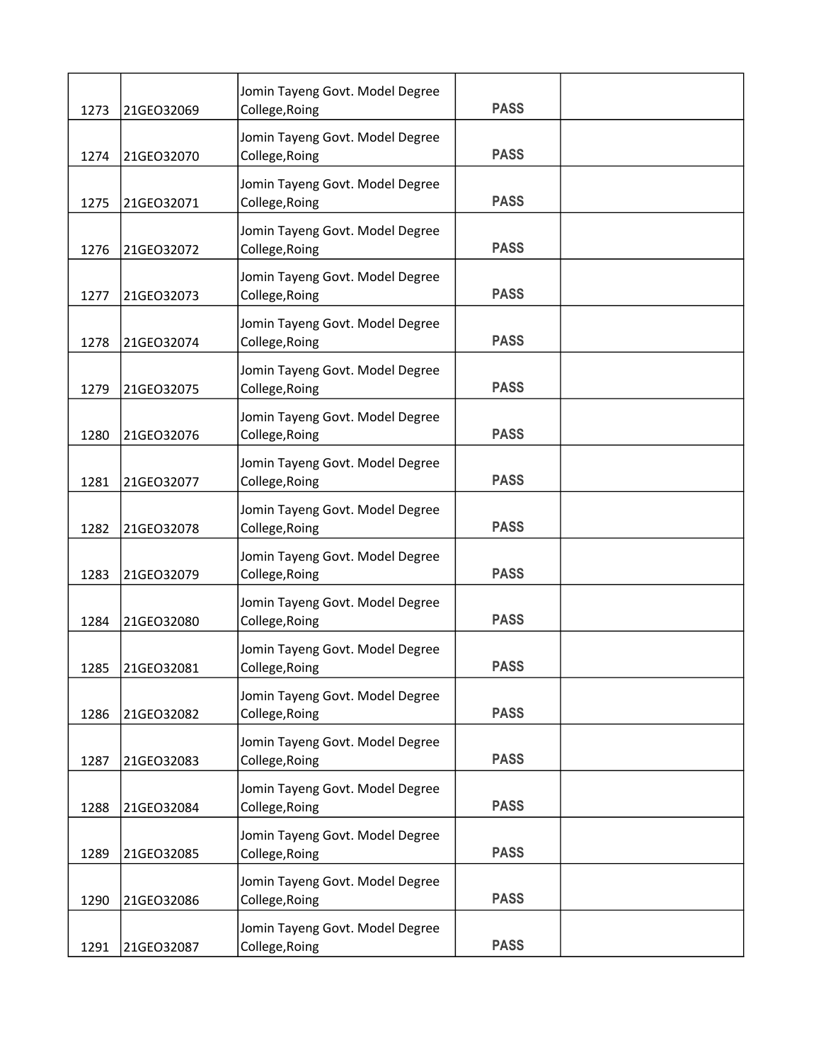| | | | | |
|---|---|---|---|---|
| 1273 | 21GEO32069 | Jomin Tayeng Govt. Model Degree College,Roing | PASS | |
| 1274 | 21GEO32070 | Jomin Tayeng Govt. Model Degree College,Roing | PASS | |
| 1275 | 21GEO32071 | Jomin Tayeng Govt. Model Degree College,Roing | PASS | |
| 1276 | 21GEO32072 | Jomin Tayeng Govt. Model Degree College,Roing | PASS | |
| 1277 | 21GEO32073 | Jomin Tayeng Govt. Model Degree College,Roing | PASS | |
| 1278 | 21GEO32074 | Jomin Tayeng Govt. Model Degree College,Roing | PASS | |
| 1279 | 21GEO32075 | Jomin Tayeng Govt. Model Degree College,Roing | PASS | |
| 1280 | 21GEO32076 | Jomin Tayeng Govt. Model Degree College,Roing | PASS | |
| 1281 | 21GEO32077 | Jomin Tayeng Govt. Model Degree College,Roing | PASS | |
| 1282 | 21GEO32078 | Jomin Tayeng Govt. Model Degree College,Roing | PASS | |
| 1283 | 21GEO32079 | Jomin Tayeng Govt. Model Degree College,Roing | PASS | |
| 1284 | 21GEO32080 | Jomin Tayeng Govt. Model Degree College,Roing | PASS | |
| 1285 | 21GEO32081 | Jomin Tayeng Govt. Model Degree College,Roing | PASS | |
| 1286 | 21GEO32082 | Jomin Tayeng Govt. Model Degree College,Roing | PASS | |
| 1287 | 21GEO32083 | Jomin Tayeng Govt. Model Degree College,Roing | PASS | |
| 1288 | 21GEO32084 | Jomin Tayeng Govt. Model Degree College,Roing | PASS | |
| 1289 | 21GEO32085 | Jomin Tayeng Govt. Model Degree College,Roing | PASS | |
| 1290 | 21GEO32086 | Jomin Tayeng Govt. Model Degree College,Roing | PASS | |
| 1291 | 21GEO32087 | Jomin Tayeng Govt. Model Degree College,Roing | PASS | |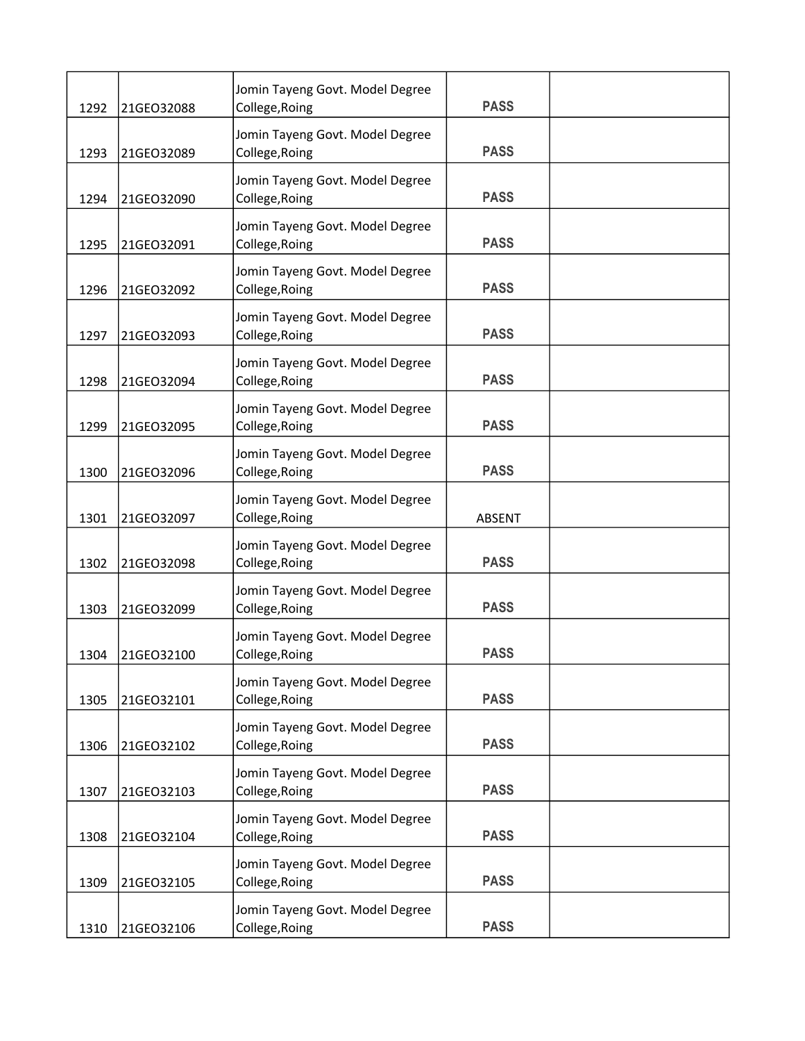| | | | | |
|---|---|---|---|---|
| 1292 | 21GEO32088 | Jomin Tayeng Govt. Model Degree College,Roing | PASS | |
| 1293 | 21GEO32089 | Jomin Tayeng Govt. Model Degree College,Roing | PASS | |
| 1294 | 21GEO32090 | Jomin Tayeng Govt. Model Degree College,Roing | PASS | |
| 1295 | 21GEO32091 | Jomin Tayeng Govt. Model Degree College,Roing | PASS | |
| 1296 | 21GEO32092 | Jomin Tayeng Govt. Model Degree College,Roing | PASS | |
| 1297 | 21GEO32093 | Jomin Tayeng Govt. Model Degree College,Roing | PASS | |
| 1298 | 21GEO32094 | Jomin Tayeng Govt. Model Degree College,Roing | PASS | |
| 1299 | 21GEO32095 | Jomin Tayeng Govt. Model Degree College,Roing | PASS | |
| 1300 | 21GEO32096 | Jomin Tayeng Govt. Model Degree College,Roing | PASS | |
| 1301 | 21GEO32097 | Jomin Tayeng Govt. Model Degree College,Roing | ABSENT | |
| 1302 | 21GEO32098 | Jomin Tayeng Govt. Model Degree College,Roing | PASS | |
| 1303 | 21GEO32099 | Jomin Tayeng Govt. Model Degree College,Roing | PASS | |
| 1304 | 21GEO32100 | Jomin Tayeng Govt. Model Degree College,Roing | PASS | |
| 1305 | 21GEO32101 | Jomin Tayeng Govt. Model Degree College,Roing | PASS | |
| 1306 | 21GEO32102 | Jomin Tayeng Govt. Model Degree College,Roing | PASS | |
| 1307 | 21GEO32103 | Jomin Tayeng Govt. Model Degree College,Roing | PASS | |
| 1308 | 21GEO32104 | Jomin Tayeng Govt. Model Degree College,Roing | PASS | |
| 1309 | 21GEO32105 | Jomin Tayeng Govt. Model Degree College,Roing | PASS | |
| 1310 | 21GEO32106 | Jomin Tayeng Govt. Model Degree College,Roing | PASS | |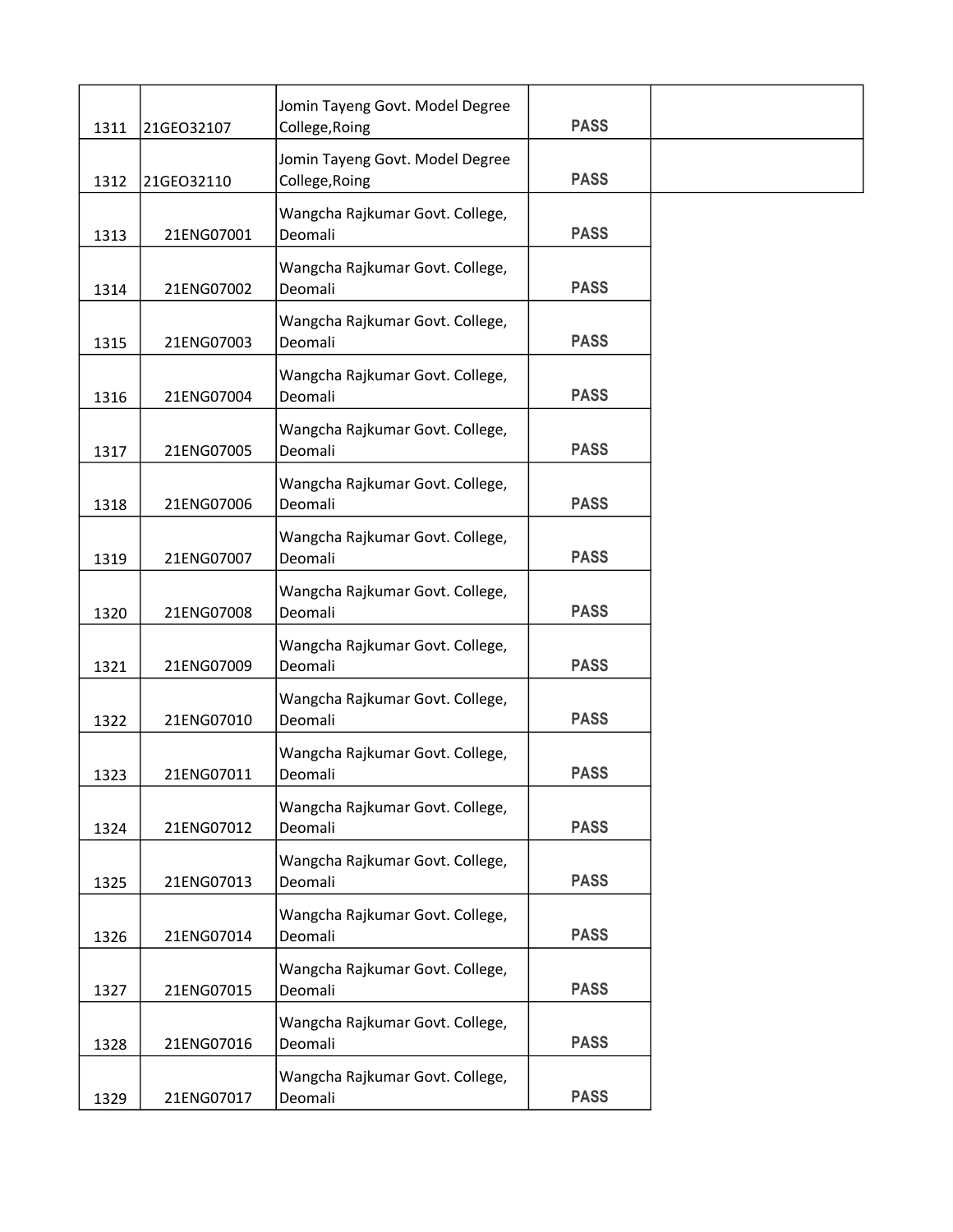| | | | | |
|---|---|---|---|---|
| 1311 | 21GEO32107 | Jomin Tayeng Govt. Model Degree College,Roing | PASS | |
| 1312 | 21GEO32110 | Jomin Tayeng Govt. Model Degree College,Roing | PASS | |
| 1313 | 21ENG07001 | Wangcha Rajkumar Govt. College, Deomali | PASS | |
| 1314 | 21ENG07002 | Wangcha Rajkumar Govt. College, Deomali | PASS | |
| 1315 | 21ENG07003 | Wangcha Rajkumar Govt. College, Deomali | PASS | |
| 1316 | 21ENG07004 | Wangcha Rajkumar Govt. College, Deomali | PASS | |
| 1317 | 21ENG07005 | Wangcha Rajkumar Govt. College, Deomali | PASS | |
| 1318 | 21ENG07006 | Wangcha Rajkumar Govt. College, Deomali | PASS | |
| 1319 | 21ENG07007 | Wangcha Rajkumar Govt. College, Deomali | PASS | |
| 1320 | 21ENG07008 | Wangcha Rajkumar Govt. College, Deomali | PASS | |
| 1321 | 21ENG07009 | Wangcha Rajkumar Govt. College, Deomali | PASS | |
| 1322 | 21ENG07010 | Wangcha Rajkumar Govt. College, Deomali | PASS | |
| 1323 | 21ENG07011 | Wangcha Rajkumar Govt. College, Deomali | PASS | |
| 1324 | 21ENG07012 | Wangcha Rajkumar Govt. College, Deomali | PASS | |
| 1325 | 21ENG07013 | Wangcha Rajkumar Govt. College, Deomali | PASS | |
| 1326 | 21ENG07014 | Wangcha Rajkumar Govt. College, Deomali | PASS | |
| 1327 | 21ENG07015 | Wangcha Rajkumar Govt. College, Deomali | PASS | |
| 1328 | 21ENG07016 | Wangcha Rajkumar Govt. College, Deomali | PASS | |
| 1329 | 21ENG07017 | Wangcha Rajkumar Govt. College, Deomali | PASS | |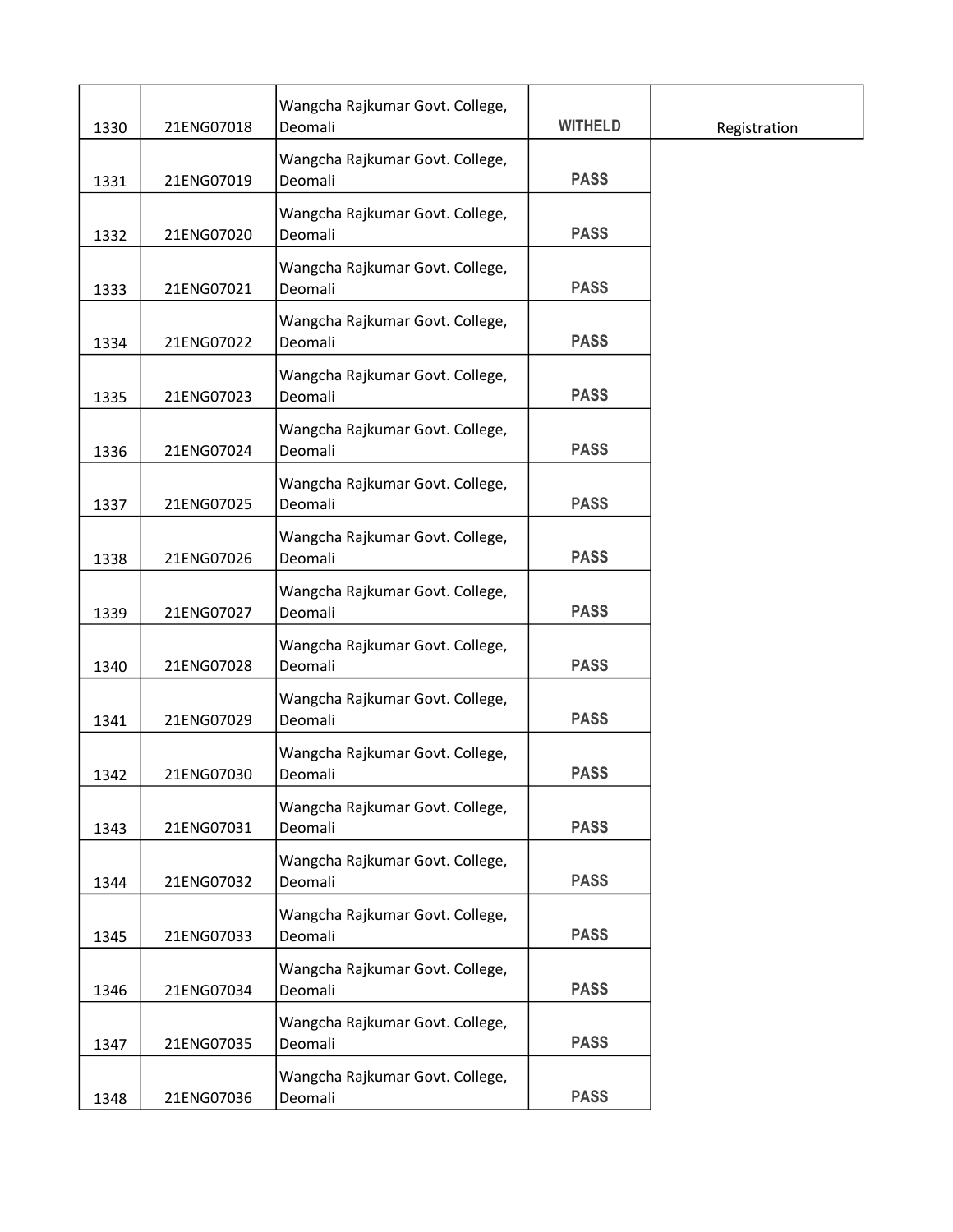| | | | | |
|---|---|---|---|---|
| 1330 | 21ENG07018 | Wangcha Rajkumar Govt. College, Deomali | WITHELD | Registration |
| 1331 | 21ENG07019 | Wangcha Rajkumar Govt. College, Deomali | PASS | |
| 1332 | 21ENG07020 | Wangcha Rajkumar Govt. College, Deomali | PASS | |
| 1333 | 21ENG07021 | Wangcha Rajkumar Govt. College, Deomali | PASS | |
| 1334 | 21ENG07022 | Wangcha Rajkumar Govt. College, Deomali | PASS | |
| 1335 | 21ENG07023 | Wangcha Rajkumar Govt. College, Deomali | PASS | |
| 1336 | 21ENG07024 | Wangcha Rajkumar Govt. College, Deomali | PASS | |
| 1337 | 21ENG07025 | Wangcha Rajkumar Govt. College, Deomali | PASS | |
| 1338 | 21ENG07026 | Wangcha Rajkumar Govt. College, Deomali | PASS | |
| 1339 | 21ENG07027 | Wangcha Rajkumar Govt. College, Deomali | PASS | |
| 1340 | 21ENG07028 | Wangcha Rajkumar Govt. College, Deomali | PASS | |
| 1341 | 21ENG07029 | Wangcha Rajkumar Govt. College, Deomali | PASS | |
| 1342 | 21ENG07030 | Wangcha Rajkumar Govt. College, Deomali | PASS | |
| 1343 | 21ENG07031 | Wangcha Rajkumar Govt. College, Deomali | PASS | |
| 1344 | 21ENG07032 | Wangcha Rajkumar Govt. College, Deomali | PASS | |
| 1345 | 21ENG07033 | Wangcha Rajkumar Govt. College, Deomali | PASS | |
| 1346 | 21ENG07034 | Wangcha Rajkumar Govt. College, Deomali | PASS | |
| 1347 | 21ENG07035 | Wangcha Rajkumar Govt. College, Deomali | PASS | |
| 1348 | 21ENG07036 | Wangcha Rajkumar Govt. College, Deomali | PASS | |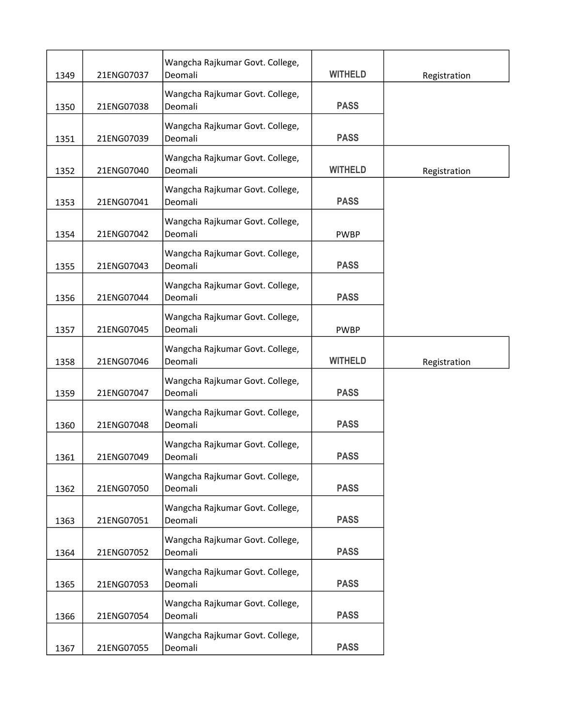| | | | | |
|---|---|---|---|---|
| 1349 | 21ENG07037 | Wangcha Rajkumar Govt. College, Deomali | **WITHELD** | Registration |
| 1350 | 21ENG07038 | Wangcha Rajkumar Govt. College, Deomali | **PASS** | |
| 1351 | 21ENG07039 | Wangcha Rajkumar Govt. College, Deomali | **PASS** | |
| 1352 | 21ENG07040 | Wangcha Rajkumar Govt. College, Deomali | **WITHELD** | Registration |
| 1353 | 21ENG07041 | Wangcha Rajkumar Govt. College, Deomali | **PASS** | |
| 1354 | 21ENG07042 | Wangcha Rajkumar Govt. College, Deomali | PWBP | |
| 1355 | 21ENG07043 | Wangcha Rajkumar Govt. College, Deomali | **PASS** | |
| 1356 | 21ENG07044 | Wangcha Rajkumar Govt. College, Deomali | **PASS** | |
| 1357 | 21ENG07045 | Wangcha Rajkumar Govt. College, Deomali | PWBP | |
| 1358 | 21ENG07046 | Wangcha Rajkumar Govt. College, Deomali | **WITHELD** | Registration |
| 1359 | 21ENG07047 | Wangcha Rajkumar Govt. College, Deomali | **PASS** | |
| 1360 | 21ENG07048 | Wangcha Rajkumar Govt. College, Deomali | **PASS** | |
| 1361 | 21ENG07049 | Wangcha Rajkumar Govt. College, Deomali | **PASS** | |
| 1362 | 21ENG07050 | Wangcha Rajkumar Govt. College, Deomali | **PASS** | |
| 1363 | 21ENG07051 | Wangcha Rajkumar Govt. College, Deomali | **PASS** | |
| 1364 | 21ENG07052 | Wangcha Rajkumar Govt. College, Deomali | **PASS** | |
| 1365 | 21ENG07053 | Wangcha Rajkumar Govt. College, Deomali | **PASS** | |
| 1366 | 21ENG07054 | Wangcha Rajkumar Govt. College, Deomali | **PASS** | |
| 1367 | 21ENG07055 | Wangcha Rajkumar Govt. College, Deomali | **PASS** | |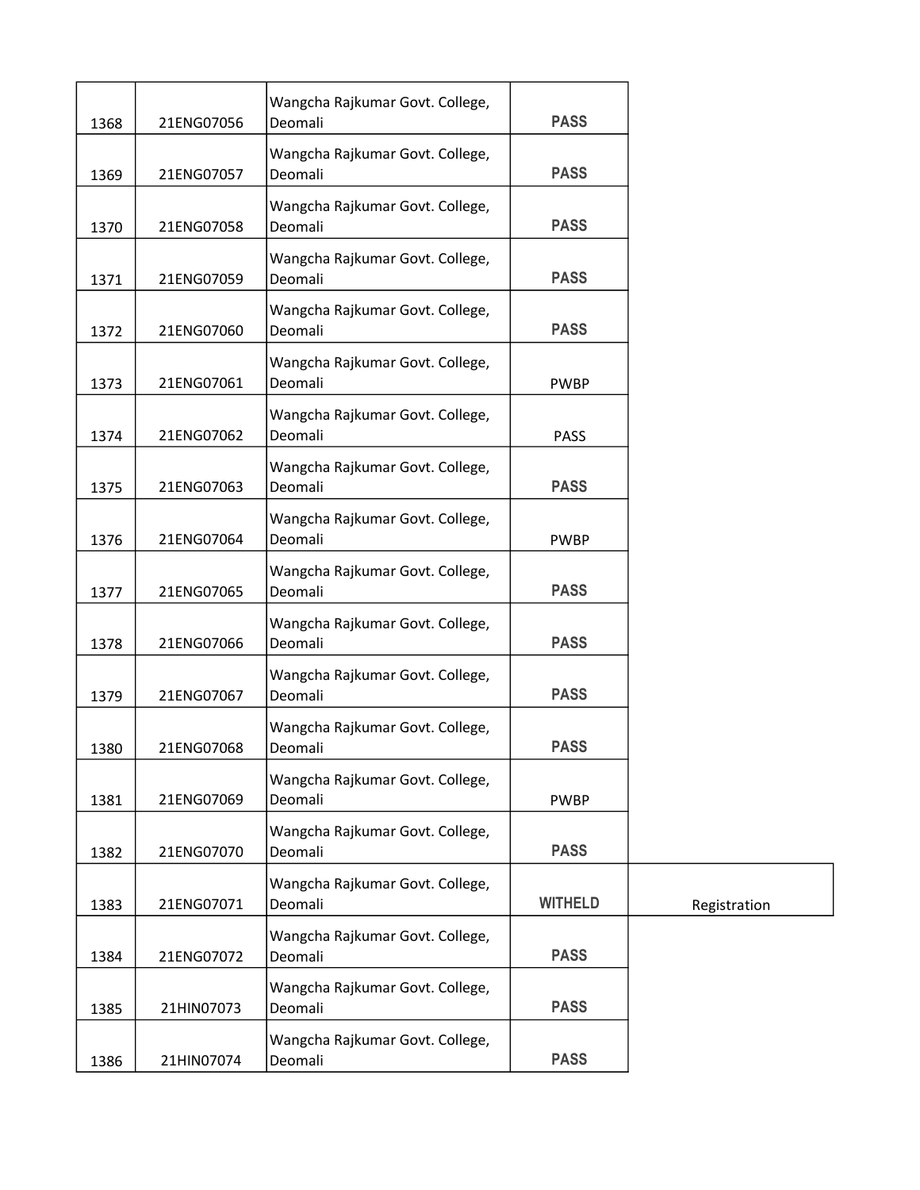| | | | | |
|---|---|---|---|---|
| 1368 | 21ENG07056 | Wangcha Rajkumar Govt. College, Deomali | **PASS** | |
| 1369 | 21ENG07057 | Wangcha Rajkumar Govt. College, Deomali | **PASS** | |
| 1370 | 21ENG07058 | Wangcha Rajkumar Govt. College, Deomali | **PASS** | |
| 1371 | 21ENG07059 | Wangcha Rajkumar Govt. College, Deomali | **PASS** | |
| 1372 | 21ENG07060 | Wangcha Rajkumar Govt. College, Deomali | **PASS** | |
| 1373 | 21ENG07061 | Wangcha Rajkumar Govt. College, Deomali | PWBP | |
| 1374 | 21ENG07062 | Wangcha Rajkumar Govt. College, Deomali | PASS | |
| 1375 | 21ENG07063 | Wangcha Rajkumar Govt. College, Deomali | **PASS** | |
| 1376 | 21ENG07064 | Wangcha Rajkumar Govt. College, Deomali | PWBP | |
| 1377 | 21ENG07065 | Wangcha Rajkumar Govt. College, Deomali | **PASS** | |
| 1378 | 21ENG07066 | Wangcha Rajkumar Govt. College, Deomali | **PASS** | |
| 1379 | 21ENG07067 | Wangcha Rajkumar Govt. College, Deomali | **PASS** | |
| 1380 | 21ENG07068 | Wangcha Rajkumar Govt. College, Deomali | **PASS** | |
| 1381 | 21ENG07069 | Wangcha Rajkumar Govt. College, Deomali | PWBP | |
| 1382 | 21ENG07070 | Wangcha Rajkumar Govt. College, Deomali | **PASS** | |
| 1383 | 21ENG07071 | Wangcha Rajkumar Govt. College, Deomali | **WITHELD** | Registration |
| 1384 | 21ENG07072 | Wangcha Rajkumar Govt. College, Deomali | **PASS** | |
| 1385 | 21HIN07073 | Wangcha Rajkumar Govt. College, Deomali | **PASS** | |
| 1386 | 21HIN07074 | Wangcha Rajkumar Govt. College, Deomali | **PASS** | |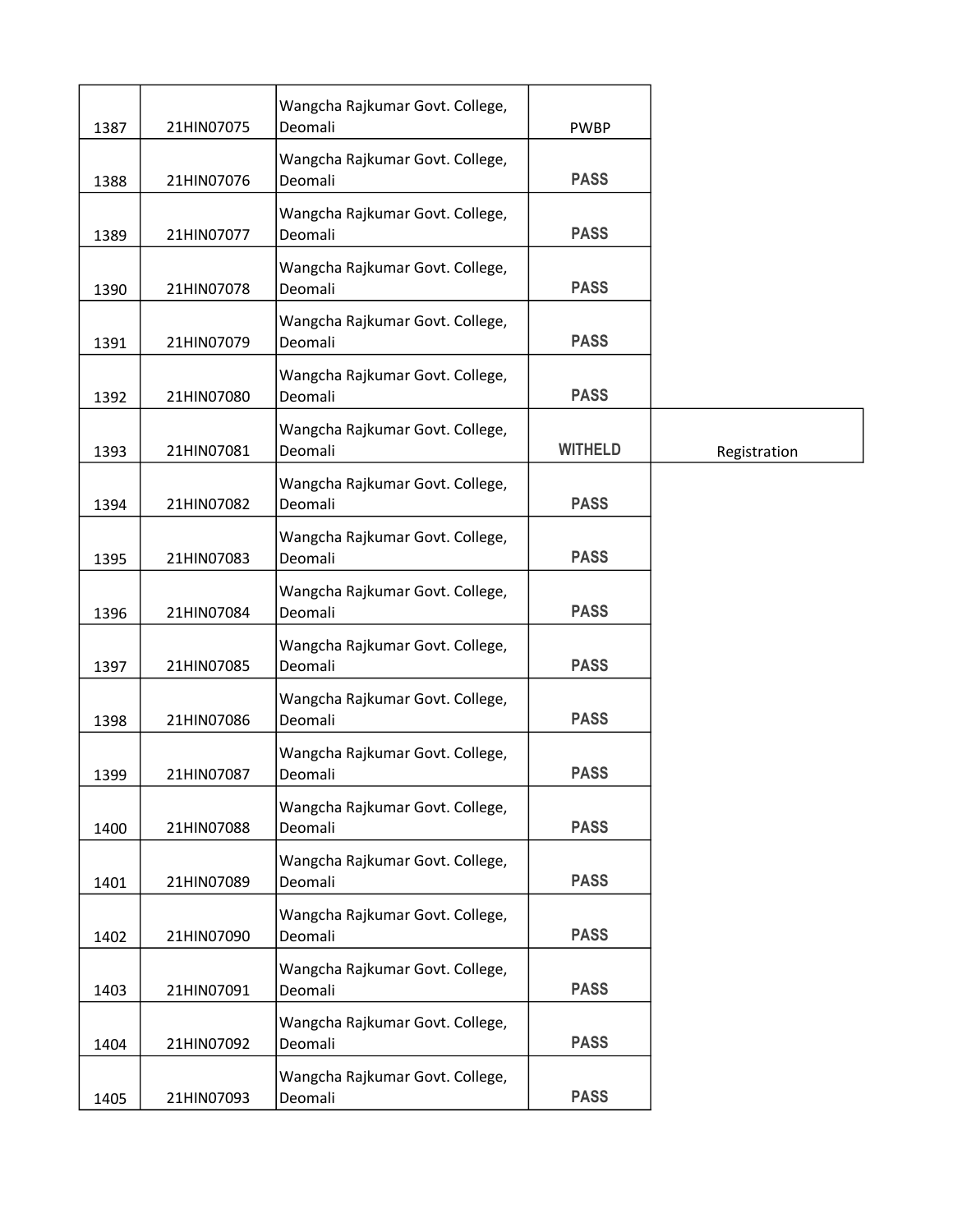| | | | | |
|---|---|---|---|---|
| 1387 | 21HIN07075 | Wangcha Rajkumar Govt. College, Deomali | PWBP | |
| 1388 | 21HIN07076 | Wangcha Rajkumar Govt. College, Deomali | PASS | |
| 1389 | 21HIN07077 | Wangcha Rajkumar Govt. College, Deomali | PASS | |
| 1390 | 21HIN07078 | Wangcha Rajkumar Govt. College, Deomali | PASS | |
| 1391 | 21HIN07079 | Wangcha Rajkumar Govt. College, Deomali | PASS | |
| 1392 | 21HIN07080 | Wangcha Rajkumar Govt. College, Deomali | PASS | |
| 1393 | 21HIN07081 | Wangcha Rajkumar Govt. College, Deomali | WITHELD | Registration |
| 1394 | 21HIN07082 | Wangcha Rajkumar Govt. College, Deomali | PASS | |
| 1395 | 21HIN07083 | Wangcha Rajkumar Govt. College, Deomali | PASS | |
| 1396 | 21HIN07084 | Wangcha Rajkumar Govt. College, Deomali | PASS | |
| 1397 | 21HIN07085 | Wangcha Rajkumar Govt. College, Deomali | PASS | |
| 1398 | 21HIN07086 | Wangcha Rajkumar Govt. College, Deomali | PASS | |
| 1399 | 21HIN07087 | Wangcha Rajkumar Govt. College, Deomali | PASS | |
| 1400 | 21HIN07088 | Wangcha Rajkumar Govt. College, Deomali | PASS | |
| 1401 | 21HIN07089 | Wangcha Rajkumar Govt. College, Deomali | PASS | |
| 1402 | 21HIN07090 | Wangcha Rajkumar Govt. College, Deomali | PASS | |
| 1403 | 21HIN07091 | Wangcha Rajkumar Govt. College, Deomali | PASS | |
| 1404 | 21HIN07092 | Wangcha Rajkumar Govt. College, Deomali | PASS | |
| 1405 | 21HIN07093 | Wangcha Rajkumar Govt. College, Deomali | PASS | |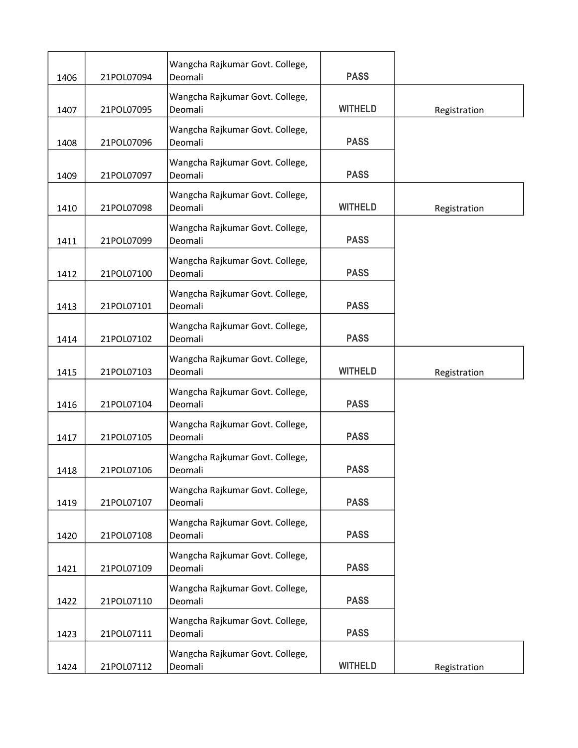| | | | | |
|---|---|---|---|---|
| 1406 | 21POL07094 | Wangcha Rajkumar Govt. College, Deomali | PASS | |
| 1407 | 21POL07095 | Wangcha Rajkumar Govt. College, Deomali | WITHELD | Registration |
| 1408 | 21POL07096 | Wangcha Rajkumar Govt. College, Deomali | PASS | |
| 1409 | 21POL07097 | Wangcha Rajkumar Govt. College, Deomali | PASS | |
| 1410 | 21POL07098 | Wangcha Rajkumar Govt. College, Deomali | WITHELD | Registration |
| 1411 | 21POL07099 | Wangcha Rajkumar Govt. College, Deomali | PASS | |
| 1412 | 21POL07100 | Wangcha Rajkumar Govt. College, Deomali | PASS | |
| 1413 | 21POL07101 | Wangcha Rajkumar Govt. College, Deomali | PASS | |
| 1414 | 21POL07102 | Wangcha Rajkumar Govt. College, Deomali | PASS | |
| 1415 | 21POL07103 | Wangcha Rajkumar Govt. College, Deomali | WITHELD | Registration |
| 1416 | 21POL07104 | Wangcha Rajkumar Govt. College, Deomali | PASS | |
| 1417 | 21POL07105 | Wangcha Rajkumar Govt. College, Deomali | PASS | |
| 1418 | 21POL07106 | Wangcha Rajkumar Govt. College, Deomali | PASS | |
| 1419 | 21POL07107 | Wangcha Rajkumar Govt. College, Deomali | PASS | |
| 1420 | 21POL07108 | Wangcha Rajkumar Govt. College, Deomali | PASS | |
| 1421 | 21POL07109 | Wangcha Rajkumar Govt. College, Deomali | PASS | |
| 1422 | 21POL07110 | Wangcha Rajkumar Govt. College, Deomali | PASS | |
| 1423 | 21POL07111 | Wangcha Rajkumar Govt. College, Deomali | PASS | |
| 1424 | 21POL07112 | Wangcha Rajkumar Govt. College, Deomali | WITHELD | Registration |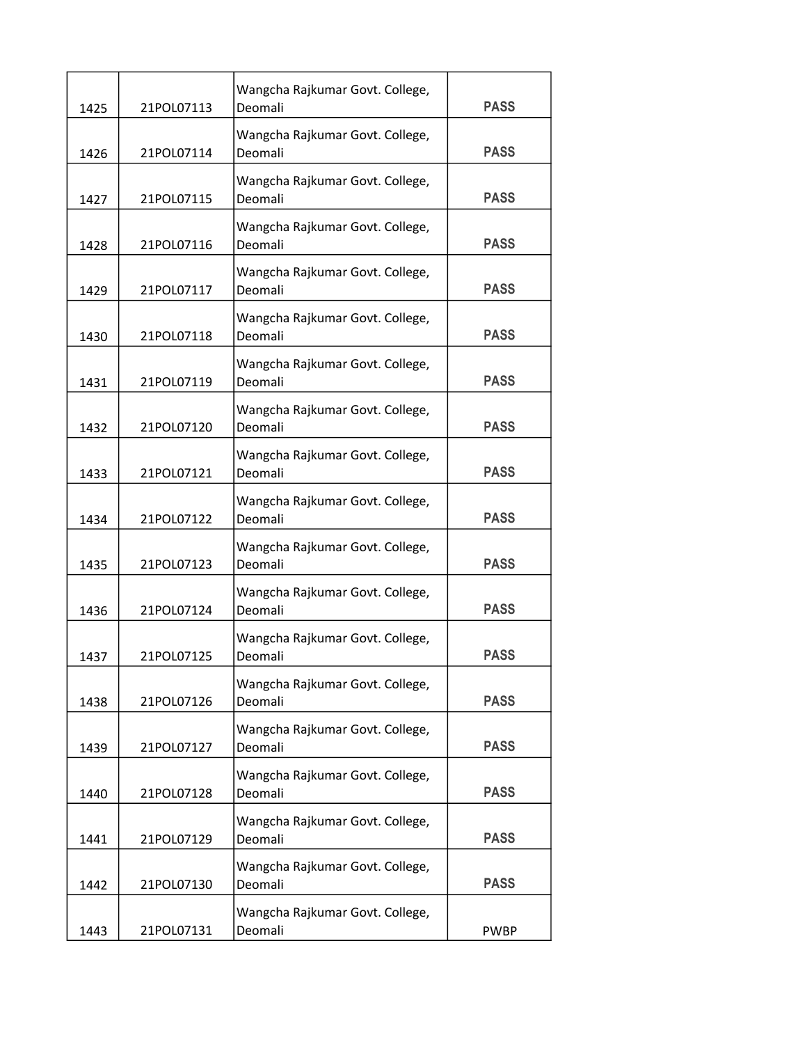| | | | |
|---|---|---|---|
| 1425 | 21POL07113 | Wangcha Rajkumar Govt. College, Deomali | PASS |
| 1426 | 21POL07114 | Wangcha Rajkumar Govt. College, Deomali | PASS |
| 1427 | 21POL07115 | Wangcha Rajkumar Govt. College, Deomali | PASS |
| 1428 | 21POL07116 | Wangcha Rajkumar Govt. College, Deomali | PASS |
| 1429 | 21POL07117 | Wangcha Rajkumar Govt. College, Deomali | PASS |
| 1430 | 21POL07118 | Wangcha Rajkumar Govt. College, Deomali | PASS |
| 1431 | 21POL07119 | Wangcha Rajkumar Govt. College, Deomali | PASS |
| 1432 | 21POL07120 | Wangcha Rajkumar Govt. College, Deomali | PASS |
| 1433 | 21POL07121 | Wangcha Rajkumar Govt. College, Deomali | PASS |
| 1434 | 21POL07122 | Wangcha Rajkumar Govt. College, Deomali | PASS |
| 1435 | 21POL07123 | Wangcha Rajkumar Govt. College, Deomali | PASS |
| 1436 | 21POL07124 | Wangcha Rajkumar Govt. College, Deomali | PASS |
| 1437 | 21POL07125 | Wangcha Rajkumar Govt. College, Deomali | PASS |
| 1438 | 21POL07126 | Wangcha Rajkumar Govt. College, Deomali | PASS |
| 1439 | 21POL07127 | Wangcha Rajkumar Govt. College, Deomali | PASS |
| 1440 | 21POL07128 | Wangcha Rajkumar Govt. College, Deomali | PASS |
| 1441 | 21POL07129 | Wangcha Rajkumar Govt. College, Deomali | PASS |
| 1442 | 21POL07130 | Wangcha Rajkumar Govt. College, Deomali | PASS |
| 1443 | 21POL07131 | Wangcha Rajkumar Govt. College, Deomali | PWBP |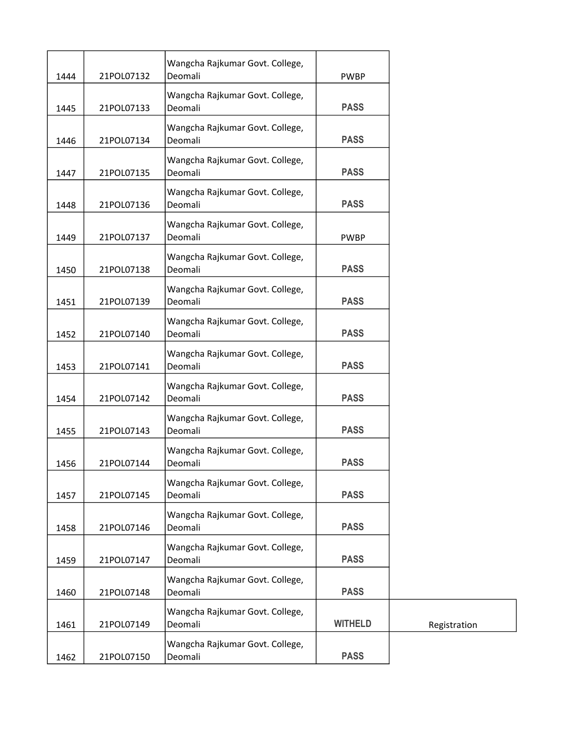| | | | | |
|---|---|---|---|---|
| 1444 | 21POL07132 | Wangcha Rajkumar Govt. College, Deomali | PWBP | |
| 1445 | 21POL07133 | Wangcha Rajkumar Govt. College, Deomali | PASS | |
| 1446 | 21POL07134 | Wangcha Rajkumar Govt. College, Deomali | PASS | |
| 1447 | 21POL07135 | Wangcha Rajkumar Govt. College, Deomali | PASS | |
| 1448 | 21POL07136 | Wangcha Rajkumar Govt. College, Deomali | PASS | |
| 1449 | 21POL07137 | Wangcha Rajkumar Govt. College, Deomali | PWBP | |
| 1450 | 21POL07138 | Wangcha Rajkumar Govt. College, Deomali | PASS | |
| 1451 | 21POL07139 | Wangcha Rajkumar Govt. College, Deomali | PASS | |
| 1452 | 21POL07140 | Wangcha Rajkumar Govt. College, Deomali | PASS | |
| 1453 | 21POL07141 | Wangcha Rajkumar Govt. College, Deomali | PASS | |
| 1454 | 21POL07142 | Wangcha Rajkumar Govt. College, Deomali | PASS | |
| 1455 | 21POL07143 | Wangcha Rajkumar Govt. College, Deomali | PASS | |
| 1456 | 21POL07144 | Wangcha Rajkumar Govt. College, Deomali | PASS | |
| 1457 | 21POL07145 | Wangcha Rajkumar Govt. College, Deomali | PASS | |
| 1458 | 21POL07146 | Wangcha Rajkumar Govt. College, Deomali | PASS | |
| 1459 | 21POL07147 | Wangcha Rajkumar Govt. College, Deomali | PASS | |
| 1460 | 21POL07148 | Wangcha Rajkumar Govt. College, Deomali | PASS | |
| 1461 | 21POL07149 | Wangcha Rajkumar Govt. College, Deomali | WITHELD | Registration |
| 1462 | 21POL07150 | Wangcha Rajkumar Govt. College, Deomali | PASS | |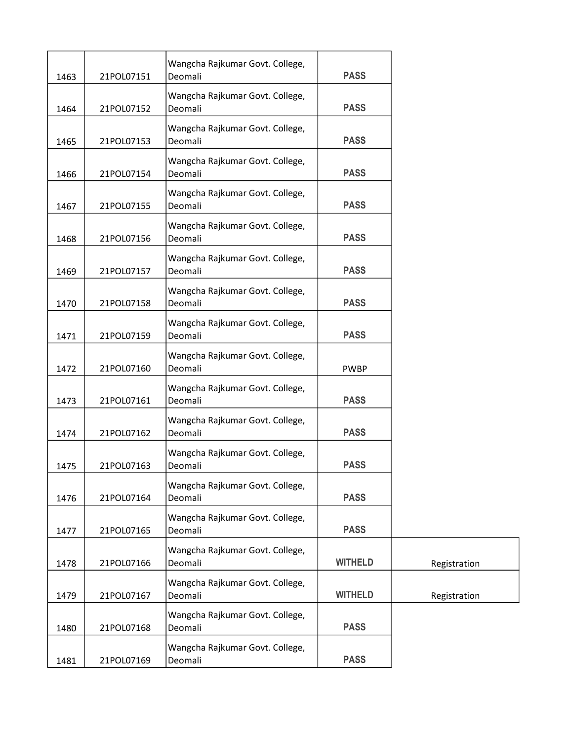| | | | | |
|---|---|---|---|---|
| 1463 | 21POL07151 | Wangcha Rajkumar Govt. College, Deomali | PASS | |
| 1464 | 21POL07152 | Wangcha Rajkumar Govt. College, Deomali | PASS | |
| 1465 | 21POL07153 | Wangcha Rajkumar Govt. College, Deomali | PASS | |
| 1466 | 21POL07154 | Wangcha Rajkumar Govt. College, Deomali | PASS | |
| 1467 | 21POL07155 | Wangcha Rajkumar Govt. College, Deomali | PASS | |
| 1468 | 21POL07156 | Wangcha Rajkumar Govt. College, Deomali | PASS | |
| 1469 | 21POL07157 | Wangcha Rajkumar Govt. College, Deomali | PASS | |
| 1470 | 21POL07158 | Wangcha Rajkumar Govt. College, Deomali | PASS | |
| 1471 | 21POL07159 | Wangcha Rajkumar Govt. College, Deomali | PASS | |
| 1472 | 21POL07160 | Wangcha Rajkumar Govt. College, Deomali | PWBP | |
| 1473 | 21POL07161 | Wangcha Rajkumar Govt. College, Deomali | PASS | |
| 1474 | 21POL07162 | Wangcha Rajkumar Govt. College, Deomali | PASS | |
| 1475 | 21POL07163 | Wangcha Rajkumar Govt. College, Deomali | PASS | |
| 1476 | 21POL07164 | Wangcha Rajkumar Govt. College, Deomali | PASS | |
| 1477 | 21POL07165 | Wangcha Rajkumar Govt. College, Deomali | PASS | |
| 1478 | 21POL07166 | Wangcha Rajkumar Govt. College, Deomali | WITHELD | Registration |
| 1479 | 21POL07167 | Wangcha Rajkumar Govt. College, Deomali | WITHELD | Registration |
| 1480 | 21POL07168 | Wangcha Rajkumar Govt. College, Deomali | PASS | |
| 1481 | 21POL07169 | Wangcha Rajkumar Govt. College, Deomali | PASS | |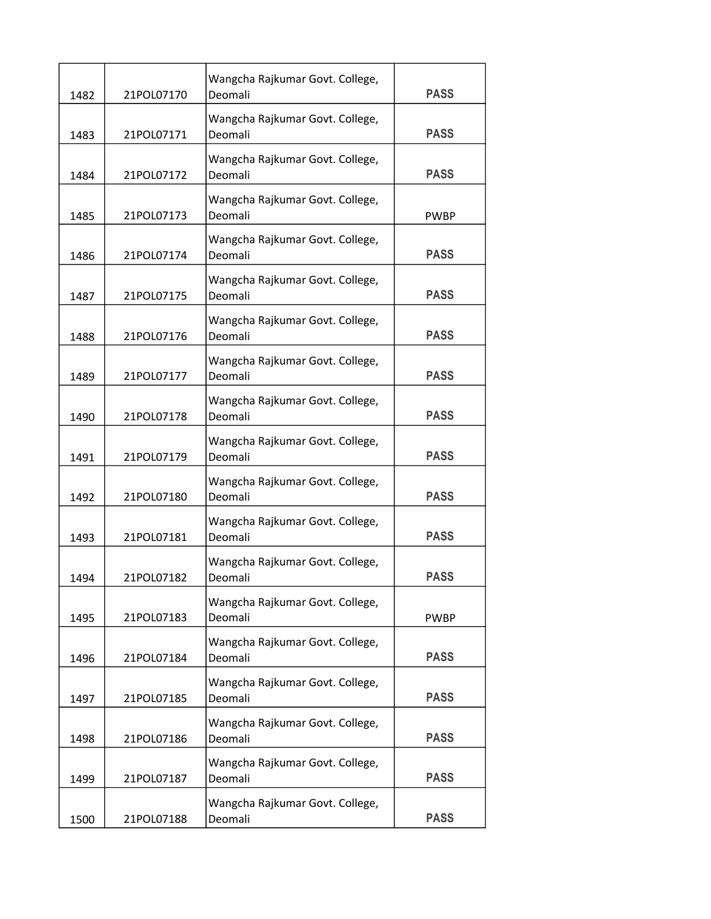| | | | |
|---|---|---|---|
| 1482 | 21POL07170 | Wangcha Rajkumar Govt. College, Deomali | PASS |
| 1483 | 21POL07171 | Wangcha Rajkumar Govt. College, Deomali | PASS |
| 1484 | 21POL07172 | Wangcha Rajkumar Govt. College, Deomali | PASS |
| 1485 | 21POL07173 | Wangcha Rajkumar Govt. College, Deomali | PWBP |
| 1486 | 21POL07174 | Wangcha Rajkumar Govt. College, Deomali | PASS |
| 1487 | 21POL07175 | Wangcha Rajkumar Govt. College, Deomali | PASS |
| 1488 | 21POL07176 | Wangcha Rajkumar Govt. College, Deomali | PASS |
| 1489 | 21POL07177 | Wangcha Rajkumar Govt. College, Deomali | PASS |
| 1490 | 21POL07178 | Wangcha Rajkumar Govt. College, Deomali | PASS |
| 1491 | 21POL07179 | Wangcha Rajkumar Govt. College, Deomali | PASS |
| 1492 | 21POL07180 | Wangcha Rajkumar Govt. College, Deomali | PASS |
| 1493 | 21POL07181 | Wangcha Rajkumar Govt. College, Deomali | PASS |
| 1494 | 21POL07182 | Wangcha Rajkumar Govt. College, Deomali | PASS |
| 1495 | 21POL07183 | Wangcha Rajkumar Govt. College, Deomali | PWBP |
| 1496 | 21POL07184 | Wangcha Rajkumar Govt. College, Deomali | PASS |
| 1497 | 21POL07185 | Wangcha Rajkumar Govt. College, Deomali | PASS |
| 1498 | 21POL07186 | Wangcha Rajkumar Govt. College, Deomali | PASS |
| 1499 | 21POL07187 | Wangcha Rajkumar Govt. College, Deomali | PASS |
| 1500 | 21POL07188 | Wangcha Rajkumar Govt. College, Deomali | PASS |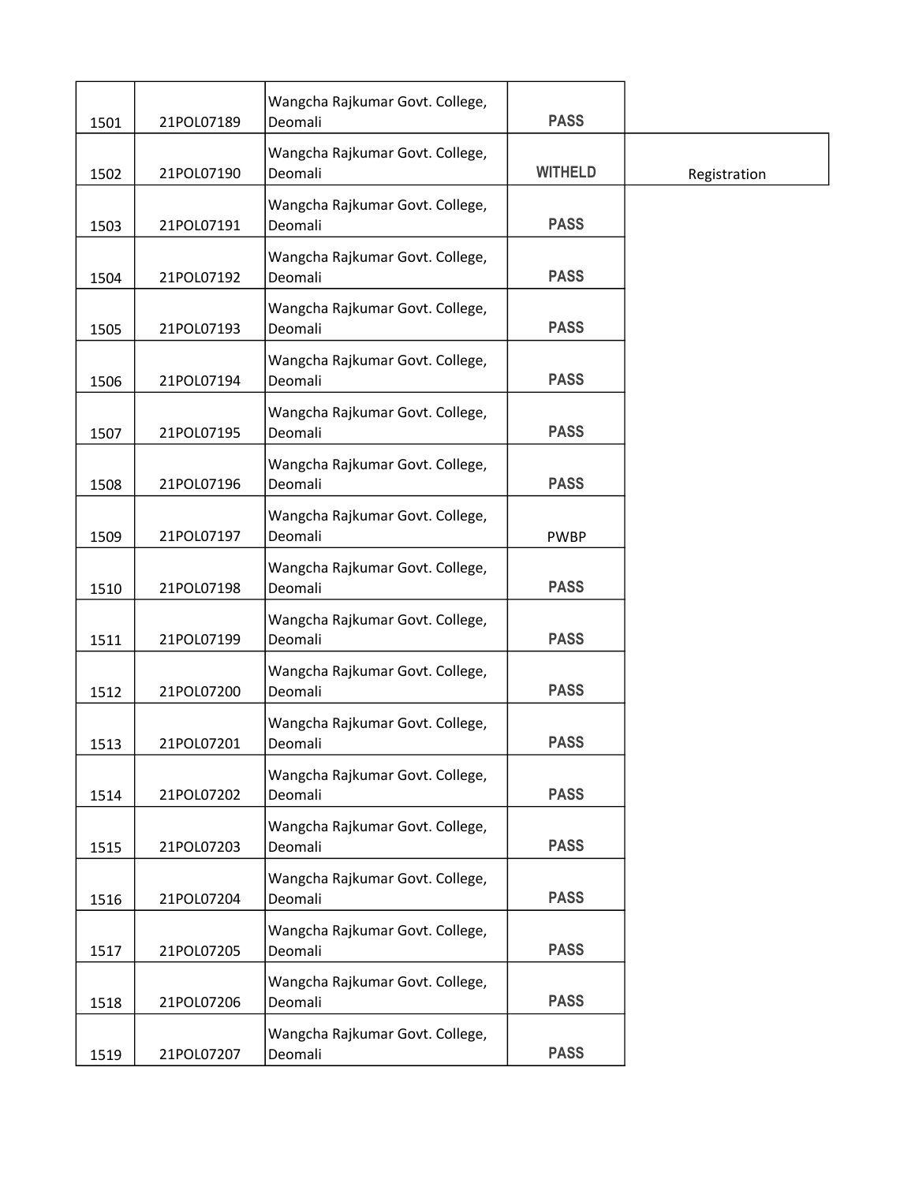| | | | | |
|---|---|---|---|---|
| 1501 | 21POL07189 | Wangcha Rajkumar Govt. College, Deomali | **PASS** | |
| 1502 | 21POL07190 | Wangcha Rajkumar Govt. College, Deomali | **WITHELD** | Registration |
| 1503 | 21POL07191 | Wangcha Rajkumar Govt. College, Deomali | **PASS** | |
| 1504 | 21POL07192 | Wangcha Rajkumar Govt. College, Deomali | **PASS** | |
| 1505 | 21POL07193 | Wangcha Rajkumar Govt. College, Deomali | **PASS** | |
| 1506 | 21POL07194 | Wangcha Rajkumar Govt. College, Deomali | **PASS** | |
| 1507 | 21POL07195 | Wangcha Rajkumar Govt. College, Deomali | **PASS** | |
| 1508 | 21POL07196 | Wangcha Rajkumar Govt. College, Deomali | **PASS** | |
| 1509 | 21POL07197 | Wangcha Rajkumar Govt. College, Deomali | PWBP | |
| 1510 | 21POL07198 | Wangcha Rajkumar Govt. College, Deomali | **PASS** | |
| 1511 | 21POL07199 | Wangcha Rajkumar Govt. College, Deomali | **PASS** | |
| 1512 | 21POL07200 | Wangcha Rajkumar Govt. College, Deomali | **PASS** | |
| 1513 | 21POL07201 | Wangcha Rajkumar Govt. College, Deomali | **PASS** | |
| 1514 | 21POL07202 | Wangcha Rajkumar Govt. College, Deomali | **PASS** | |
| 1515 | 21POL07203 | Wangcha Rajkumar Govt. College, Deomali | **PASS** | |
| 1516 | 21POL07204 | Wangcha Rajkumar Govt. College, Deomali | **PASS** | |
| 1517 | 21POL07205 | Wangcha Rajkumar Govt. College, Deomali | **PASS** | |
| 1518 | 21POL07206 | Wangcha Rajkumar Govt. College, Deomali | **PASS** | |
| 1519 | 21POL07207 | Wangcha Rajkumar Govt. College, Deomali | **PASS** | |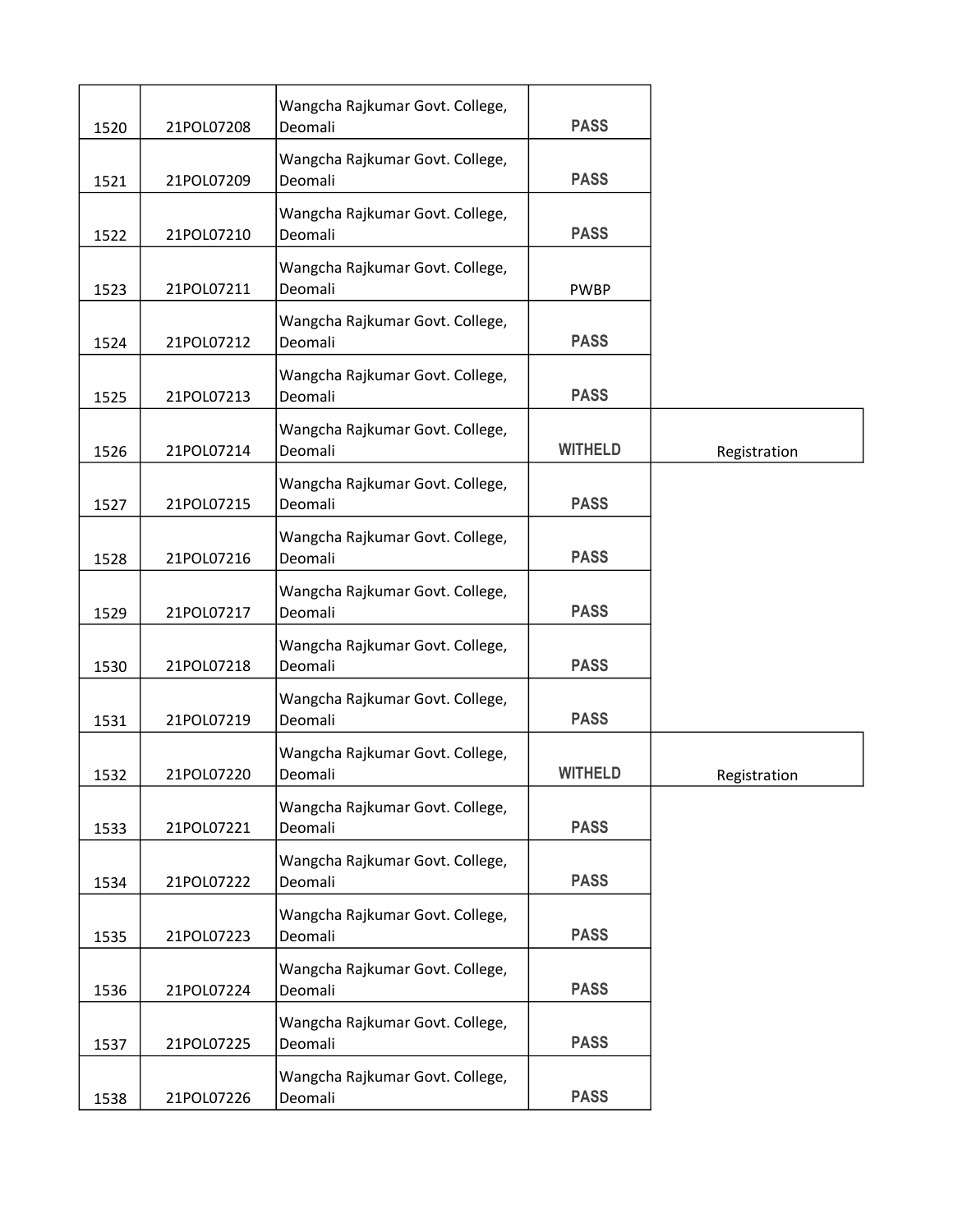| | | | | |
|---|---|---|---|---|
| 1520 | 21POL07208 | Wangcha Rajkumar Govt. College, Deomali | PASS | |
| 1521 | 21POL07209 | Wangcha Rajkumar Govt. College, Deomali | PASS | |
| 1522 | 21POL07210 | Wangcha Rajkumar Govt. College, Deomali | PASS | |
| 1523 | 21POL07211 | Wangcha Rajkumar Govt. College, Deomali | PWBP | |
| 1524 | 21POL07212 | Wangcha Rajkumar Govt. College, Deomali | PASS | |
| 1525 | 21POL07213 | Wangcha Rajkumar Govt. College, Deomali | PASS | |
| 1526 | 21POL07214 | Wangcha Rajkumar Govt. College, Deomali | WITHELD | Registration |
| 1527 | 21POL07215 | Wangcha Rajkumar Govt. College, Deomali | PASS | |
| 1528 | 21POL07216 | Wangcha Rajkumar Govt. College, Deomali | PASS | |
| 1529 | 21POL07217 | Wangcha Rajkumar Govt. College, Deomali | PASS | |
| 1530 | 21POL07218 | Wangcha Rajkumar Govt. College, Deomali | PASS | |
| 1531 | 21POL07219 | Wangcha Rajkumar Govt. College, Deomali | PASS | |
| 1532 | 21POL07220 | Wangcha Rajkumar Govt. College, Deomali | WITHELD | Registration |
| 1533 | 21POL07221 | Wangcha Rajkumar Govt. College, Deomali | PASS | |
| 1534 | 21POL07222 | Wangcha Rajkumar Govt. College, Deomali | PASS | |
| 1535 | 21POL07223 | Wangcha Rajkumar Govt. College, Deomali | PASS | |
| 1536 | 21POL07224 | Wangcha Rajkumar Govt. College, Deomali | PASS | |
| 1537 | 21POL07225 | Wangcha Rajkumar Govt. College, Deomali | PASS | |
| 1538 | 21POL07226 | Wangcha Rajkumar Govt. College, Deomali | PASS | |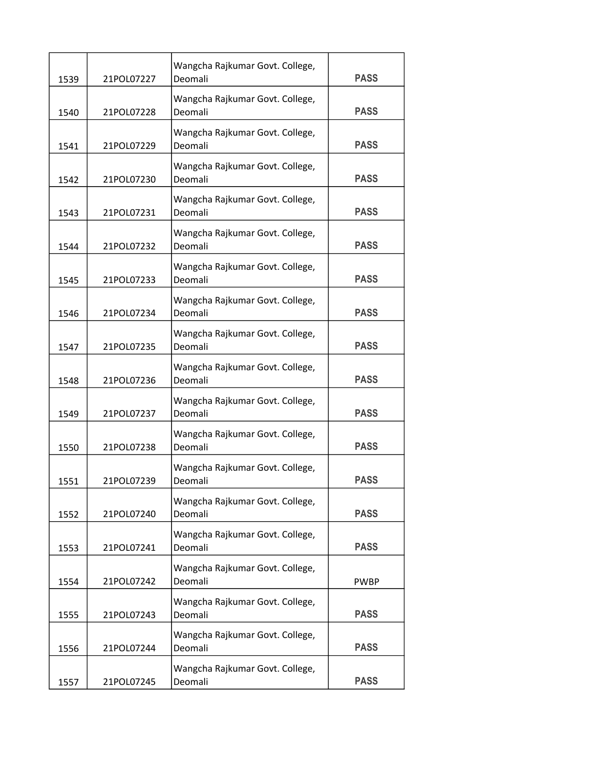| | | | |
|---|---|---|---|
| 1539 | 21POL07227 | Wangcha Rajkumar Govt. College, Deomali | PASS |
| 1540 | 21POL07228 | Wangcha Rajkumar Govt. College, Deomali | PASS |
| 1541 | 21POL07229 | Wangcha Rajkumar Govt. College, Deomali | PASS |
| 1542 | 21POL07230 | Wangcha Rajkumar Govt. College, Deomali | PASS |
| 1543 | 21POL07231 | Wangcha Rajkumar Govt. College, Deomali | PASS |
| 1544 | 21POL07232 | Wangcha Rajkumar Govt. College, Deomali | PASS |
| 1545 | 21POL07233 | Wangcha Rajkumar Govt. College, Deomali | PASS |
| 1546 | 21POL07234 | Wangcha Rajkumar Govt. College, Deomali | PASS |
| 1547 | 21POL07235 | Wangcha Rajkumar Govt. College, Deomali | PASS |
| 1548 | 21POL07236 | Wangcha Rajkumar Govt. College, Deomali | PASS |
| 1549 | 21POL07237 | Wangcha Rajkumar Govt. College, Deomali | PASS |
| 1550 | 21POL07238 | Wangcha Rajkumar Govt. College, Deomali | PASS |
| 1551 | 21POL07239 | Wangcha Rajkumar Govt. College, Deomali | PASS |
| 1552 | 21POL07240 | Wangcha Rajkumar Govt. College, Deomali | PASS |
| 1553 | 21POL07241 | Wangcha Rajkumar Govt. College, Deomali | PASS |
| 1554 | 21POL07242 | Wangcha Rajkumar Govt. College, Deomali | PWBP |
| 1555 | 21POL07243 | Wangcha Rajkumar Govt. College, Deomali | PASS |
| 1556 | 21POL07244 | Wangcha Rajkumar Govt. College, Deomali | PASS |
| 1557 | 21POL07245 | Wangcha Rajkumar Govt. College, Deomali | PASS |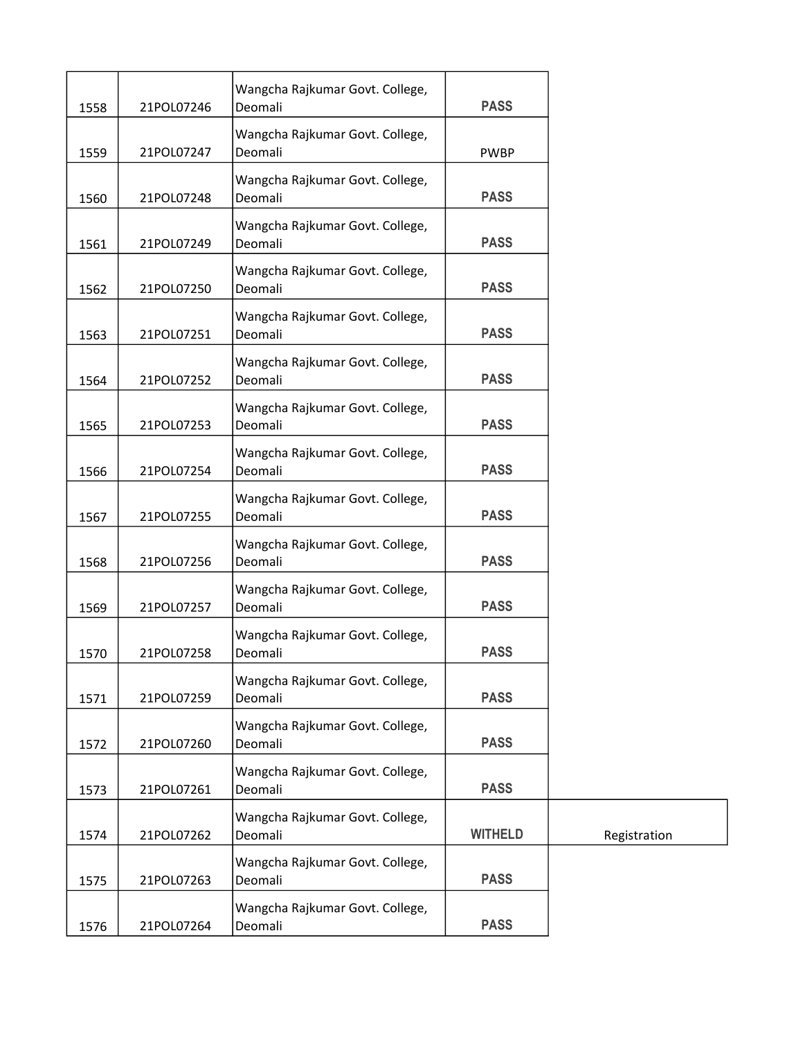| | | | | |
|---|---|---|---|---|
| 1558 | 21POL07246 | Wangcha Rajkumar Govt. College, Deomali | PASS | |
| 1559 | 21POL07247 | Wangcha Rajkumar Govt. College, Deomali | PWBP | |
| 1560 | 21POL07248 | Wangcha Rajkumar Govt. College, Deomali | PASS | |
| 1561 | 21POL07249 | Wangcha Rajkumar Govt. College, Deomali | PASS | |
| 1562 | 21POL07250 | Wangcha Rajkumar Govt. College, Deomali | PASS | |
| 1563 | 21POL07251 | Wangcha Rajkumar Govt. College, Deomali | PASS | |
| 1564 | 21POL07252 | Wangcha Rajkumar Govt. College, Deomali | PASS | |
| 1565 | 21POL07253 | Wangcha Rajkumar Govt. College, Deomali | PASS | |
| 1566 | 21POL07254 | Wangcha Rajkumar Govt. College, Deomali | PASS | |
| 1567 | 21POL07255 | Wangcha Rajkumar Govt. College, Deomali | PASS | |
| 1568 | 21POL07256 | Wangcha Rajkumar Govt. College, Deomali | PASS | |
| 1569 | 21POL07257 | Wangcha Rajkumar Govt. College, Deomali | PASS | |
| 1570 | 21POL07258 | Wangcha Rajkumar Govt. College, Deomali | PASS | |
| 1571 | 21POL07259 | Wangcha Rajkumar Govt. College, Deomali | PASS | |
| 1572 | 21POL07260 | Wangcha Rajkumar Govt. College, Deomali | PASS | |
| 1573 | 21POL07261 | Wangcha Rajkumar Govt. College, Deomali | PASS | |
| 1574 | 21POL07262 | Wangcha Rajkumar Govt. College, Deomali | WITHELD | Registration |
| 1575 | 21POL07263 | Wangcha Rajkumar Govt. College, Deomali | PASS | |
| 1576 | 21POL07264 | Wangcha Rajkumar Govt. College, Deomali | PASS | |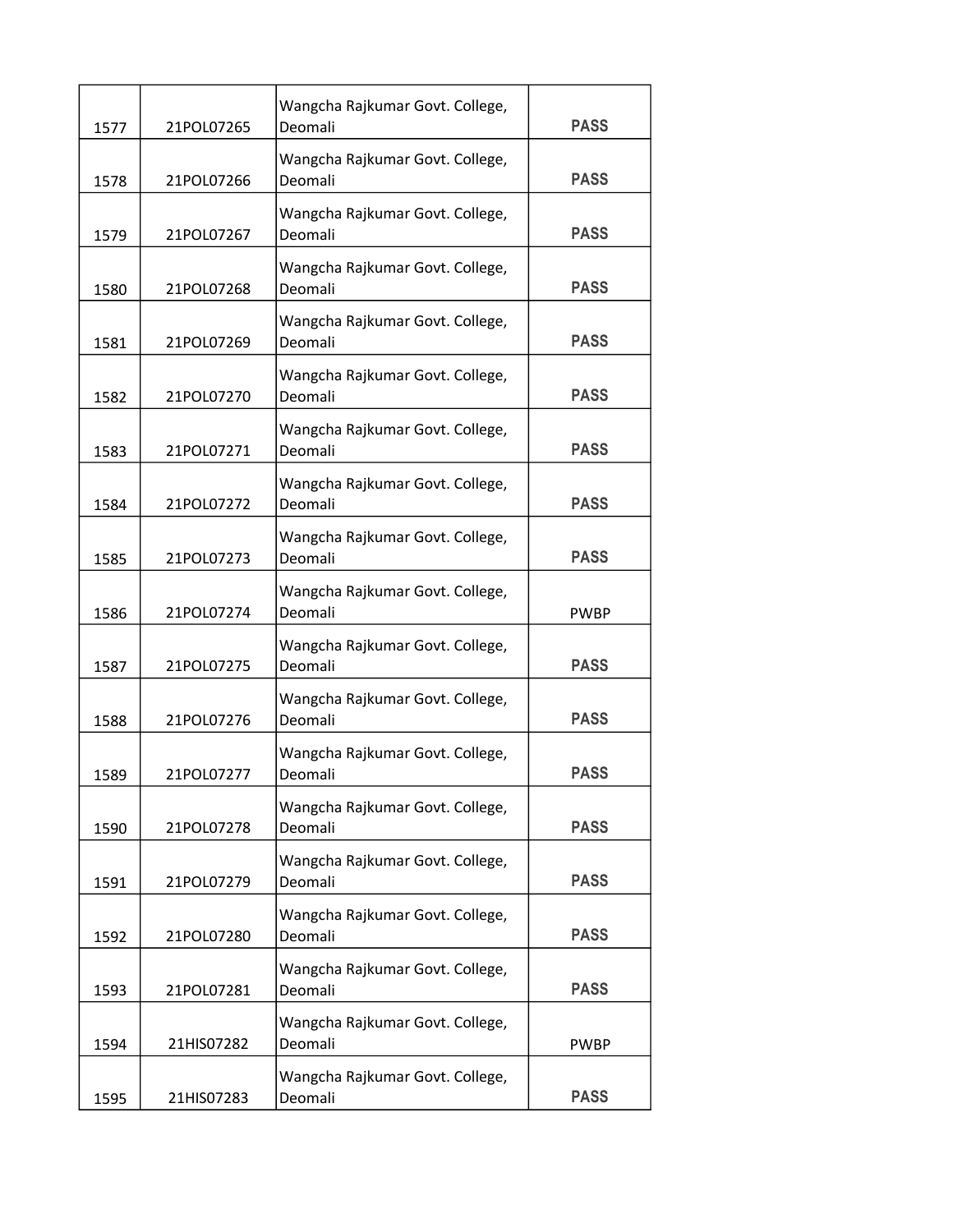| | | | |
|---|---|---|---|
| 1577 | 21POL07265 | Wangcha Rajkumar Govt. College, Deomali | PASS |
| 1578 | 21POL07266 | Wangcha Rajkumar Govt. College, Deomali | PASS |
| 1579 | 21POL07267 | Wangcha Rajkumar Govt. College, Deomali | PASS |
| 1580 | 21POL07268 | Wangcha Rajkumar Govt. College, Deomali | PASS |
| 1581 | 21POL07269 | Wangcha Rajkumar Govt. College, Deomali | PASS |
| 1582 | 21POL07270 | Wangcha Rajkumar Govt. College, Deomali | PASS |
| 1583 | 21POL07271 | Wangcha Rajkumar Govt. College, Deomali | PASS |
| 1584 | 21POL07272 | Wangcha Rajkumar Govt. College, Deomali | PASS |
| 1585 | 21POL07273 | Wangcha Rajkumar Govt. College, Deomali | PASS |
| 1586 | 21POL07274 | Wangcha Rajkumar Govt. College, Deomali | PWBP |
| 1587 | 21POL07275 | Wangcha Rajkumar Govt. College, Deomali | PASS |
| 1588 | 21POL07276 | Wangcha Rajkumar Govt. College, Deomali | PASS |
| 1589 | 21POL07277 | Wangcha Rajkumar Govt. College, Deomali | PASS |
| 1590 | 21POL07278 | Wangcha Rajkumar Govt. College, Deomali | PASS |
| 1591 | 21POL07279 | Wangcha Rajkumar Govt. College, Deomali | PASS |
| 1592 | 21POL07280 | Wangcha Rajkumar Govt. College, Deomali | PASS |
| 1593 | 21POL07281 | Wangcha Rajkumar Govt. College, Deomali | PASS |
| 1594 | 21HIS07282 | Wangcha Rajkumar Govt. College, Deomali | PWBP |
| 1595 | 21HIS07283 | Wangcha Rajkumar Govt. College, Deomali | PASS |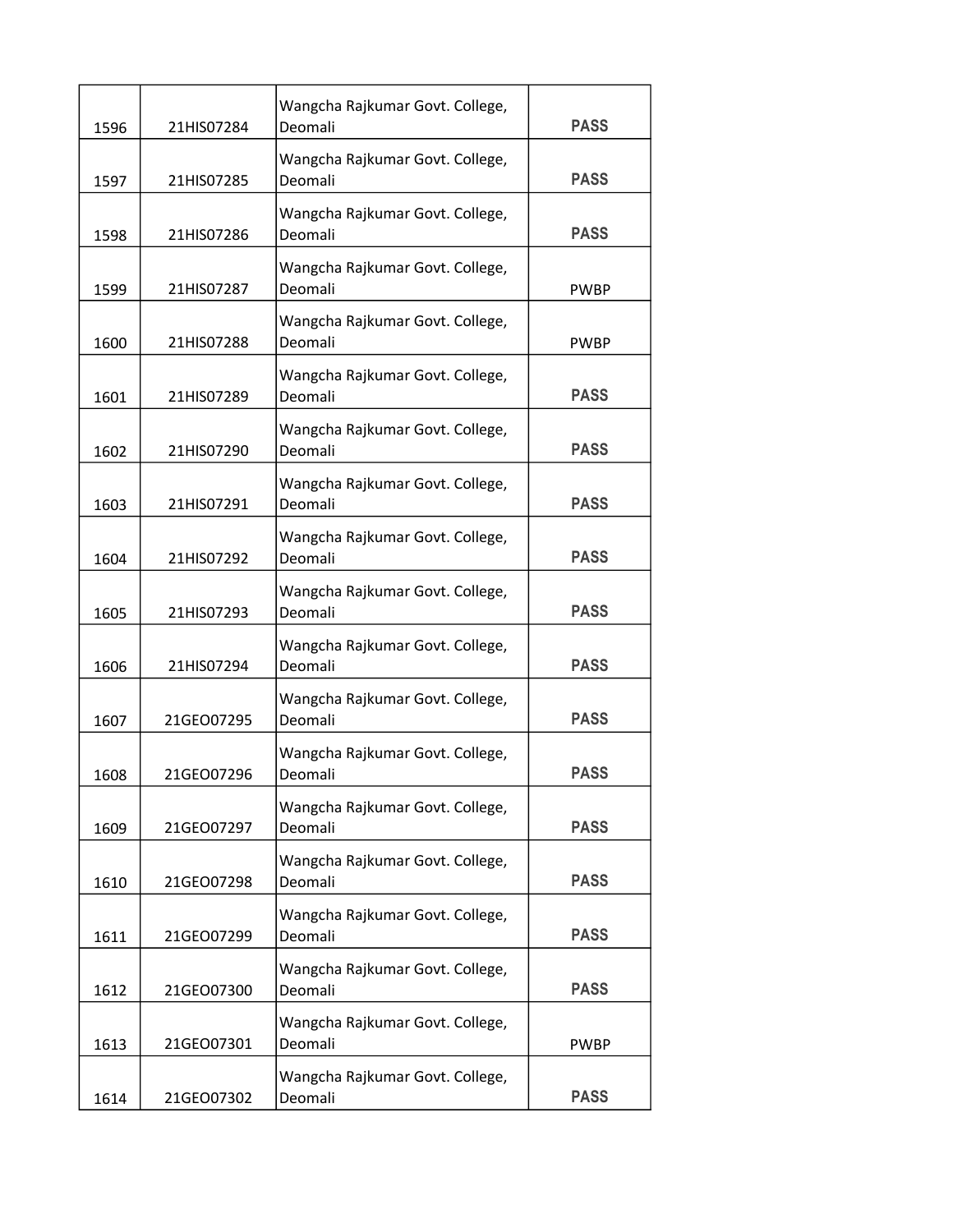| | | | |
|---|---|---|---|
| 1596 | 21HIS07284 | Wangcha Rajkumar Govt. College, Deomali | PASS |
| 1597 | 21HIS07285 | Wangcha Rajkumar Govt. College, Deomali | PASS |
| 1598 | 21HIS07286 | Wangcha Rajkumar Govt. College, Deomali | PASS |
| 1599 | 21HIS07287 | Wangcha Rajkumar Govt. College, Deomali | PWBP |
| 1600 | 21HIS07288 | Wangcha Rajkumar Govt. College, Deomali | PWBP |
| 1601 | 21HIS07289 | Wangcha Rajkumar Govt. College, Deomali | PASS |
| 1602 | 21HIS07290 | Wangcha Rajkumar Govt. College, Deomali | PASS |
| 1603 | 21HIS07291 | Wangcha Rajkumar Govt. College, Deomali | PASS |
| 1604 | 21HIS07292 | Wangcha Rajkumar Govt. College, Deomali | PASS |
| 1605 | 21HIS07293 | Wangcha Rajkumar Govt. College, Deomali | PASS |
| 1606 | 21HIS07294 | Wangcha Rajkumar Govt. College, Deomali | PASS |
| 1607 | 21GEO07295 | Wangcha Rajkumar Govt. College, Deomali | PASS |
| 1608 | 21GEO07296 | Wangcha Rajkumar Govt. College, Deomali | PASS |
| 1609 | 21GEO07297 | Wangcha Rajkumar Govt. College, Deomali | PASS |
| 1610 | 21GEO07298 | Wangcha Rajkumar Govt. College, Deomali | PASS |
| 1611 | 21GEO07299 | Wangcha Rajkumar Govt. College, Deomali | PASS |
| 1612 | 21GEO07300 | Wangcha Rajkumar Govt. College, Deomali | PASS |
| 1613 | 21GEO07301 | Wangcha Rajkumar Govt. College, Deomali | PWBP |
| 1614 | 21GEO07302 | Wangcha Rajkumar Govt. College, Deomali | PASS |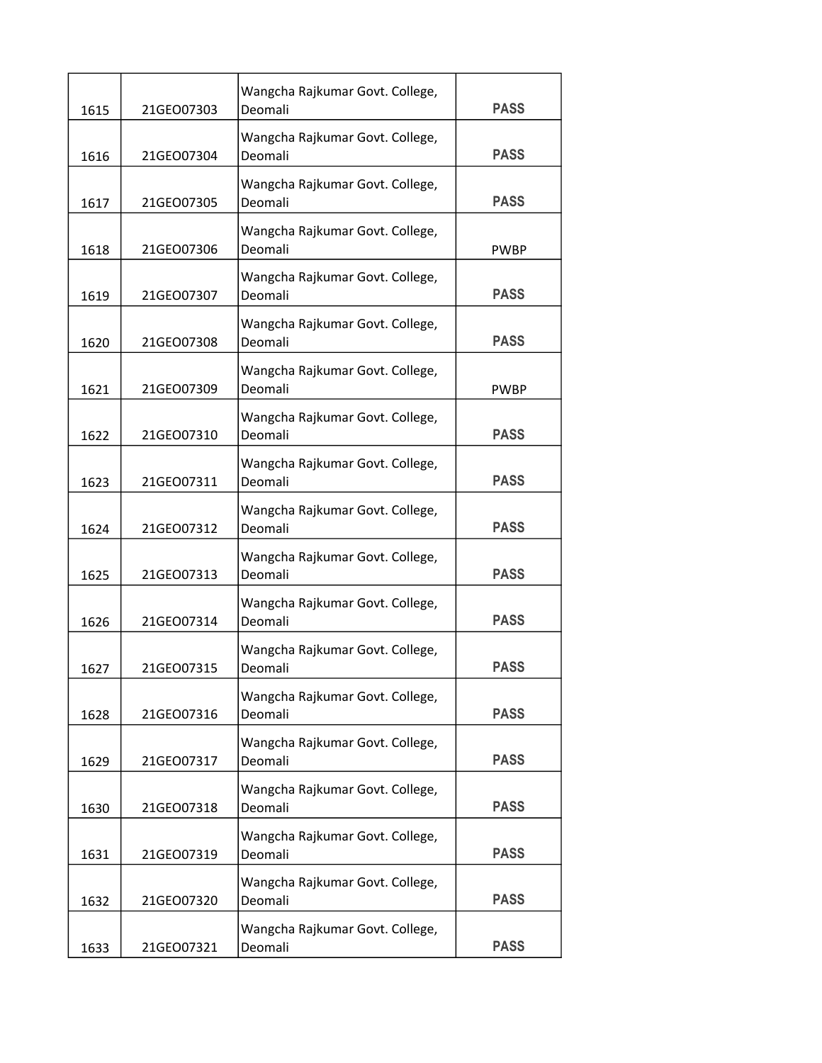| | | | |
|---|---|---|---|
| 1615 | 21GEO07303 | Wangcha Rajkumar Govt. College, Deomali | PASS |
| 1616 | 21GEO07304 | Wangcha Rajkumar Govt. College, Deomali | PASS |
| 1617 | 21GEO07305 | Wangcha Rajkumar Govt. College, Deomali | PASS |
| 1618 | 21GEO07306 | Wangcha Rajkumar Govt. College, Deomali | PWBP |
| 1619 | 21GEO07307 | Wangcha Rajkumar Govt. College, Deomali | PASS |
| 1620 | 21GEO07308 | Wangcha Rajkumar Govt. College, Deomali | PASS |
| 1621 | 21GEO07309 | Wangcha Rajkumar Govt. College, Deomali | PWBP |
| 1622 | 21GEO07310 | Wangcha Rajkumar Govt. College, Deomali | PASS |
| 1623 | 21GEO07311 | Wangcha Rajkumar Govt. College, Deomali | PASS |
| 1624 | 21GEO07312 | Wangcha Rajkumar Govt. College, Deomali | PASS |
| 1625 | 21GEO07313 | Wangcha Rajkumar Govt. College, Deomali | PASS |
| 1626 | 21GEO07314 | Wangcha Rajkumar Govt. College, Deomali | PASS |
| 1627 | 21GEO07315 | Wangcha Rajkumar Govt. College, Deomali | PASS |
| 1628 | 21GEO07316 | Wangcha Rajkumar Govt. College, Deomali | PASS |
| 1629 | 21GEO07317 | Wangcha Rajkumar Govt. College, Deomali | PASS |
| 1630 | 21GEO07318 | Wangcha Rajkumar Govt. College, Deomali | PASS |
| 1631 | 21GEO07319 | Wangcha Rajkumar Govt. College, Deomali | PASS |
| 1632 | 21GEO07320 | Wangcha Rajkumar Govt. College, Deomali | PASS |
| 1633 | 21GEO07321 | Wangcha Rajkumar Govt. College, Deomali | PASS |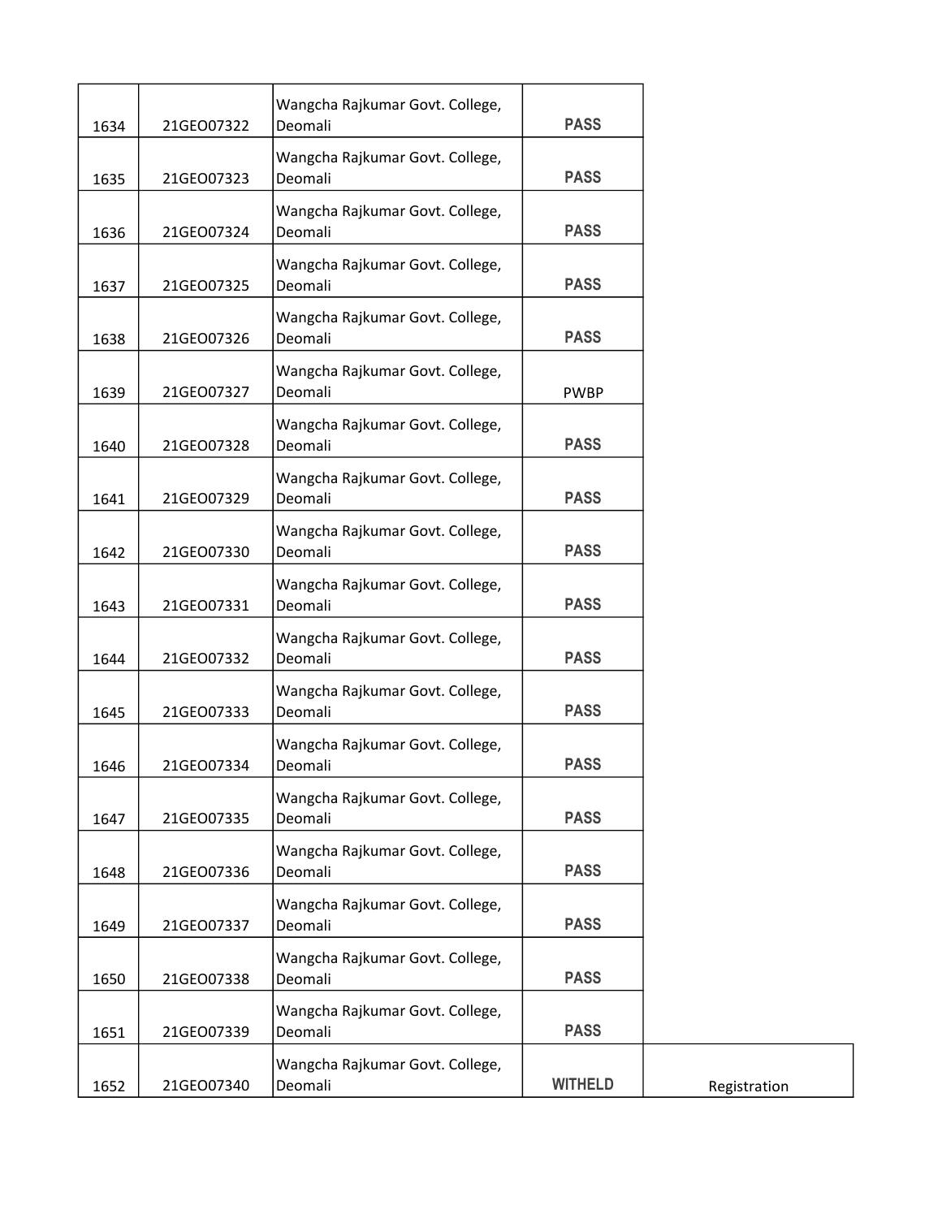| 1634 | 21GEO07322 | Wangcha Rajkumar Govt. College, Deomali | PASS | |
|---|---|---|---|---|
| 1635 | 21GEO07323 | Wangcha Rajkumar Govt. College, Deomali | PASS | |
| 1636 | 21GEO07324 | Wangcha Rajkumar Govt. College, Deomali | PASS | |
| 1637 | 21GEO07325 | Wangcha Rajkumar Govt. College, Deomali | PASS | |
| 1638 | 21GEO07326 | Wangcha Rajkumar Govt. College, Deomali | PASS | |
| 1639 | 21GEO07327 | Wangcha Rajkumar Govt. College, Deomali | PWBP | |
| 1640 | 21GEO07328 | Wangcha Rajkumar Govt. College, Deomali | PASS | |
| 1641 | 21GEO07329 | Wangcha Rajkumar Govt. College, Deomali | PASS | |
| 1642 | 21GEO07330 | Wangcha Rajkumar Govt. College, Deomali | PASS | |
| 1643 | 21GEO07331 | Wangcha Rajkumar Govt. College, Deomali | PASS | |
| 1644 | 21GEO07332 | Wangcha Rajkumar Govt. College, Deomali | PASS | |
| 1645 | 21GEO07333 | Wangcha Rajkumar Govt. College, Deomali | PASS | |
| 1646 | 21GEO07334 | Wangcha Rajkumar Govt. College, Deomali | PASS | |
| 1647 | 21GEO07335 | Wangcha Rajkumar Govt. College, Deomali | PASS | |
| 1648 | 21GEO07336 | Wangcha Rajkumar Govt. College, Deomali | PASS | |
| 1649 | 21GEO07337 | Wangcha Rajkumar Govt. College, Deomali | PASS | |
| 1650 | 21GEO07338 | Wangcha Rajkumar Govt. College, Deomali | PASS | |
| 1651 | 21GEO07339 | Wangcha Rajkumar Govt. College, Deomali | PASS | |
| 1652 | 21GEO07340 | Wangcha Rajkumar Govt. College, Deomali | WITHELD | Registration |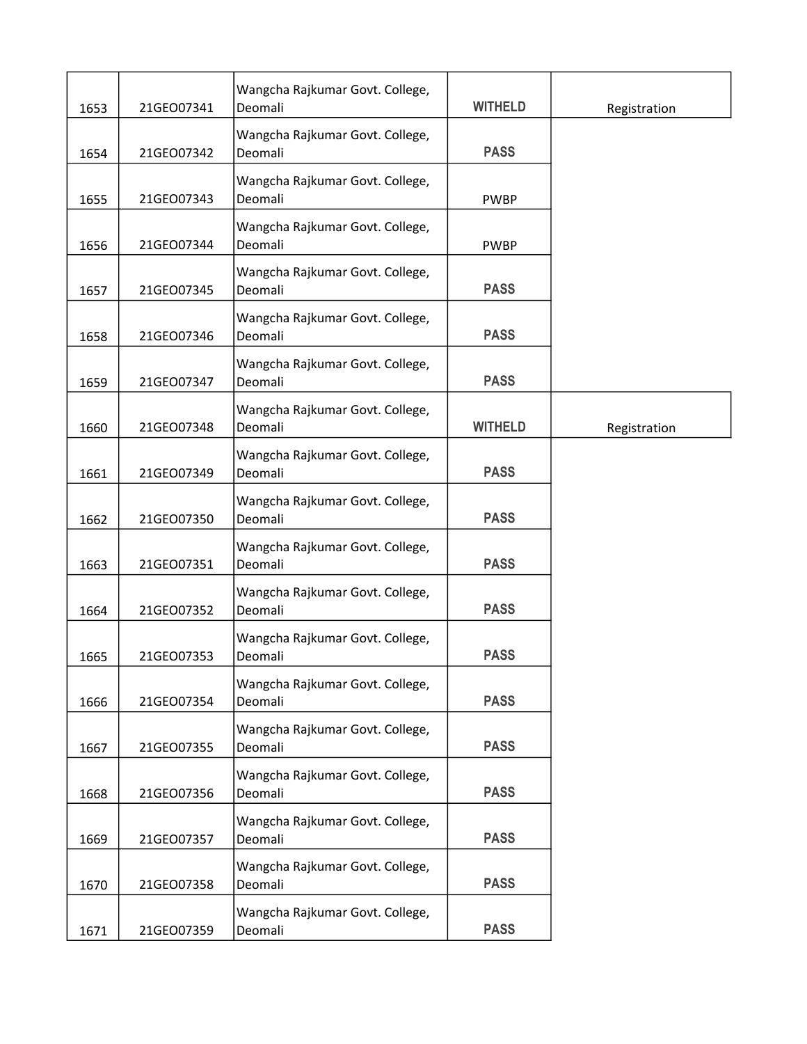| | | | | |
|---|---|---|---|---|
| 1653 | 21GEO07341 | Wangcha Rajkumar Govt. College, Deomali | **WITHELD** | Registration |
| 1654 | 21GEO07342 | Wangcha Rajkumar Govt. College, Deomali | **PASS** | |
| 1655 | 21GEO07343 | Wangcha Rajkumar Govt. College, Deomali | PWBP | |
| 1656 | 21GEO07344 | Wangcha Rajkumar Govt. College, Deomali | PWBP | |
| 1657 | 21GEO07345 | Wangcha Rajkumar Govt. College, Deomali | **PASS** | |
| 1658 | 21GEO07346 | Wangcha Rajkumar Govt. College, Deomali | **PASS** | |
| 1659 | 21GEO07347 | Wangcha Rajkumar Govt. College, Deomali | **PASS** | |
| 1660 | 21GEO07348 | Wangcha Rajkumar Govt. College, Deomali | **WITHELD** | Registration |
| 1661 | 21GEO07349 | Wangcha Rajkumar Govt. College, Deomali | **PASS** | |
| 1662 | 21GEO07350 | Wangcha Rajkumar Govt. College, Deomali | **PASS** | |
| 1663 | 21GEO07351 | Wangcha Rajkumar Govt. College, Deomali | **PASS** | |
| 1664 | 21GEO07352 | Wangcha Rajkumar Govt. College, Deomali | **PASS** | |
| 1665 | 21GEO07353 | Wangcha Rajkumar Govt. College, Deomali | **PASS** | |
| 1666 | 21GEO07354 | Wangcha Rajkumar Govt. College, Deomali | **PASS** | |
| 1667 | 21GEO07355 | Wangcha Rajkumar Govt. College, Deomali | **PASS** | |
| 1668 | 21GEO07356 | Wangcha Rajkumar Govt. College, Deomali | **PASS** | |
| 1669 | 21GEO07357 | Wangcha Rajkumar Govt. College, Deomali | **PASS** | |
| 1670 | 21GEO07358 | Wangcha Rajkumar Govt. College, Deomali | **PASS** | |
| 1671 | 21GEO07359 | Wangcha Rajkumar Govt. College, Deomali | **PASS** | |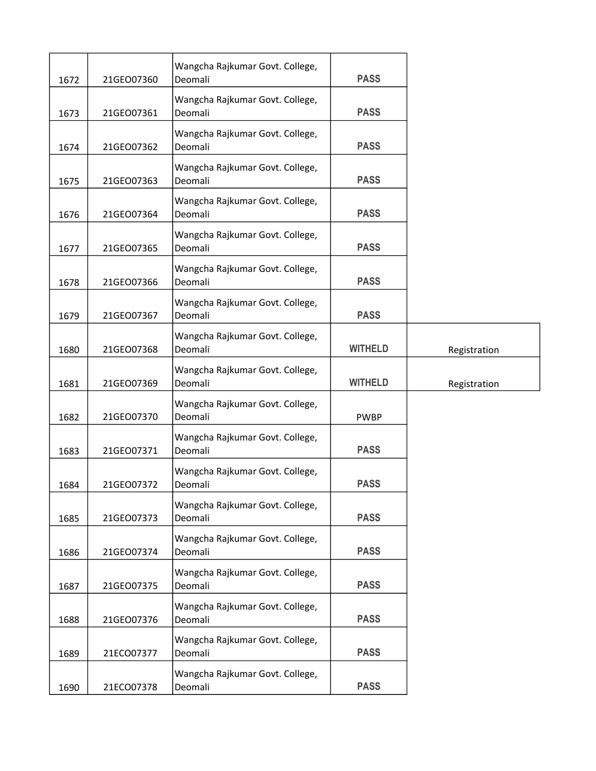| | | | | |
|---|---|---|---|---|
| 1672 | 21GEO07360 | Wangcha Rajkumar Govt. College, Deomali | PASS | |
| 1673 | 21GEO07361 | Wangcha Rajkumar Govt. College, Deomali | PASS | |
| 1674 | 21GEO07362 | Wangcha Rajkumar Govt. College, Deomali | PASS | |
| 1675 | 21GEO07363 | Wangcha Rajkumar Govt. College, Deomali | PASS | |
| 1676 | 21GEO07364 | Wangcha Rajkumar Govt. College, Deomali | PASS | |
| 1677 | 21GEO07365 | Wangcha Rajkumar Govt. College, Deomali | PASS | |
| 1678 | 21GEO07366 | Wangcha Rajkumar Govt. College, Deomali | PASS | |
| 1679 | 21GEO07367 | Wangcha Rajkumar Govt. College, Deomali | PASS | |
| 1680 | 21GEO07368 | Wangcha Rajkumar Govt. College, Deomali | WITHELD | Registration |
| 1681 | 21GEO07369 | Wangcha Rajkumar Govt. College, Deomali | WITHELD | Registration |
| 1682 | 21GEO07370 | Wangcha Rajkumar Govt. College, Deomali | PWBP | |
| 1683 | 21GEO07371 | Wangcha Rajkumar Govt. College, Deomali | PASS | |
| 1684 | 21GEO07372 | Wangcha Rajkumar Govt. College, Deomali | PASS | |
| 1685 | 21GEO07373 | Wangcha Rajkumar Govt. College, Deomali | PASS | |
| 1686 | 21GEO07374 | Wangcha Rajkumar Govt. College, Deomali | PASS | |
| 1687 | 21GEO07375 | Wangcha Rajkumar Govt. College, Deomali | PASS | |
| 1688 | 21GEO07376 | Wangcha Rajkumar Govt. College, Deomali | PASS | |
| 1689 | 21ECO07377 | Wangcha Rajkumar Govt. College, Deomali | PASS | |
| 1690 | 21ECO07378 | Wangcha Rajkumar Govt. College, Deomali | PASS | |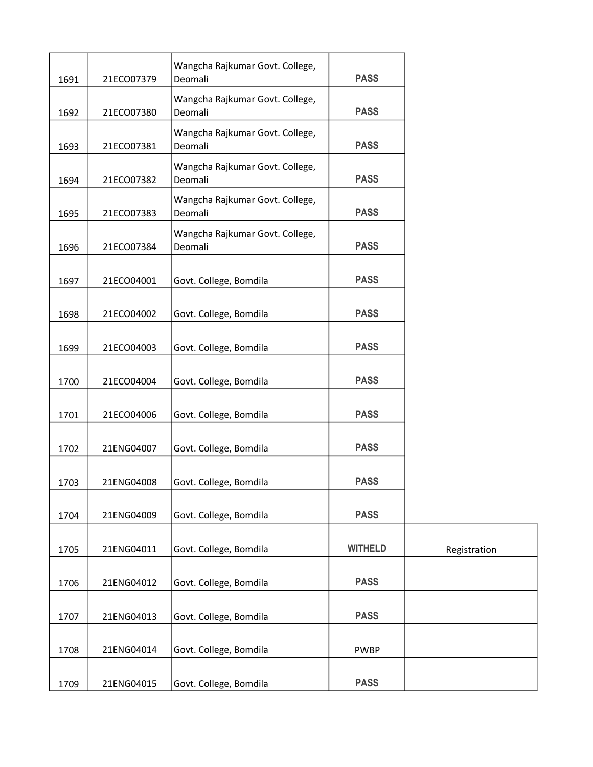| | | | | |
|---|---|---|---|---|
| 1691 | 21ECO07379 | Wangcha Rajkumar Govt. College, Deomali | PASS | |
| 1692 | 21ECO07380 | Wangcha Rajkumar Govt. College, Deomali | PASS | |
| 1693 | 21ECO07381 | Wangcha Rajkumar Govt. College, Deomali | PASS | |
| 1694 | 21ECO07382 | Wangcha Rajkumar Govt. College, Deomali | PASS | |
| 1695 | 21ECO07383 | Wangcha Rajkumar Govt. College, Deomali | PASS | |
| 1696 | 21ECO07384 | Wangcha Rajkumar Govt. College, Deomali | PASS | |
| 1697 | 21ECO04001 | Govt. College, Bomdila | PASS | |
| 1698 | 21ECO04002 | Govt. College, Bomdila | PASS | |
| 1699 | 21ECO04003 | Govt. College, Bomdila | PASS | |
| 1700 | 21ECO04004 | Govt. College, Bomdila | PASS | |
| 1701 | 21ECO04006 | Govt. College, Bomdila | PASS | |
| 1702 | 21ENG04007 | Govt. College, Bomdila | PASS | |
| 1703 | 21ENG04008 | Govt. College, Bomdila | PASS | |
| 1704 | 21ENG04009 | Govt. College, Bomdila | PASS | |
| 1705 | 21ENG04011 | Govt. College, Bomdila | WITHELD | Registration |
| 1706 | 21ENG04012 | Govt. College, Bomdila | PASS | |
| 1707 | 21ENG04013 | Govt. College, Bomdila | PASS | |
| 1708 | 21ENG04014 | Govt. College, Bomdila | PWBP | |
| 1709 | 21ENG04015 | Govt. College, Bomdila | PASS | |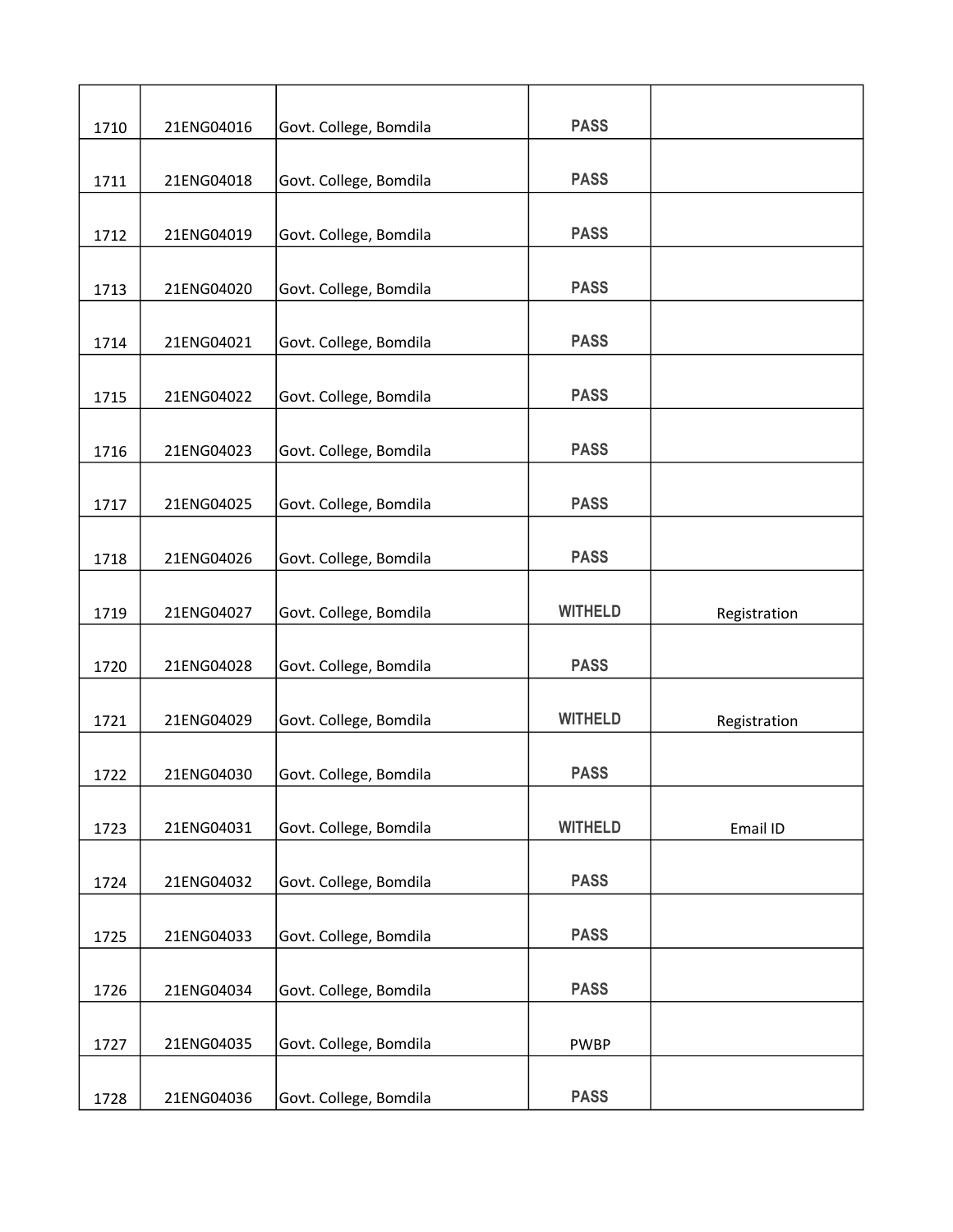| 1710 | 21ENG04016 | Govt. College, Bomdila | PASS | |
|---|---|---|---|---|
| 1711 | 21ENG04018 | Govt. College, Bomdila | PASS | |
| 1712 | 21ENG04019 | Govt. College, Bomdila | PASS | |
| 1713 | 21ENG04020 | Govt. College, Bomdila | PASS | |
| 1714 | 21ENG04021 | Govt. College, Bomdila | PASS | |
| 1715 | 21ENG04022 | Govt. College, Bomdila | PASS | |
| 1716 | 21ENG04023 | Govt. College, Bomdila | PASS | |
| 1717 | 21ENG04025 | Govt. College, Bomdila | PASS | |
| 1718 | 21ENG04026 | Govt. College, Bomdila | PASS | |
| 1719 | 21ENG04027 | Govt. College, Bomdila | WITHELD | Registration |
| 1720 | 21ENG04028 | Govt. College, Bomdila | PASS | |
| 1721 | 21ENG04029 | Govt. College, Bomdila | WITHELD | Registration |
| 1722 | 21ENG04030 | Govt. College, Bomdila | PASS | |
| 1723 | 21ENG04031 | Govt. College, Bomdila | WITHELD | Email ID |
| 1724 | 21ENG04032 | Govt. College, Bomdila | PASS | |
| 1725 | 21ENG04033 | Govt. College, Bomdila | PASS | |
| 1726 | 21ENG04034 | Govt. College, Bomdila | PASS | |
| 1727 | 21ENG04035 | Govt. College, Bomdila | PWBP | |
| 1728 | 21ENG04036 | Govt. College, Bomdila | PASS | |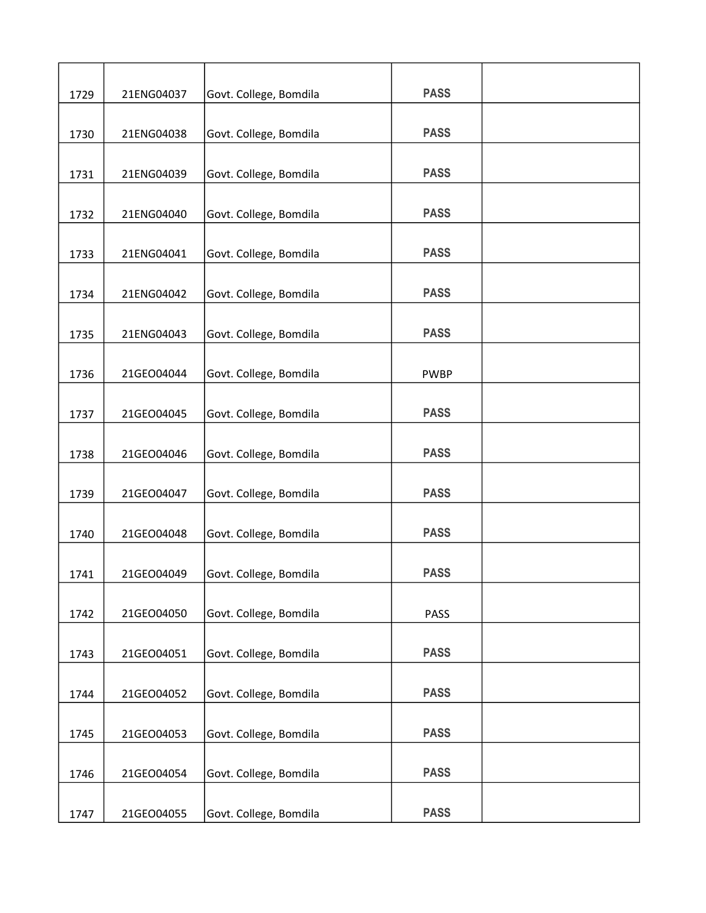| | | | | |
|---|---|---|---|---|
| 1729 | 21ENG04037 | Govt. College, Bomdila | PASS | |
| 1730 | 21ENG04038 | Govt. College, Bomdila | PASS | |
| 1731 | 21ENG04039 | Govt. College, Bomdila | PASS | |
| 1732 | 21ENG04040 | Govt. College, Bomdila | PASS | |
| 1733 | 21ENG04041 | Govt. College, Bomdila | PASS | |
| 1734 | 21ENG04042 | Govt. College, Bomdila | PASS | |
| 1735 | 21ENG04043 | Govt. College, Bomdila | PASS | |
| 1736 | 21GEO04044 | Govt. College, Bomdila | PWBP | |
| 1737 | 21GEO04045 | Govt. College, Bomdila | PASS | |
| 1738 | 21GEO04046 | Govt. College, Bomdila | PASS | |
| 1739 | 21GEO04047 | Govt. College, Bomdila | PASS | |
| 1740 | 21GEO04048 | Govt. College, Bomdila | PASS | |
| 1741 | 21GEO04049 | Govt. College, Bomdila | PASS | |
| 1742 | 21GEO04050 | Govt. College, Bomdila | PASS | |
| 1743 | 21GEO04051 | Govt. College, Bomdila | PASS | |
| 1744 | 21GEO04052 | Govt. College, Bomdila | PASS | |
| 1745 | 21GEO04053 | Govt. College, Bomdila | PASS | |
| 1746 | 21GEO04054 | Govt. College, Bomdila | PASS | |
| 1747 | 21GEO04055 | Govt. College, Bomdila | PASS | |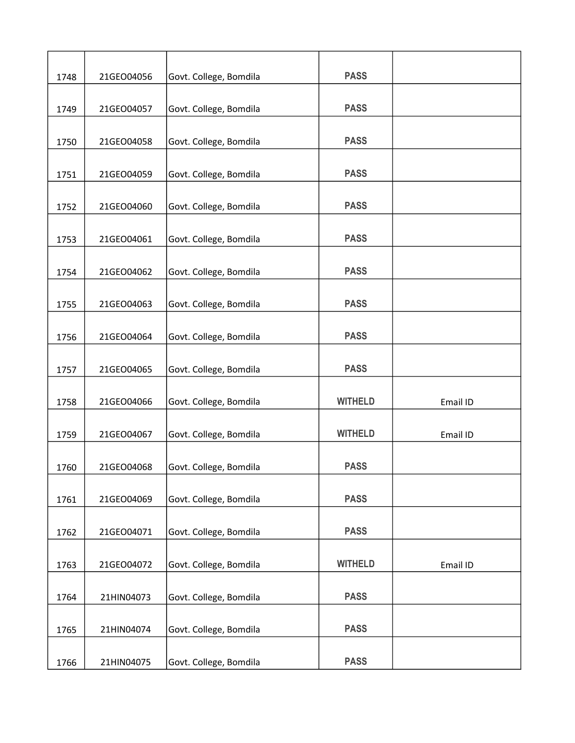| | | | | |
|---|---|---|---|---|
| 1748 | 21GEO04056 | Govt. College, Bomdila | PASS | |
| 1749 | 21GEO04057 | Govt. College, Bomdila | PASS | |
| 1750 | 21GEO04058 | Govt. College, Bomdila | PASS | |
| 1751 | 21GEO04059 | Govt. College, Bomdila | PASS | |
| 1752 | 21GEO04060 | Govt. College, Bomdila | PASS | |
| 1753 | 21GEO04061 | Govt. College, Bomdila | PASS | |
| 1754 | 21GEO04062 | Govt. College, Bomdila | PASS | |
| 1755 | 21GEO04063 | Govt. College, Bomdila | PASS | |
| 1756 | 21GEO04064 | Govt. College, Bomdila | PASS | |
| 1757 | 21GEO04065 | Govt. College, Bomdila | PASS | |
| 1758 | 21GEO04066 | Govt. College, Bomdila | WITHELD | Email ID |
| 1759 | 21GEO04067 | Govt. College, Bomdila | WITHELD | Email ID |
| 1760 | 21GEO04068 | Govt. College, Bomdila | PASS | |
| 1761 | 21GEO04069 | Govt. College, Bomdila | PASS | |
| 1762 | 21GEO04071 | Govt. College, Bomdila | PASS | |
| 1763 | 21GEO04072 | Govt. College, Bomdila | WITHELD | Email ID |
| 1764 | 21HIN04073 | Govt. College, Bomdila | PASS | |
| 1765 | 21HIN04074 | Govt. College, Bomdila | PASS | |
| 1766 | 21HIN04075 | Govt. College, Bomdila | PASS | |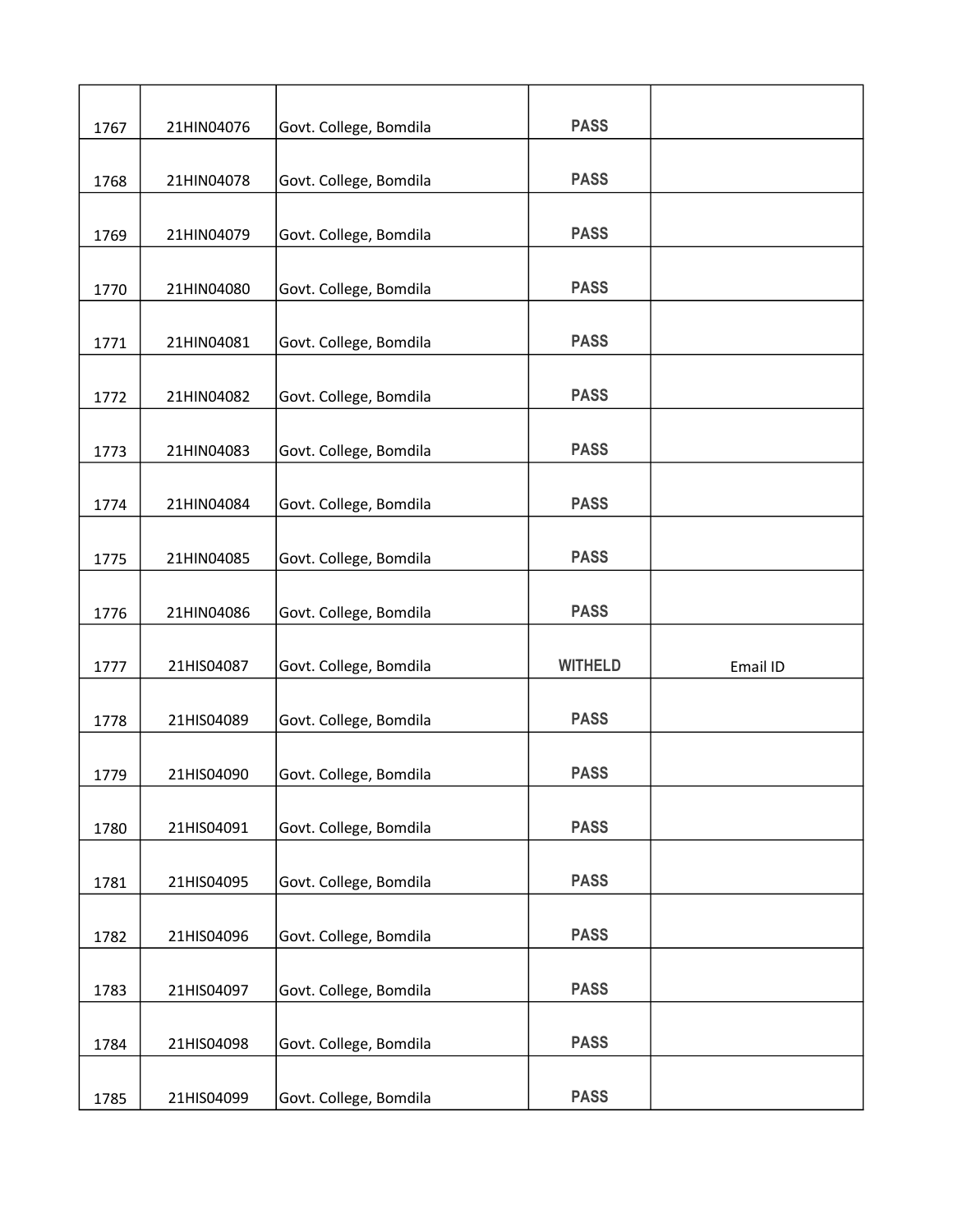| | | | | |
|---|---|---|---|---|
| 1767 | 21HIN04076 | Govt. College, Bomdila | PASS | |
| 1768 | 21HIN04078 | Govt. College, Bomdila | PASS | |
| 1769 | 21HIN04079 | Govt. College, Bomdila | PASS | |
| 1770 | 21HIN04080 | Govt. College, Bomdila | PASS | |
| 1771 | 21HIN04081 | Govt. College, Bomdila | PASS | |
| 1772 | 21HIN04082 | Govt. College, Bomdila | PASS | |
| 1773 | 21HIN04083 | Govt. College, Bomdila | PASS | |
| 1774 | 21HIN04084 | Govt. College, Bomdila | PASS | |
| 1775 | 21HIN04085 | Govt. College, Bomdila | PASS | |
| 1776 | 21HIN04086 | Govt. College, Bomdila | PASS | |
| 1777 | 21HIS04087 | Govt. College, Bomdila | WITHELD | Email ID |
| 1778 | 21HIS04089 | Govt. College, Bomdila | PASS | |
| 1779 | 21HIS04090 | Govt. College, Bomdila | PASS | |
| 1780 | 21HIS04091 | Govt. College, Bomdila | PASS | |
| 1781 | 21HIS04095 | Govt. College, Bomdila | PASS | |
| 1782 | 21HIS04096 | Govt. College, Bomdila | PASS | |
| 1783 | 21HIS04097 | Govt. College, Bomdila | PASS | |
| 1784 | 21HIS04098 | Govt. College, Bomdila | PASS | |
| 1785 | 21HIS04099 | Govt. College, Bomdila | PASS | |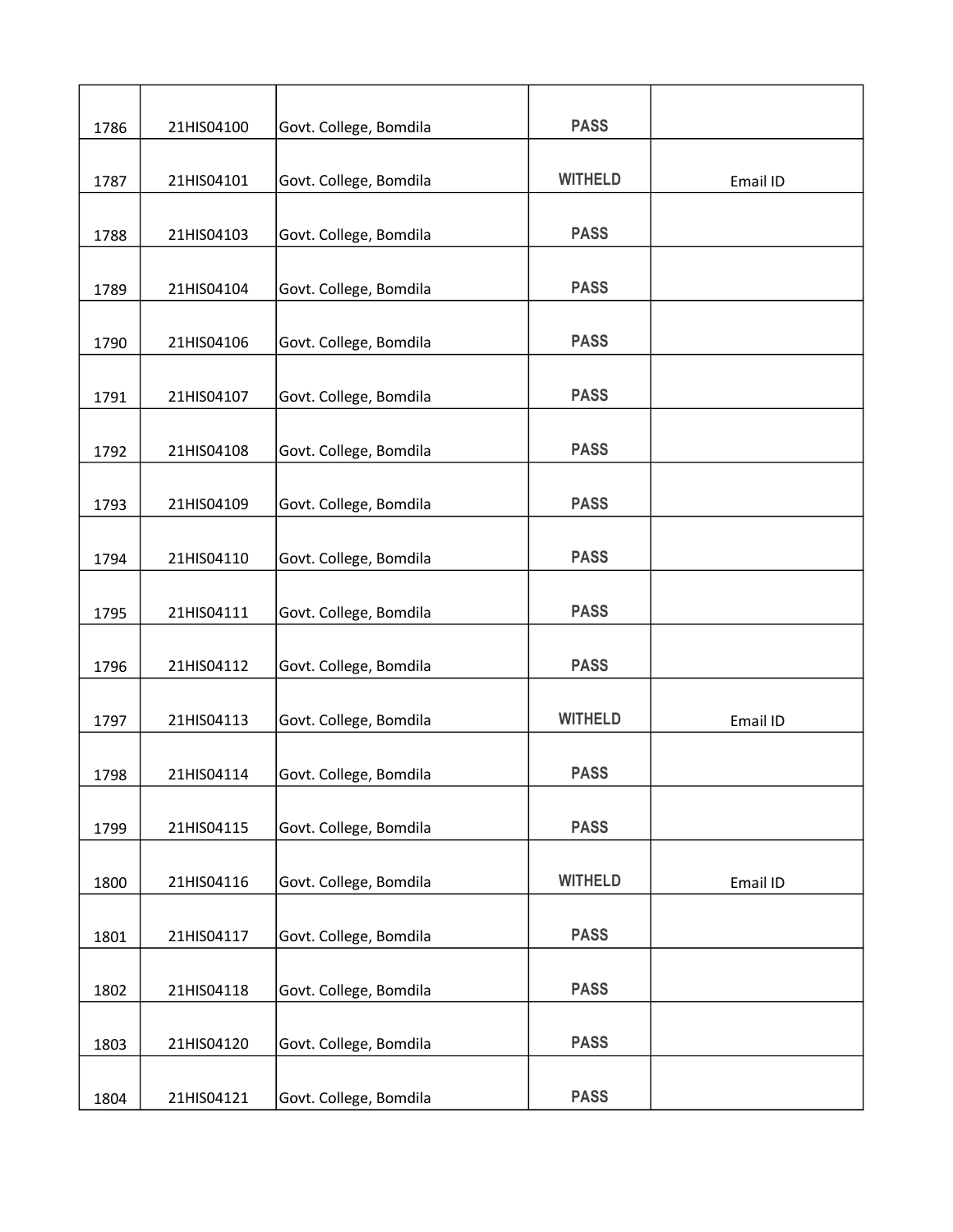| | | | | |
|---|---|---|---|---|
| 1786 | 21HIS04100 | Govt. College, Bomdila | PASS | |
| 1787 | 21HIS04101 | Govt. College, Bomdila | WITHELD | Email ID |
| 1788 | 21HIS04103 | Govt. College, Bomdila | PASS | |
| 1789 | 21HIS04104 | Govt. College, Bomdila | PASS | |
| 1790 | 21HIS04106 | Govt. College, Bomdila | PASS | |
| 1791 | 21HIS04107 | Govt. College, Bomdila | PASS | |
| 1792 | 21HIS04108 | Govt. College, Bomdila | PASS | |
| 1793 | 21HIS04109 | Govt. College, Bomdila | PASS | |
| 1794 | 21HIS04110 | Govt. College, Bomdila | PASS | |
| 1795 | 21HIS04111 | Govt. College, Bomdila | PASS | |
| 1796 | 21HIS04112 | Govt. College, Bomdila | PASS | |
| 1797 | 21HIS04113 | Govt. College, Bomdila | WITHELD | Email ID |
| 1798 | 21HIS04114 | Govt. College, Bomdila | PASS | |
| 1799 | 21HIS04115 | Govt. College, Bomdila | PASS | |
| 1800 | 21HIS04116 | Govt. College, Bomdila | WITHELD | Email ID |
| 1801 | 21HIS04117 | Govt. College, Bomdila | PASS | |
| 1802 | 21HIS04118 | Govt. College, Bomdila | PASS | |
| 1803 | 21HIS04120 | Govt. College, Bomdila | PASS | |
| 1804 | 21HIS04121 | Govt. College, Bomdila | PASS | |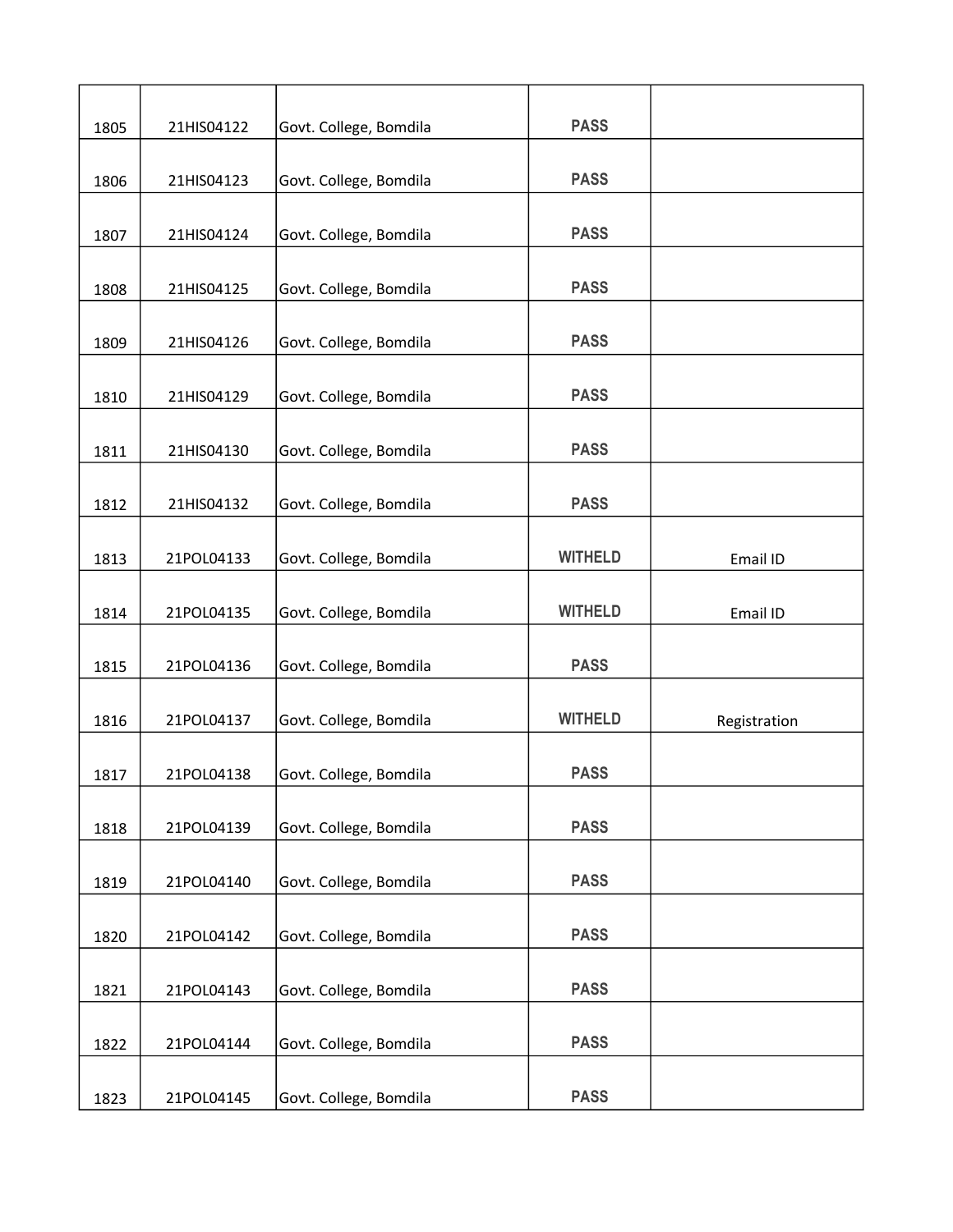| | | | | |
|---|---|---|---|---|
| 1805 | 21HIS04122 | Govt. College, Bomdila | **PASS** | |
| 1806 | 21HIS04123 | Govt. College, Bomdila | **PASS** | |
| 1807 | 21HIS04124 | Govt. College, Bomdila | **PASS** | |
| 1808 | 21HIS04125 | Govt. College, Bomdila | **PASS** | |
| 1809 | 21HIS04126 | Govt. College, Bomdila | **PASS** | |
| 1810 | 21HIS04129 | Govt. College, Bomdila | **PASS** | |
| 1811 | 21HIS04130 | Govt. College, Bomdila | **PASS** | |
| 1812 | 21HIS04132 | Govt. College, Bomdila | **PASS** | |
| 1813 | 21POL04133 | Govt. College, Bomdila | **WITHELD** | Email ID |
| 1814 | 21POL04135 | Govt. College, Bomdila | **WITHELD** | Email ID |
| 1815 | 21POL04136 | Govt. College, Bomdila | **PASS** | |
| 1816 | 21POL04137 | Govt. College, Bomdila | **WITHELD** | Registration |
| 1817 | 21POL04138 | Govt. College, Bomdila | **PASS** | |
| 1818 | 21POL04139 | Govt. College, Bomdila | **PASS** | |
| 1819 | 21POL04140 | Govt. College, Bomdila | **PASS** | |
| 1820 | 21POL04142 | Govt. College, Bomdila | **PASS** | |
| 1821 | 21POL04143 | Govt. College, Bomdila | **PASS** | |
| 1822 | 21POL04144 | Govt. College, Bomdila | **PASS** | |
| 1823 | 21POL04145 | Govt. College, Bomdila | **PASS** | |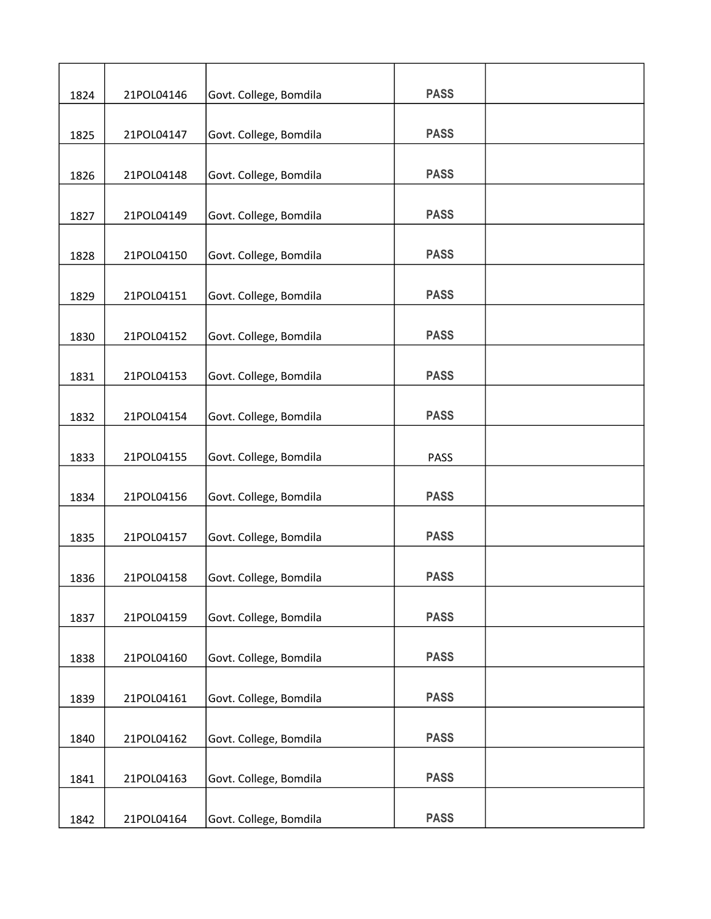| | | | | |
|---|---|---|---|---|
| 1824 | 21POL04146 | Govt. College, Bomdila | **PASS** | |
| 1825 | 21POL04147 | Govt. College, Bomdila | **PASS** | |
| 1826 | 21POL04148 | Govt. College, Bomdila | **PASS** | |
| 1827 | 21POL04149 | Govt. College, Bomdila | **PASS** | |
| 1828 | 21POL04150 | Govt. College, Bomdila | **PASS** | |
| 1829 | 21POL04151 | Govt. College, Bomdila | **PASS** | |
| 1830 | 21POL04152 | Govt. College, Bomdila | **PASS** | |
| 1831 | 21POL04153 | Govt. College, Bomdila | **PASS** | |
| 1832 | 21POL04154 | Govt. College, Bomdila | **PASS** | |
| 1833 | 21POL04155 | Govt. College, Bomdila | PASS | |
| 1834 | 21POL04156 | Govt. College, Bomdila | **PASS** | |
| 1835 | 21POL04157 | Govt. College, Bomdila | **PASS** | |
| 1836 | 21POL04158 | Govt. College, Bomdila | **PASS** | |
| 1837 | 21POL04159 | Govt. College, Bomdila | **PASS** | |
| 1838 | 21POL04160 | Govt. College, Bomdila | **PASS** | |
| 1839 | 21POL04161 | Govt. College, Bomdila | **PASS** | |
| 1840 | 21POL04162 | Govt. College, Bomdila | **PASS** | |
| 1841 | 21POL04163 | Govt. College, Bomdila | **PASS** | |
| 1842 | 21POL04164 | Govt. College, Bomdila | **PASS** | |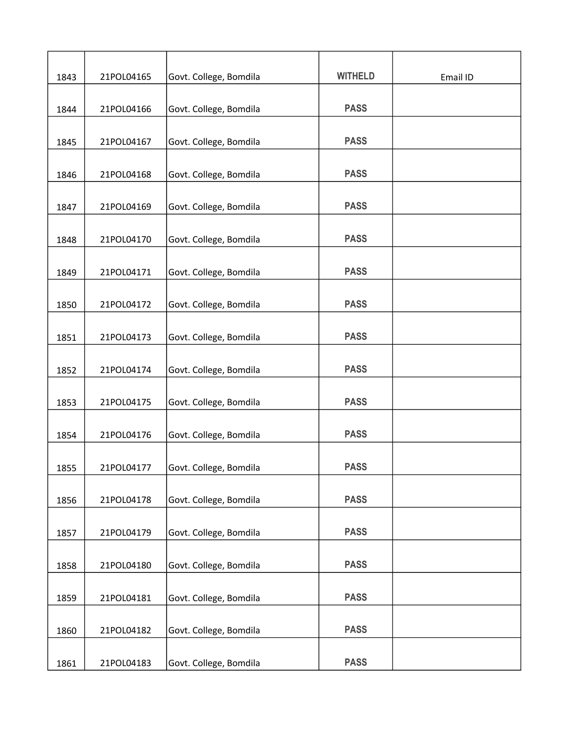| | | | | |
|---|---|---|---|---|
| 1843 | 21POL04165 | Govt. College, Bomdila | WITHELD | Email ID |
| 1844 | 21POL04166 | Govt. College, Bomdila | PASS | |
| 1845 | 21POL04167 | Govt. College, Bomdila | PASS | |
| 1846 | 21POL04168 | Govt. College, Bomdila | PASS | |
| 1847 | 21POL04169 | Govt. College, Bomdila | PASS | |
| 1848 | 21POL04170 | Govt. College, Bomdila | PASS | |
| 1849 | 21POL04171 | Govt. College, Bomdila | PASS | |
| 1850 | 21POL04172 | Govt. College, Bomdila | PASS | |
| 1851 | 21POL04173 | Govt. College, Bomdila | PASS | |
| 1852 | 21POL04174 | Govt. College, Bomdila | PASS | |
| 1853 | 21POL04175 | Govt. College, Bomdila | PASS | |
| 1854 | 21POL04176 | Govt. College, Bomdila | PASS | |
| 1855 | 21POL04177 | Govt. College, Bomdila | PASS | |
| 1856 | 21POL04178 | Govt. College, Bomdila | PASS | |
| 1857 | 21POL04179 | Govt. College, Bomdila | PASS | |
| 1858 | 21POL04180 | Govt. College, Bomdila | PASS | |
| 1859 | 21POL04181 | Govt. College, Bomdila | PASS | |
| 1860 | 21POL04182 | Govt. College, Bomdila | PASS | |
| 1861 | 21POL04183 | Govt. College, Bomdila | PASS | |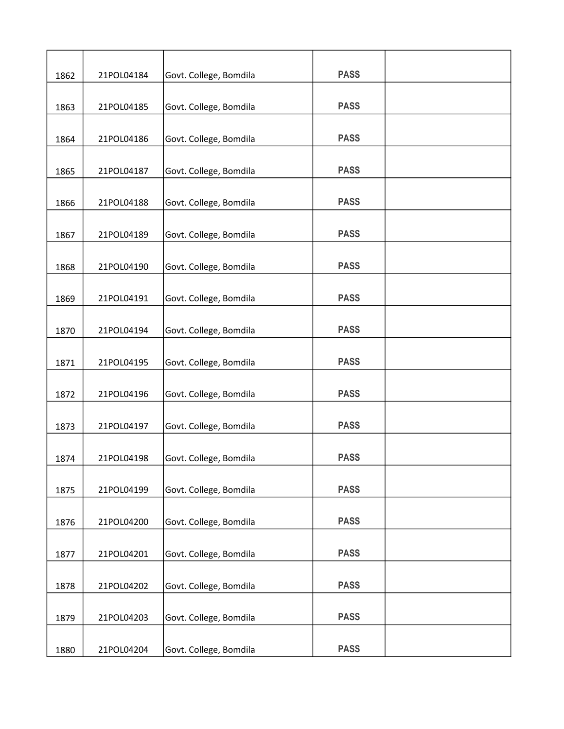| | | | | |
|---|---|---|---|---|
| 1862 | 21POL04184 | Govt. College, Bomdila | PASS | |
| 1863 | 21POL04185 | Govt. College, Bomdila | PASS | |
| 1864 | 21POL04186 | Govt. College, Bomdila | PASS | |
| 1865 | 21POL04187 | Govt. College, Bomdila | PASS | |
| 1866 | 21POL04188 | Govt. College, Bomdila | PASS | |
| 1867 | 21POL04189 | Govt. College, Bomdila | PASS | |
| 1868 | 21POL04190 | Govt. College, Bomdila | PASS | |
| 1869 | 21POL04191 | Govt. College, Bomdila | PASS | |
| 1870 | 21POL04194 | Govt. College, Bomdila | PASS | |
| 1871 | 21POL04195 | Govt. College, Bomdila | PASS | |
| 1872 | 21POL04196 | Govt. College, Bomdila | PASS | |
| 1873 | 21POL04197 | Govt. College, Bomdila | PASS | |
| 1874 | 21POL04198 | Govt. College, Bomdila | PASS | |
| 1875 | 21POL04199 | Govt. College, Bomdila | PASS | |
| 1876 | 21POL04200 | Govt. College, Bomdila | PASS | |
| 1877 | 21POL04201 | Govt. College, Bomdila | PASS | |
| 1878 | 21POL04202 | Govt. College, Bomdila | PASS | |
| 1879 | 21POL04203 | Govt. College, Bomdila | PASS | |
| 1880 | 21POL04204 | Govt. College, Bomdila | PASS | |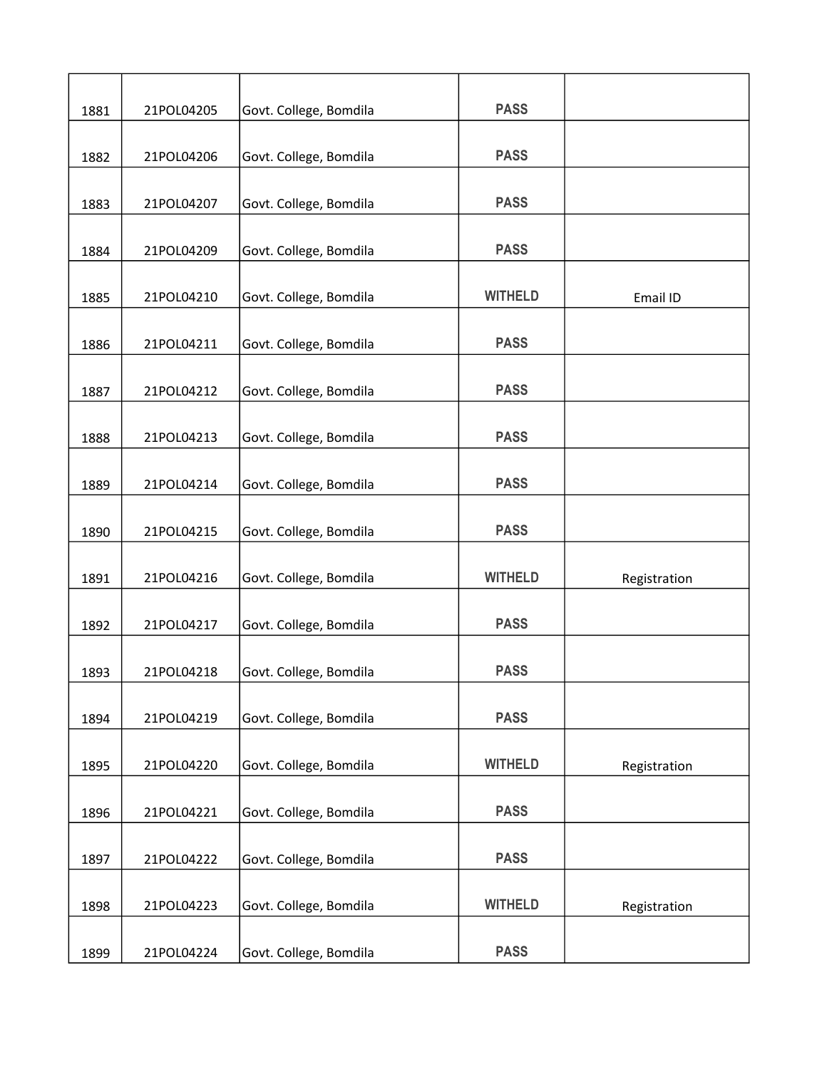| | | | | |
|---|---|---|---|---|
| 1881 | 21POL04205 | Govt. College, Bomdila | PASS | |
| 1882 | 21POL04206 | Govt. College, Bomdila | PASS | |
| 1883 | 21POL04207 | Govt. College, Bomdila | PASS | |
| 1884 | 21POL04209 | Govt. College, Bomdila | PASS | |
| 1885 | 21POL04210 | Govt. College, Bomdila | WITHELD | Email ID |
| 1886 | 21POL04211 | Govt. College, Bomdila | PASS | |
| 1887 | 21POL04212 | Govt. College, Bomdila | PASS | |
| 1888 | 21POL04213 | Govt. College, Bomdila | PASS | |
| 1889 | 21POL04214 | Govt. College, Bomdila | PASS | |
| 1890 | 21POL04215 | Govt. College, Bomdila | PASS | |
| 1891 | 21POL04216 | Govt. College, Bomdila | WITHELD | Registration |
| 1892 | 21POL04217 | Govt. College, Bomdila | PASS | |
| 1893 | 21POL04218 | Govt. College, Bomdila | PASS | |
| 1894 | 21POL04219 | Govt. College, Bomdila | PASS | |
| 1895 | 21POL04220 | Govt. College, Bomdila | WITHELD | Registration |
| 1896 | 21POL04221 | Govt. College, Bomdila | PASS | |
| 1897 | 21POL04222 | Govt. College, Bomdila | PASS | |
| 1898 | 21POL04223 | Govt. College, Bomdila | WITHELD | Registration |
| 1899 | 21POL04224 | Govt. College, Bomdila | PASS | |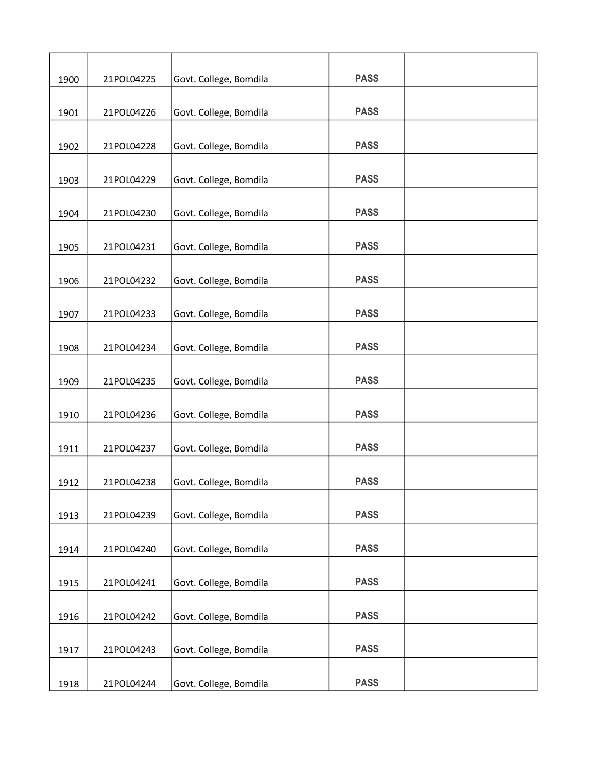| | | | | |
|---|---|---|---|---|
| 1900 | 21POL04225 | Govt. College, Bomdila | PASS | |
| 1901 | 21POL04226 | Govt. College, Bomdila | PASS | |
| 1902 | 21POL04228 | Govt. College, Bomdila | PASS | |
| 1903 | 21POL04229 | Govt. College, Bomdila | PASS | |
| 1904 | 21POL04230 | Govt. College, Bomdila | PASS | |
| 1905 | 21POL04231 | Govt. College, Bomdila | PASS | |
| 1906 | 21POL04232 | Govt. College, Bomdila | PASS | |
| 1907 | 21POL04233 | Govt. College, Bomdila | PASS | |
| 1908 | 21POL04234 | Govt. College, Bomdila | PASS | |
| 1909 | 21POL04235 | Govt. College, Bomdila | PASS | |
| 1910 | 21POL04236 | Govt. College, Bomdila | PASS | |
| 1911 | 21POL04237 | Govt. College, Bomdila | PASS | |
| 1912 | 21POL04238 | Govt. College, Bomdila | PASS | |
| 1913 | 21POL04239 | Govt. College, Bomdila | PASS | |
| 1914 | 21POL04240 | Govt. College, Bomdila | PASS | |
| 1915 | 21POL04241 | Govt. College, Bomdila | PASS | |
| 1916 | 21POL04242 | Govt. College, Bomdila | PASS | |
| 1917 | 21POL04243 | Govt. College, Bomdila | PASS | |
| 1918 | 21POL04244 | Govt. College, Bomdila | PASS | |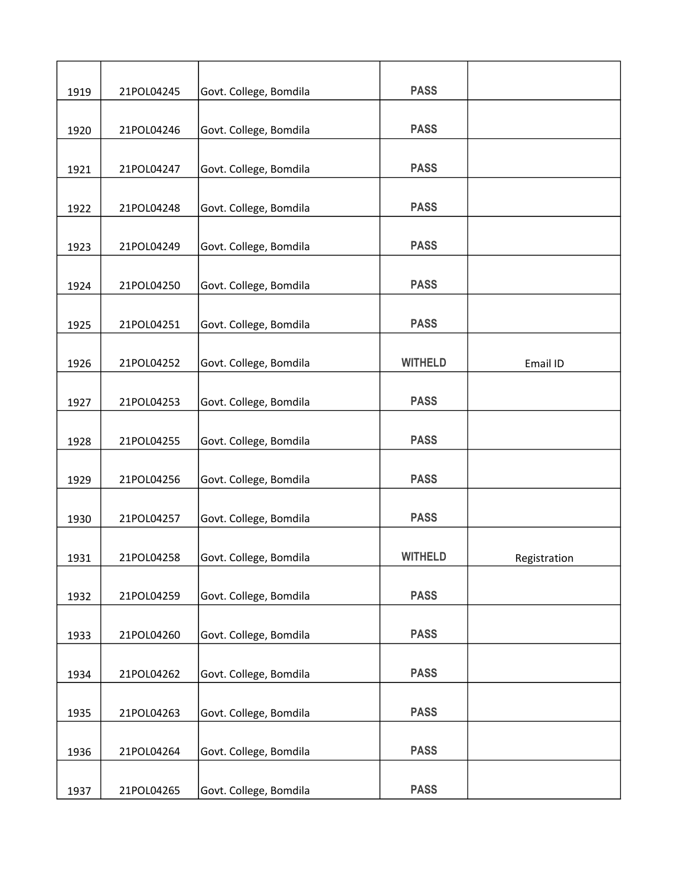| | | | | |
|---|---|---|---|---|
| 1919 | 21POL04245 | Govt. College, Bomdila | PASS | |
| 1920 | 21POL04246 | Govt. College, Bomdila | PASS | |
| 1921 | 21POL04247 | Govt. College, Bomdila | PASS | |
| 1922 | 21POL04248 | Govt. College, Bomdila | PASS | |
| 1923 | 21POL04249 | Govt. College, Bomdila | PASS | |
| 1924 | 21POL04250 | Govt. College, Bomdila | PASS | |
| 1925 | 21POL04251 | Govt. College, Bomdila | PASS | |
| 1926 | 21POL04252 | Govt. College, Bomdila | WITHELD | Email ID |
| 1927 | 21POL04253 | Govt. College, Bomdila | PASS | |
| 1928 | 21POL04255 | Govt. College, Bomdila | PASS | |
| 1929 | 21POL04256 | Govt. College, Bomdila | PASS | |
| 1930 | 21POL04257 | Govt. College, Bomdila | PASS | |
| 1931 | 21POL04258 | Govt. College, Bomdila | WITHELD | Registration |
| 1932 | 21POL04259 | Govt. College, Bomdila | PASS | |
| 1933 | 21POL04260 | Govt. College, Bomdila | PASS | |
| 1934 | 21POL04262 | Govt. College, Bomdila | PASS | |
| 1935 | 21POL04263 | Govt. College, Bomdila | PASS | |
| 1936 | 21POL04264 | Govt. College, Bomdila | PASS | |
| 1937 | 21POL04265 | Govt. College, Bomdila | PASS | |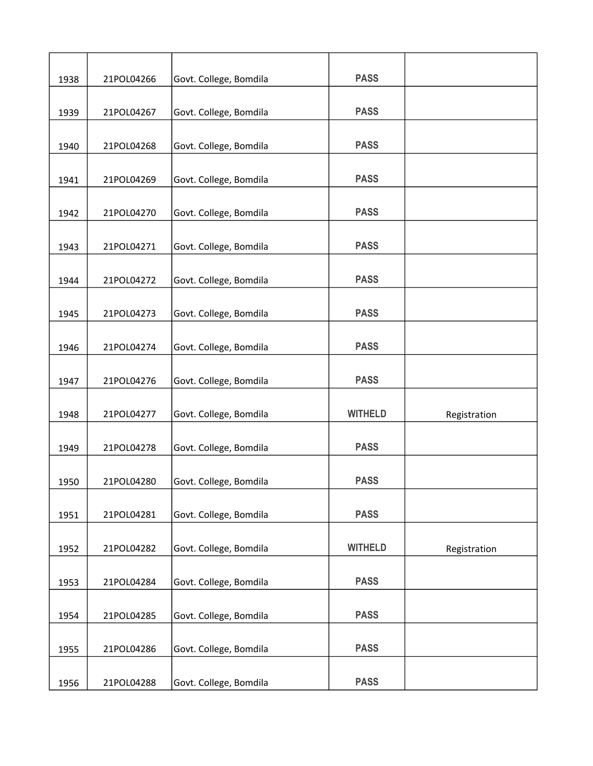| | | | | |
|---|---|---|---|---|
| 1938 | 21POL04266 | Govt. College, Bomdila | **PASS** | |
| 1939 | 21POL04267 | Govt. College, Bomdila | **PASS** | |
| 1940 | 21POL04268 | Govt. College, Bomdila | **PASS** | |
| 1941 | 21POL04269 | Govt. College, Bomdila | **PASS** | |
| 1942 | 21POL04270 | Govt. College, Bomdila | **PASS** | |
| 1943 | 21POL04271 | Govt. College, Bomdila | **PASS** | |
| 1944 | 21POL04272 | Govt. College, Bomdila | **PASS** | |
| 1945 | 21POL04273 | Govt. College, Bomdila | **PASS** | |
| 1946 | 21POL04274 | Govt. College, Bomdila | **PASS** | |
| 1947 | 21POL04276 | Govt. College, Bomdila | **PASS** | |
| 1948 | 21POL04277 | Govt. College, Bomdila | **WITHELD** | Registration |
| 1949 | 21POL04278 | Govt. College, Bomdila | **PASS** | |
| 1950 | 21POL04280 | Govt. College, Bomdila | **PASS** | |
| 1951 | 21POL04281 | Govt. College, Bomdila | **PASS** | |
| 1952 | 21POL04282 | Govt. College, Bomdila | **WITHELD** | Registration |
| 1953 | 21POL04284 | Govt. College, Bomdila | **PASS** | |
| 1954 | 21POL04285 | Govt. College, Bomdila | **PASS** | |
| 1955 | 21POL04286 | Govt. College, Bomdila | **PASS** | |
| 1956 | 21POL04288 | Govt. College, Bomdila | **PASS** | |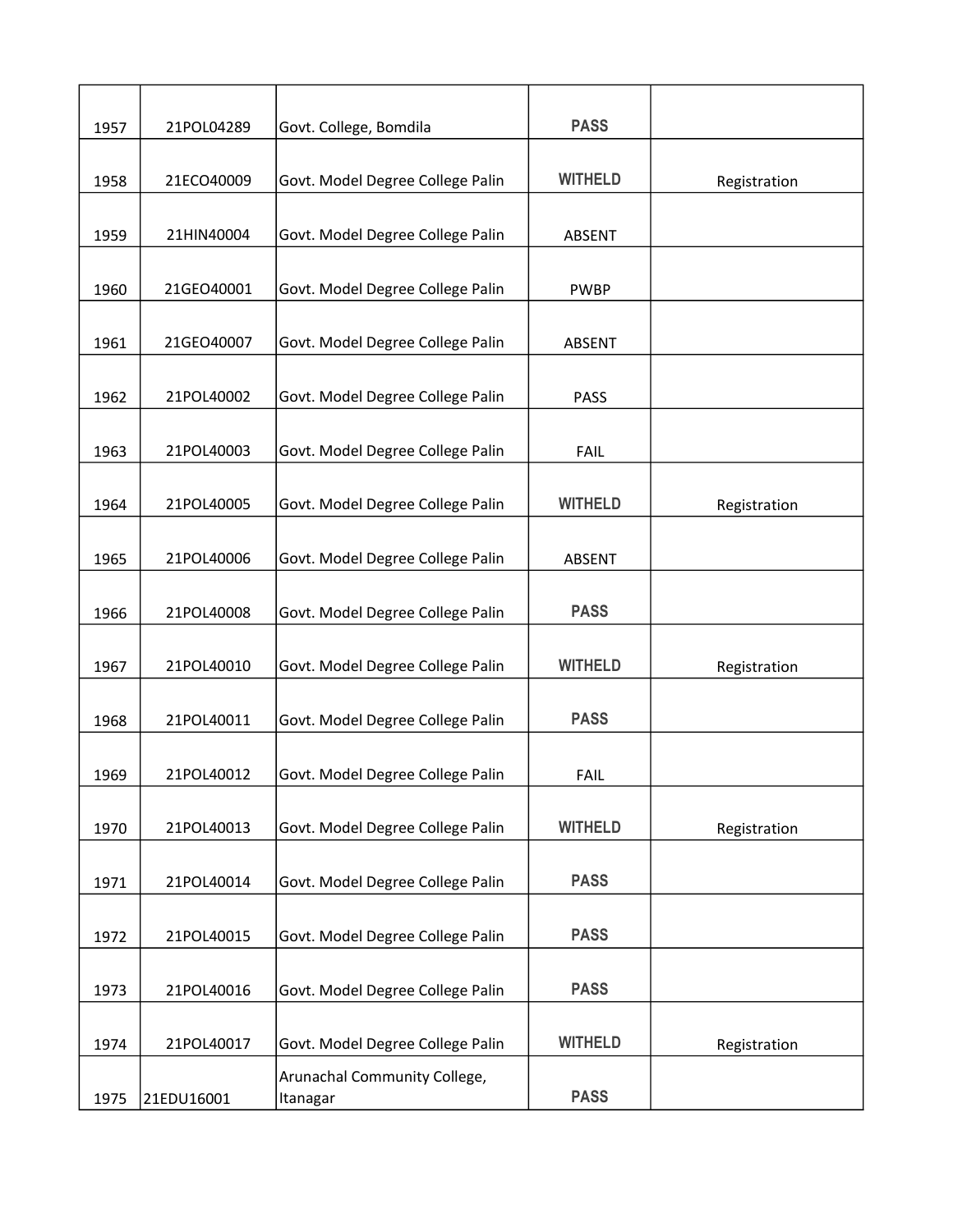| | | | | |
|---|---|---|---|---|
| 1957 | 21POL04289 | Govt. College, Bomdila | PASS | |
| 1958 | 21ECO40009 | Govt. Model Degree College Palin | WITHELD | Registration |
| 1959 | 21HIN40004 | Govt. Model Degree College Palin | ABSENT | |
| 1960 | 21GEO40001 | Govt. Model Degree College Palin | PWBP | |
| 1961 | 21GEO40007 | Govt. Model Degree College Palin | ABSENT | |
| 1962 | 21POL40002 | Govt. Model Degree College Palin | PASS | |
| 1963 | 21POL40003 | Govt. Model Degree College Palin | FAIL | |
| 1964 | 21POL40005 | Govt. Model Degree College Palin | WITHELD | Registration |
| 1965 | 21POL40006 | Govt. Model Degree College Palin | ABSENT | |
| 1966 | 21POL40008 | Govt. Model Degree College Palin | PASS | |
| 1967 | 21POL40010 | Govt. Model Degree College Palin | WITHELD | Registration |
| 1968 | 21POL40011 | Govt. Model Degree College Palin | PASS | |
| 1969 | 21POL40012 | Govt. Model Degree College Palin | FAIL | |
| 1970 | 21POL40013 | Govt. Model Degree College Palin | WITHELD | Registration |
| 1971 | 21POL40014 | Govt. Model Degree College Palin | PASS | |
| 1972 | 21POL40015 | Govt. Model Degree College Palin | PASS | |
| 1973 | 21POL40016 | Govt. Model Degree College Palin | PASS | |
| 1974 | 21POL40017 | Govt. Model Degree College Palin | WITHELD | Registration |
| 1975 | 21EDU16001 | Arunachal Community College, Itanagar | PASS | |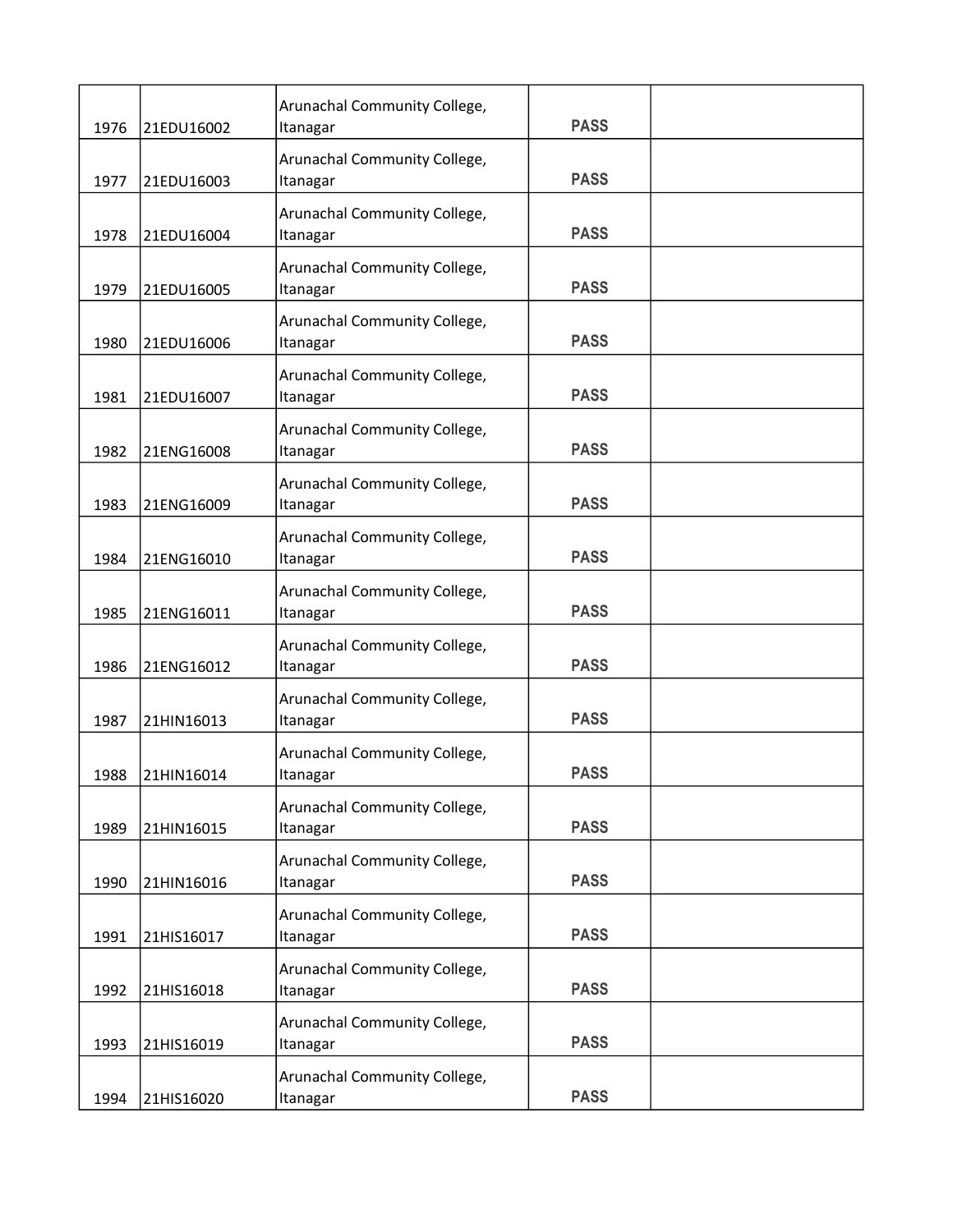| | | | | |
|---|---|---|---|---|
| 1976 | 21EDU16002 | Arunachal Community College, Itanagar | PASS | |
| 1977 | 21EDU16003 | Arunachal Community College, Itanagar | PASS | |
| 1978 | 21EDU16004 | Arunachal Community College, Itanagar | PASS | |
| 1979 | 21EDU16005 | Arunachal Community College, Itanagar | PASS | |
| 1980 | 21EDU16006 | Arunachal Community College, Itanagar | PASS | |
| 1981 | 21EDU16007 | Arunachal Community College, Itanagar | PASS | |
| 1982 | 21ENG16008 | Arunachal Community College, Itanagar | PASS | |
| 1983 | 21ENG16009 | Arunachal Community College, Itanagar | PASS | |
| 1984 | 21ENG16010 | Arunachal Community College, Itanagar | PASS | |
| 1985 | 21ENG16011 | Arunachal Community College, Itanagar | PASS | |
| 1986 | 21ENG16012 | Arunachal Community College, Itanagar | PASS | |
| 1987 | 21HIN16013 | Arunachal Community College, Itanagar | PASS | |
| 1988 | 21HIN16014 | Arunachal Community College, Itanagar | PASS | |
| 1989 | 21HIN16015 | Arunachal Community College, Itanagar | PASS | |
| 1990 | 21HIN16016 | Arunachal Community College, Itanagar | PASS | |
| 1991 | 21HIS16017 | Arunachal Community College, Itanagar | PASS | |
| 1992 | 21HIS16018 | Arunachal Community College, Itanagar | PASS | |
| 1993 | 21HIS16019 | Arunachal Community College, Itanagar | PASS | |
| 1994 | 21HIS16020 | Arunachal Community College, Itanagar | PASS | |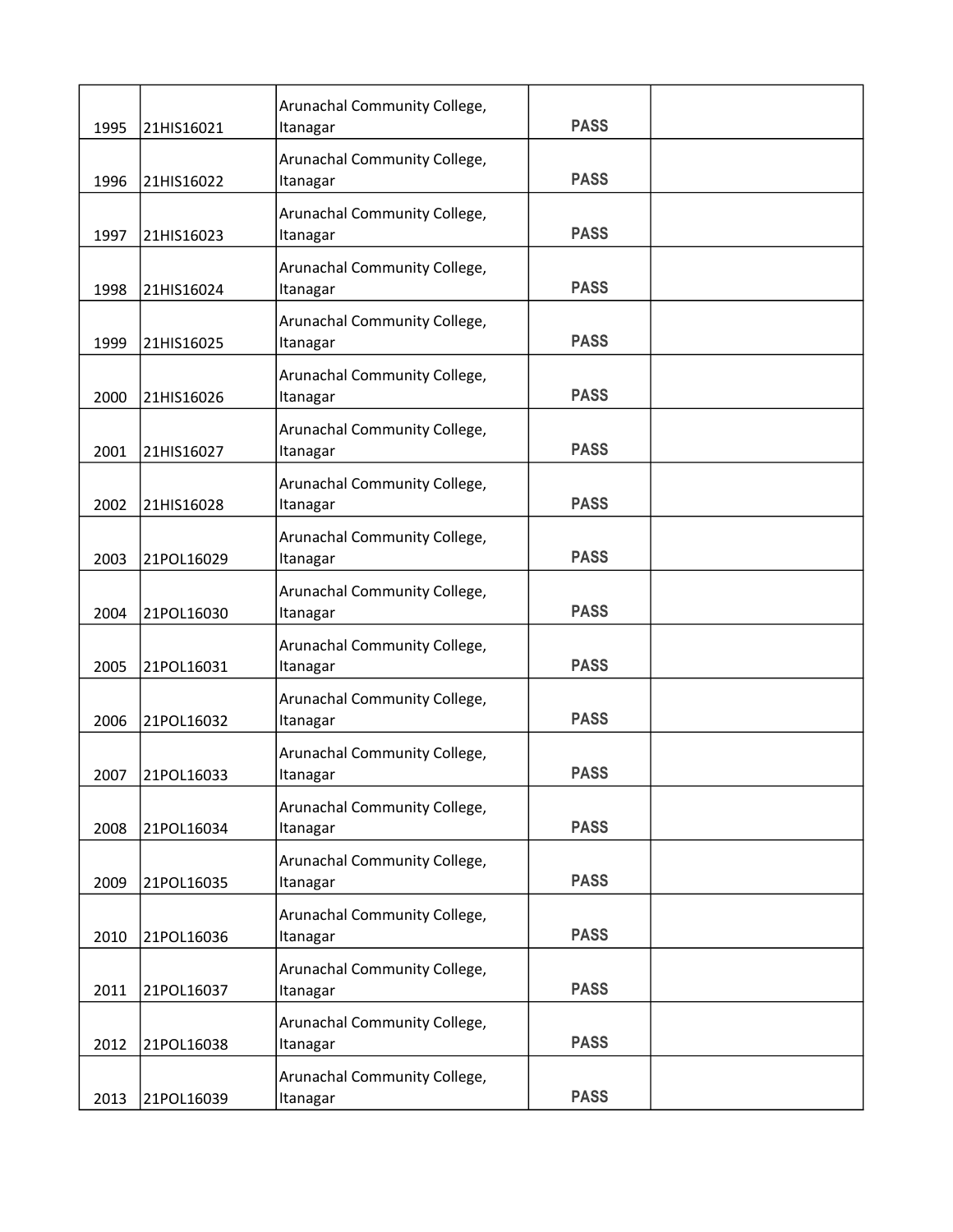| | | | | |
|---|---|---|---|---|
| 1995 | 21HIS16021 | Arunachal Community College, Itanagar | PASS | |
| 1996 | 21HIS16022 | Arunachal Community College, Itanagar | PASS | |
| 1997 | 21HIS16023 | Arunachal Community College, Itanagar | PASS | |
| 1998 | 21HIS16024 | Arunachal Community College, Itanagar | PASS | |
| 1999 | 21HIS16025 | Arunachal Community College, Itanagar | PASS | |
| 2000 | 21HIS16026 | Arunachal Community College, Itanagar | PASS | |
| 2001 | 21HIS16027 | Arunachal Community College, Itanagar | PASS | |
| 2002 | 21HIS16028 | Arunachal Community College, Itanagar | PASS | |
| 2003 | 21POL16029 | Arunachal Community College, Itanagar | PASS | |
| 2004 | 21POL16030 | Arunachal Community College, Itanagar | PASS | |
| 2005 | 21POL16031 | Arunachal Community College, Itanagar | PASS | |
| 2006 | 21POL16032 | Arunachal Community College, Itanagar | PASS | |
| 2007 | 21POL16033 | Arunachal Community College, Itanagar | PASS | |
| 2008 | 21POL16034 | Arunachal Community College, Itanagar | PASS | |
| 2009 | 21POL16035 | Arunachal Community College, Itanagar | PASS | |
| 2010 | 21POL16036 | Arunachal Community College, Itanagar | PASS | |
| 2011 | 21POL16037 | Arunachal Community College, Itanagar | PASS | |
| 2012 | 21POL16038 | Arunachal Community College, Itanagar | PASS | |
| 2013 | 21POL16039 | Arunachal Community College, Itanagar | PASS | |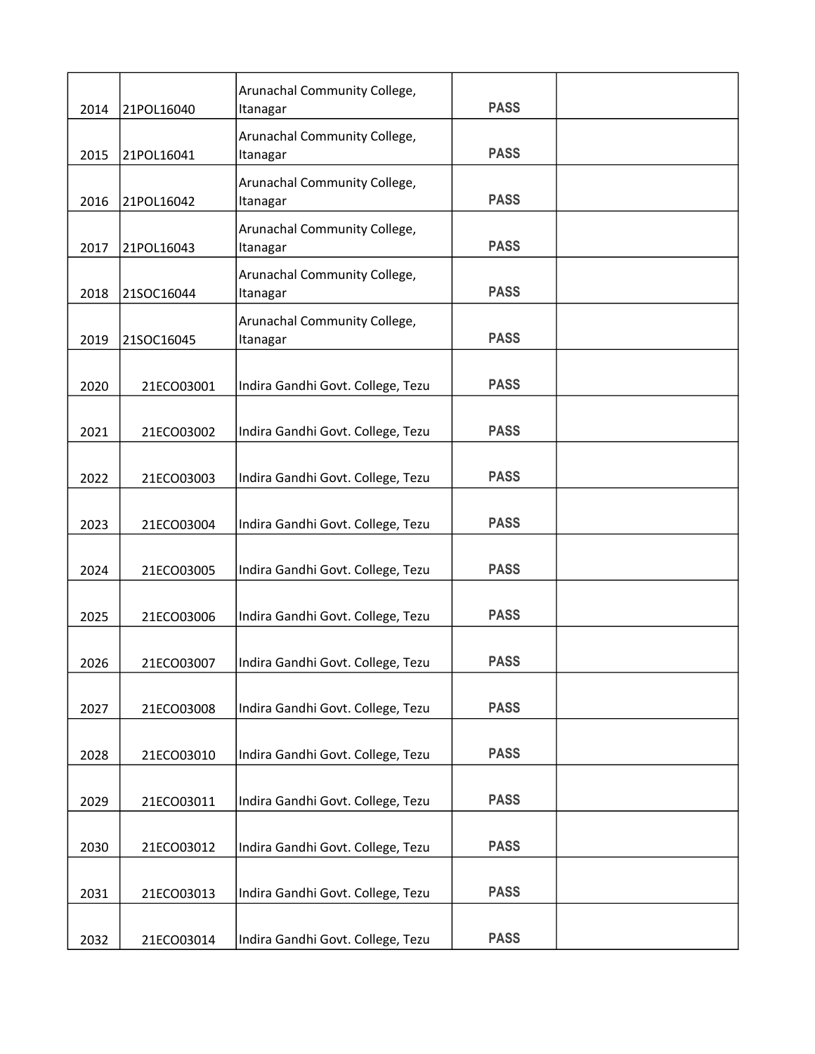| | | | | |
|---|---|---|---|---|
| 2014 | 21POL16040 | Arunachal Community College, Itanagar | PASS | |
| 2015 | 21POL16041 | Arunachal Community College, Itanagar | PASS | |
| 2016 | 21POL16042 | Arunachal Community College, Itanagar | PASS | |
| 2017 | 21POL16043 | Arunachal Community College, Itanagar | PASS | |
| 2018 | 21SOC16044 | Arunachal Community College, Itanagar | PASS | |
| 2019 | 21SOC16045 | Arunachal Community College, Itanagar | PASS | |
| 2020 | 21ECO03001 | Indira Gandhi Govt. College, Tezu | PASS | |
| 2021 | 21ECO03002 | Indira Gandhi Govt. College, Tezu | PASS | |
| 2022 | 21ECO03003 | Indira Gandhi Govt. College, Tezu | PASS | |
| 2023 | 21ECO03004 | Indira Gandhi Govt. College, Tezu | PASS | |
| 2024 | 21ECO03005 | Indira Gandhi Govt. College, Tezu | PASS | |
| 2025 | 21ECO03006 | Indira Gandhi Govt. College, Tezu | PASS | |
| 2026 | 21ECO03007 | Indira Gandhi Govt. College, Tezu | PASS | |
| 2027 | 21ECO03008 | Indira Gandhi Govt. College, Tezu | PASS | |
| 2028 | 21ECO03010 | Indira Gandhi Govt. College, Tezu | PASS | |
| 2029 | 21ECO03011 | Indira Gandhi Govt. College, Tezu | PASS | |
| 2030 | 21ECO03012 | Indira Gandhi Govt. College, Tezu | PASS | |
| 2031 | 21ECO03013 | Indira Gandhi Govt. College, Tezu | PASS | |
| 2032 | 21ECO03014 | Indira Gandhi Govt. College, Tezu | PASS | |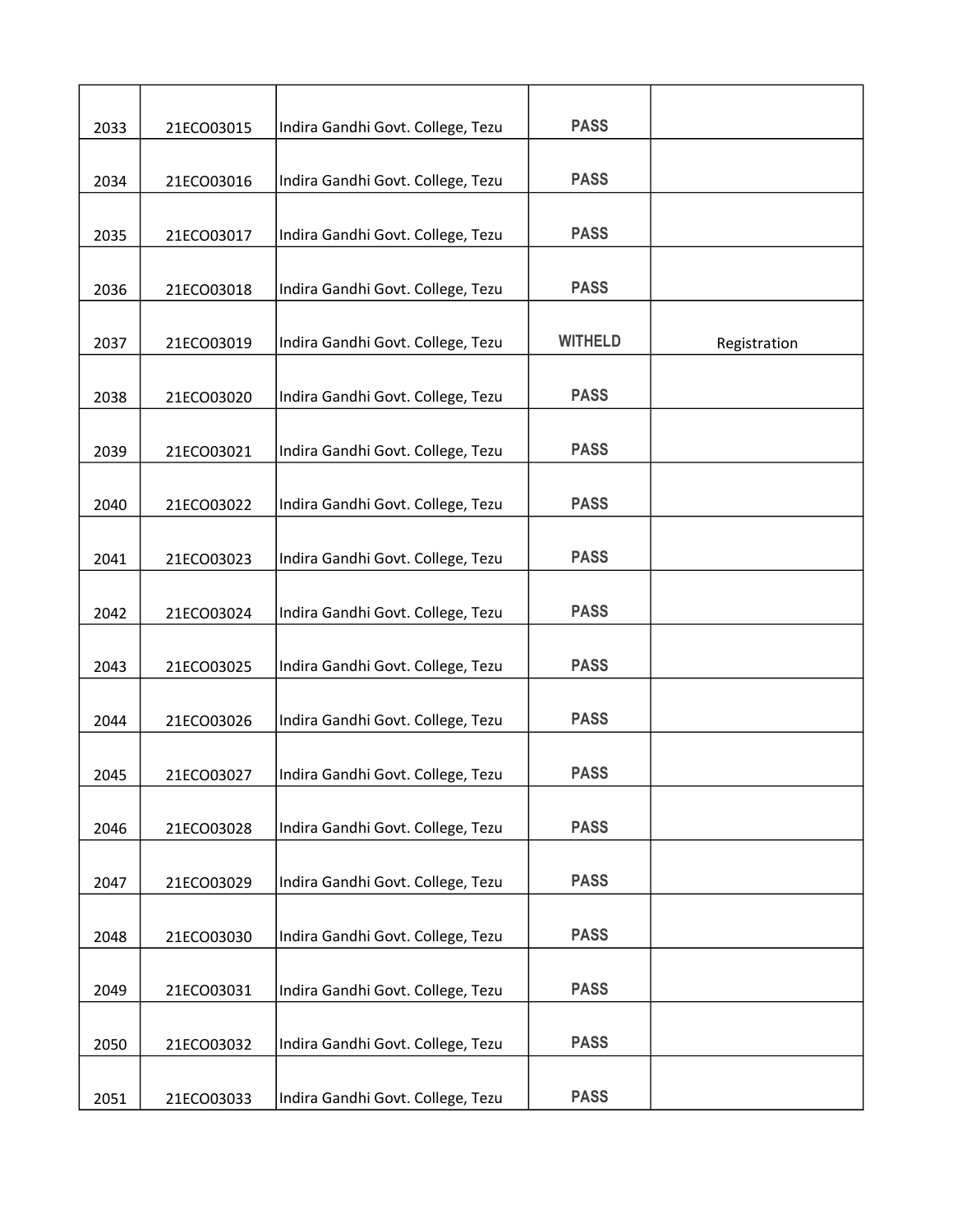| | | | | |
|---|---|---|---|---|
| 2033 | 21ECO03015 | Indira Gandhi Govt. College, Tezu | PASS | |
| 2034 | 21ECO03016 | Indira Gandhi Govt. College, Tezu | PASS | |
| 2035 | 21ECO03017 | Indira Gandhi Govt. College, Tezu | PASS | |
| 2036 | 21ECO03018 | Indira Gandhi Govt. College, Tezu | PASS | |
| 2037 | 21ECO03019 | Indira Gandhi Govt. College, Tezu | WITHELD | Registration |
| 2038 | 21ECO03020 | Indira Gandhi Govt. College, Tezu | PASS | |
| 2039 | 21ECO03021 | Indira Gandhi Govt. College, Tezu | PASS | |
| 2040 | 21ECO03022 | Indira Gandhi Govt. College, Tezu | PASS | |
| 2041 | 21ECO03023 | Indira Gandhi Govt. College, Tezu | PASS | |
| 2042 | 21ECO03024 | Indira Gandhi Govt. College, Tezu | PASS | |
| 2043 | 21ECO03025 | Indira Gandhi Govt. College, Tezu | PASS | |
| 2044 | 21ECO03026 | Indira Gandhi Govt. College, Tezu | PASS | |
| 2045 | 21ECO03027 | Indira Gandhi Govt. College, Tezu | PASS | |
| 2046 | 21ECO03028 | Indira Gandhi Govt. College, Tezu | PASS | |
| 2047 | 21ECO03029 | Indira Gandhi Govt. College, Tezu | PASS | |
| 2048 | 21ECO03030 | Indira Gandhi Govt. College, Tezu | PASS | |
| 2049 | 21ECO03031 | Indira Gandhi Govt. College, Tezu | PASS | |
| 2050 | 21ECO03032 | Indira Gandhi Govt. College, Tezu | PASS | |
| 2051 | 21ECO03033 | Indira Gandhi Govt. College, Tezu | PASS | |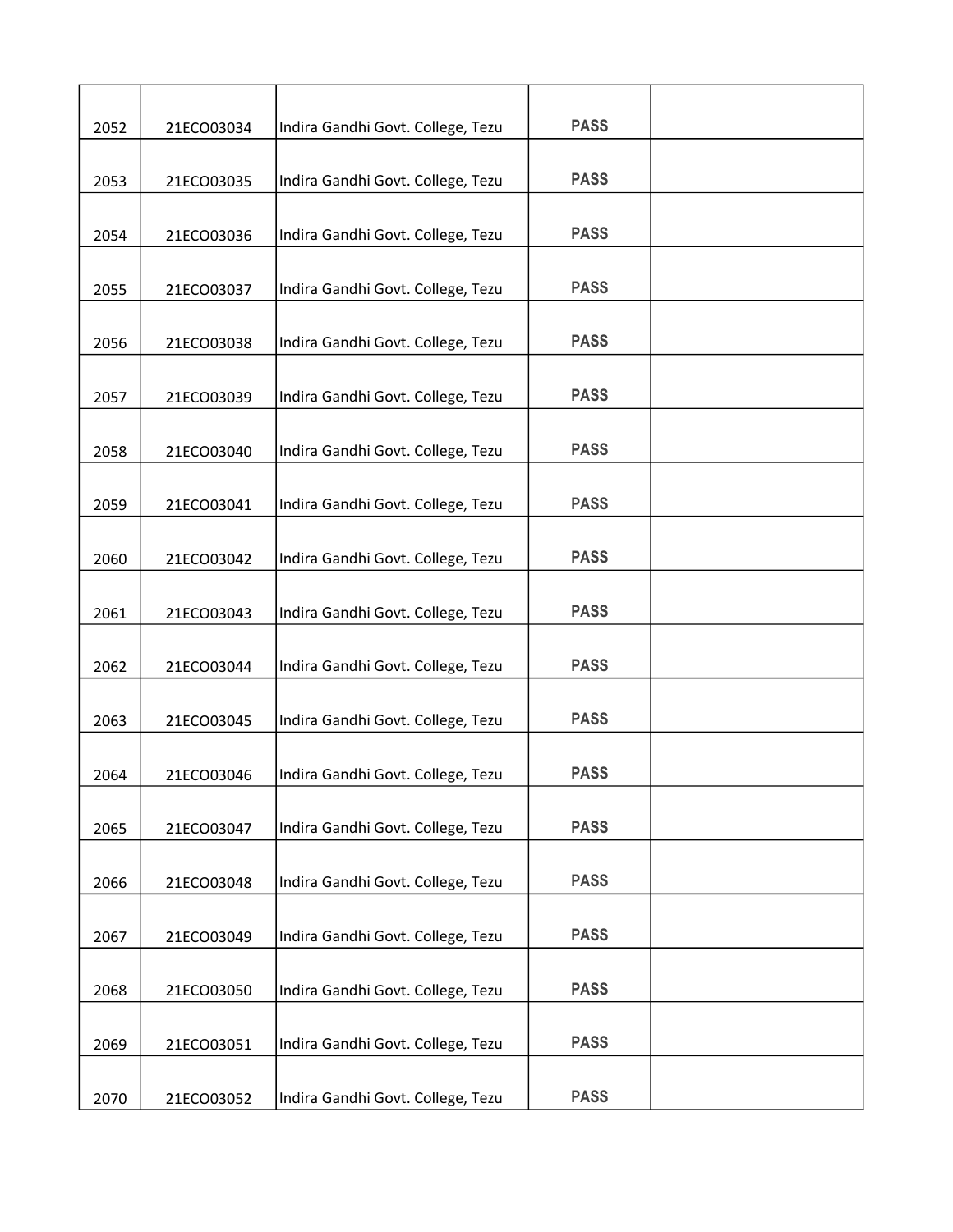| | | | | |
|---|---|---|---|---|
| 2052 | 21ECO03034 | Indira Gandhi Govt. College, Tezu | PASS | |
| 2053 | 21ECO03035 | Indira Gandhi Govt. College, Tezu | PASS | |
| 2054 | 21ECO03036 | Indira Gandhi Govt. College, Tezu | PASS | |
| 2055 | 21ECO03037 | Indira Gandhi Govt. College, Tezu | PASS | |
| 2056 | 21ECO03038 | Indira Gandhi Govt. College, Tezu | PASS | |
| 2057 | 21ECO03039 | Indira Gandhi Govt. College, Tezu | PASS | |
| 2058 | 21ECO03040 | Indira Gandhi Govt. College, Tezu | PASS | |
| 2059 | 21ECO03041 | Indira Gandhi Govt. College, Tezu | PASS | |
| 2060 | 21ECO03042 | Indira Gandhi Govt. College, Tezu | PASS | |
| 2061 | 21ECO03043 | Indira Gandhi Govt. College, Tezu | PASS | |
| 2062 | 21ECO03044 | Indira Gandhi Govt. College, Tezu | PASS | |
| 2063 | 21ECO03045 | Indira Gandhi Govt. College, Tezu | PASS | |
| 2064 | 21ECO03046 | Indira Gandhi Govt. College, Tezu | PASS | |
| 2065 | 21ECO03047 | Indira Gandhi Govt. College, Tezu | PASS | |
| 2066 | 21ECO03048 | Indira Gandhi Govt. College, Tezu | PASS | |
| 2067 | 21ECO03049 | Indira Gandhi Govt. College, Tezu | PASS | |
| 2068 | 21ECO03050 | Indira Gandhi Govt. College, Tezu | PASS | |
| 2069 | 21ECO03051 | Indira Gandhi Govt. College, Tezu | PASS | |
| 2070 | 21ECO03052 | Indira Gandhi Govt. College, Tezu | PASS | |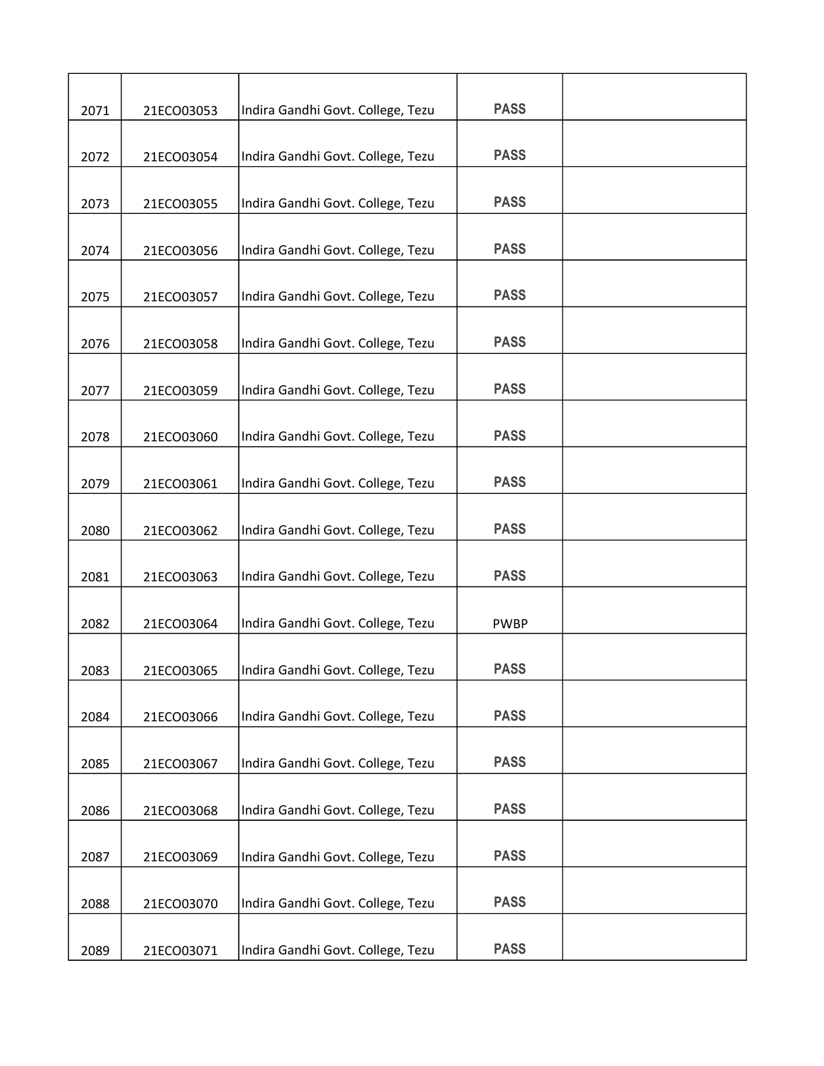| | | | | |
|---|---|---|---|---|
| 2071 | 21ECO03053 | Indira Gandhi Govt. College, Tezu | PASS | |
| 2072 | 21ECO03054 | Indira Gandhi Govt. College, Tezu | PASS | |
| 2073 | 21ECO03055 | Indira Gandhi Govt. College, Tezu | PASS | |
| 2074 | 21ECO03056 | Indira Gandhi Govt. College, Tezu | PASS | |
| 2075 | 21ECO03057 | Indira Gandhi Govt. College, Tezu | PASS | |
| 2076 | 21ECO03058 | Indira Gandhi Govt. College, Tezu | PASS | |
| 2077 | 21ECO03059 | Indira Gandhi Govt. College, Tezu | PASS | |
| 2078 | 21ECO03060 | Indira Gandhi Govt. College, Tezu | PASS | |
| 2079 | 21ECO03061 | Indira Gandhi Govt. College, Tezu | PASS | |
| 2080 | 21ECO03062 | Indira Gandhi Govt. College, Tezu | PASS | |
| 2081 | 21ECO03063 | Indira Gandhi Govt. College, Tezu | PASS | |
| 2082 | 21ECO03064 | Indira Gandhi Govt. College, Tezu | PWBP | |
| 2083 | 21ECO03065 | Indira Gandhi Govt. College, Tezu | PASS | |
| 2084 | 21ECO03066 | Indira Gandhi Govt. College, Tezu | PASS | |
| 2085 | 21ECO03067 | Indira Gandhi Govt. College, Tezu | PASS | |
| 2086 | 21ECO03068 | Indira Gandhi Govt. College, Tezu | PASS | |
| 2087 | 21ECO03069 | Indira Gandhi Govt. College, Tezu | PASS | |
| 2088 | 21ECO03070 | Indira Gandhi Govt. College, Tezu | PASS | |
| 2089 | 21ECO03071 | Indira Gandhi Govt. College, Tezu | PASS | |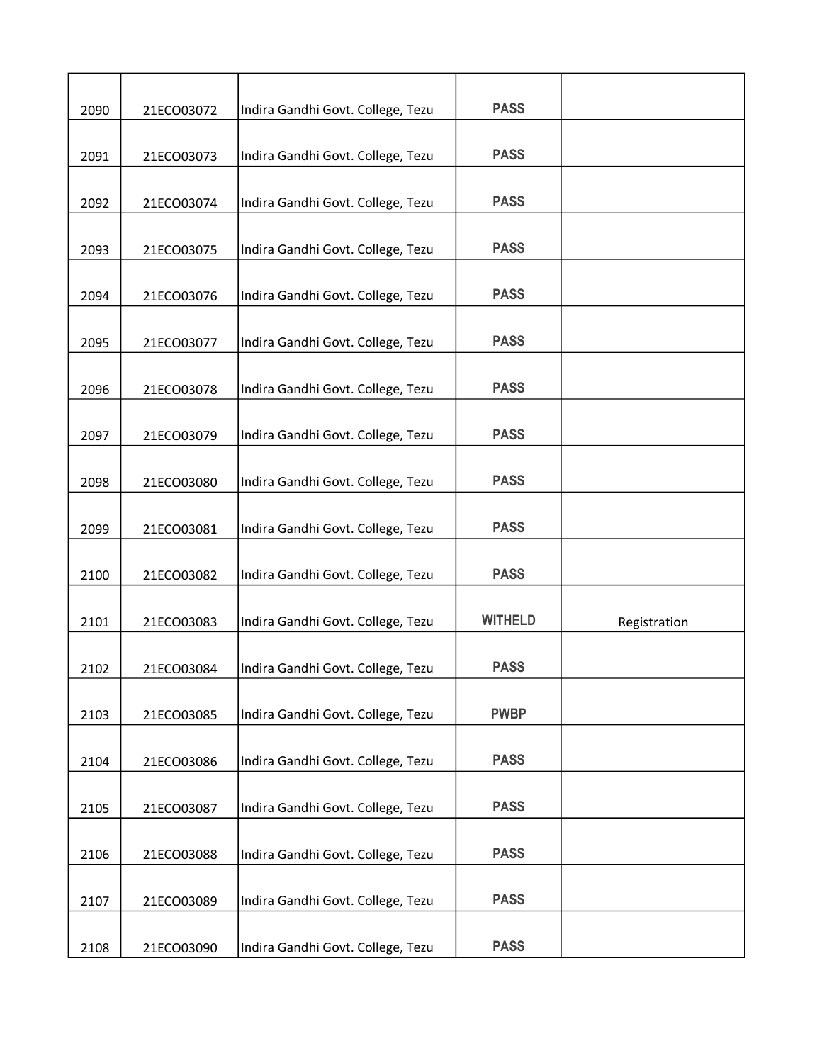| | | | | |
|---|---|---|---|---|
| 2090 | 21ECO03072 | Indira Gandhi Govt. College, Tezu | PASS | |
| 2091 | 21ECO03073 | Indira Gandhi Govt. College, Tezu | PASS | |
| 2092 | 21ECO03074 | Indira Gandhi Govt. College, Tezu | PASS | |
| 2093 | 21ECO03075 | Indira Gandhi Govt. College, Tezu | PASS | |
| 2094 | 21ECO03076 | Indira Gandhi Govt. College, Tezu | PASS | |
| 2095 | 21ECO03077 | Indira Gandhi Govt. College, Tezu | PASS | |
| 2096 | 21ECO03078 | Indira Gandhi Govt. College, Tezu | PASS | |
| 2097 | 21ECO03079 | Indira Gandhi Govt. College, Tezu | PASS | |
| 2098 | 21ECO03080 | Indira Gandhi Govt. College, Tezu | PASS | |
| 2099 | 21ECO03081 | Indira Gandhi Govt. College, Tezu | PASS | |
| 2100 | 21ECO03082 | Indira Gandhi Govt. College, Tezu | PASS | |
| 2101 | 21ECO03083 | Indira Gandhi Govt. College, Tezu | WITHELD | Registration |
| 2102 | 21ECO03084 | Indira Gandhi Govt. College, Tezu | PASS | |
| 2103 | 21ECO03085 | Indira Gandhi Govt. College, Tezu | PWBP | |
| 2104 | 21ECO03086 | Indira Gandhi Govt. College, Tezu | PASS | |
| 2105 | 21ECO03087 | Indira Gandhi Govt. College, Tezu | PASS | |
| 2106 | 21ECO03088 | Indira Gandhi Govt. College, Tezu | PASS | |
| 2107 | 21ECO03089 | Indira Gandhi Govt. College, Tezu | PASS | |
| 2108 | 21ECO03090 | Indira Gandhi Govt. College, Tezu | PASS | |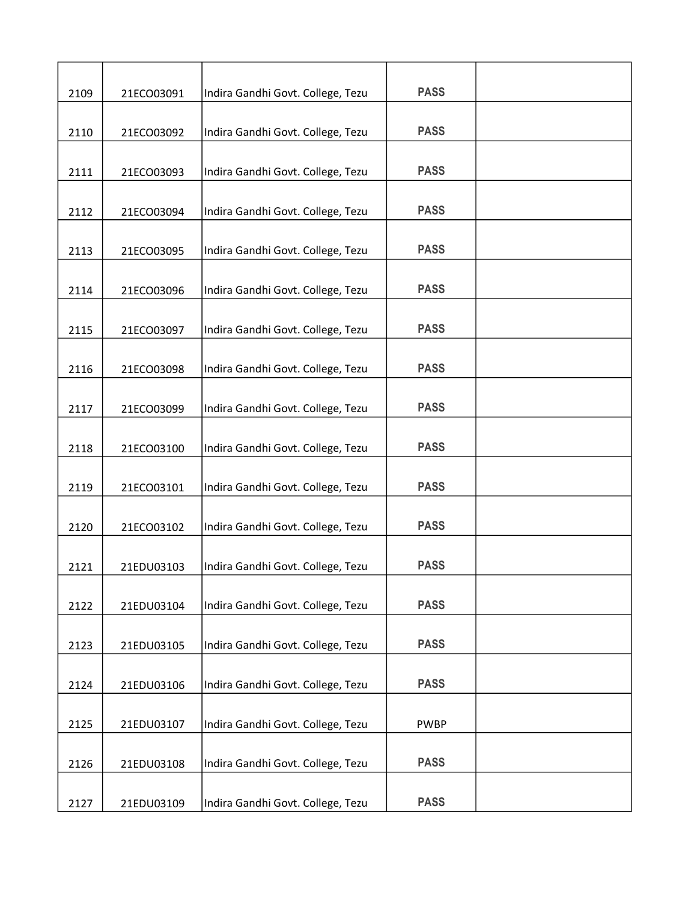| | | | | |
|---|---|---|---|---|
| 2109 | 21ECO03091 | Indira Gandhi Govt. College, Tezu | PASS | |
| 2110 | 21ECO03092 | Indira Gandhi Govt. College, Tezu | PASS | |
| 2111 | 21ECO03093 | Indira Gandhi Govt. College, Tezu | PASS | |
| 2112 | 21ECO03094 | Indira Gandhi Govt. College, Tezu | PASS | |
| 2113 | 21ECO03095 | Indira Gandhi Govt. College, Tezu | PASS | |
| 2114 | 21ECO03096 | Indira Gandhi Govt. College, Tezu | PASS | |
| 2115 | 21ECO03097 | Indira Gandhi Govt. College, Tezu | PASS | |
| 2116 | 21ECO03098 | Indira Gandhi Govt. College, Tezu | PASS | |
| 2117 | 21ECO03099 | Indira Gandhi Govt. College, Tezu | PASS | |
| 2118 | 21ECO03100 | Indira Gandhi Govt. College, Tezu | PASS | |
| 2119 | 21ECO03101 | Indira Gandhi Govt. College, Tezu | PASS | |
| 2120 | 21ECO03102 | Indira Gandhi Govt. College, Tezu | PASS | |
| 2121 | 21EDU03103 | Indira Gandhi Govt. College, Tezu | PASS | |
| 2122 | 21EDU03104 | Indira Gandhi Govt. College, Tezu | PASS | |
| 2123 | 21EDU03105 | Indira Gandhi Govt. College, Tezu | PASS | |
| 2124 | 21EDU03106 | Indira Gandhi Govt. College, Tezu | PASS | |
| 2125 | 21EDU03107 | Indira Gandhi Govt. College, Tezu | PWBP | |
| 2126 | 21EDU03108 | Indira Gandhi Govt. College, Tezu | PASS | |
| 2127 | 21EDU03109 | Indira Gandhi Govt. College, Tezu | PASS | |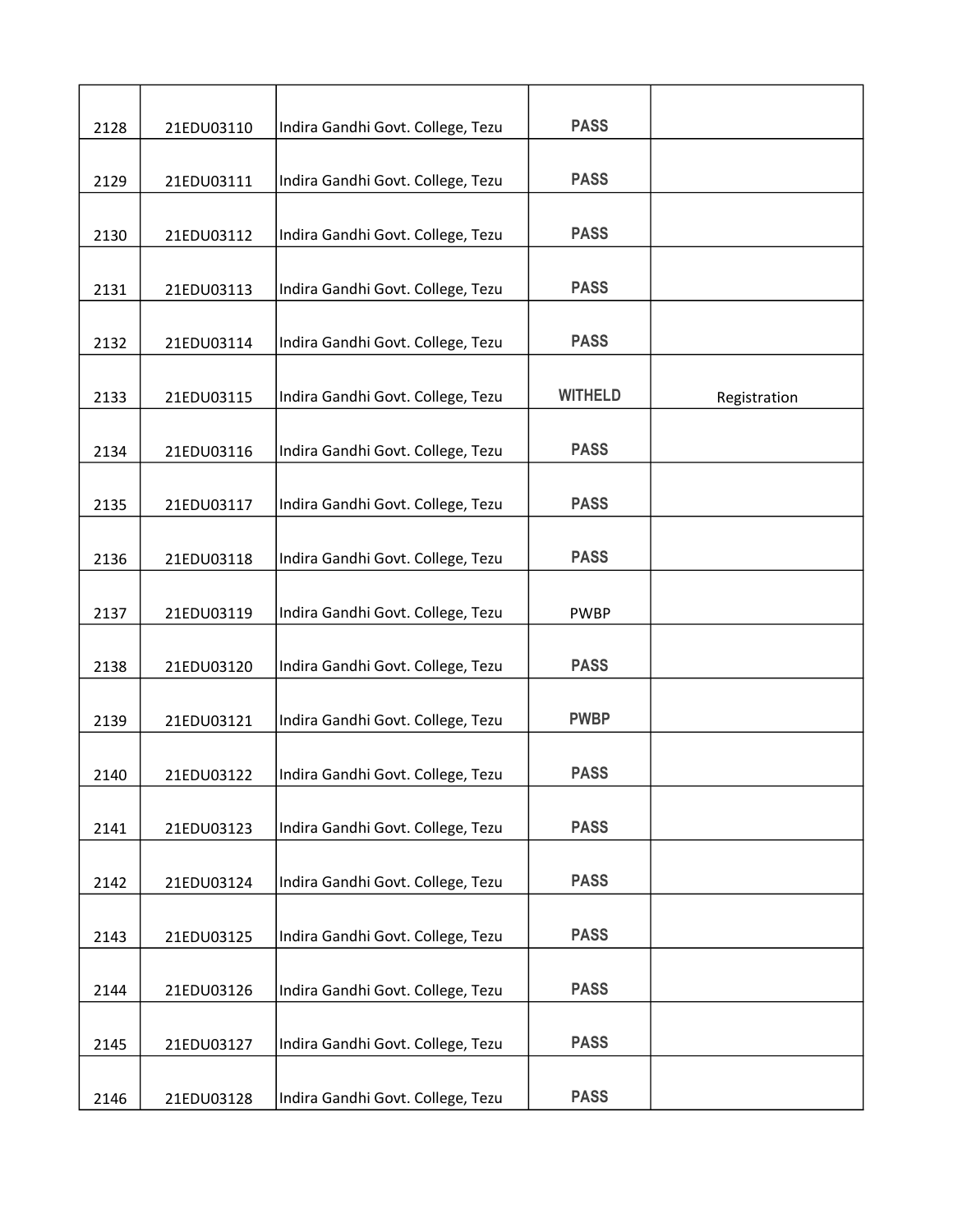| | | | | |
|---|---|---|---|---|
| 2128 | 21EDU03110 | Indira Gandhi Govt. College, Tezu | PASS | |
| 2129 | 21EDU03111 | Indira Gandhi Govt. College, Tezu | PASS | |
| 2130 | 21EDU03112 | Indira Gandhi Govt. College, Tezu | PASS | |
| 2131 | 21EDU03113 | Indira Gandhi Govt. College, Tezu | PASS | |
| 2132 | 21EDU03114 | Indira Gandhi Govt. College, Tezu | PASS | |
| 2133 | 21EDU03115 | Indira Gandhi Govt. College, Tezu | WITHELD | Registration |
| 2134 | 21EDU03116 | Indira Gandhi Govt. College, Tezu | PASS | |
| 2135 | 21EDU03117 | Indira Gandhi Govt. College, Tezu | PASS | |
| 2136 | 21EDU03118 | Indira Gandhi Govt. College, Tezu | PASS | |
| 2137 | 21EDU03119 | Indira Gandhi Govt. College, Tezu | PWBP | |
| 2138 | 21EDU03120 | Indira Gandhi Govt. College, Tezu | PASS | |
| 2139 | 21EDU03121 | Indira Gandhi Govt. College, Tezu | PWBP | |
| 2140 | 21EDU03122 | Indira Gandhi Govt. College, Tezu | PASS | |
| 2141 | 21EDU03123 | Indira Gandhi Govt. College, Tezu | PASS | |
| 2142 | 21EDU03124 | Indira Gandhi Govt. College, Tezu | PASS | |
| 2143 | 21EDU03125 | Indira Gandhi Govt. College, Tezu | PASS | |
| 2144 | 21EDU03126 | Indira Gandhi Govt. College, Tezu | PASS | |
| 2145 | 21EDU03127 | Indira Gandhi Govt. College, Tezu | PASS | |
| 2146 | 21EDU03128 | Indira Gandhi Govt. College, Tezu | PASS | |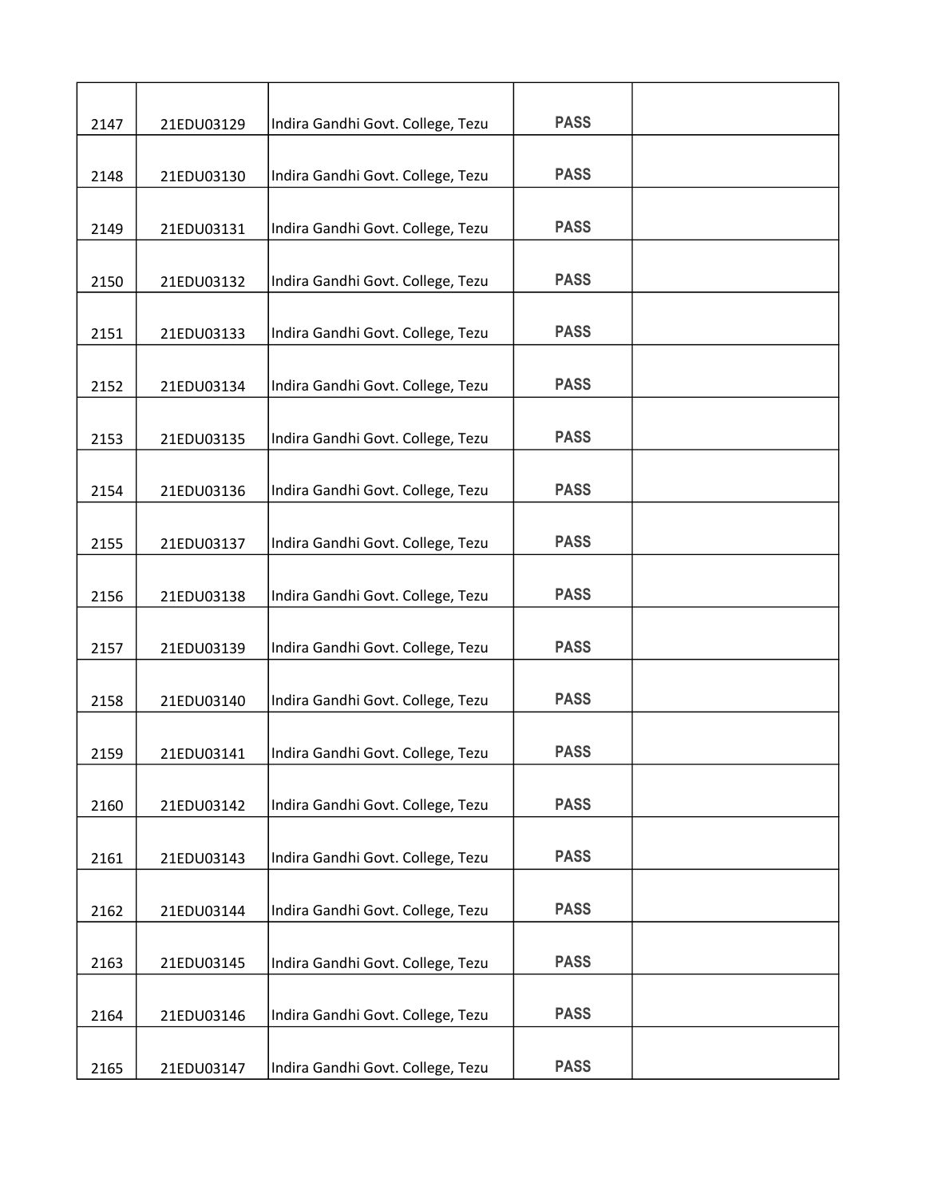| | | | | |
|---|---|---|---|---|
| 2147 | 21EDU03129 | Indira Gandhi Govt. College, Tezu | PASS | |
| 2148 | 21EDU03130 | Indira Gandhi Govt. College, Tezu | PASS | |
| 2149 | 21EDU03131 | Indira Gandhi Govt. College, Tezu | PASS | |
| 2150 | 21EDU03132 | Indira Gandhi Govt. College, Tezu | PASS | |
| 2151 | 21EDU03133 | Indira Gandhi Govt. College, Tezu | PASS | |
| 2152 | 21EDU03134 | Indira Gandhi Govt. College, Tezu | PASS | |
| 2153 | 21EDU03135 | Indira Gandhi Govt. College, Tezu | PASS | |
| 2154 | 21EDU03136 | Indira Gandhi Govt. College, Tezu | PASS | |
| 2155 | 21EDU03137 | Indira Gandhi Govt. College, Tezu | PASS | |
| 2156 | 21EDU03138 | Indira Gandhi Govt. College, Tezu | PASS | |
| 2157 | 21EDU03139 | Indira Gandhi Govt. College, Tezu | PASS | |
| 2158 | 21EDU03140 | Indira Gandhi Govt. College, Tezu | PASS | |
| 2159 | 21EDU03141 | Indira Gandhi Govt. College, Tezu | PASS | |
| 2160 | 21EDU03142 | Indira Gandhi Govt. College, Tezu | PASS | |
| 2161 | 21EDU03143 | Indira Gandhi Govt. College, Tezu | PASS | |
| 2162 | 21EDU03144 | Indira Gandhi Govt. College, Tezu | PASS | |
| 2163 | 21EDU03145 | Indira Gandhi Govt. College, Tezu | PASS | |
| 2164 | 21EDU03146 | Indira Gandhi Govt. College, Tezu | PASS | |
| 2165 | 21EDU03147 | Indira Gandhi Govt. College, Tezu | PASS | |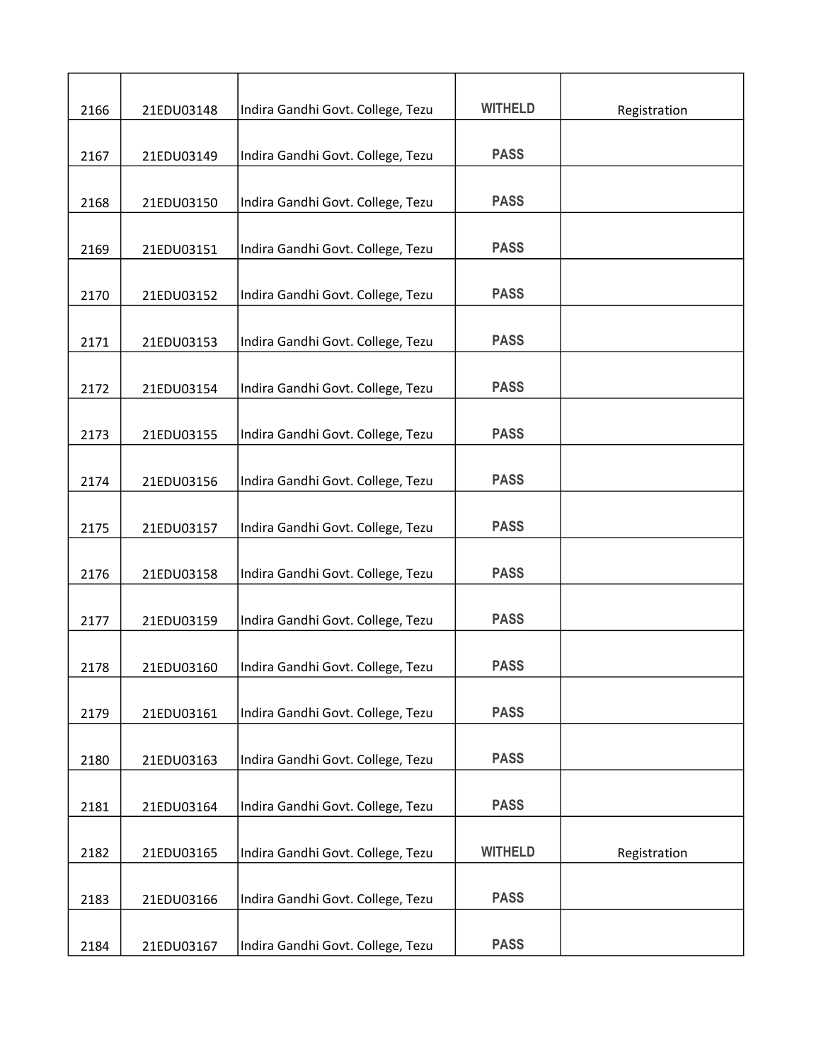| | | | | |
|---|---|---|---|---|
| 2166 | 21EDU03148 | Indira Gandhi Govt. College, Tezu | WITHELD | Registration |
| 2167 | 21EDU03149 | Indira Gandhi Govt. College, Tezu | PASS | |
| 2168 | 21EDU03150 | Indira Gandhi Govt. College, Tezu | PASS | |
| 2169 | 21EDU03151 | Indira Gandhi Govt. College, Tezu | PASS | |
| 2170 | 21EDU03152 | Indira Gandhi Govt. College, Tezu | PASS | |
| 2171 | 21EDU03153 | Indira Gandhi Govt. College, Tezu | PASS | |
| 2172 | 21EDU03154 | Indira Gandhi Govt. College, Tezu | PASS | |
| 2173 | 21EDU03155 | Indira Gandhi Govt. College, Tezu | PASS | |
| 2174 | 21EDU03156 | Indira Gandhi Govt. College, Tezu | PASS | |
| 2175 | 21EDU03157 | Indira Gandhi Govt. College, Tezu | PASS | |
| 2176 | 21EDU03158 | Indira Gandhi Govt. College, Tezu | PASS | |
| 2177 | 21EDU03159 | Indira Gandhi Govt. College, Tezu | PASS | |
| 2178 | 21EDU03160 | Indira Gandhi Govt. College, Tezu | PASS | |
| 2179 | 21EDU03161 | Indira Gandhi Govt. College, Tezu | PASS | |
| 2180 | 21EDU03163 | Indira Gandhi Govt. College, Tezu | PASS | |
| 2181 | 21EDU03164 | Indira Gandhi Govt. College, Tezu | PASS | |
| 2182 | 21EDU03165 | Indira Gandhi Govt. College, Tezu | WITHELD | Registration |
| 2183 | 21EDU03166 | Indira Gandhi Govt. College, Tezu | PASS | |
| 2184 | 21EDU03167 | Indira Gandhi Govt. College, Tezu | PASS | |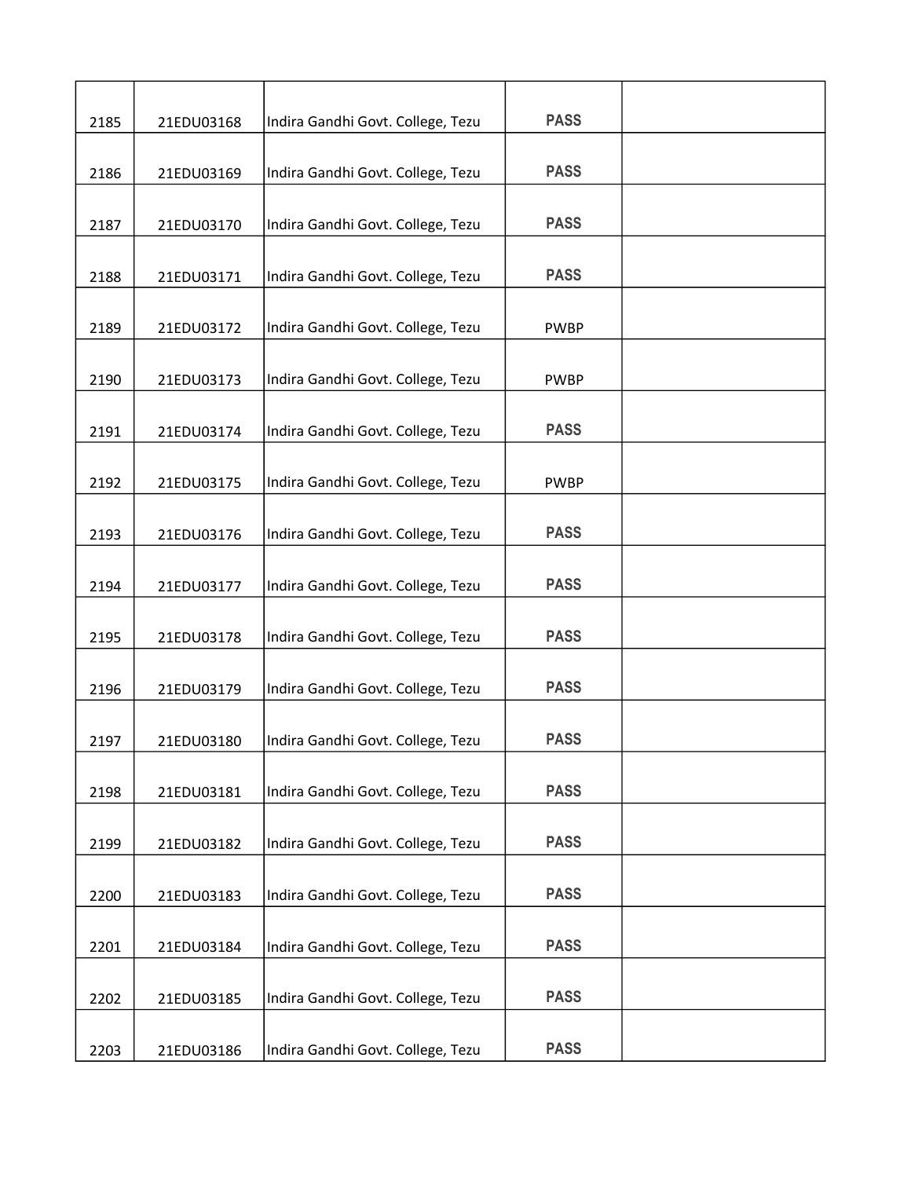| | | | | |
|---|---|---|---|---|
| 2185 | 21EDU03168 | Indira Gandhi Govt. College, Tezu | PASS | |
| 2186 | 21EDU03169 | Indira Gandhi Govt. College, Tezu | PASS | |
| 2187 | 21EDU03170 | Indira Gandhi Govt. College, Tezu | PASS | |
| 2188 | 21EDU03171 | Indira Gandhi Govt. College, Tezu | PASS | |
| 2189 | 21EDU03172 | Indira Gandhi Govt. College, Tezu | PWBP | |
| 2190 | 21EDU03173 | Indira Gandhi Govt. College, Tezu | PWBP | |
| 2191 | 21EDU03174 | Indira Gandhi Govt. College, Tezu | PASS | |
| 2192 | 21EDU03175 | Indira Gandhi Govt. College, Tezu | PWBP | |
| 2193 | 21EDU03176 | Indira Gandhi Govt. College, Tezu | PASS | |
| 2194 | 21EDU03177 | Indira Gandhi Govt. College, Tezu | PASS | |
| 2195 | 21EDU03178 | Indira Gandhi Govt. College, Tezu | PASS | |
| 2196 | 21EDU03179 | Indira Gandhi Govt. College, Tezu | PASS | |
| 2197 | 21EDU03180 | Indira Gandhi Govt. College, Tezu | PASS | |
| 2198 | 21EDU03181 | Indira Gandhi Govt. College, Tezu | PASS | |
| 2199 | 21EDU03182 | Indira Gandhi Govt. College, Tezu | PASS | |
| 2200 | 21EDU03183 | Indira Gandhi Govt. College, Tezu | PASS | |
| 2201 | 21EDU03184 | Indira Gandhi Govt. College, Tezu | PASS | |
| 2202 | 21EDU03185 | Indira Gandhi Govt. College, Tezu | PASS | |
| 2203 | 21EDU03186 | Indira Gandhi Govt. College, Tezu | PASS | |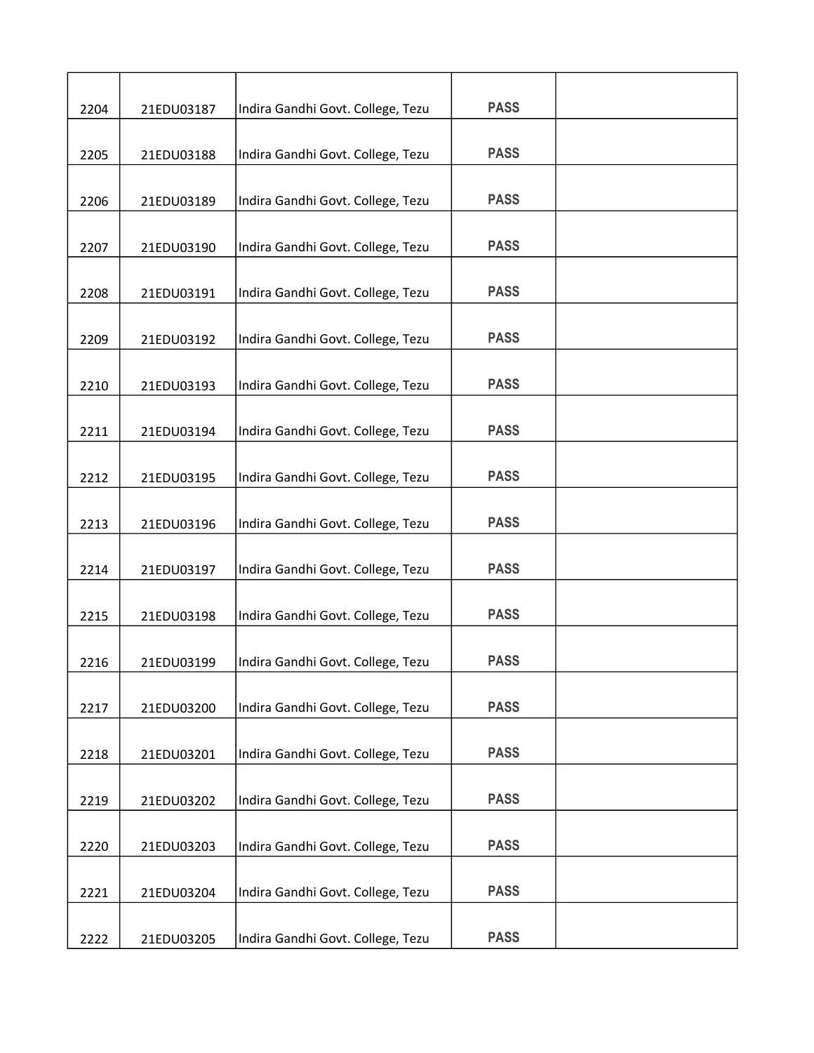| | | | | |
|---|---|---|---|---|
| 2204 | 21EDU03187 | Indira Gandhi Govt. College, Tezu | PASS | |
| 2205 | 21EDU03188 | Indira Gandhi Govt. College, Tezu | PASS | |
| 2206 | 21EDU03189 | Indira Gandhi Govt. College, Tezu | PASS | |
| 2207 | 21EDU03190 | Indira Gandhi Govt. College, Tezu | PASS | |
| 2208 | 21EDU03191 | Indira Gandhi Govt. College, Tezu | PASS | |
| 2209 | 21EDU03192 | Indira Gandhi Govt. College, Tezu | PASS | |
| 2210 | 21EDU03193 | Indira Gandhi Govt. College, Tezu | PASS | |
| 2211 | 21EDU03194 | Indira Gandhi Govt. College, Tezu | PASS | |
| 2212 | 21EDU03195 | Indira Gandhi Govt. College, Tezu | PASS | |
| 2213 | 21EDU03196 | Indira Gandhi Govt. College, Tezu | PASS | |
| 2214 | 21EDU03197 | Indira Gandhi Govt. College, Tezu | PASS | |
| 2215 | 21EDU03198 | Indira Gandhi Govt. College, Tezu | PASS | |
| 2216 | 21EDU03199 | Indira Gandhi Govt. College, Tezu | PASS | |
| 2217 | 21EDU03200 | Indira Gandhi Govt. College, Tezu | PASS | |
| 2218 | 21EDU03201 | Indira Gandhi Govt. College, Tezu | PASS | |
| 2219 | 21EDU03202 | Indira Gandhi Govt. College, Tezu | PASS | |
| 2220 | 21EDU03203 | Indira Gandhi Govt. College, Tezu | PASS | |
| 2221 | 21EDU03204 | Indira Gandhi Govt. College, Tezu | PASS | |
| 2222 | 21EDU03205 | Indira Gandhi Govt. College, Tezu | PASS | |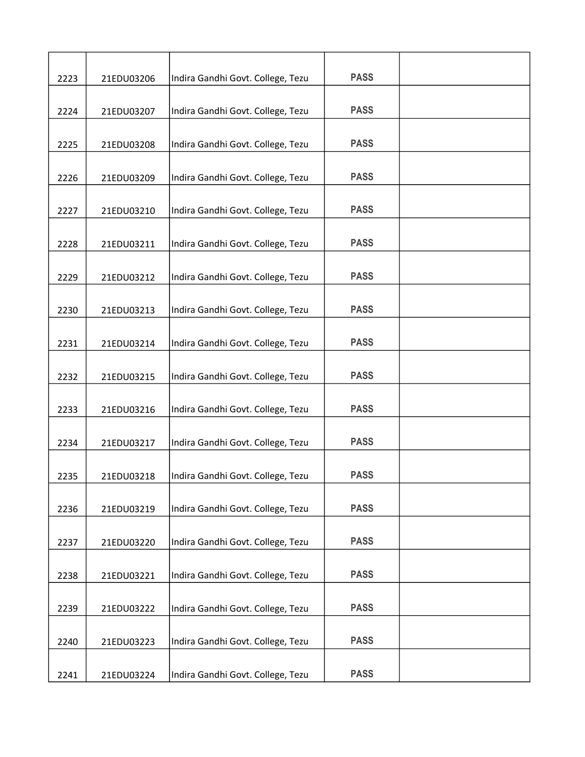| | | | | |
|---|---|---|---|---|
| 2223 | 21EDU03206 | Indira Gandhi Govt. College, Tezu | PASS | |
| 2224 | 21EDU03207 | Indira Gandhi Govt. College, Tezu | PASS | |
| 2225 | 21EDU03208 | Indira Gandhi Govt. College, Tezu | PASS | |
| 2226 | 21EDU03209 | Indira Gandhi Govt. College, Tezu | PASS | |
| 2227 | 21EDU03210 | Indira Gandhi Govt. College, Tezu | PASS | |
| 2228 | 21EDU03211 | Indira Gandhi Govt. College, Tezu | PASS | |
| 2229 | 21EDU03212 | Indira Gandhi Govt. College, Tezu | PASS | |
| 2230 | 21EDU03213 | Indira Gandhi Govt. College, Tezu | PASS | |
| 2231 | 21EDU03214 | Indira Gandhi Govt. College, Tezu | PASS | |
| 2232 | 21EDU03215 | Indira Gandhi Govt. College, Tezu | PASS | |
| 2233 | 21EDU03216 | Indira Gandhi Govt. College, Tezu | PASS | |
| 2234 | 21EDU03217 | Indira Gandhi Govt. College, Tezu | PASS | |
| 2235 | 21EDU03218 | Indira Gandhi Govt. College, Tezu | PASS | |
| 2236 | 21EDU03219 | Indira Gandhi Govt. College, Tezu | PASS | |
| 2237 | 21EDU03220 | Indira Gandhi Govt. College, Tezu | PASS | |
| 2238 | 21EDU03221 | Indira Gandhi Govt. College, Tezu | PASS | |
| 2239 | 21EDU03222 | Indira Gandhi Govt. College, Tezu | PASS | |
| 2240 | 21EDU03223 | Indira Gandhi Govt. College, Tezu | PASS | |
| 2241 | 21EDU03224 | Indira Gandhi Govt. College, Tezu | PASS | |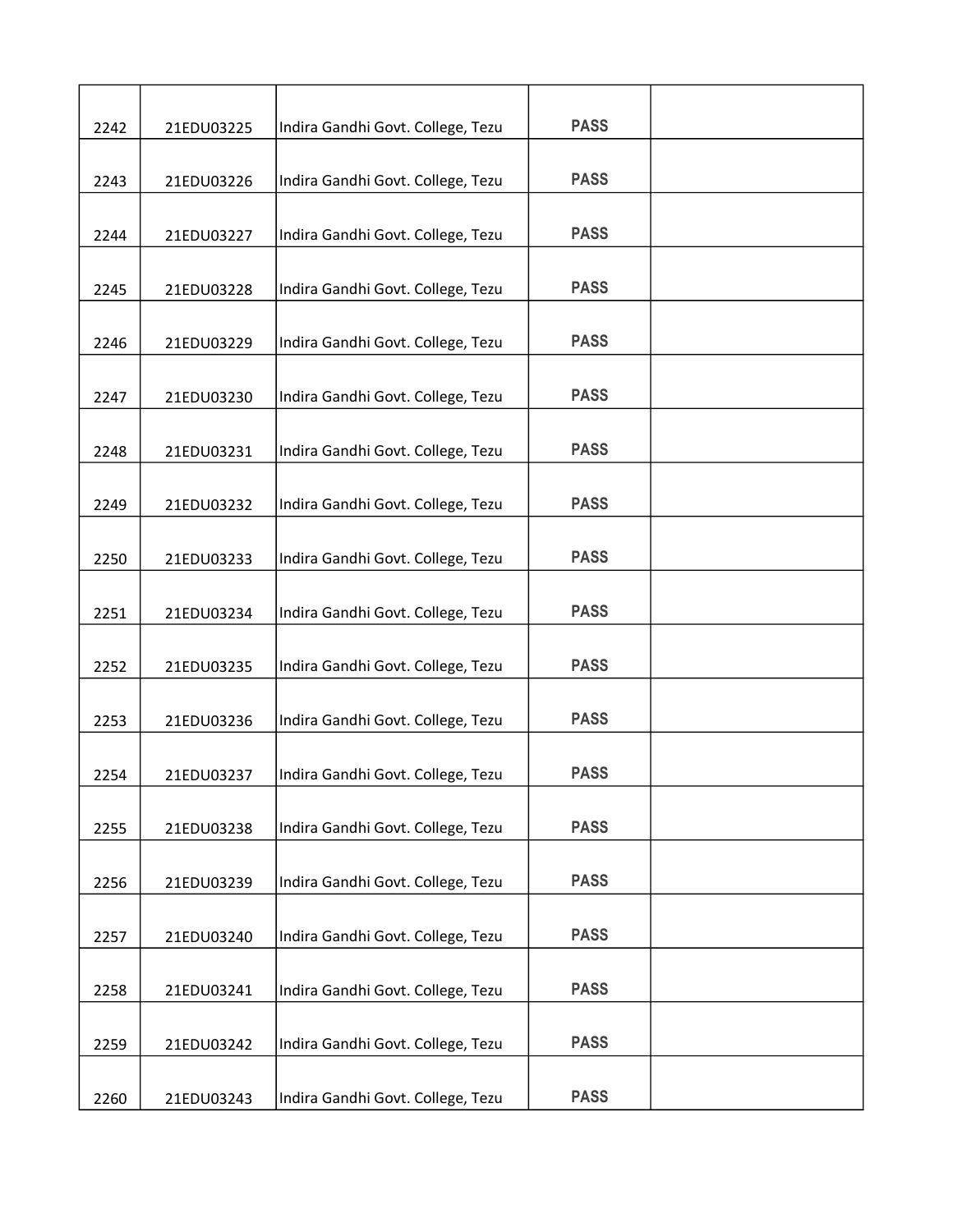| | | | | |
|---|---|---|---|---|
| 2242 | 21EDU03225 | Indira Gandhi Govt. College, Tezu | PASS | |
| 2243 | 21EDU03226 | Indira Gandhi Govt. College, Tezu | PASS | |
| 2244 | 21EDU03227 | Indira Gandhi Govt. College, Tezu | PASS | |
| 2245 | 21EDU03228 | Indira Gandhi Govt. College, Tezu | PASS | |
| 2246 | 21EDU03229 | Indira Gandhi Govt. College, Tezu | PASS | |
| 2247 | 21EDU03230 | Indira Gandhi Govt. College, Tezu | PASS | |
| 2248 | 21EDU03231 | Indira Gandhi Govt. College, Tezu | PASS | |
| 2249 | 21EDU03232 | Indira Gandhi Govt. College, Tezu | PASS | |
| 2250 | 21EDU03233 | Indira Gandhi Govt. College, Tezu | PASS | |
| 2251 | 21EDU03234 | Indira Gandhi Govt. College, Tezu | PASS | |
| 2252 | 21EDU03235 | Indira Gandhi Govt. College, Tezu | PASS | |
| 2253 | 21EDU03236 | Indira Gandhi Govt. College, Tezu | PASS | |
| 2254 | 21EDU03237 | Indira Gandhi Govt. College, Tezu | PASS | |
| 2255 | 21EDU03238 | Indira Gandhi Govt. College, Tezu | PASS | |
| 2256 | 21EDU03239 | Indira Gandhi Govt. College, Tezu | PASS | |
| 2257 | 21EDU03240 | Indira Gandhi Govt. College, Tezu | PASS | |
| 2258 | 21EDU03241 | Indira Gandhi Govt. College, Tezu | PASS | |
| 2259 | 21EDU03242 | Indira Gandhi Govt. College, Tezu | PASS | |
| 2260 | 21EDU03243 | Indira Gandhi Govt. College, Tezu | PASS | |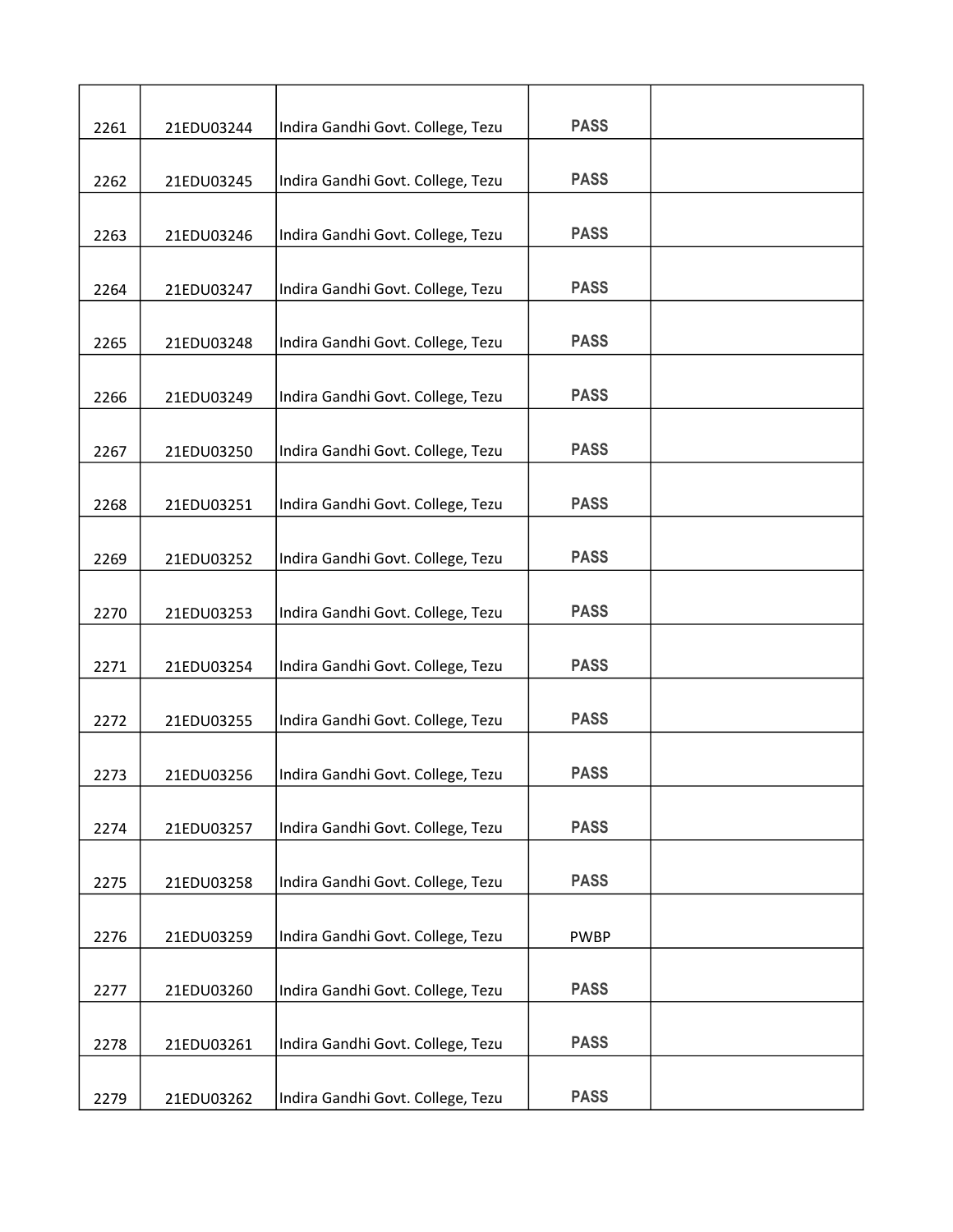| | | | | |
|---|---|---|---|---|
| 2261 | 21EDU03244 | Indira Gandhi Govt. College, Tezu | PASS | |
| 2262 | 21EDU03245 | Indira Gandhi Govt. College, Tezu | PASS | |
| 2263 | 21EDU03246 | Indira Gandhi Govt. College, Tezu | PASS | |
| 2264 | 21EDU03247 | Indira Gandhi Govt. College, Tezu | PASS | |
| 2265 | 21EDU03248 | Indira Gandhi Govt. College, Tezu | PASS | |
| 2266 | 21EDU03249 | Indira Gandhi Govt. College, Tezu | PASS | |
| 2267 | 21EDU03250 | Indira Gandhi Govt. College, Tezu | PASS | |
| 2268 | 21EDU03251 | Indira Gandhi Govt. College, Tezu | PASS | |
| 2269 | 21EDU03252 | Indira Gandhi Govt. College, Tezu | PASS | |
| 2270 | 21EDU03253 | Indira Gandhi Govt. College, Tezu | PASS | |
| 2271 | 21EDU03254 | Indira Gandhi Govt. College, Tezu | PASS | |
| 2272 | 21EDU03255 | Indira Gandhi Govt. College, Tezu | PASS | |
| 2273 | 21EDU03256 | Indira Gandhi Govt. College, Tezu | PASS | |
| 2274 | 21EDU03257 | Indira Gandhi Govt. College, Tezu | PASS | |
| 2275 | 21EDU03258 | Indira Gandhi Govt. College, Tezu | PASS | |
| 2276 | 21EDU03259 | Indira Gandhi Govt. College, Tezu | PWBP | |
| 2277 | 21EDU03260 | Indira Gandhi Govt. College, Tezu | PASS | |
| 2278 | 21EDU03261 | Indira Gandhi Govt. College, Tezu | PASS | |
| 2279 | 21EDU03262 | Indira Gandhi Govt. College, Tezu | PASS | |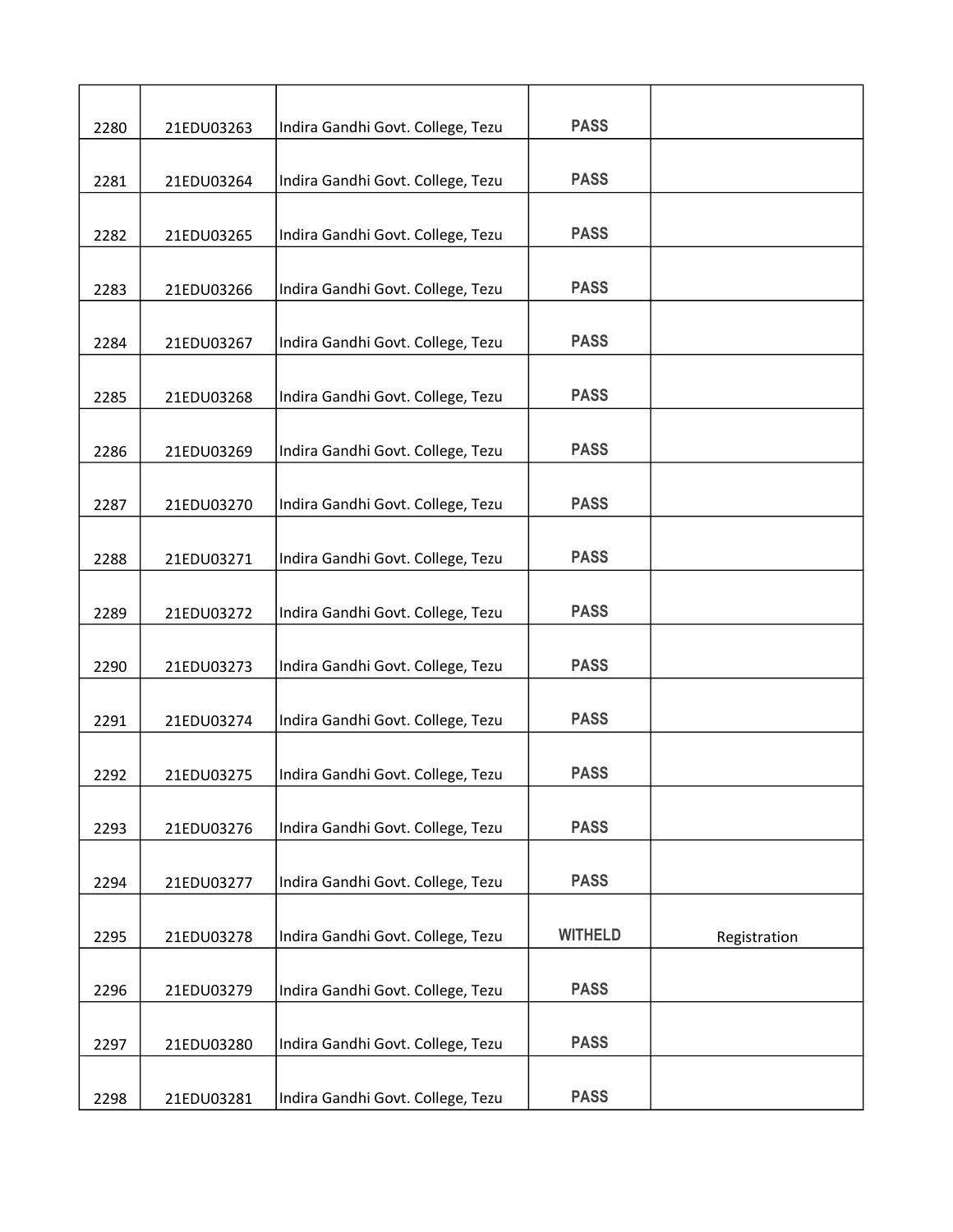| | | | | |
|---|---|---|---|---|
| 2280 | 21EDU03263 | Indira Gandhi Govt. College, Tezu | **PASS** | |
| 2281 | 21EDU03264 | Indira Gandhi Govt. College, Tezu | **PASS** | |
| 2282 | 21EDU03265 | Indira Gandhi Govt. College, Tezu | **PASS** | |
| 2283 | 21EDU03266 | Indira Gandhi Govt. College, Tezu | **PASS** | |
| 2284 | 21EDU03267 | Indira Gandhi Govt. College, Tezu | **PASS** | |
| 2285 | 21EDU03268 | Indira Gandhi Govt. College, Tezu | **PASS** | |
| 2286 | 21EDU03269 | Indira Gandhi Govt. College, Tezu | **PASS** | |
| 2287 | 21EDU03270 | Indira Gandhi Govt. College, Tezu | **PASS** | |
| 2288 | 21EDU03271 | Indira Gandhi Govt. College, Tezu | **PASS** | |
| 2289 | 21EDU03272 | Indira Gandhi Govt. College, Tezu | **PASS** | |
| 2290 | 21EDU03273 | Indira Gandhi Govt. College, Tezu | **PASS** | |
| 2291 | 21EDU03274 | Indira Gandhi Govt. College, Tezu | **PASS** | |
| 2292 | 21EDU03275 | Indira Gandhi Govt. College, Tezu | **PASS** | |
| 2293 | 21EDU03276 | Indira Gandhi Govt. College, Tezu | **PASS** | |
| 2294 | 21EDU03277 | Indira Gandhi Govt. College, Tezu | **PASS** | |
| 2295 | 21EDU03278 | Indira Gandhi Govt. College, Tezu | **WITHELD** | Registration |
| 2296 | 21EDU03279 | Indira Gandhi Govt. College, Tezu | **PASS** | |
| 2297 | 21EDU03280 | Indira Gandhi Govt. College, Tezu | **PASS** | |
| 2298 | 21EDU03281 | Indira Gandhi Govt. College, Tezu | **PASS** | |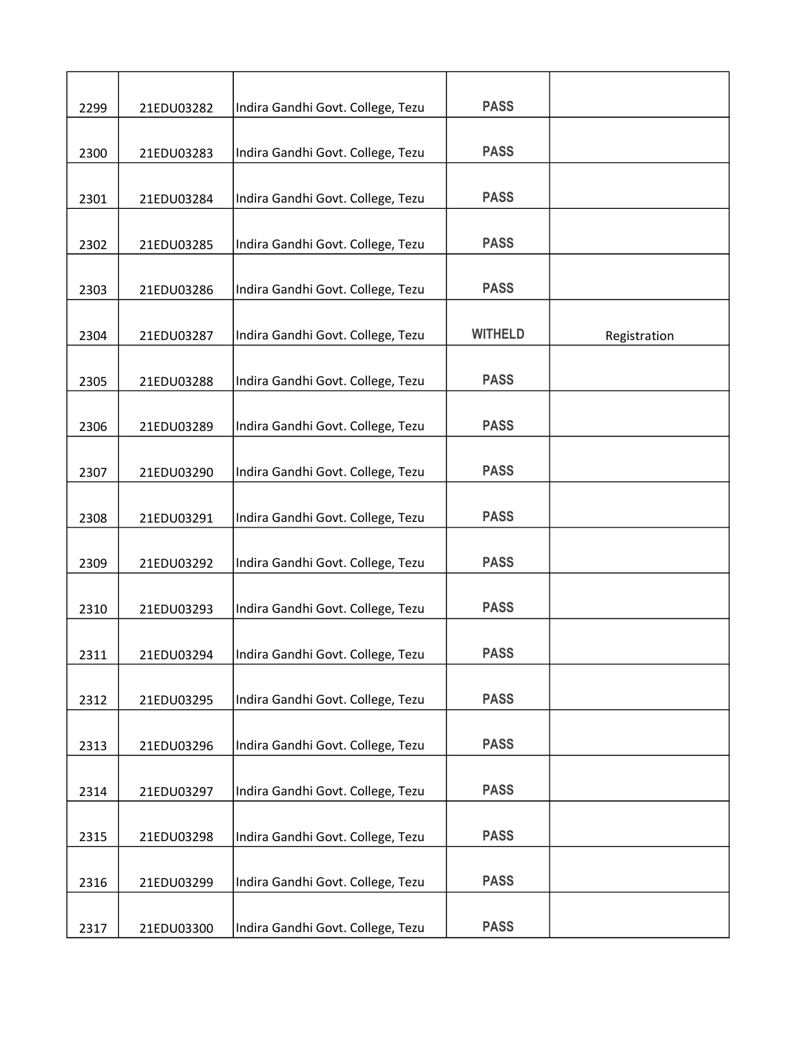| | | | | |
|---|---|---|---|---|
| 2299 | 21EDU03282 | Indira Gandhi Govt. College, Tezu | PASS | |
| 2300 | 21EDU03283 | Indira Gandhi Govt. College, Tezu | PASS | |
| 2301 | 21EDU03284 | Indira Gandhi Govt. College, Tezu | PASS | |
| 2302 | 21EDU03285 | Indira Gandhi Govt. College, Tezu | PASS | |
| 2303 | 21EDU03286 | Indira Gandhi Govt. College, Tezu | PASS | |
| 2304 | 21EDU03287 | Indira Gandhi Govt. College, Tezu | WITHELD | Registration |
| 2305 | 21EDU03288 | Indira Gandhi Govt. College, Tezu | PASS | |
| 2306 | 21EDU03289 | Indira Gandhi Govt. College, Tezu | PASS | |
| 2307 | 21EDU03290 | Indira Gandhi Govt. College, Tezu | PASS | |
| 2308 | 21EDU03291 | Indira Gandhi Govt. College, Tezu | PASS | |
| 2309 | 21EDU03292 | Indira Gandhi Govt. College, Tezu | PASS | |
| 2310 | 21EDU03293 | Indira Gandhi Govt. College, Tezu | PASS | |
| 2311 | 21EDU03294 | Indira Gandhi Govt. College, Tezu | PASS | |
| 2312 | 21EDU03295 | Indira Gandhi Govt. College, Tezu | PASS | |
| 2313 | 21EDU03296 | Indira Gandhi Govt. College, Tezu | PASS | |
| 2314 | 21EDU03297 | Indira Gandhi Govt. College, Tezu | PASS | |
| 2315 | 21EDU03298 | Indira Gandhi Govt. College, Tezu | PASS | |
| 2316 | 21EDU03299 | Indira Gandhi Govt. College, Tezu | PASS | |
| 2317 | 21EDU03300 | Indira Gandhi Govt. College, Tezu | PASS | |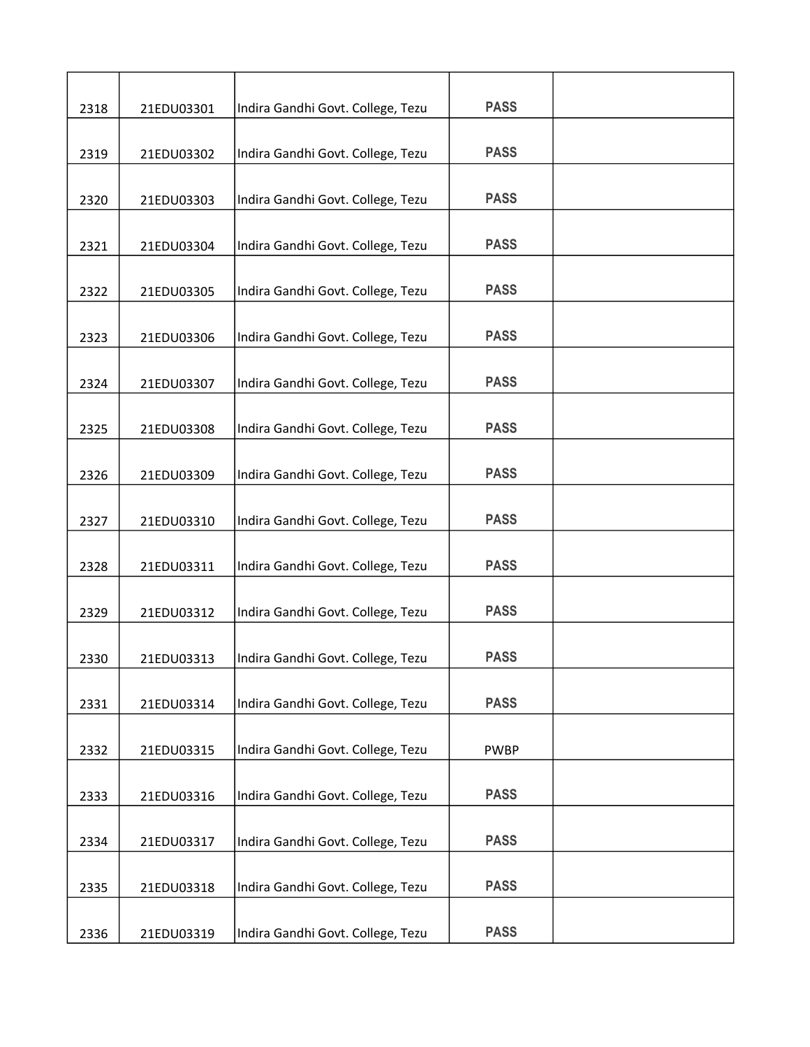| | | | | |
|---|---|---|---|---|
| 2318 | 21EDU03301 | Indira Gandhi Govt. College, Tezu | PASS | |
| 2319 | 21EDU03302 | Indira Gandhi Govt. College, Tezu | PASS | |
| 2320 | 21EDU03303 | Indira Gandhi Govt. College, Tezu | PASS | |
| 2321 | 21EDU03304 | Indira Gandhi Govt. College, Tezu | PASS | |
| 2322 | 21EDU03305 | Indira Gandhi Govt. College, Tezu | PASS | |
| 2323 | 21EDU03306 | Indira Gandhi Govt. College, Tezu | PASS | |
| 2324 | 21EDU03307 | Indira Gandhi Govt. College, Tezu | PASS | |
| 2325 | 21EDU03308 | Indira Gandhi Govt. College, Tezu | PASS | |
| 2326 | 21EDU03309 | Indira Gandhi Govt. College, Tezu | PASS | |
| 2327 | 21EDU03310 | Indira Gandhi Govt. College, Tezu | PASS | |
| 2328 | 21EDU03311 | Indira Gandhi Govt. College, Tezu | PASS | |
| 2329 | 21EDU03312 | Indira Gandhi Govt. College, Tezu | PASS | |
| 2330 | 21EDU03313 | Indira Gandhi Govt. College, Tezu | PASS | |
| 2331 | 21EDU03314 | Indira Gandhi Govt. College, Tezu | PASS | |
| 2332 | 21EDU03315 | Indira Gandhi Govt. College, Tezu | PWBP | |
| 2333 | 21EDU03316 | Indira Gandhi Govt. College, Tezu | PASS | |
| 2334 | 21EDU03317 | Indira Gandhi Govt. College, Tezu | PASS | |
| 2335 | 21EDU03318 | Indira Gandhi Govt. College, Tezu | PASS | |
| 2336 | 21EDU03319 | Indira Gandhi Govt. College, Tezu | PASS | |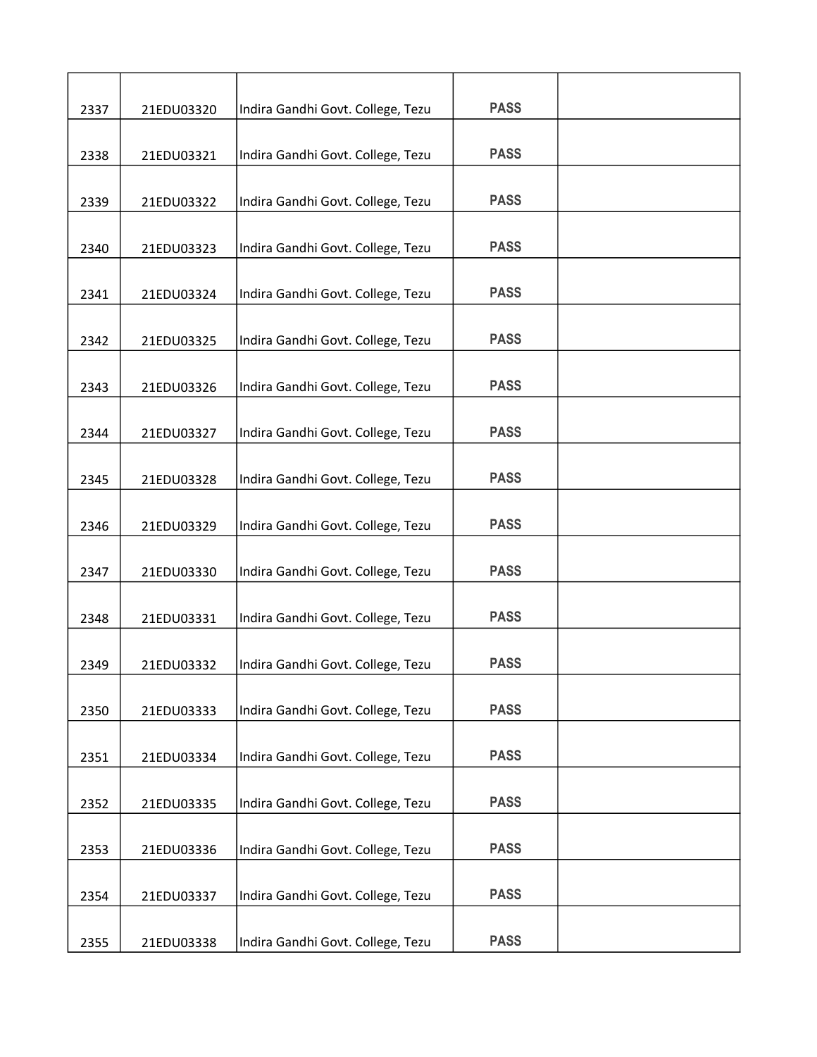| | | | | |
|---|---|---|---|---|
| 2337 | 21EDU03320 | Indira Gandhi Govt. College, Tezu | PASS | |
| 2338 | 21EDU03321 | Indira Gandhi Govt. College, Tezu | PASS | |
| 2339 | 21EDU03322 | Indira Gandhi Govt. College, Tezu | PASS | |
| 2340 | 21EDU03323 | Indira Gandhi Govt. College, Tezu | PASS | |
| 2341 | 21EDU03324 | Indira Gandhi Govt. College, Tezu | PASS | |
| 2342 | 21EDU03325 | Indira Gandhi Govt. College, Tezu | PASS | |
| 2343 | 21EDU03326 | Indira Gandhi Govt. College, Tezu | PASS | |
| 2344 | 21EDU03327 | Indira Gandhi Govt. College, Tezu | PASS | |
| 2345 | 21EDU03328 | Indira Gandhi Govt. College, Tezu | PASS | |
| 2346 | 21EDU03329 | Indira Gandhi Govt. College, Tezu | PASS | |
| 2347 | 21EDU03330 | Indira Gandhi Govt. College, Tezu | PASS | |
| 2348 | 21EDU03331 | Indira Gandhi Govt. College, Tezu | PASS | |
| 2349 | 21EDU03332 | Indira Gandhi Govt. College, Tezu | PASS | |
| 2350 | 21EDU03333 | Indira Gandhi Govt. College, Tezu | PASS | |
| 2351 | 21EDU03334 | Indira Gandhi Govt. College, Tezu | PASS | |
| 2352 | 21EDU03335 | Indira Gandhi Govt. College, Tezu | PASS | |
| 2353 | 21EDU03336 | Indira Gandhi Govt. College, Tezu | PASS | |
| 2354 | 21EDU03337 | Indira Gandhi Govt. College, Tezu | PASS | |
| 2355 | 21EDU03338 | Indira Gandhi Govt. College, Tezu | PASS | |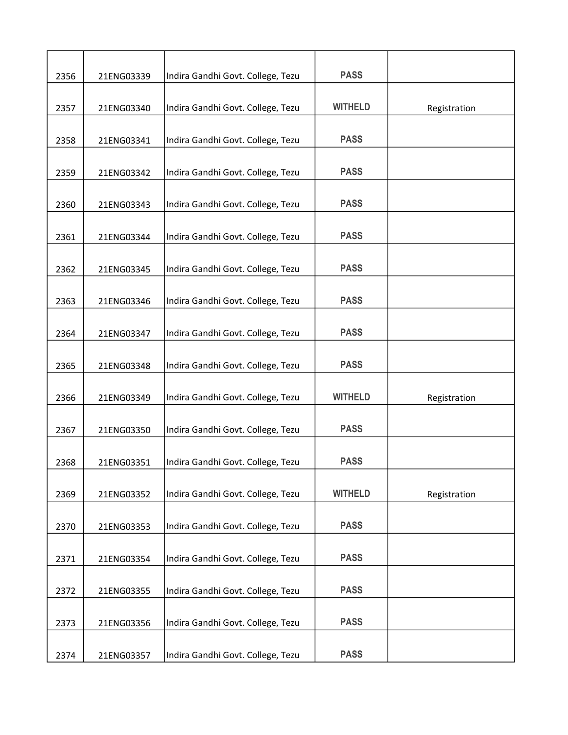| | | | | |
|---|---|---|---|---|
| 2356 | 21ENG03339 | Indira Gandhi Govt. College, Tezu | PASS | |
| 2357 | 21ENG03340 | Indira Gandhi Govt. College, Tezu | WITHELD | Registration |
| 2358 | 21ENG03341 | Indira Gandhi Govt. College, Tezu | PASS | |
| 2359 | 21ENG03342 | Indira Gandhi Govt. College, Tezu | PASS | |
| 2360 | 21ENG03343 | Indira Gandhi Govt. College, Tezu | PASS | |
| 2361 | 21ENG03344 | Indira Gandhi Govt. College, Tezu | PASS | |
| 2362 | 21ENG03345 | Indira Gandhi Govt. College, Tezu | PASS | |
| 2363 | 21ENG03346 | Indira Gandhi Govt. College, Tezu | PASS | |
| 2364 | 21ENG03347 | Indira Gandhi Govt. College, Tezu | PASS | |
| 2365 | 21ENG03348 | Indira Gandhi Govt. College, Tezu | PASS | |
| 2366 | 21ENG03349 | Indira Gandhi Govt. College, Tezu | WITHELD | Registration |
| 2367 | 21ENG03350 | Indira Gandhi Govt. College, Tezu | PASS | |
| 2368 | 21ENG03351 | Indira Gandhi Govt. College, Tezu | PASS | |
| 2369 | 21ENG03352 | Indira Gandhi Govt. College, Tezu | WITHELD | Registration |
| 2370 | 21ENG03353 | Indira Gandhi Govt. College, Tezu | PASS | |
| 2371 | 21ENG03354 | Indira Gandhi Govt. College, Tezu | PASS | |
| 2372 | 21ENG03355 | Indira Gandhi Govt. College, Tezu | PASS | |
| 2373 | 21ENG03356 | Indira Gandhi Govt. College, Tezu | PASS | |
| 2374 | 21ENG03357 | Indira Gandhi Govt. College, Tezu | PASS | |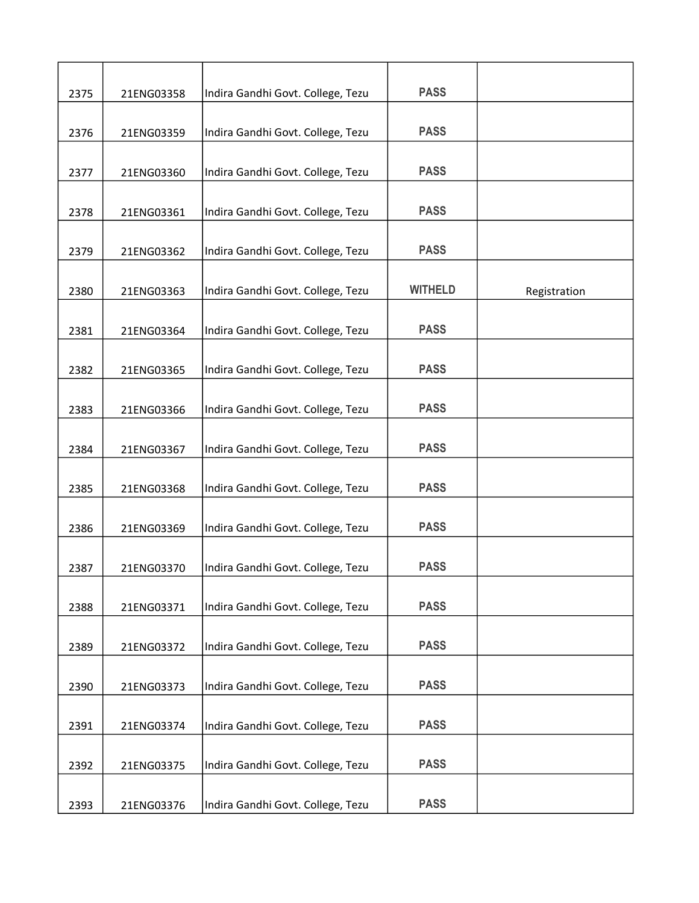| | | | | |
|---|---|---|---|---|
| 2375 | 21ENG03358 | Indira Gandhi Govt. College, Tezu | PASS | |
| 2376 | 21ENG03359 | Indira Gandhi Govt. College, Tezu | PASS | |
| 2377 | 21ENG03360 | Indira Gandhi Govt. College, Tezu | PASS | |
| 2378 | 21ENG03361 | Indira Gandhi Govt. College, Tezu | PASS | |
| 2379 | 21ENG03362 | Indira Gandhi Govt. College, Tezu | PASS | |
| 2380 | 21ENG03363 | Indira Gandhi Govt. College, Tezu | WITHELD | Registration |
| 2381 | 21ENG03364 | Indira Gandhi Govt. College, Tezu | PASS | |
| 2382 | 21ENG03365 | Indira Gandhi Govt. College, Tezu | PASS | |
| 2383 | 21ENG03366 | Indira Gandhi Govt. College, Tezu | PASS | |
| 2384 | 21ENG03367 | Indira Gandhi Govt. College, Tezu | PASS | |
| 2385 | 21ENG03368 | Indira Gandhi Govt. College, Tezu | PASS | |
| 2386 | 21ENG03369 | Indira Gandhi Govt. College, Tezu | PASS | |
| 2387 | 21ENG03370 | Indira Gandhi Govt. College, Tezu | PASS | |
| 2388 | 21ENG03371 | Indira Gandhi Govt. College, Tezu | PASS | |
| 2389 | 21ENG03372 | Indira Gandhi Govt. College, Tezu | PASS | |
| 2390 | 21ENG03373 | Indira Gandhi Govt. College, Tezu | PASS | |
| 2391 | 21ENG03374 | Indira Gandhi Govt. College, Tezu | PASS | |
| 2392 | 21ENG03375 | Indira Gandhi Govt. College, Tezu | PASS | |
| 2393 | 21ENG03376 | Indira Gandhi Govt. College, Tezu | PASS | |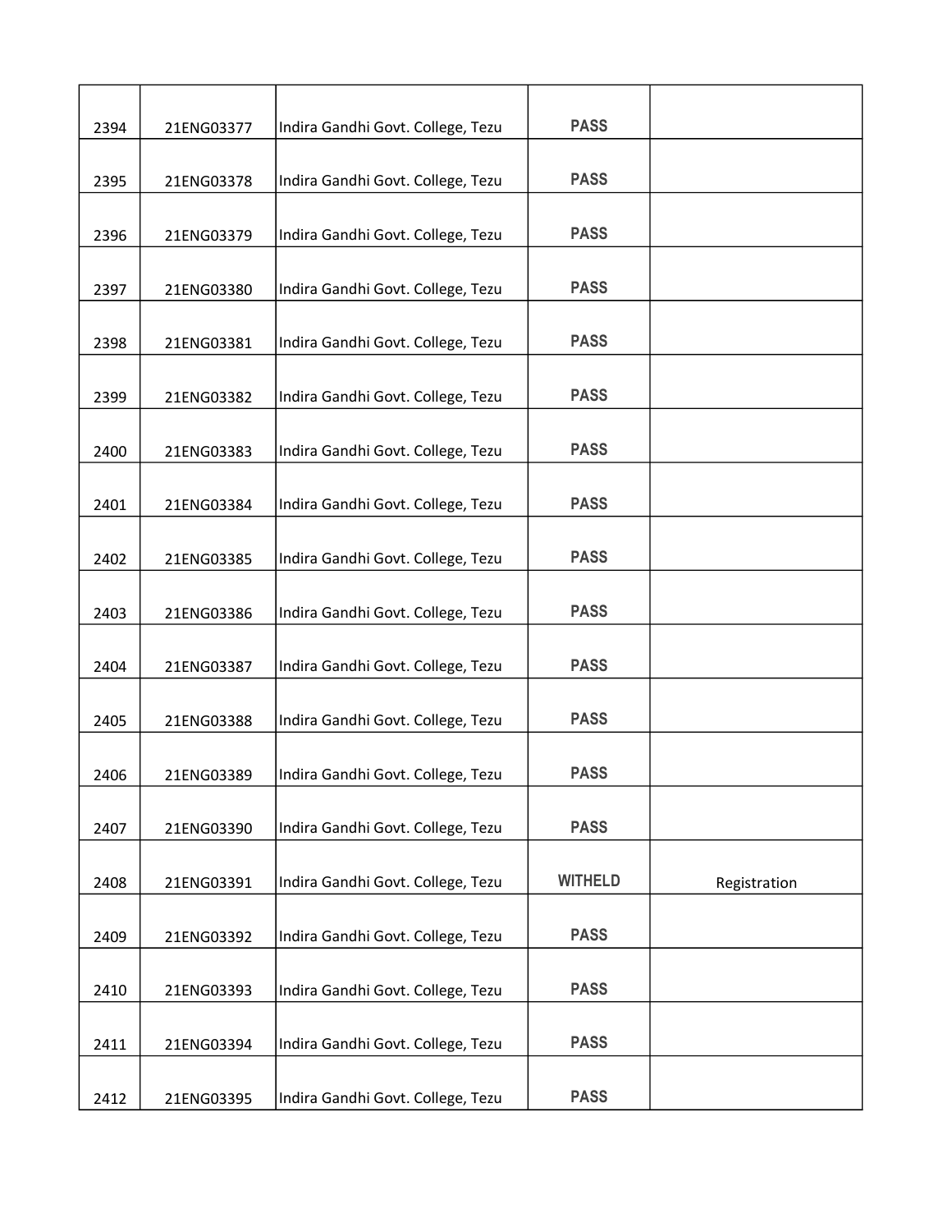| | | | | |
|---|---|---|---|---|
| 2394 | 21ENG03377 | Indira Gandhi Govt. College, Tezu | PASS | |
| 2395 | 21ENG03378 | Indira Gandhi Govt. College, Tezu | PASS | |
| 2396 | 21ENG03379 | Indira Gandhi Govt. College, Tezu | PASS | |
| 2397 | 21ENG03380 | Indira Gandhi Govt. College, Tezu | PASS | |
| 2398 | 21ENG03381 | Indira Gandhi Govt. College, Tezu | PASS | |
| 2399 | 21ENG03382 | Indira Gandhi Govt. College, Tezu | PASS | |
| 2400 | 21ENG03383 | Indira Gandhi Govt. College, Tezu | PASS | |
| 2401 | 21ENG03384 | Indira Gandhi Govt. College, Tezu | PASS | |
| 2402 | 21ENG03385 | Indira Gandhi Govt. College, Tezu | PASS | |
| 2403 | 21ENG03386 | Indira Gandhi Govt. College, Tezu | PASS | |
| 2404 | 21ENG03387 | Indira Gandhi Govt. College, Tezu | PASS | |
| 2405 | 21ENG03388 | Indira Gandhi Govt. College, Tezu | PASS | |
| 2406 | 21ENG03389 | Indira Gandhi Govt. College, Tezu | PASS | |
| 2407 | 21ENG03390 | Indira Gandhi Govt. College, Tezu | PASS | |
| 2408 | 21ENG03391 | Indira Gandhi Govt. College, Tezu | WITHELD | Registration |
| 2409 | 21ENG03392 | Indira Gandhi Govt. College, Tezu | PASS | |
| 2410 | 21ENG03393 | Indira Gandhi Govt. College, Tezu | PASS | |
| 2411 | 21ENG03394 | Indira Gandhi Govt. College, Tezu | PASS | |
| 2412 | 21ENG03395 | Indira Gandhi Govt. College, Tezu | PASS | |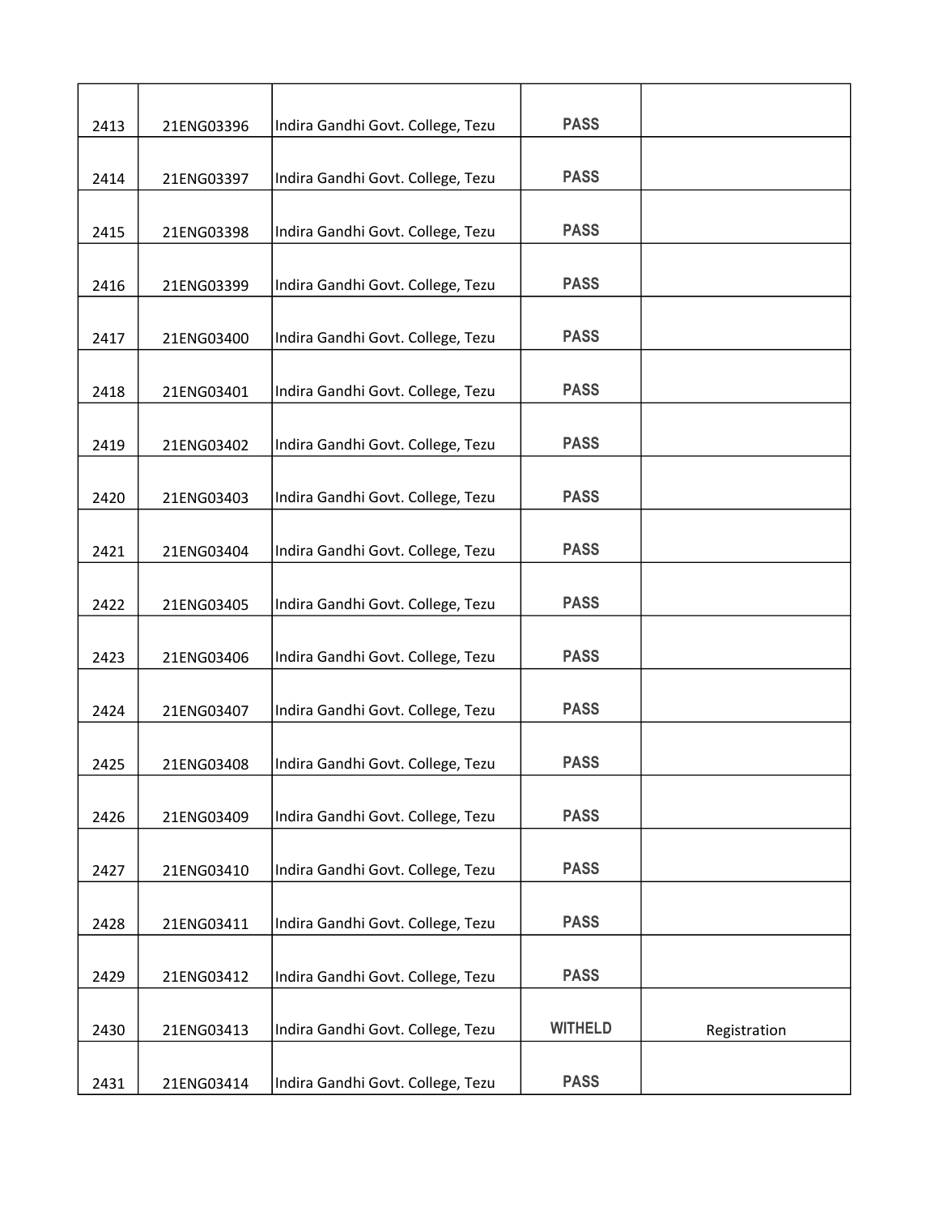| | | | | |
|---|---|---|---|---|
| 2413 | 21ENG03396 | Indira Gandhi Govt. College, Tezu | PASS | |
| 2414 | 21ENG03397 | Indira Gandhi Govt. College, Tezu | PASS | |
| 2415 | 21ENG03398 | Indira Gandhi Govt. College, Tezu | PASS | |
| 2416 | 21ENG03399 | Indira Gandhi Govt. College, Tezu | PASS | |
| 2417 | 21ENG03400 | Indira Gandhi Govt. College, Tezu | PASS | |
| 2418 | 21ENG03401 | Indira Gandhi Govt. College, Tezu | PASS | |
| 2419 | 21ENG03402 | Indira Gandhi Govt. College, Tezu | PASS | |
| 2420 | 21ENG03403 | Indira Gandhi Govt. College, Tezu | PASS | |
| 2421 | 21ENG03404 | Indira Gandhi Govt. College, Tezu | PASS | |
| 2422 | 21ENG03405 | Indira Gandhi Govt. College, Tezu | PASS | |
| 2423 | 21ENG03406 | Indira Gandhi Govt. College, Tezu | PASS | |
| 2424 | 21ENG03407 | Indira Gandhi Govt. College, Tezu | PASS | |
| 2425 | 21ENG03408 | Indira Gandhi Govt. College, Tezu | PASS | |
| 2426 | 21ENG03409 | Indira Gandhi Govt. College, Tezu | PASS | |
| 2427 | 21ENG03410 | Indira Gandhi Govt. College, Tezu | PASS | |
| 2428 | 21ENG03411 | Indira Gandhi Govt. College, Tezu | PASS | |
| 2429 | 21ENG03412 | Indira Gandhi Govt. College, Tezu | PASS | |
| 2430 | 21ENG03413 | Indira Gandhi Govt. College, Tezu | WITHELD | Registration |
| 2431 | 21ENG03414 | Indira Gandhi Govt. College, Tezu | PASS | |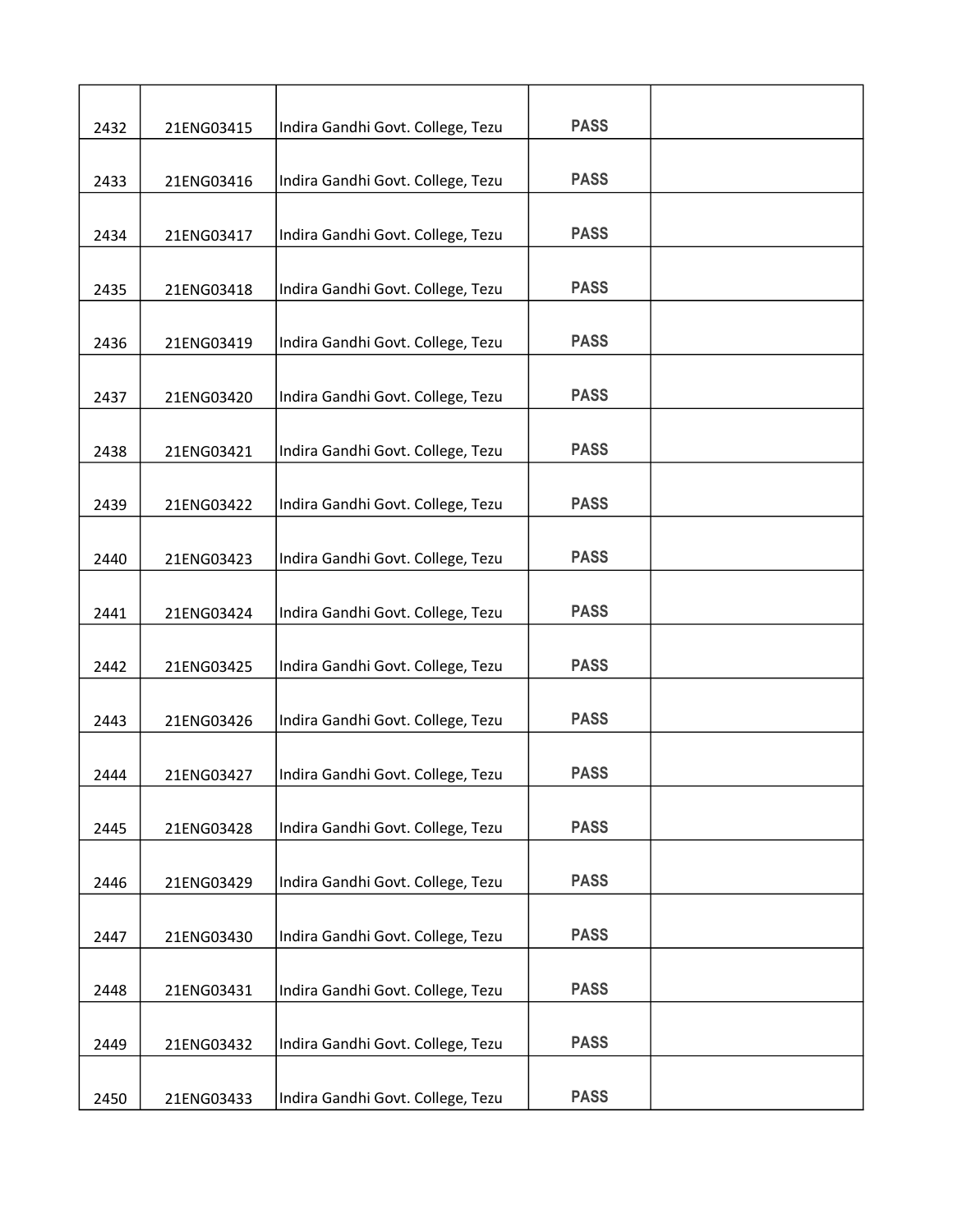| | | | | |
|---|---|---|---|---|
| 2432 | 21ENG03415 | Indira Gandhi Govt. College, Tezu | PASS | |
| 2433 | 21ENG03416 | Indira Gandhi Govt. College, Tezu | PASS | |
| 2434 | 21ENG03417 | Indira Gandhi Govt. College, Tezu | PASS | |
| 2435 | 21ENG03418 | Indira Gandhi Govt. College, Tezu | PASS | |
| 2436 | 21ENG03419 | Indira Gandhi Govt. College, Tezu | PASS | |
| 2437 | 21ENG03420 | Indira Gandhi Govt. College, Tezu | PASS | |
| 2438 | 21ENG03421 | Indira Gandhi Govt. College, Tezu | PASS | |
| 2439 | 21ENG03422 | Indira Gandhi Govt. College, Tezu | PASS | |
| 2440 | 21ENG03423 | Indira Gandhi Govt. College, Tezu | PASS | |
| 2441 | 21ENG03424 | Indira Gandhi Govt. College, Tezu | PASS | |
| 2442 | 21ENG03425 | Indira Gandhi Govt. College, Tezu | PASS | |
| 2443 | 21ENG03426 | Indira Gandhi Govt. College, Tezu | PASS | |
| 2444 | 21ENG03427 | Indira Gandhi Govt. College, Tezu | PASS | |
| 2445 | 21ENG03428 | Indira Gandhi Govt. College, Tezu | PASS | |
| 2446 | 21ENG03429 | Indira Gandhi Govt. College, Tezu | PASS | |
| 2447 | 21ENG03430 | Indira Gandhi Govt. College, Tezu | PASS | |
| 2448 | 21ENG03431 | Indira Gandhi Govt. College, Tezu | PASS | |
| 2449 | 21ENG03432 | Indira Gandhi Govt. College, Tezu | PASS | |
| 2450 | 21ENG03433 | Indira Gandhi Govt. College, Tezu | PASS | |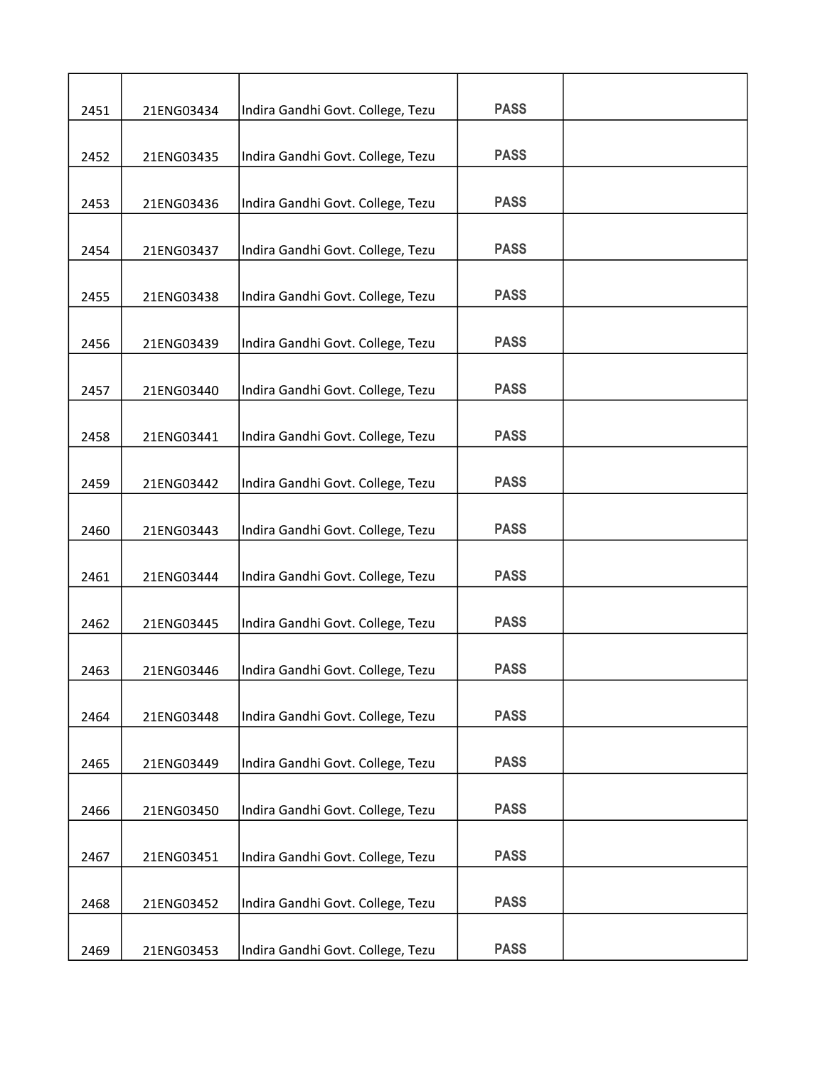| | | | | |
|---|---|---|---|---|
| 2451 | 21ENG03434 | Indira Gandhi Govt. College, Tezu | PASS | |
| 2452 | 21ENG03435 | Indira Gandhi Govt. College, Tezu | PASS | |
| 2453 | 21ENG03436 | Indira Gandhi Govt. College, Tezu | PASS | |
| 2454 | 21ENG03437 | Indira Gandhi Govt. College, Tezu | PASS | |
| 2455 | 21ENG03438 | Indira Gandhi Govt. College, Tezu | PASS | |
| 2456 | 21ENG03439 | Indira Gandhi Govt. College, Tezu | PASS | |
| 2457 | 21ENG03440 | Indira Gandhi Govt. College, Tezu | PASS | |
| 2458 | 21ENG03441 | Indira Gandhi Govt. College, Tezu | PASS | |
| 2459 | 21ENG03442 | Indira Gandhi Govt. College, Tezu | PASS | |
| 2460 | 21ENG03443 | Indira Gandhi Govt. College, Tezu | PASS | |
| 2461 | 21ENG03444 | Indira Gandhi Govt. College, Tezu | PASS | |
| 2462 | 21ENG03445 | Indira Gandhi Govt. College, Tezu | PASS | |
| 2463 | 21ENG03446 | Indira Gandhi Govt. College, Tezu | PASS | |
| 2464 | 21ENG03448 | Indira Gandhi Govt. College, Tezu | PASS | |
| 2465 | 21ENG03449 | Indira Gandhi Govt. College, Tezu | PASS | |
| 2466 | 21ENG03450 | Indira Gandhi Govt. College, Tezu | PASS | |
| 2467 | 21ENG03451 | Indira Gandhi Govt. College, Tezu | PASS | |
| 2468 | 21ENG03452 | Indira Gandhi Govt. College, Tezu | PASS | |
| 2469 | 21ENG03453 | Indira Gandhi Govt. College, Tezu | PASS | |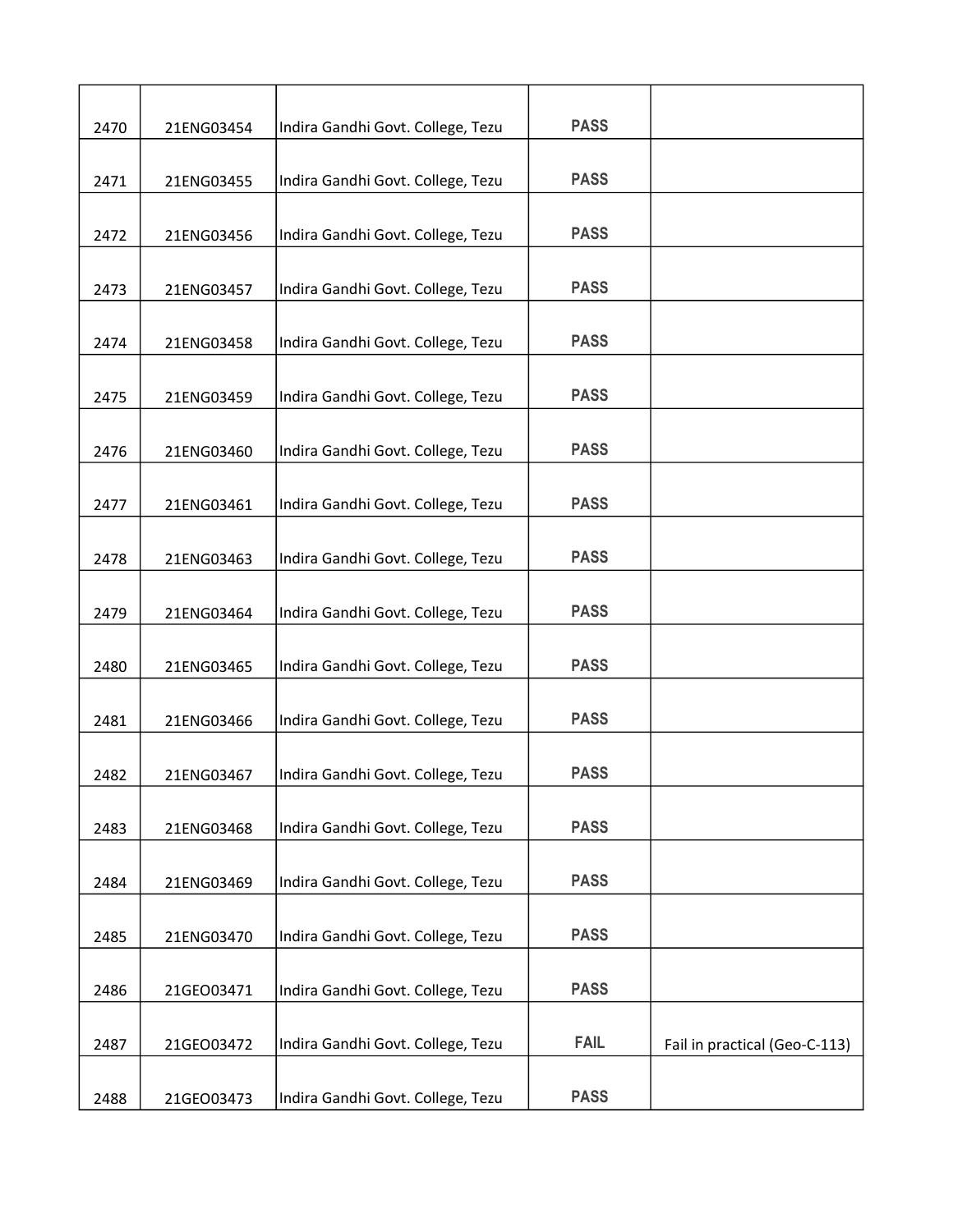| | | | | |
|---|---|---|---|---|
| 2470 | 21ENG03454 | Indira Gandhi Govt. College, Tezu | PASS | |
| 2471 | 21ENG03455 | Indira Gandhi Govt. College, Tezu | PASS | |
| 2472 | 21ENG03456 | Indira Gandhi Govt. College, Tezu | PASS | |
| 2473 | 21ENG03457 | Indira Gandhi Govt. College, Tezu | PASS | |
| 2474 | 21ENG03458 | Indira Gandhi Govt. College, Tezu | PASS | |
| 2475 | 21ENG03459 | Indira Gandhi Govt. College, Tezu | PASS | |
| 2476 | 21ENG03460 | Indira Gandhi Govt. College, Tezu | PASS | |
| 2477 | 21ENG03461 | Indira Gandhi Govt. College, Tezu | PASS | |
| 2478 | 21ENG03463 | Indira Gandhi Govt. College, Tezu | PASS | |
| 2479 | 21ENG03464 | Indira Gandhi Govt. College, Tezu | PASS | |
| 2480 | 21ENG03465 | Indira Gandhi Govt. College, Tezu | PASS | |
| 2481 | 21ENG03466 | Indira Gandhi Govt. College, Tezu | PASS | |
| 2482 | 21ENG03467 | Indira Gandhi Govt. College, Tezu | PASS | |
| 2483 | 21ENG03468 | Indira Gandhi Govt. College, Tezu | PASS | |
| 2484 | 21ENG03469 | Indira Gandhi Govt. College, Tezu | PASS | |
| 2485 | 21ENG03470 | Indira Gandhi Govt. College, Tezu | PASS | |
| 2486 | 21GEO03471 | Indira Gandhi Govt. College, Tezu | PASS | |
| 2487 | 21GEO03472 | Indira Gandhi Govt. College, Tezu | FAIL | Fail in practical (Geo-C-113) |
| 2488 | 21GEO03473 | Indira Gandhi Govt. College, Tezu | PASS | |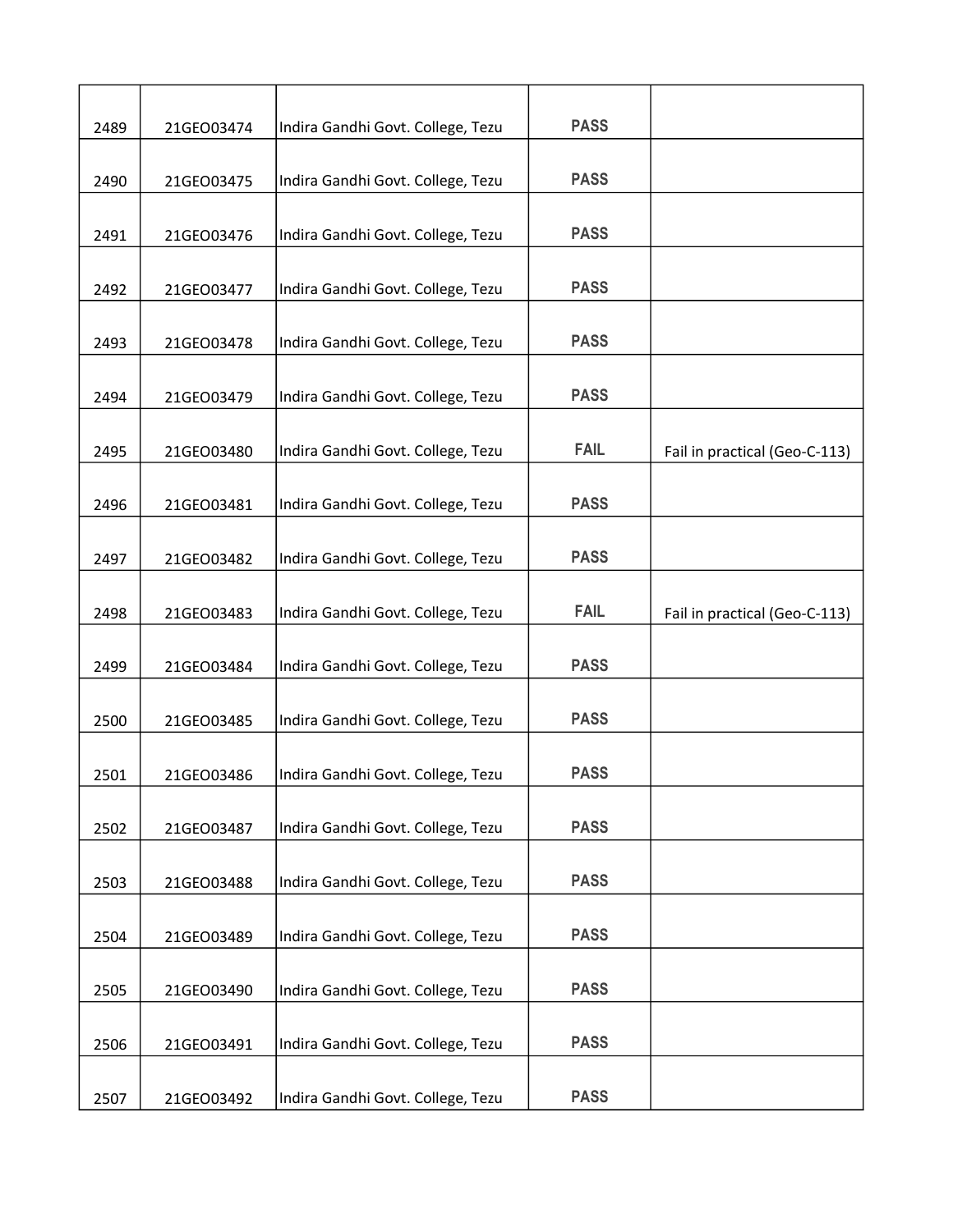| | | | | |
|---|---|---|---|---|
| 2489 | 21GEO03474 | Indira Gandhi Govt. College, Tezu | **PASS** | |
| 2490 | 21GEO03475 | Indira Gandhi Govt. College, Tezu | **PASS** | |
| 2491 | 21GEO03476 | Indira Gandhi Govt. College, Tezu | **PASS** | |
| 2492 | 21GEO03477 | Indira Gandhi Govt. College, Tezu | **PASS** | |
| 2493 | 21GEO03478 | Indira Gandhi Govt. College, Tezu | **PASS** | |
| 2494 | 21GEO03479 | Indira Gandhi Govt. College, Tezu | **PASS** | |
| 2495 | 21GEO03480 | Indira Gandhi Govt. College, Tezu | **FAIL** | Fail in practical (Geo-C-113) |
| 2496 | 21GEO03481 | Indira Gandhi Govt. College, Tezu | **PASS** | |
| 2497 | 21GEO03482 | Indira Gandhi Govt. College, Tezu | **PASS** | |
| 2498 | 21GEO03483 | Indira Gandhi Govt. College, Tezu | **FAIL** | Fail in practical (Geo-C-113) |
| 2499 | 21GEO03484 | Indira Gandhi Govt. College, Tezu | **PASS** | |
| 2500 | 21GEO03485 | Indira Gandhi Govt. College, Tezu | **PASS** | |
| 2501 | 21GEO03486 | Indira Gandhi Govt. College, Tezu | **PASS** | |
| 2502 | 21GEO03487 | Indira Gandhi Govt. College, Tezu | **PASS** | |
| 2503 | 21GEO03488 | Indira Gandhi Govt. College, Tezu | **PASS** | |
| 2504 | 21GEO03489 | Indira Gandhi Govt. College, Tezu | **PASS** | |
| 2505 | 21GEO03490 | Indira Gandhi Govt. College, Tezu | **PASS** | |
| 2506 | 21GEO03491 | Indira Gandhi Govt. College, Tezu | **PASS** | |
| 2507 | 21GEO03492 | Indira Gandhi Govt. College, Tezu | **PASS** | |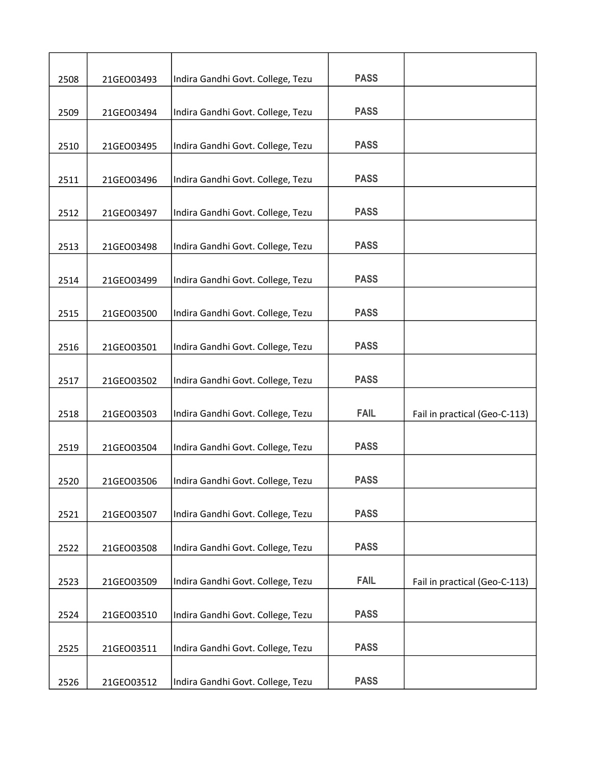| | | | | |
|---|---|---|---|---|
| 2508 | 21GEO03493 | Indira Gandhi Govt. College, Tezu | PASS | |
| 2509 | 21GEO03494 | Indira Gandhi Govt. College, Tezu | PASS | |
| 2510 | 21GEO03495 | Indira Gandhi Govt. College, Tezu | PASS | |
| 2511 | 21GEO03496 | Indira Gandhi Govt. College, Tezu | PASS | |
| 2512 | 21GEO03497 | Indira Gandhi Govt. College, Tezu | PASS | |
| 2513 | 21GEO03498 | Indira Gandhi Govt. College, Tezu | PASS | |
| 2514 | 21GEO03499 | Indira Gandhi Govt. College, Tezu | PASS | |
| 2515 | 21GEO03500 | Indira Gandhi Govt. College, Tezu | PASS | |
| 2516 | 21GEO03501 | Indira Gandhi Govt. College, Tezu | PASS | |
| 2517 | 21GEO03502 | Indira Gandhi Govt. College, Tezu | PASS | |
| 2518 | 21GEO03503 | Indira Gandhi Govt. College, Tezu | FAIL | Fail in practical (Geo-C-113) |
| 2519 | 21GEO03504 | Indira Gandhi Govt. College, Tezu | PASS | |
| 2520 | 21GEO03506 | Indira Gandhi Govt. College, Tezu | PASS | |
| 2521 | 21GEO03507 | Indira Gandhi Govt. College, Tezu | PASS | |
| 2522 | 21GEO03508 | Indira Gandhi Govt. College, Tezu | PASS | |
| 2523 | 21GEO03509 | Indira Gandhi Govt. College, Tezu | FAIL | Fail in practical (Geo-C-113) |
| 2524 | 21GEO03510 | Indira Gandhi Govt. College, Tezu | PASS | |
| 2525 | 21GEO03511 | Indira Gandhi Govt. College, Tezu | PASS | |
| 2526 | 21GEO03512 | Indira Gandhi Govt. College, Tezu | PASS | |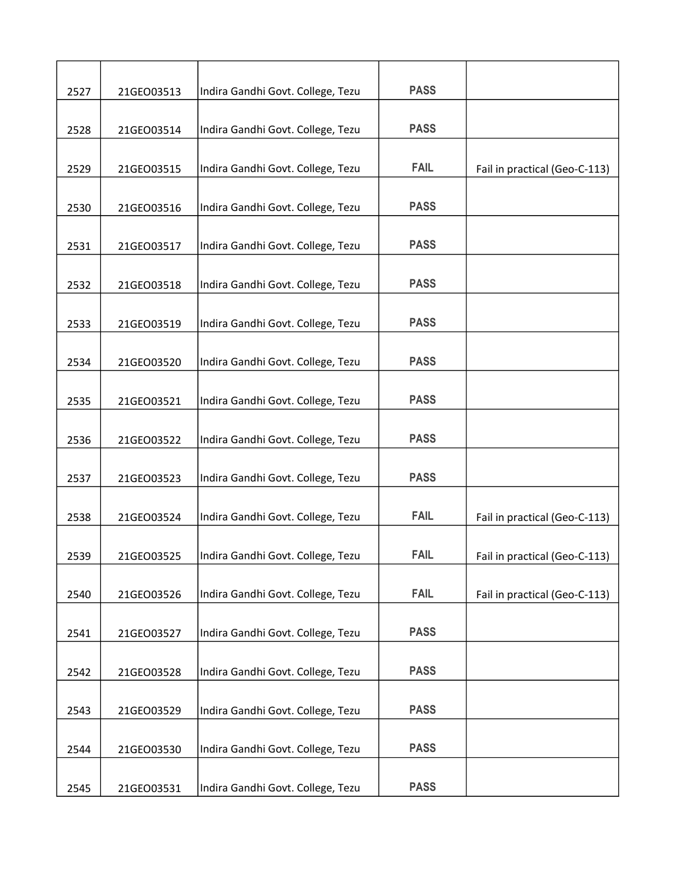| | | | | |
|---|---|---|---|---|
| 2527 | 21GEO03513 | Indira Gandhi Govt. College, Tezu | PASS | |
| 2528 | 21GEO03514 | Indira Gandhi Govt. College, Tezu | PASS | |
| 2529 | 21GEO03515 | Indira Gandhi Govt. College, Tezu | FAIL | Fail in practical (Geo-C-113) |
| 2530 | 21GEO03516 | Indira Gandhi Govt. College, Tezu | PASS | |
| 2531 | 21GEO03517 | Indira Gandhi Govt. College, Tezu | PASS | |
| 2532 | 21GEO03518 | Indira Gandhi Govt. College, Tezu | PASS | |
| 2533 | 21GEO03519 | Indira Gandhi Govt. College, Tezu | PASS | |
| 2534 | 21GEO03520 | Indira Gandhi Govt. College, Tezu | PASS | |
| 2535 | 21GEO03521 | Indira Gandhi Govt. College, Tezu | PASS | |
| 2536 | 21GEO03522 | Indira Gandhi Govt. College, Tezu | PASS | |
| 2537 | 21GEO03523 | Indira Gandhi Govt. College, Tezu | PASS | |
| 2538 | 21GEO03524 | Indira Gandhi Govt. College, Tezu | FAIL | Fail in practical (Geo-C-113) |
| 2539 | 21GEO03525 | Indira Gandhi Govt. College, Tezu | FAIL | Fail in practical (Geo-C-113) |
| 2540 | 21GEO03526 | Indira Gandhi Govt. College, Tezu | FAIL | Fail in practical (Geo-C-113) |
| 2541 | 21GEO03527 | Indira Gandhi Govt. College, Tezu | PASS | |
| 2542 | 21GEO03528 | Indira Gandhi Govt. College, Tezu | PASS | |
| 2543 | 21GEO03529 | Indira Gandhi Govt. College, Tezu | PASS | |
| 2544 | 21GEO03530 | Indira Gandhi Govt. College, Tezu | PASS | |
| 2545 | 21GEO03531 | Indira Gandhi Govt. College, Tezu | PASS | |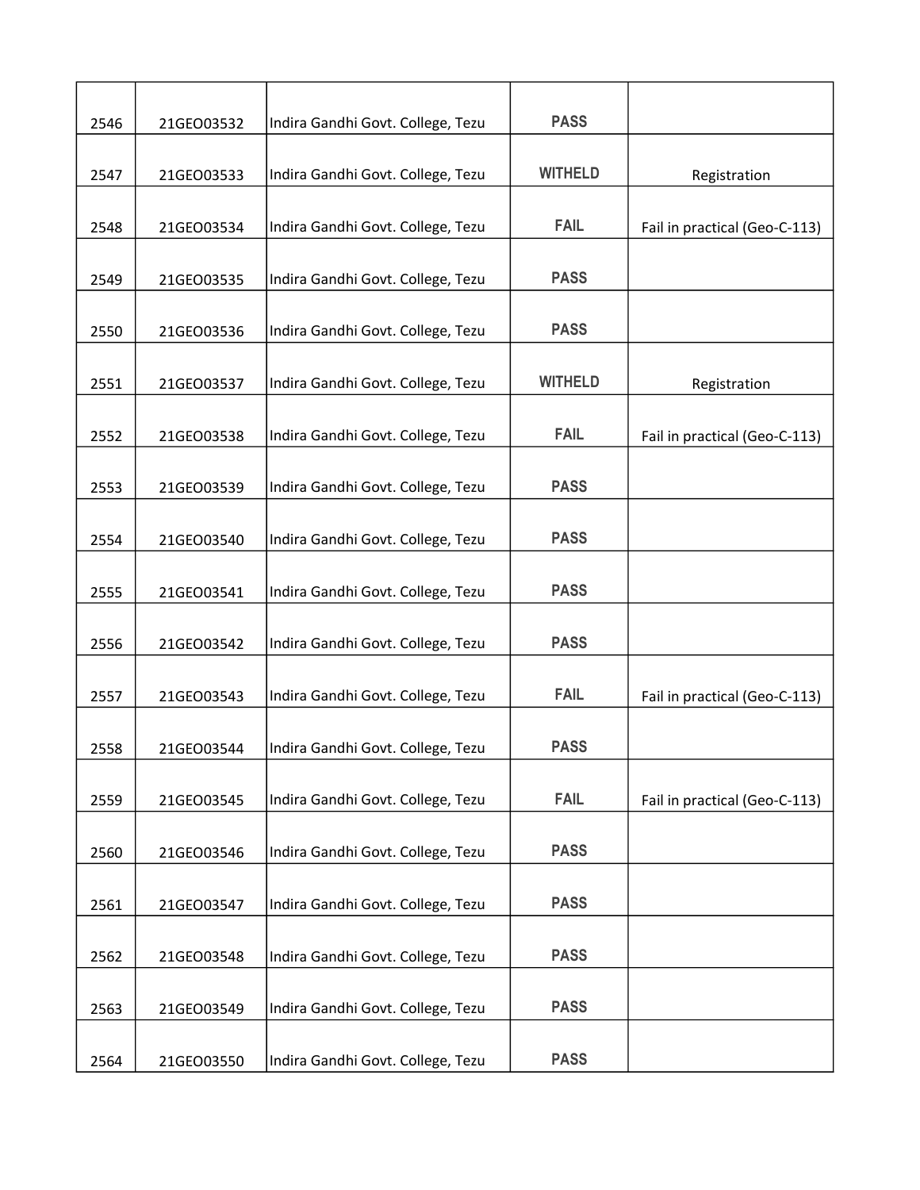| | | | | |
|---|---|---|---|---|
| 2546 | 21GEO03532 | Indira Gandhi Govt. College, Tezu | PASS | |
| 2547 | 21GEO03533 | Indira Gandhi Govt. College, Tezu | WITHELD | Registration |
| 2548 | 21GEO03534 | Indira Gandhi Govt. College, Tezu | FAIL | Fail in practical (Geo-C-113) |
| 2549 | 21GEO03535 | Indira Gandhi Govt. College, Tezu | PASS | |
| 2550 | 21GEO03536 | Indira Gandhi Govt. College, Tezu | PASS | |
| 2551 | 21GEO03537 | Indira Gandhi Govt. College, Tezu | WITHELD | Registration |
| 2552 | 21GEO03538 | Indira Gandhi Govt. College, Tezu | FAIL | Fail in practical (Geo-C-113) |
| 2553 | 21GEO03539 | Indira Gandhi Govt. College, Tezu | PASS | |
| 2554 | 21GEO03540 | Indira Gandhi Govt. College, Tezu | PASS | |
| 2555 | 21GEO03541 | Indira Gandhi Govt. College, Tezu | PASS | |
| 2556 | 21GEO03542 | Indira Gandhi Govt. College, Tezu | PASS | |
| 2557 | 21GEO03543 | Indira Gandhi Govt. College, Tezu | FAIL | Fail in practical (Geo-C-113) |
| 2558 | 21GEO03544 | Indira Gandhi Govt. College, Tezu | PASS | |
| 2559 | 21GEO03545 | Indira Gandhi Govt. College, Tezu | FAIL | Fail in practical (Geo-C-113) |
| 2560 | 21GEO03546 | Indira Gandhi Govt. College, Tezu | PASS | |
| 2561 | 21GEO03547 | Indira Gandhi Govt. College, Tezu | PASS | |
| 2562 | 21GEO03548 | Indira Gandhi Govt. College, Tezu | PASS | |
| 2563 | 21GEO03549 | Indira Gandhi Govt. College, Tezu | PASS | |
| 2564 | 21GEO03550 | Indira Gandhi Govt. College, Tezu | PASS | |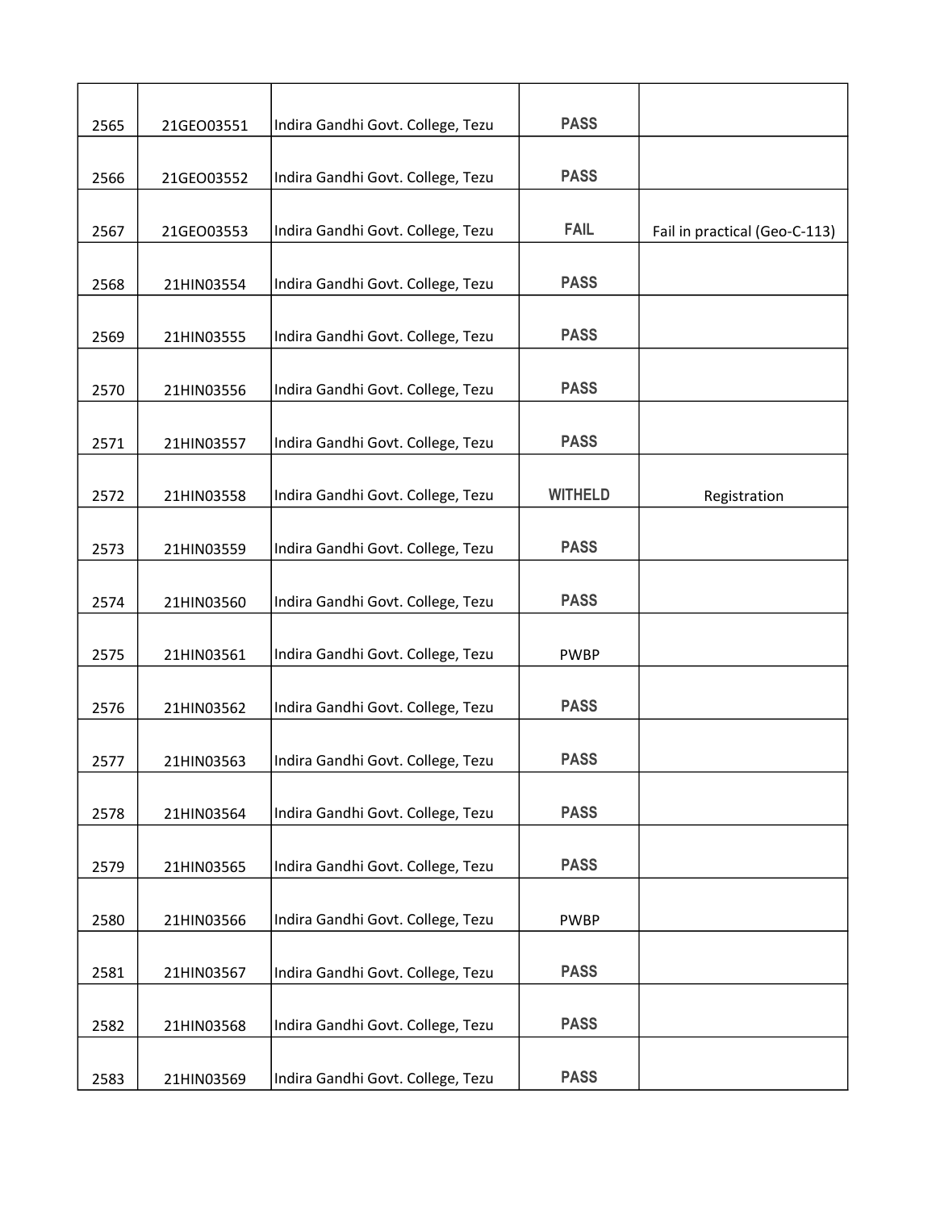| | | | | |
|---|---|---|---|---|
| 2565 | 21GEO03551 | Indira Gandhi Govt. College, Tezu | PASS | |
| 2566 | 21GEO03552 | Indira Gandhi Govt. College, Tezu | PASS | |
| 2567 | 21GEO03553 | Indira Gandhi Govt. College, Tezu | FAIL | Fail in practical (Geo-C-113) |
| 2568 | 21HIN03554 | Indira Gandhi Govt. College, Tezu | PASS | |
| 2569 | 21HIN03555 | Indira Gandhi Govt. College, Tezu | PASS | |
| 2570 | 21HIN03556 | Indira Gandhi Govt. College, Tezu | PASS | |
| 2571 | 21HIN03557 | Indira Gandhi Govt. College, Tezu | PASS | |
| 2572 | 21HIN03558 | Indira Gandhi Govt. College, Tezu | WITHELD | Registration |
| 2573 | 21HIN03559 | Indira Gandhi Govt. College, Tezu | PASS | |
| 2574 | 21HIN03560 | Indira Gandhi Govt. College, Tezu | PASS | |
| 2575 | 21HIN03561 | Indira Gandhi Govt. College, Tezu | PWBP | |
| 2576 | 21HIN03562 | Indira Gandhi Govt. College, Tezu | PASS | |
| 2577 | 21HIN03563 | Indira Gandhi Govt. College, Tezu | PASS | |
| 2578 | 21HIN03564 | Indira Gandhi Govt. College, Tezu | PASS | |
| 2579 | 21HIN03565 | Indira Gandhi Govt. College, Tezu | PASS | |
| 2580 | 21HIN03566 | Indira Gandhi Govt. College, Tezu | PWBP | |
| 2581 | 21HIN03567 | Indira Gandhi Govt. College, Tezu | PASS | |
| 2582 | 21HIN03568 | Indira Gandhi Govt. College, Tezu | PASS | |
| 2583 | 21HIN03569 | Indira Gandhi Govt. College, Tezu | PASS | |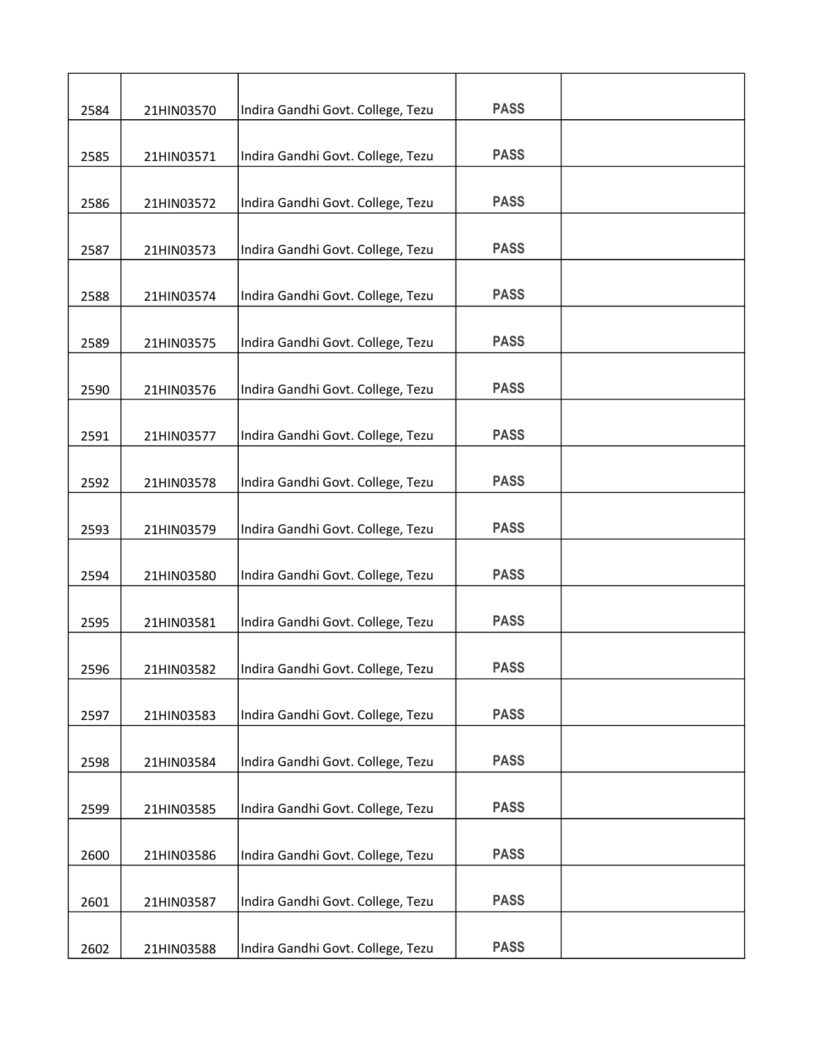| 2584 | 21HIN03570 | Indira Gandhi Govt. College, Tezu | PASS | |
|---|---|---|---|---|
| 2585 | 21HIN03571 | Indira Gandhi Govt. College, Tezu | PASS | |
| 2586 | 21HIN03572 | Indira Gandhi Govt. College, Tezu | PASS | |
| 2587 | 21HIN03573 | Indira Gandhi Govt. College, Tezu | PASS | |
| 2588 | 21HIN03574 | Indira Gandhi Govt. College, Tezu | PASS | |
| 2589 | 21HIN03575 | Indira Gandhi Govt. College, Tezu | PASS | |
| 2590 | 21HIN03576 | Indira Gandhi Govt. College, Tezu | PASS | |
| 2591 | 21HIN03577 | Indira Gandhi Govt. College, Tezu | PASS | |
| 2592 | 21HIN03578 | Indira Gandhi Govt. College, Tezu | PASS | |
| 2593 | 21HIN03579 | Indira Gandhi Govt. College, Tezu | PASS | |
| 2594 | 21HIN03580 | Indira Gandhi Govt. College, Tezu | PASS | |
| 2595 | 21HIN03581 | Indira Gandhi Govt. College, Tezu | PASS | |
| 2596 | 21HIN03582 | Indira Gandhi Govt. College, Tezu | PASS | |
| 2597 | 21HIN03583 | Indira Gandhi Govt. College, Tezu | PASS | |
| 2598 | 21HIN03584 | Indira Gandhi Govt. College, Tezu | PASS | |
| 2599 | 21HIN03585 | Indira Gandhi Govt. College, Tezu | PASS | |
| 2600 | 21HIN03586 | Indira Gandhi Govt. College, Tezu | PASS | |
| 2601 | 21HIN03587 | Indira Gandhi Govt. College, Tezu | PASS | |
| 2602 | 21HIN03588 | Indira Gandhi Govt. College, Tezu | PASS | |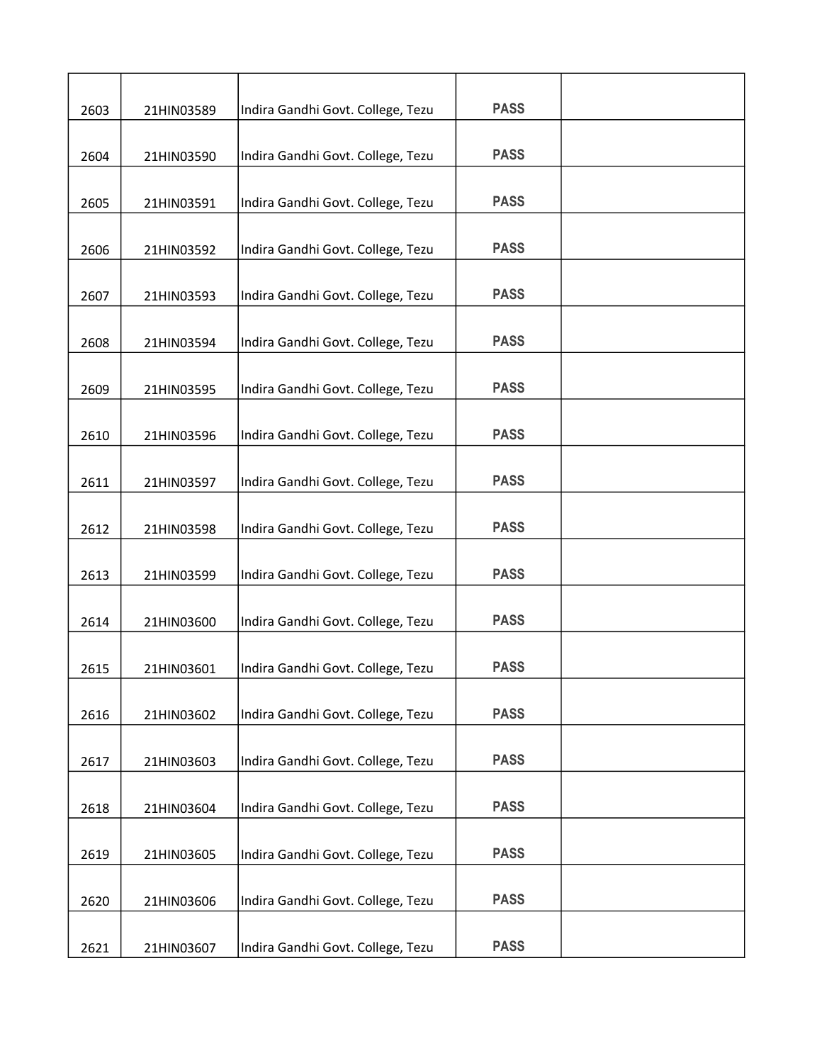| | | | | |
|---|---|---|---|---|
| 2603 | 21HIN03589 | Indira Gandhi Govt. College, Tezu | PASS | |
| 2604 | 21HIN03590 | Indira Gandhi Govt. College, Tezu | PASS | |
| 2605 | 21HIN03591 | Indira Gandhi Govt. College, Tezu | PASS | |
| 2606 | 21HIN03592 | Indira Gandhi Govt. College, Tezu | PASS | |
| 2607 | 21HIN03593 | Indira Gandhi Govt. College, Tezu | PASS | |
| 2608 | 21HIN03594 | Indira Gandhi Govt. College, Tezu | PASS | |
| 2609 | 21HIN03595 | Indira Gandhi Govt. College, Tezu | PASS | |
| 2610 | 21HIN03596 | Indira Gandhi Govt. College, Tezu | PASS | |
| 2611 | 21HIN03597 | Indira Gandhi Govt. College, Tezu | PASS | |
| 2612 | 21HIN03598 | Indira Gandhi Govt. College, Tezu | PASS | |
| 2613 | 21HIN03599 | Indira Gandhi Govt. College, Tezu | PASS | |
| 2614 | 21HIN03600 | Indira Gandhi Govt. College, Tezu | PASS | |
| 2615 | 21HIN03601 | Indira Gandhi Govt. College, Tezu | PASS | |
| 2616 | 21HIN03602 | Indira Gandhi Govt. College, Tezu | PASS | |
| 2617 | 21HIN03603 | Indira Gandhi Govt. College, Tezu | PASS | |
| 2618 | 21HIN03604 | Indira Gandhi Govt. College, Tezu | PASS | |
| 2619 | 21HIN03605 | Indira Gandhi Govt. College, Tezu | PASS | |
| 2620 | 21HIN03606 | Indira Gandhi Govt. College, Tezu | PASS | |
| 2621 | 21HIN03607 | Indira Gandhi Govt. College, Tezu | PASS | |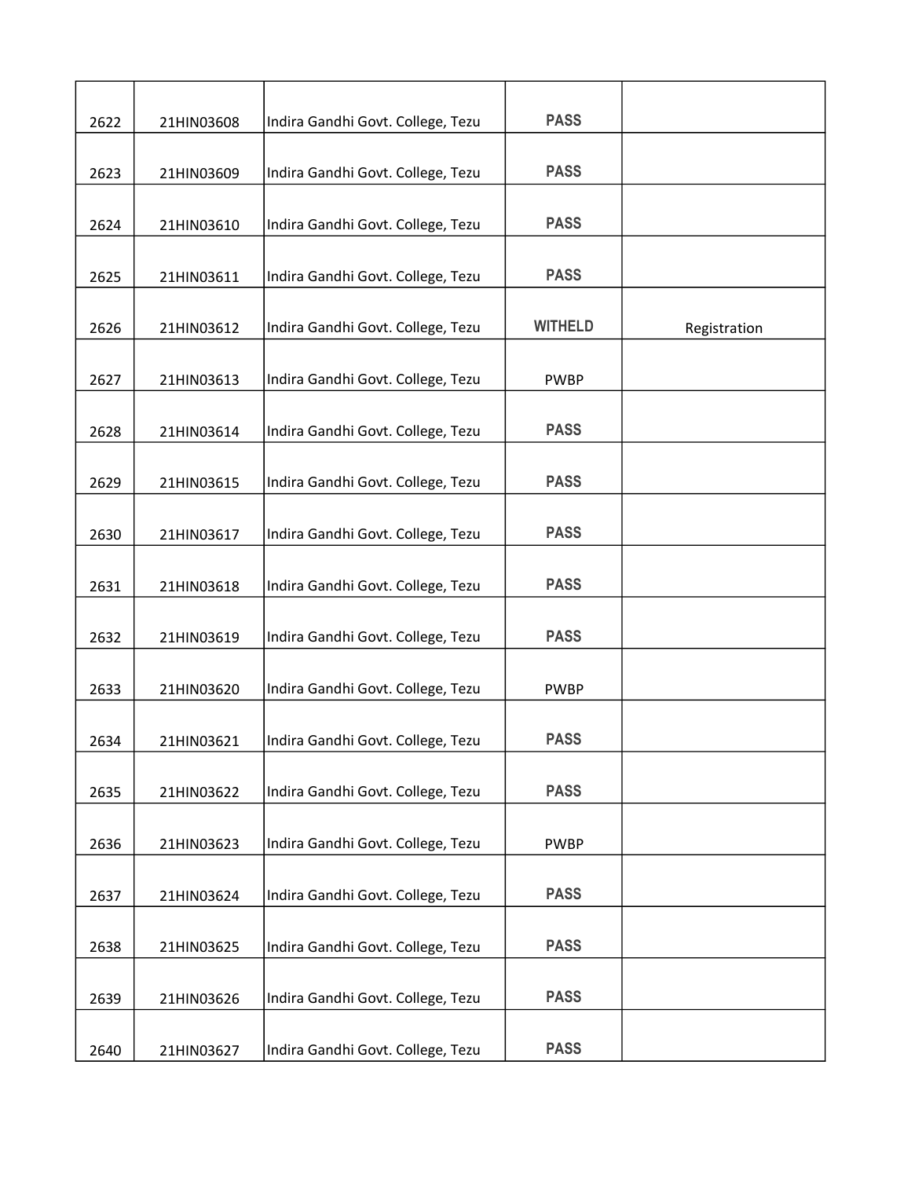| | | | | |
|---|---|---|---|---|
| 2622 | 21HIN03608 | Indira Gandhi Govt. College, Tezu | PASS | |
| 2623 | 21HIN03609 | Indira Gandhi Govt. College, Tezu | PASS | |
| 2624 | 21HIN03610 | Indira Gandhi Govt. College, Tezu | PASS | |
| 2625 | 21HIN03611 | Indira Gandhi Govt. College, Tezu | PASS | |
| 2626 | 21HIN03612 | Indira Gandhi Govt. College, Tezu | WITHELD | Registration |
| 2627 | 21HIN03613 | Indira Gandhi Govt. College, Tezu | PWBP | |
| 2628 | 21HIN03614 | Indira Gandhi Govt. College, Tezu | PASS | |
| 2629 | 21HIN03615 | Indira Gandhi Govt. College, Tezu | PASS | |
| 2630 | 21HIN03617 | Indira Gandhi Govt. College, Tezu | PASS | |
| 2631 | 21HIN03618 | Indira Gandhi Govt. College, Tezu | PASS | |
| 2632 | 21HIN03619 | Indira Gandhi Govt. College, Tezu | PASS | |
| 2633 | 21HIN03620 | Indira Gandhi Govt. College, Tezu | PWBP | |
| 2634 | 21HIN03621 | Indira Gandhi Govt. College, Tezu | PASS | |
| 2635 | 21HIN03622 | Indira Gandhi Govt. College, Tezu | PASS | |
| 2636 | 21HIN03623 | Indira Gandhi Govt. College, Tezu | PWBP | |
| 2637 | 21HIN03624 | Indira Gandhi Govt. College, Tezu | PASS | |
| 2638 | 21HIN03625 | Indira Gandhi Govt. College, Tezu | PASS | |
| 2639 | 21HIN03626 | Indira Gandhi Govt. College, Tezu | PASS | |
| 2640 | 21HIN03627 | Indira Gandhi Govt. College, Tezu | PASS | |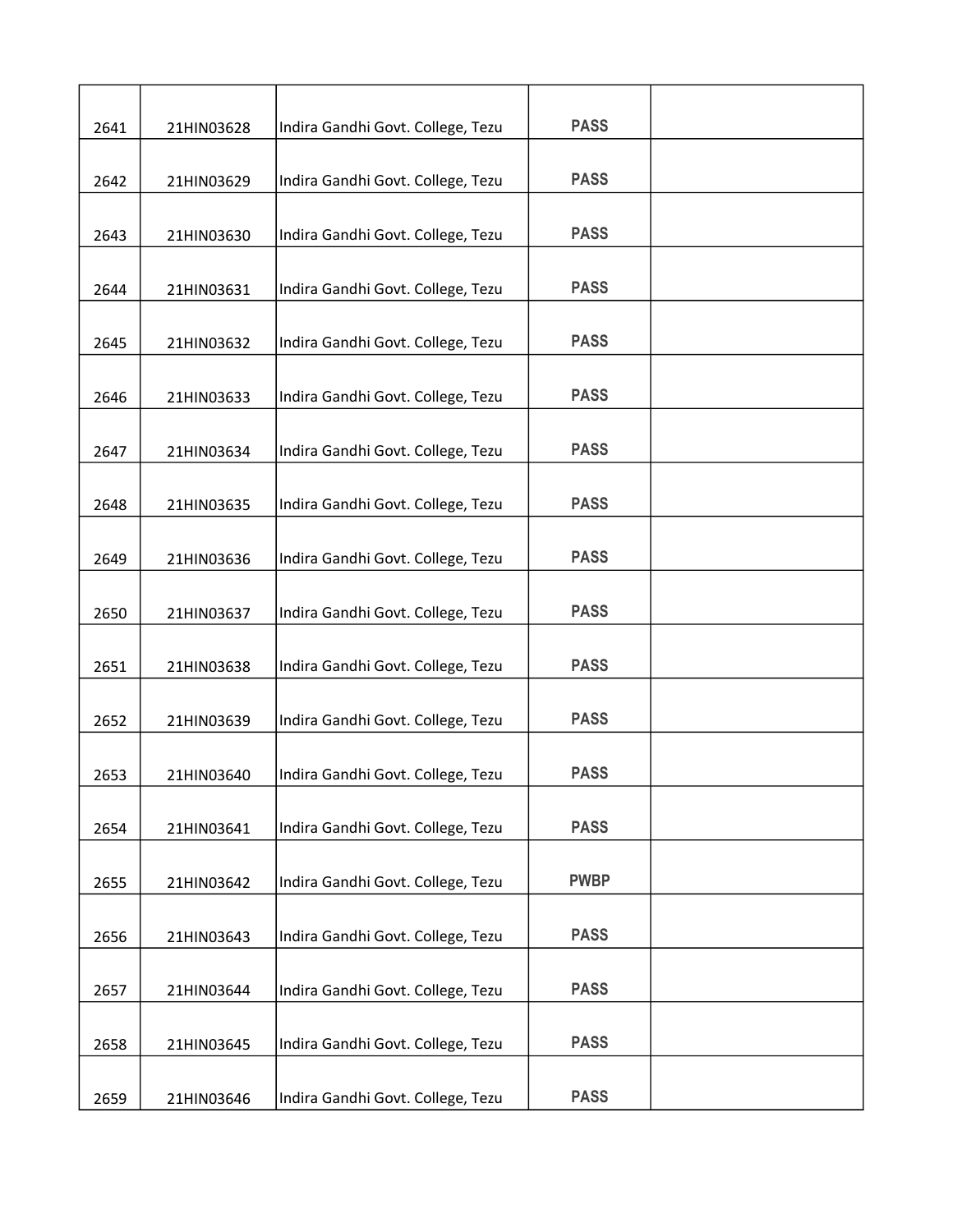| | | | | |
|---|---|---|---|---|
| 2641 | 21HIN03628 | Indira Gandhi Govt. College, Tezu | PASS | |
| 2642 | 21HIN03629 | Indira Gandhi Govt. College, Tezu | PASS | |
| 2643 | 21HIN03630 | Indira Gandhi Govt. College, Tezu | PASS | |
| 2644 | 21HIN03631 | Indira Gandhi Govt. College, Tezu | PASS | |
| 2645 | 21HIN03632 | Indira Gandhi Govt. College, Tezu | PASS | |
| 2646 | 21HIN03633 | Indira Gandhi Govt. College, Tezu | PASS | |
| 2647 | 21HIN03634 | Indira Gandhi Govt. College, Tezu | PASS | |
| 2648 | 21HIN03635 | Indira Gandhi Govt. College, Tezu | PASS | |
| 2649 | 21HIN03636 | Indira Gandhi Govt. College, Tezu | PASS | |
| 2650 | 21HIN03637 | Indira Gandhi Govt. College, Tezu | PASS | |
| 2651 | 21HIN03638 | Indira Gandhi Govt. College, Tezu | PASS | |
| 2652 | 21HIN03639 | Indira Gandhi Govt. College, Tezu | PASS | |
| 2653 | 21HIN03640 | Indira Gandhi Govt. College, Tezu | PASS | |
| 2654 | 21HIN03641 | Indira Gandhi Govt. College, Tezu | PASS | |
| 2655 | 21HIN03642 | Indira Gandhi Govt. College, Tezu | PWBP | |
| 2656 | 21HIN03643 | Indira Gandhi Govt. College, Tezu | PASS | |
| 2657 | 21HIN03644 | Indira Gandhi Govt. College, Tezu | PASS | |
| 2658 | 21HIN03645 | Indira Gandhi Govt. College, Tezu | PASS | |
| 2659 | 21HIN03646 | Indira Gandhi Govt. College, Tezu | PASS | |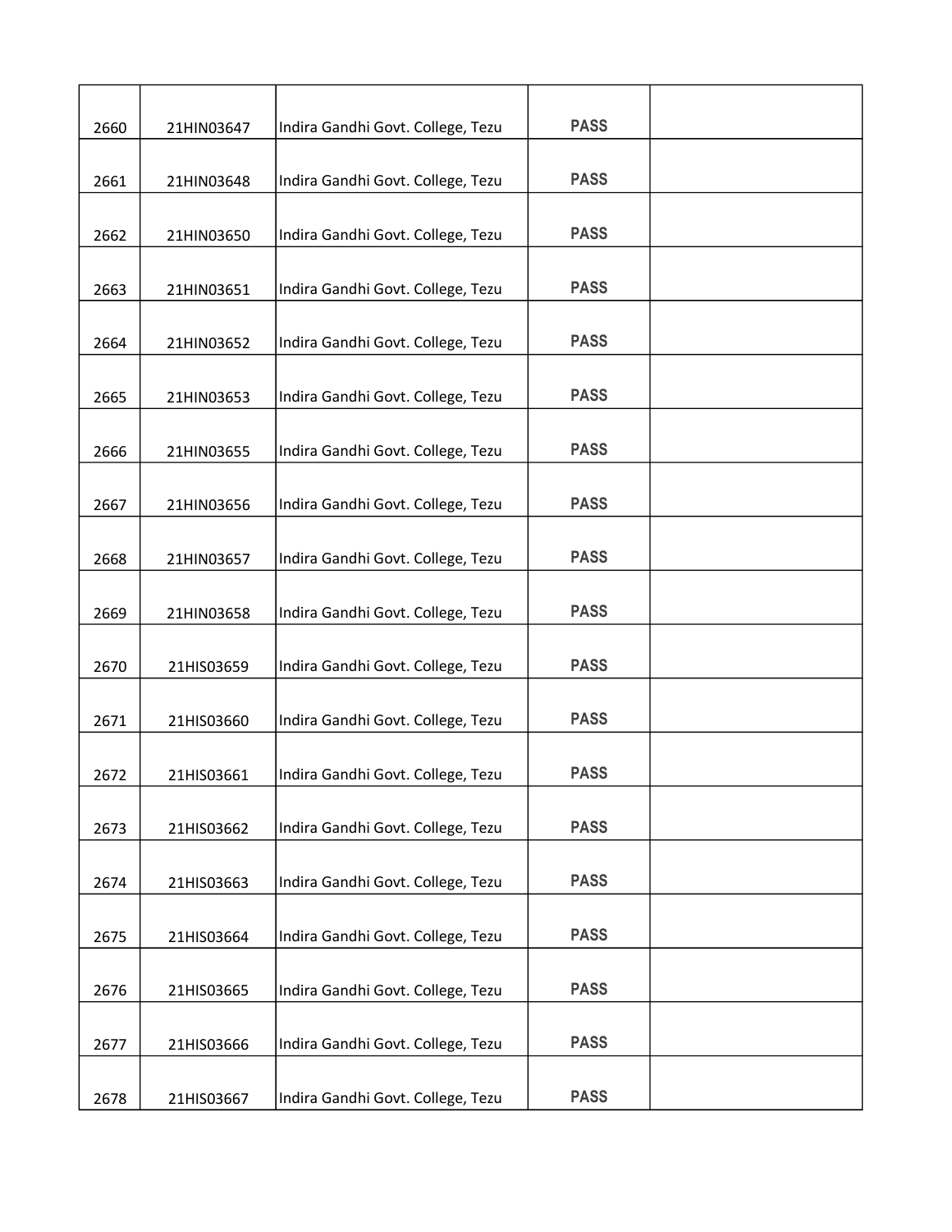| 2660 | 21HIN03647 | Indira Gandhi Govt. College, Tezu | PASS | |
|---|---|---|---|---|
| 2661 | 21HIN03648 | Indira Gandhi Govt. College, Tezu | PASS | |
| 2662 | 21HIN03650 | Indira Gandhi Govt. College, Tezu | PASS | |
| 2663 | 21HIN03651 | Indira Gandhi Govt. College, Tezu | PASS | |
| 2664 | 21HIN03652 | Indira Gandhi Govt. College, Tezu | PASS | |
| 2665 | 21HIN03653 | Indira Gandhi Govt. College, Tezu | PASS | |
| 2666 | 21HIN03655 | Indira Gandhi Govt. College, Tezu | PASS | |
| 2667 | 21HIN03656 | Indira Gandhi Govt. College, Tezu | PASS | |
| 2668 | 21HIN03657 | Indira Gandhi Govt. College, Tezu | PASS | |
| 2669 | 21HIN03658 | Indira Gandhi Govt. College, Tezu | PASS | |
| 2670 | 21HIS03659 | Indira Gandhi Govt. College, Tezu | PASS | |
| 2671 | 21HIS03660 | Indira Gandhi Govt. College, Tezu | PASS | |
| 2672 | 21HIS03661 | Indira Gandhi Govt. College, Tezu | PASS | |
| 2673 | 21HIS03662 | Indira Gandhi Govt. College, Tezu | PASS | |
| 2674 | 21HIS03663 | Indira Gandhi Govt. College, Tezu | PASS | |
| 2675 | 21HIS03664 | Indira Gandhi Govt. College, Tezu | PASS | |
| 2676 | 21HIS03665 | Indira Gandhi Govt. College, Tezu | PASS | |
| 2677 | 21HIS03666 | Indira Gandhi Govt. College, Tezu | PASS | |
| 2678 | 21HIS03667 | Indira Gandhi Govt. College, Tezu | PASS | |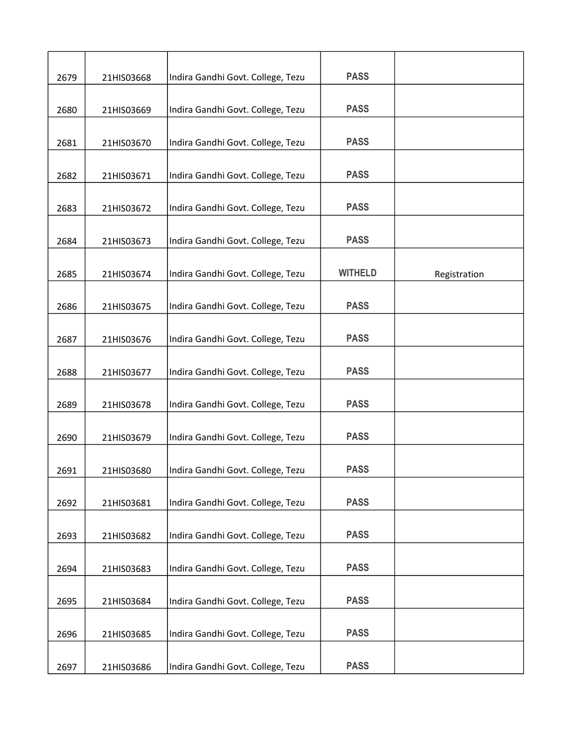| | | | | |
|---|---|---|---|---|
| 2679 | 21HIS03668 | Indira Gandhi Govt. College, Tezu | PASS | |
| 2680 | 21HIS03669 | Indira Gandhi Govt. College, Tezu | PASS | |
| 2681 | 21HIS03670 | Indira Gandhi Govt. College, Tezu | PASS | |
| 2682 | 21HIS03671 | Indira Gandhi Govt. College, Tezu | PASS | |
| 2683 | 21HIS03672 | Indira Gandhi Govt. College, Tezu | PASS | |
| 2684 | 21HIS03673 | Indira Gandhi Govt. College, Tezu | PASS | |
| 2685 | 21HIS03674 | Indira Gandhi Govt. College, Tezu | WITHELD | Registration |
| 2686 | 21HIS03675 | Indira Gandhi Govt. College, Tezu | PASS | |
| 2687 | 21HIS03676 | Indira Gandhi Govt. College, Tezu | PASS | |
| 2688 | 21HIS03677 | Indira Gandhi Govt. College, Tezu | PASS | |
| 2689 | 21HIS03678 | Indira Gandhi Govt. College, Tezu | PASS | |
| 2690 | 21HIS03679 | Indira Gandhi Govt. College, Tezu | PASS | |
| 2691 | 21HIS03680 | Indira Gandhi Govt. College, Tezu | PASS | |
| 2692 | 21HIS03681 | Indira Gandhi Govt. College, Tezu | PASS | |
| 2693 | 21HIS03682 | Indira Gandhi Govt. College, Tezu | PASS | |
| 2694 | 21HIS03683 | Indira Gandhi Govt. College, Tezu | PASS | |
| 2695 | 21HIS03684 | Indira Gandhi Govt. College, Tezu | PASS | |
| 2696 | 21HIS03685 | Indira Gandhi Govt. College, Tezu | PASS | |
| 2697 | 21HIS03686 | Indira Gandhi Govt. College, Tezu | PASS | |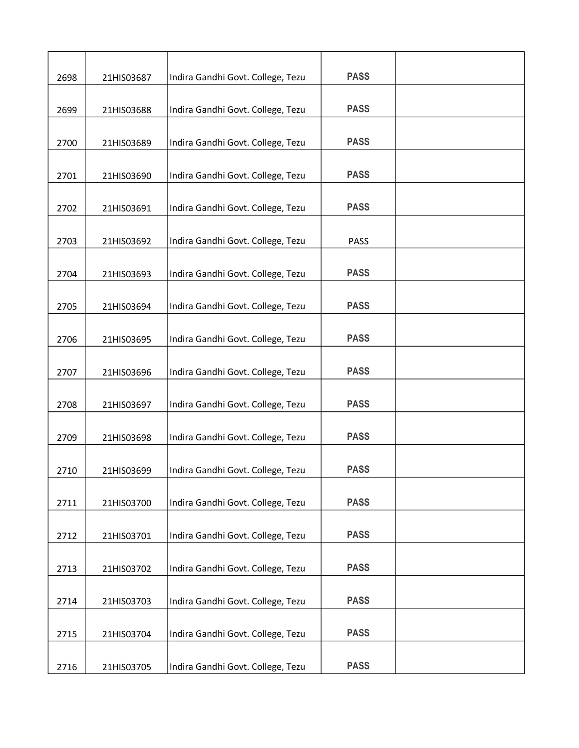|  |  |  |  |  |
|---|---|---|---|---|
| 2698 | 21HIS03687 | Indira Gandhi Govt. College, Tezu | PASS |  |
| 2699 | 21HIS03688 | Indira Gandhi Govt. College, Tezu | PASS |  |
| 2700 | 21HIS03689 | Indira Gandhi Govt. College, Tezu | PASS |  |
| 2701 | 21HIS03690 | Indira Gandhi Govt. College, Tezu | PASS |  |
| 2702 | 21HIS03691 | Indira Gandhi Govt. College, Tezu | PASS |  |
| 2703 | 21HIS03692 | Indira Gandhi Govt. College, Tezu | PASS |  |
| 2704 | 21HIS03693 | Indira Gandhi Govt. College, Tezu | PASS |  |
| 2705 | 21HIS03694 | Indira Gandhi Govt. College, Tezu | PASS |  |
| 2706 | 21HIS03695 | Indira Gandhi Govt. College, Tezu | PASS |  |
| 2707 | 21HIS03696 | Indira Gandhi Govt. College, Tezu | PASS |  |
| 2708 | 21HIS03697 | Indira Gandhi Govt. College, Tezu | PASS |  |
| 2709 | 21HIS03698 | Indira Gandhi Govt. College, Tezu | PASS |  |
| 2710 | 21HIS03699 | Indira Gandhi Govt. College, Tezu | PASS |  |
| 2711 | 21HIS03700 | Indira Gandhi Govt. College, Tezu | PASS |  |
| 2712 | 21HIS03701 | Indira Gandhi Govt. College, Tezu | PASS |  |
| 2713 | 21HIS03702 | Indira Gandhi Govt. College, Tezu | PASS |  |
| 2714 | 21HIS03703 | Indira Gandhi Govt. College, Tezu | PASS |  |
| 2715 | 21HIS03704 | Indira Gandhi Govt. College, Tezu | PASS |  |
| 2716 | 21HIS03705 | Indira Gandhi Govt. College, Tezu | PASS |  |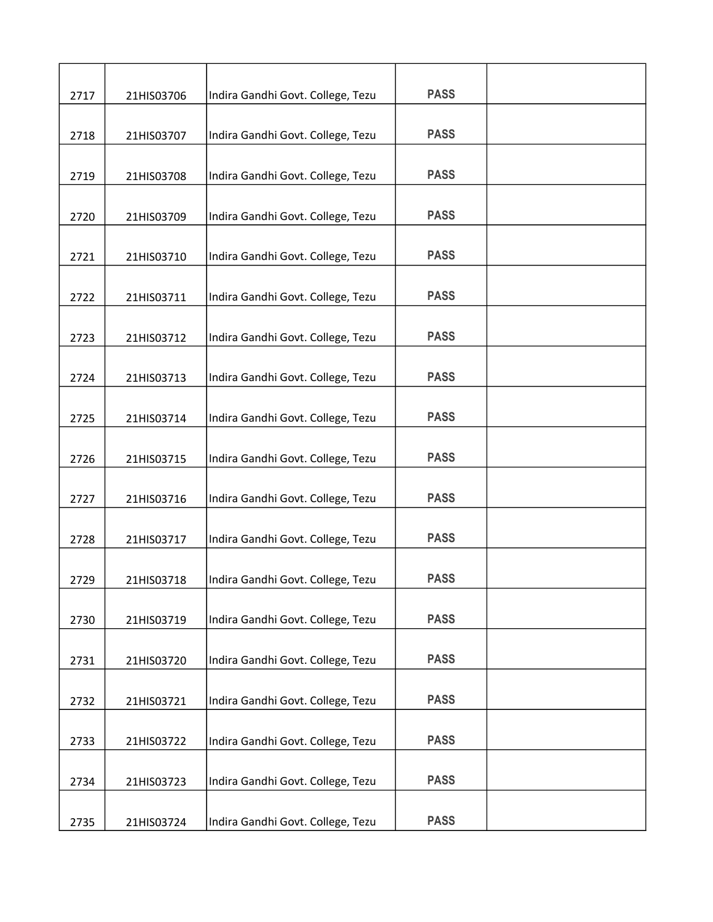| | | | | |
|---|---|---|---|---|
| 2717 | 21HIS03706 | Indira Gandhi Govt. College, Tezu | PASS | |
| 2718 | 21HIS03707 | Indira Gandhi Govt. College, Tezu | PASS | |
| 2719 | 21HIS03708 | Indira Gandhi Govt. College, Tezu | PASS | |
| 2720 | 21HIS03709 | Indira Gandhi Govt. College, Tezu | PASS | |
| 2721 | 21HIS03710 | Indira Gandhi Govt. College, Tezu | PASS | |
| 2722 | 21HIS03711 | Indira Gandhi Govt. College, Tezu | PASS | |
| 2723 | 21HIS03712 | Indira Gandhi Govt. College, Tezu | PASS | |
| 2724 | 21HIS03713 | Indira Gandhi Govt. College, Tezu | PASS | |
| 2725 | 21HIS03714 | Indira Gandhi Govt. College, Tezu | PASS | |
| 2726 | 21HIS03715 | Indira Gandhi Govt. College, Tezu | PASS | |
| 2727 | 21HIS03716 | Indira Gandhi Govt. College, Tezu | PASS | |
| 2728 | 21HIS03717 | Indira Gandhi Govt. College, Tezu | PASS | |
| 2729 | 21HIS03718 | Indira Gandhi Govt. College, Tezu | PASS | |
| 2730 | 21HIS03719 | Indira Gandhi Govt. College, Tezu | PASS | |
| 2731 | 21HIS03720 | Indira Gandhi Govt. College, Tezu | PASS | |
| 2732 | 21HIS03721 | Indira Gandhi Govt. College, Tezu | PASS | |
| 2733 | 21HIS03722 | Indira Gandhi Govt. College, Tezu | PASS | |
| 2734 | 21HIS03723 | Indira Gandhi Govt. College, Tezu | PASS | |
| 2735 | 21HIS03724 | Indira Gandhi Govt. College, Tezu | PASS | |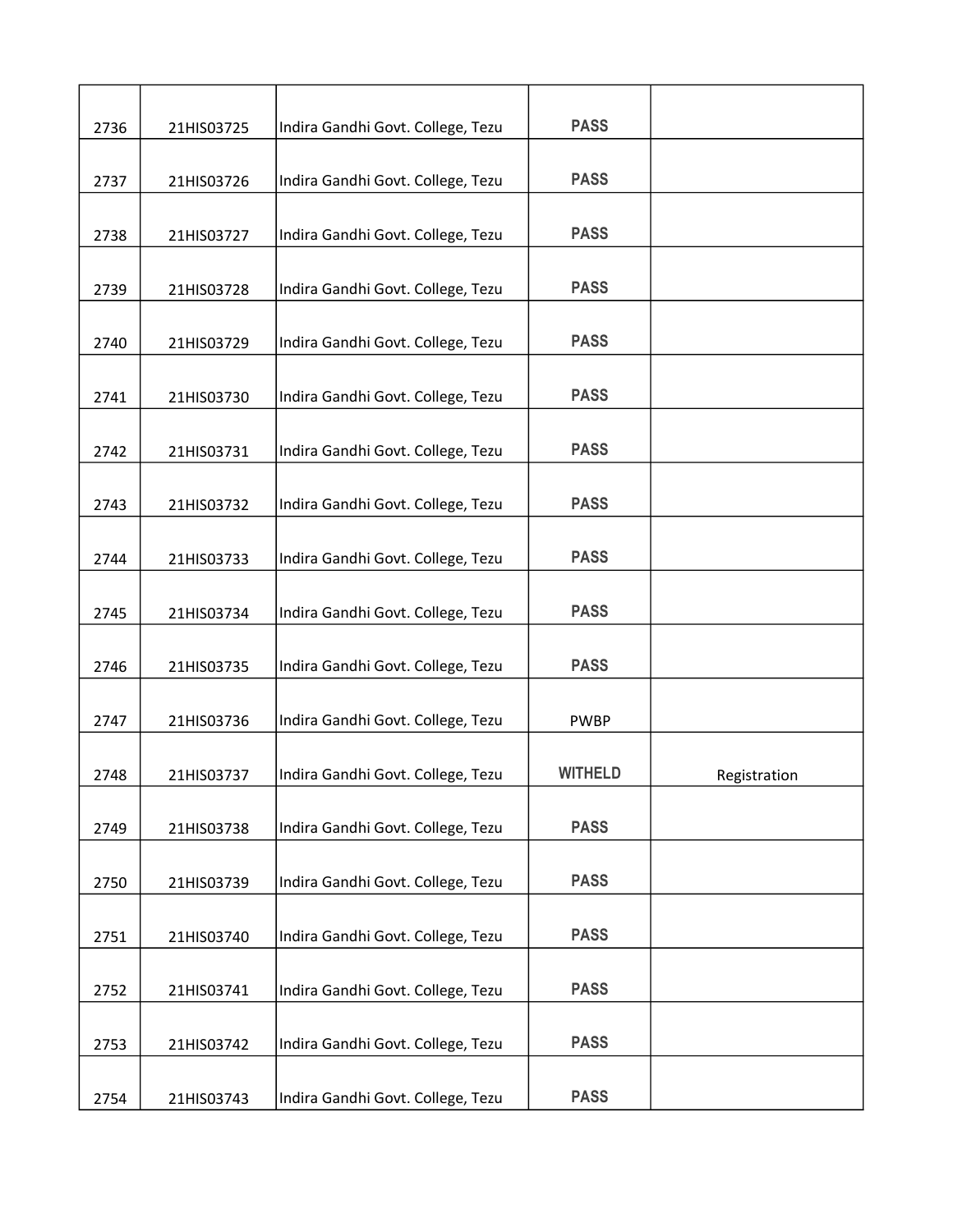| | | | | |
|---|---|---|---|---|
| 2736 | 21HIS03725 | Indira Gandhi Govt. College, Tezu | PASS | |
| 2737 | 21HIS03726 | Indira Gandhi Govt. College, Tezu | PASS | |
| 2738 | 21HIS03727 | Indira Gandhi Govt. College, Tezu | PASS | |
| 2739 | 21HIS03728 | Indira Gandhi Govt. College, Tezu | PASS | |
| 2740 | 21HIS03729 | Indira Gandhi Govt. College, Tezu | PASS | |
| 2741 | 21HIS03730 | Indira Gandhi Govt. College, Tezu | PASS | |
| 2742 | 21HIS03731 | Indira Gandhi Govt. College, Tezu | PASS | |
| 2743 | 21HIS03732 | Indira Gandhi Govt. College, Tezu | PASS | |
| 2744 | 21HIS03733 | Indira Gandhi Govt. College, Tezu | PASS | |
| 2745 | 21HIS03734 | Indira Gandhi Govt. College, Tezu | PASS | |
| 2746 | 21HIS03735 | Indira Gandhi Govt. College, Tezu | PASS | |
| 2747 | 21HIS03736 | Indira Gandhi Govt. College, Tezu | PWBP | |
| 2748 | 21HIS03737 | Indira Gandhi Govt. College, Tezu | WITHELD | Registration |
| 2749 | 21HIS03738 | Indira Gandhi Govt. College, Tezu | PASS | |
| 2750 | 21HIS03739 | Indira Gandhi Govt. College, Tezu | PASS | |
| 2751 | 21HIS03740 | Indira Gandhi Govt. College, Tezu | PASS | |
| 2752 | 21HIS03741 | Indira Gandhi Govt. College, Tezu | PASS | |
| 2753 | 21HIS03742 | Indira Gandhi Govt. College, Tezu | PASS | |
| 2754 | 21HIS03743 | Indira Gandhi Govt. College, Tezu | PASS | |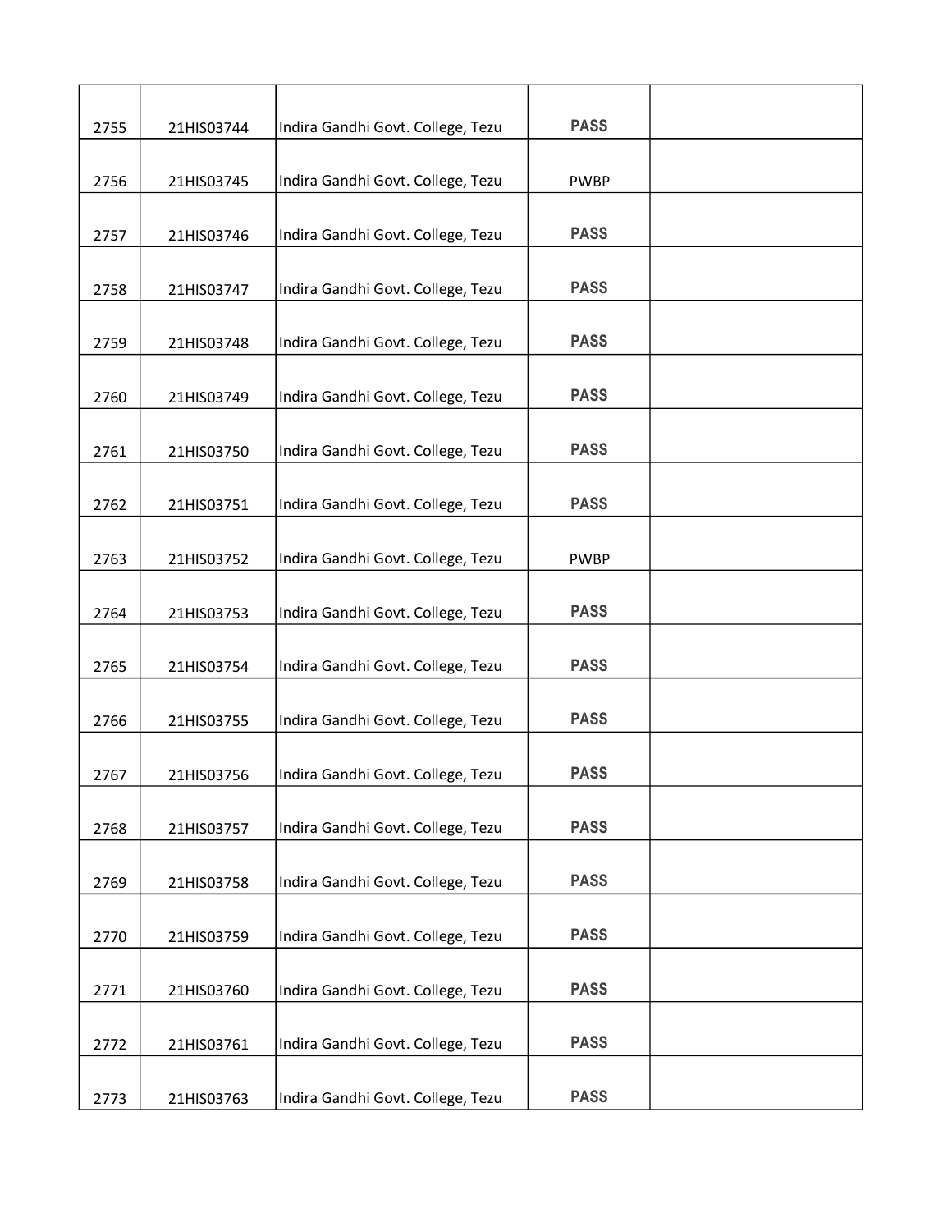| | | | | |
|---|---|---|---|---|
| 2755 | 21HIS03744 | Indira Gandhi Govt. College, Tezu | PASS | |
| 2756 | 21HIS03745 | Indira Gandhi Govt. College, Tezu | PWBP | |
| 2757 | 21HIS03746 | Indira Gandhi Govt. College, Tezu | PASS | |
| 2758 | 21HIS03747 | Indira Gandhi Govt. College, Tezu | PASS | |
| 2759 | 21HIS03748 | Indira Gandhi Govt. College, Tezu | PASS | |
| 2760 | 21HIS03749 | Indira Gandhi Govt. College, Tezu | PASS | |
| 2761 | 21HIS03750 | Indira Gandhi Govt. College, Tezu | PASS | |
| 2762 | 21HIS03751 | Indira Gandhi Govt. College, Tezu | PASS | |
| 2763 | 21HIS03752 | Indira Gandhi Govt. College, Tezu | PWBP | |
| 2764 | 21HIS03753 | Indira Gandhi Govt. College, Tezu | PASS | |
| 2765 | 21HIS03754 | Indira Gandhi Govt. College, Tezu | PASS | |
| 2766 | 21HIS03755 | Indira Gandhi Govt. College, Tezu | PASS | |
| 2767 | 21HIS03756 | Indira Gandhi Govt. College, Tezu | PASS | |
| 2768 | 21HIS03757 | Indira Gandhi Govt. College, Tezu | PASS | |
| 2769 | 21HIS03758 | Indira Gandhi Govt. College, Tezu | PASS | |
| 2770 | 21HIS03759 | Indira Gandhi Govt. College, Tezu | PASS | |
| 2771 | 21HIS03760 | Indira Gandhi Govt. College, Tezu | PASS | |
| 2772 | 21HIS03761 | Indira Gandhi Govt. College, Tezu | PASS | |
| 2773 | 21HIS03763 | Indira Gandhi Govt. College, Tezu | PASS | |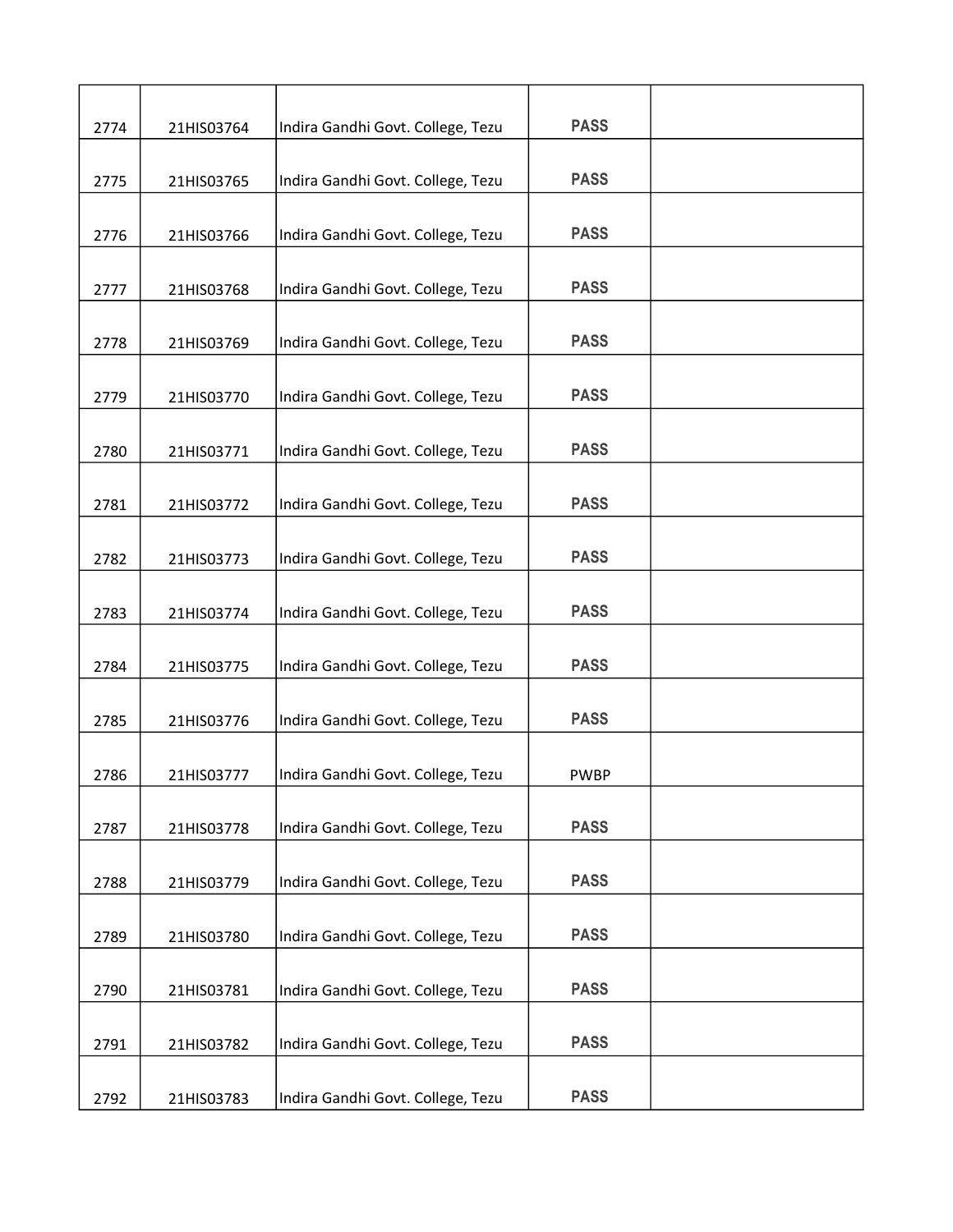| | | | | |
|---|---|---|---|---|
| 2774 | 21HIS03764 | Indira Gandhi Govt. College, Tezu | PASS | |
| 2775 | 21HIS03765 | Indira Gandhi Govt. College, Tezu | PASS | |
| 2776 | 21HIS03766 | Indira Gandhi Govt. College, Tezu | PASS | |
| 2777 | 21HIS03768 | Indira Gandhi Govt. College, Tezu | PASS | |
| 2778 | 21HIS03769 | Indira Gandhi Govt. College, Tezu | PASS | |
| 2779 | 21HIS03770 | Indira Gandhi Govt. College, Tezu | PASS | |
| 2780 | 21HIS03771 | Indira Gandhi Govt. College, Tezu | PASS | |
| 2781 | 21HIS03772 | Indira Gandhi Govt. College, Tezu | PASS | |
| 2782 | 21HIS03773 | Indira Gandhi Govt. College, Tezu | PASS | |
| 2783 | 21HIS03774 | Indira Gandhi Govt. College, Tezu | PASS | |
| 2784 | 21HIS03775 | Indira Gandhi Govt. College, Tezu | PASS | |
| 2785 | 21HIS03776 | Indira Gandhi Govt. College, Tezu | PASS | |
| 2786 | 21HIS03777 | Indira Gandhi Govt. College, Tezu | PWBP | |
| 2787 | 21HIS03778 | Indira Gandhi Govt. College, Tezu | PASS | |
| 2788 | 21HIS03779 | Indira Gandhi Govt. College, Tezu | PASS | |
| 2789 | 21HIS03780 | Indira Gandhi Govt. College, Tezu | PASS | |
| 2790 | 21HIS03781 | Indira Gandhi Govt. College, Tezu | PASS | |
| 2791 | 21HIS03782 | Indira Gandhi Govt. College, Tezu | PASS | |
| 2792 | 21HIS03783 | Indira Gandhi Govt. College, Tezu | PASS | |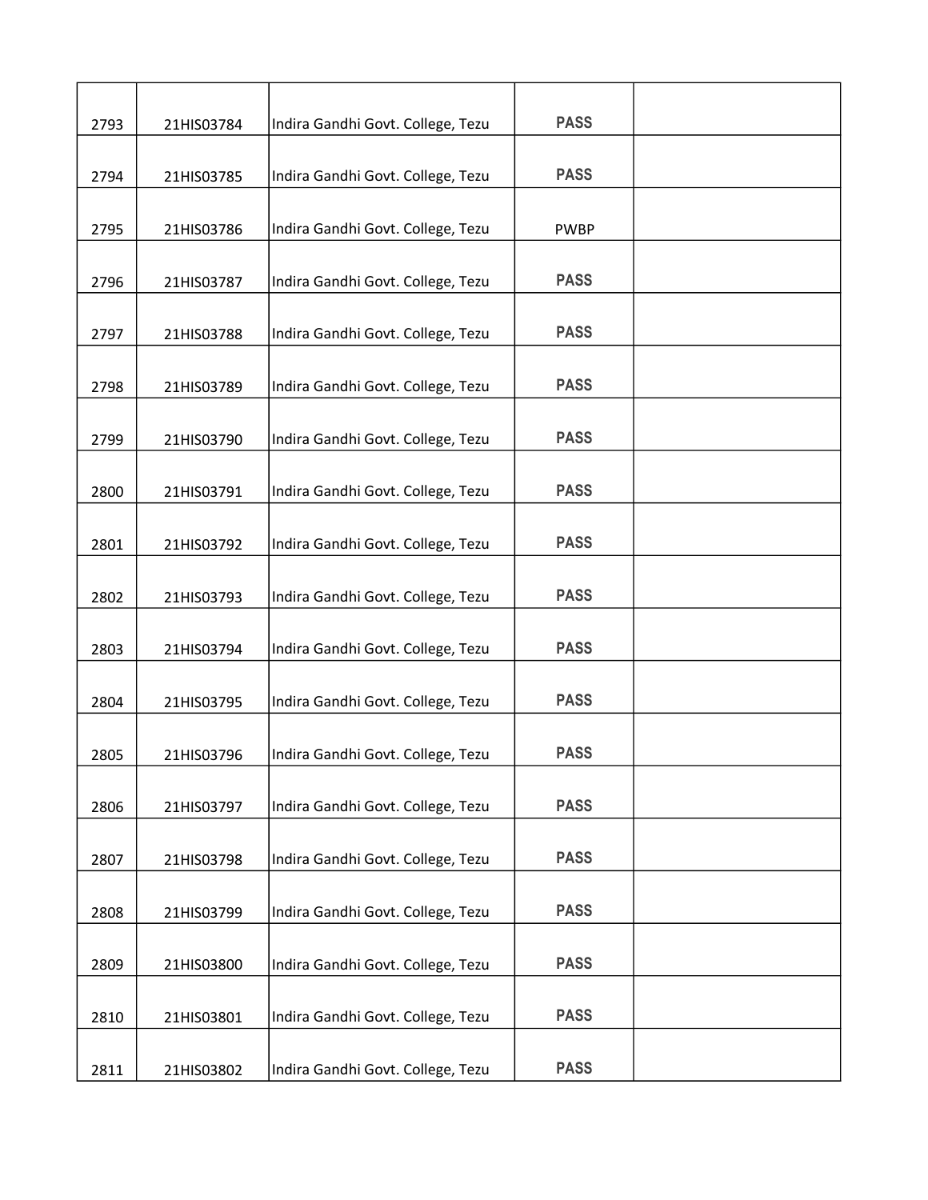| 2793 | 21HIS03784 | Indira Gandhi Govt. College, Tezu | PASS | |
|---|---|---|---|---|
| 2794 | 21HIS03785 | Indira Gandhi Govt. College, Tezu | PASS | |
| 2795 | 21HIS03786 | Indira Gandhi Govt. College, Tezu | PWBP | |
| 2796 | 21HIS03787 | Indira Gandhi Govt. College, Tezu | PASS | |
| 2797 | 21HIS03788 | Indira Gandhi Govt. College, Tezu | PASS | |
| 2798 | 21HIS03789 | Indira Gandhi Govt. College, Tezu | PASS | |
| 2799 | 21HIS03790 | Indira Gandhi Govt. College, Tezu | PASS | |
| 2800 | 21HIS03791 | Indira Gandhi Govt. College, Tezu | PASS | |
| 2801 | 21HIS03792 | Indira Gandhi Govt. College, Tezu | PASS | |
| 2802 | 21HIS03793 | Indira Gandhi Govt. College, Tezu | PASS | |
| 2803 | 21HIS03794 | Indira Gandhi Govt. College, Tezu | PASS | |
| 2804 | 21HIS03795 | Indira Gandhi Govt. College, Tezu | PASS | |
| 2805 | 21HIS03796 | Indira Gandhi Govt. College, Tezu | PASS | |
| 2806 | 21HIS03797 | Indira Gandhi Govt. College, Tezu | PASS | |
| 2807 | 21HIS03798 | Indira Gandhi Govt. College, Tezu | PASS | |
| 2808 | 21HIS03799 | Indira Gandhi Govt. College, Tezu | PASS | |
| 2809 | 21HIS03800 | Indira Gandhi Govt. College, Tezu | PASS | |
| 2810 | 21HIS03801 | Indira Gandhi Govt. College, Tezu | PASS | |
| 2811 | 21HIS03802 | Indira Gandhi Govt. College, Tezu | PASS | |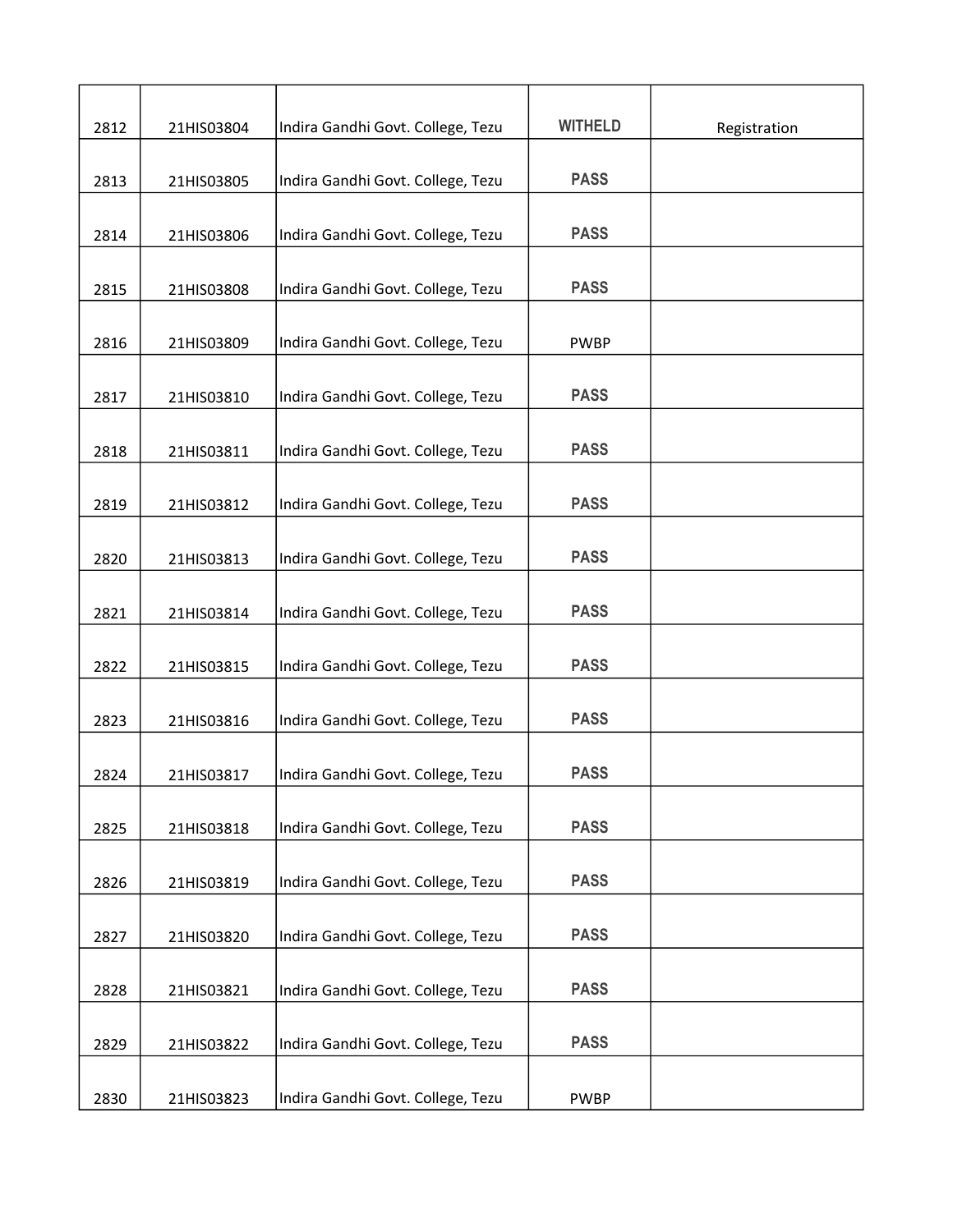| | | | | |
|---|---|---|---|---|
| 2812 | 21HIS03804 | Indira Gandhi Govt. College, Tezu | WITHELD | Registration |
| 2813 | 21HIS03805 | Indira Gandhi Govt. College, Tezu | PASS | |
| 2814 | 21HIS03806 | Indira Gandhi Govt. College, Tezu | PASS | |
| 2815 | 21HIS03808 | Indira Gandhi Govt. College, Tezu | PASS | |
| 2816 | 21HIS03809 | Indira Gandhi Govt. College, Tezu | PWBP | |
| 2817 | 21HIS03810 | Indira Gandhi Govt. College, Tezu | PASS | |
| 2818 | 21HIS03811 | Indira Gandhi Govt. College, Tezu | PASS | |
| 2819 | 21HIS03812 | Indira Gandhi Govt. College, Tezu | PASS | |
| 2820 | 21HIS03813 | Indira Gandhi Govt. College, Tezu | PASS | |
| 2821 | 21HIS03814 | Indira Gandhi Govt. College, Tezu | PASS | |
| 2822 | 21HIS03815 | Indira Gandhi Govt. College, Tezu | PASS | |
| 2823 | 21HIS03816 | Indira Gandhi Govt. College, Tezu | PASS | |
| 2824 | 21HIS03817 | Indira Gandhi Govt. College, Tezu | PASS | |
| 2825 | 21HIS03818 | Indira Gandhi Govt. College, Tezu | PASS | |
| 2826 | 21HIS03819 | Indira Gandhi Govt. College, Tezu | PASS | |
| 2827 | 21HIS03820 | Indira Gandhi Govt. College, Tezu | PASS | |
| 2828 | 21HIS03821 | Indira Gandhi Govt. College, Tezu | PASS | |
| 2829 | 21HIS03822 | Indira Gandhi Govt. College, Tezu | PASS | |
| 2830 | 21HIS03823 | Indira Gandhi Govt. College, Tezu | PWBP | |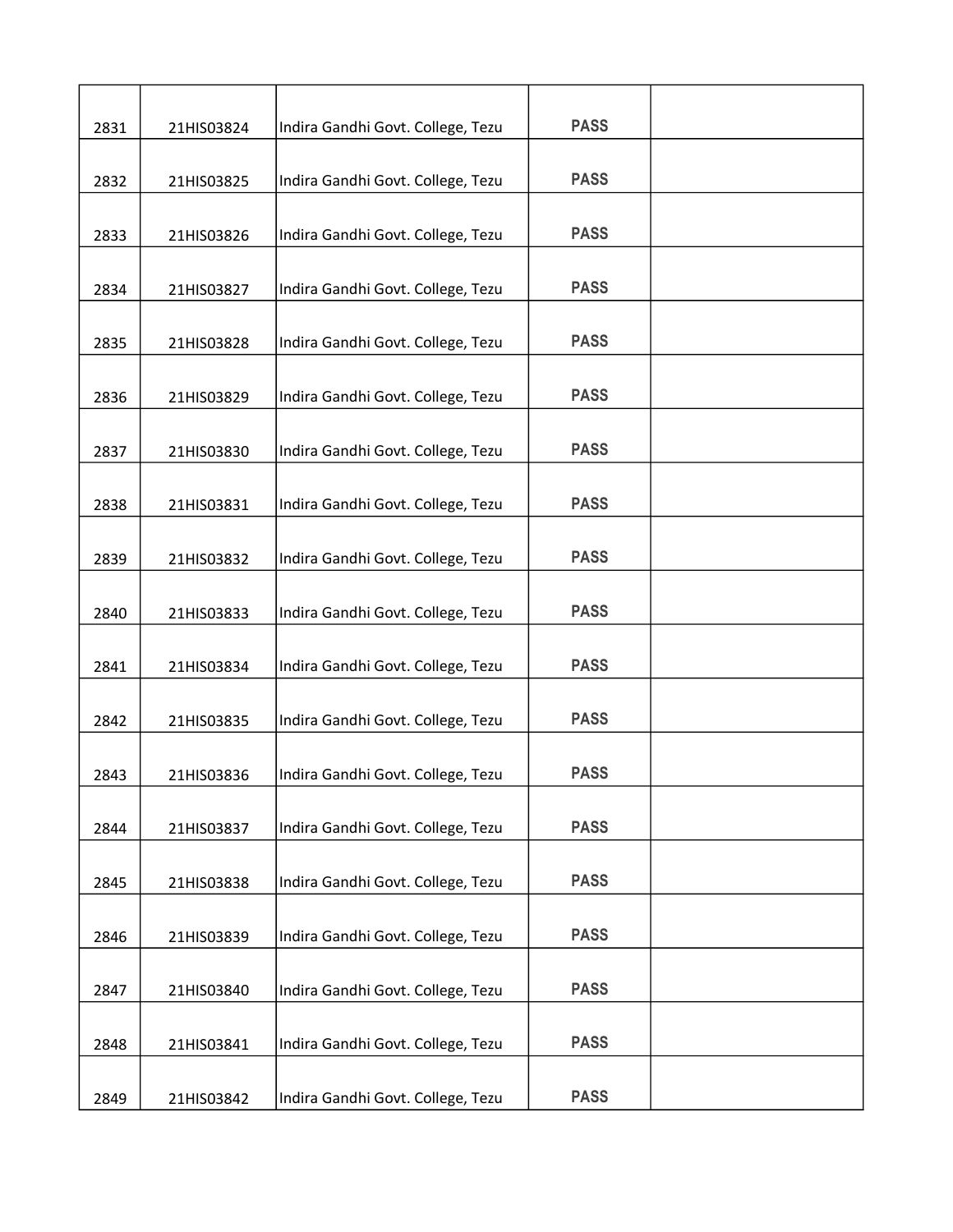| | | | | |
|---|---|---|---|---|
| 2831 | 21HIS03824 | Indira Gandhi Govt. College, Tezu | PASS | |
| 2832 | 21HIS03825 | Indira Gandhi Govt. College, Tezu | PASS | |
| 2833 | 21HIS03826 | Indira Gandhi Govt. College, Tezu | PASS | |
| 2834 | 21HIS03827 | Indira Gandhi Govt. College, Tezu | PASS | |
| 2835 | 21HIS03828 | Indira Gandhi Govt. College, Tezu | PASS | |
| 2836 | 21HIS03829 | Indira Gandhi Govt. College, Tezu | PASS | |
| 2837 | 21HIS03830 | Indira Gandhi Govt. College, Tezu | PASS | |
| 2838 | 21HIS03831 | Indira Gandhi Govt. College, Tezu | PASS | |
| 2839 | 21HIS03832 | Indira Gandhi Govt. College, Tezu | PASS | |
| 2840 | 21HIS03833 | Indira Gandhi Govt. College, Tezu | PASS | |
| 2841 | 21HIS03834 | Indira Gandhi Govt. College, Tezu | PASS | |
| 2842 | 21HIS03835 | Indira Gandhi Govt. College, Tezu | PASS | |
| 2843 | 21HIS03836 | Indira Gandhi Govt. College, Tezu | PASS | |
| 2844 | 21HIS03837 | Indira Gandhi Govt. College, Tezu | PASS | |
| 2845 | 21HIS03838 | Indira Gandhi Govt. College, Tezu | PASS | |
| 2846 | 21HIS03839 | Indira Gandhi Govt. College, Tezu | PASS | |
| 2847 | 21HIS03840 | Indira Gandhi Govt. College, Tezu | PASS | |
| 2848 | 21HIS03841 | Indira Gandhi Govt. College, Tezu | PASS | |
| 2849 | 21HIS03842 | Indira Gandhi Govt. College, Tezu | PASS | |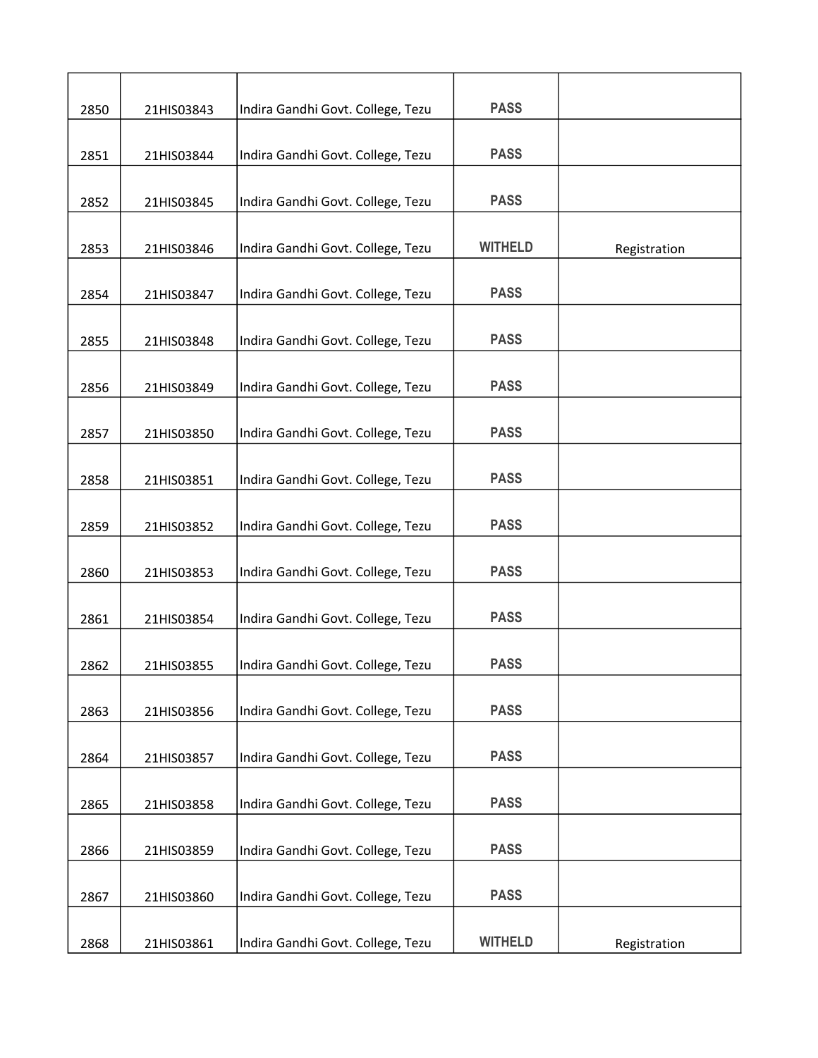| | | | | |
|---|---|---|---|---|
| 2850 | 21HIS03843 | Indira Gandhi Govt. College, Tezu | PASS | |
| 2851 | 21HIS03844 | Indira Gandhi Govt. College, Tezu | PASS | |
| 2852 | 21HIS03845 | Indira Gandhi Govt. College, Tezu | PASS | |
| 2853 | 21HIS03846 | Indira Gandhi Govt. College, Tezu | WITHELD | Registration |
| 2854 | 21HIS03847 | Indira Gandhi Govt. College, Tezu | PASS | |
| 2855 | 21HIS03848 | Indira Gandhi Govt. College, Tezu | PASS | |
| 2856 | 21HIS03849 | Indira Gandhi Govt. College, Tezu | PASS | |
| 2857 | 21HIS03850 | Indira Gandhi Govt. College, Tezu | PASS | |
| 2858 | 21HIS03851 | Indira Gandhi Govt. College, Tezu | PASS | |
| 2859 | 21HIS03852 | Indira Gandhi Govt. College, Tezu | PASS | |
| 2860 | 21HIS03853 | Indira Gandhi Govt. College, Tezu | PASS | |
| 2861 | 21HIS03854 | Indira Gandhi Govt. College, Tezu | PASS | |
| 2862 | 21HIS03855 | Indira Gandhi Govt. College, Tezu | PASS | |
| 2863 | 21HIS03856 | Indira Gandhi Govt. College, Tezu | PASS | |
| 2864 | 21HIS03857 | Indira Gandhi Govt. College, Tezu | PASS | |
| 2865 | 21HIS03858 | Indira Gandhi Govt. College, Tezu | PASS | |
| 2866 | 21HIS03859 | Indira Gandhi Govt. College, Tezu | PASS | |
| 2867 | 21HIS03860 | Indira Gandhi Govt. College, Tezu | PASS | |
| 2868 | 21HIS03861 | Indira Gandhi Govt. College, Tezu | WITHELD | Registration |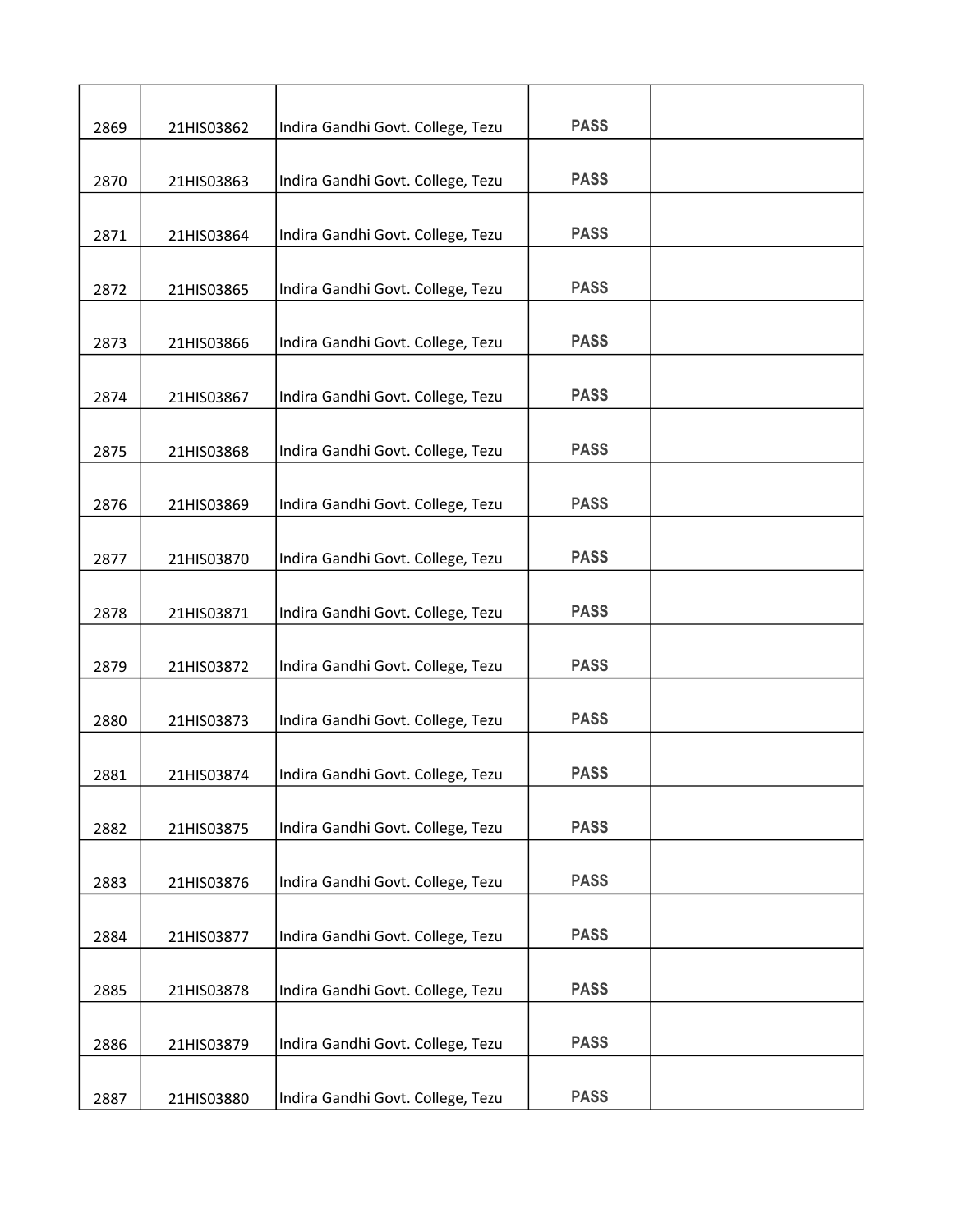| | | | | |
|---|---|---|---|---|
| 2869 | 21HIS03862 | Indira Gandhi Govt. College, Tezu | PASS | |
| 2870 | 21HIS03863 | Indira Gandhi Govt. College, Tezu | PASS | |
| 2871 | 21HIS03864 | Indira Gandhi Govt. College, Tezu | PASS | |
| 2872 | 21HIS03865 | Indira Gandhi Govt. College, Tezu | PASS | |
| 2873 | 21HIS03866 | Indira Gandhi Govt. College, Tezu | PASS | |
| 2874 | 21HIS03867 | Indira Gandhi Govt. College, Tezu | PASS | |
| 2875 | 21HIS03868 | Indira Gandhi Govt. College, Tezu | PASS | |
| 2876 | 21HIS03869 | Indira Gandhi Govt. College, Tezu | PASS | |
| 2877 | 21HIS03870 | Indira Gandhi Govt. College, Tezu | PASS | |
| 2878 | 21HIS03871 | Indira Gandhi Govt. College, Tezu | PASS | |
| 2879 | 21HIS03872 | Indira Gandhi Govt. College, Tezu | PASS | |
| 2880 | 21HIS03873 | Indira Gandhi Govt. College, Tezu | PASS | |
| 2881 | 21HIS03874 | Indira Gandhi Govt. College, Tezu | PASS | |
| 2882 | 21HIS03875 | Indira Gandhi Govt. College, Tezu | PASS | |
| 2883 | 21HIS03876 | Indira Gandhi Govt. College, Tezu | PASS | |
| 2884 | 21HIS03877 | Indira Gandhi Govt. College, Tezu | PASS | |
| 2885 | 21HIS03878 | Indira Gandhi Govt. College, Tezu | PASS | |
| 2886 | 21HIS03879 | Indira Gandhi Govt. College, Tezu | PASS | |
| 2887 | 21HIS03880 | Indira Gandhi Govt. College, Tezu | PASS | |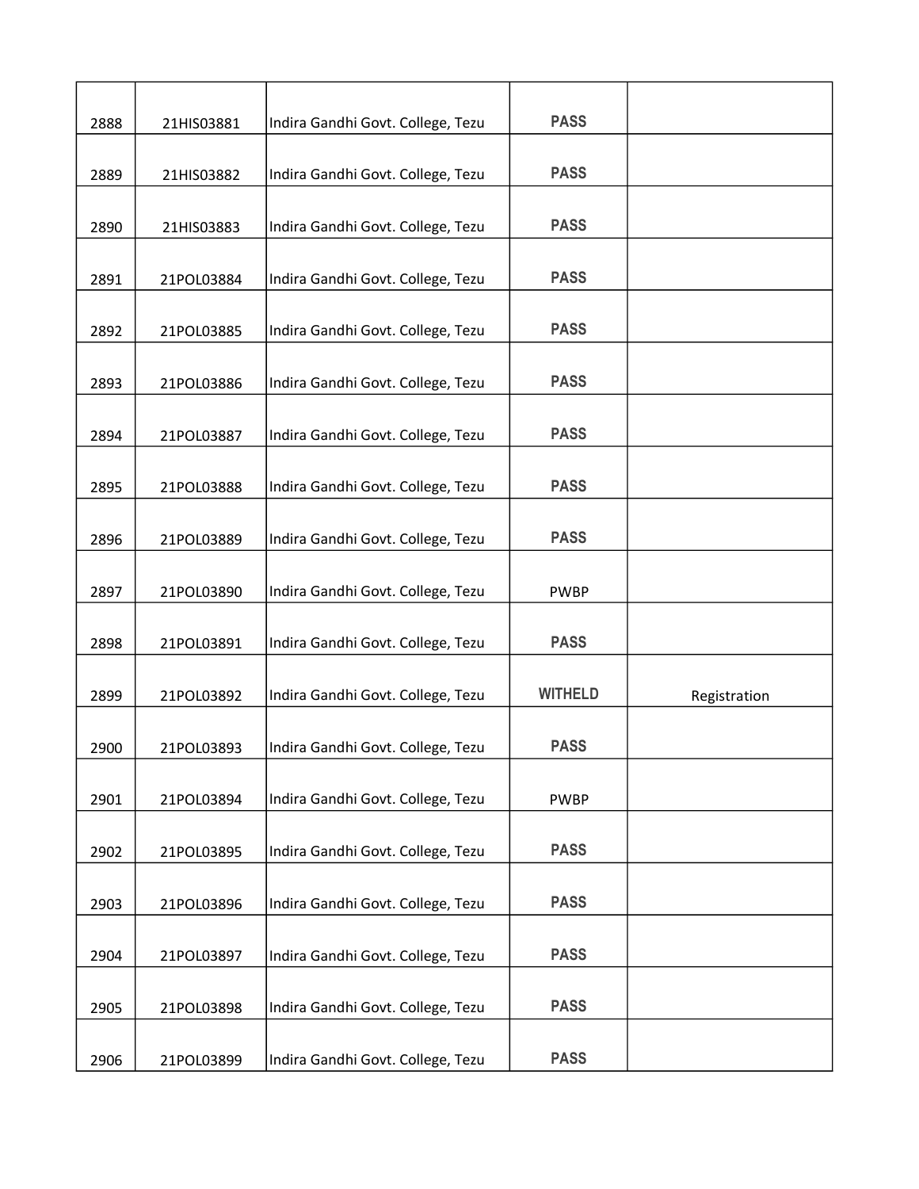| | | | | |
|---|---|---|---|---|
| 2888 | 21HIS03881 | Indira Gandhi Govt. College, Tezu | PASS | |
| 2889 | 21HIS03882 | Indira Gandhi Govt. College, Tezu | PASS | |
| 2890 | 21HIS03883 | Indira Gandhi Govt. College, Tezu | PASS | |
| 2891 | 21POL03884 | Indira Gandhi Govt. College, Tezu | PASS | |
| 2892 | 21POL03885 | Indira Gandhi Govt. College, Tezu | PASS | |
| 2893 | 21POL03886 | Indira Gandhi Govt. College, Tezu | PASS | |
| 2894 | 21POL03887 | Indira Gandhi Govt. College, Tezu | PASS | |
| 2895 | 21POL03888 | Indira Gandhi Govt. College, Tezu | PASS | |
| 2896 | 21POL03889 | Indira Gandhi Govt. College, Tezu | PASS | |
| 2897 | 21POL03890 | Indira Gandhi Govt. College, Tezu | PWBP | |
| 2898 | 21POL03891 | Indira Gandhi Govt. College, Tezu | PASS | |
| 2899 | 21POL03892 | Indira Gandhi Govt. College, Tezu | WITHELD | Registration |
| 2900 | 21POL03893 | Indira Gandhi Govt. College, Tezu | PASS | |
| 2901 | 21POL03894 | Indira Gandhi Govt. College, Tezu | PWBP | |
| 2902 | 21POL03895 | Indira Gandhi Govt. College, Tezu | PASS | |
| 2903 | 21POL03896 | Indira Gandhi Govt. College, Tezu | PASS | |
| 2904 | 21POL03897 | Indira Gandhi Govt. College, Tezu | PASS | |
| 2905 | 21POL03898 | Indira Gandhi Govt. College, Tezu | PASS | |
| 2906 | 21POL03899 | Indira Gandhi Govt. College, Tezu | PASS | |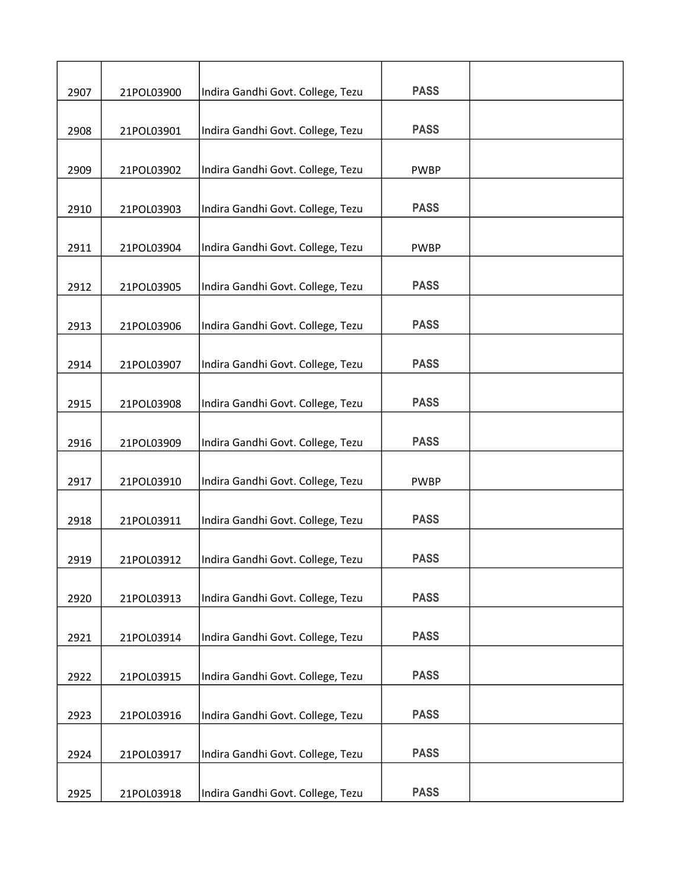| | | | | |
|---|---|---|---|---|
| 2907 | 21POL03900 | Indira Gandhi Govt. College, Tezu | PASS | |
| 2908 | 21POL03901 | Indira Gandhi Govt. College, Tezu | PASS | |
| 2909 | 21POL03902 | Indira Gandhi Govt. College, Tezu | PWBP | |
| 2910 | 21POL03903 | Indira Gandhi Govt. College, Tezu | PASS | |
| 2911 | 21POL03904 | Indira Gandhi Govt. College, Tezu | PWBP | |
| 2912 | 21POL03905 | Indira Gandhi Govt. College, Tezu | PASS | |
| 2913 | 21POL03906 | Indira Gandhi Govt. College, Tezu | PASS | |
| 2914 | 21POL03907 | Indira Gandhi Govt. College, Tezu | PASS | |
| 2915 | 21POL03908 | Indira Gandhi Govt. College, Tezu | PASS | |
| 2916 | 21POL03909 | Indira Gandhi Govt. College, Tezu | PASS | |
| 2917 | 21POL03910 | Indira Gandhi Govt. College, Tezu | PWBP | |
| 2918 | 21POL03911 | Indira Gandhi Govt. College, Tezu | PASS | |
| 2919 | 21POL03912 | Indira Gandhi Govt. College, Tezu | PASS | |
| 2920 | 21POL03913 | Indira Gandhi Govt. College, Tezu | PASS | |
| 2921 | 21POL03914 | Indira Gandhi Govt. College, Tezu | PASS | |
| 2922 | 21POL03915 | Indira Gandhi Govt. College, Tezu | PASS | |
| 2923 | 21POL03916 | Indira Gandhi Govt. College, Tezu | PASS | |
| 2924 | 21POL03917 | Indira Gandhi Govt. College, Tezu | PASS | |
| 2925 | 21POL03918 | Indira Gandhi Govt. College, Tezu | PASS | |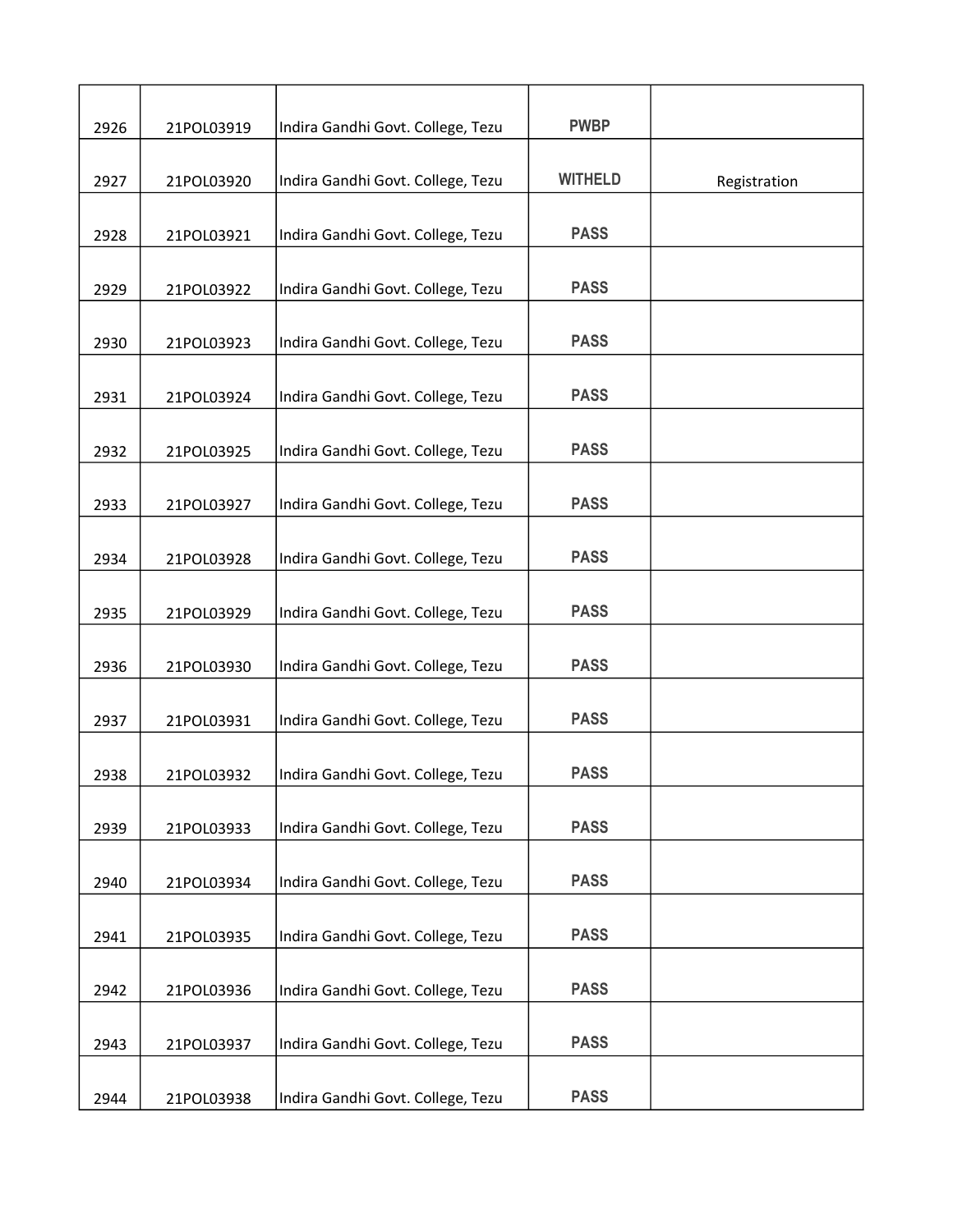| | | | | |
|---|---|---|---|---|
| 2926 | 21POL03919 | Indira Gandhi Govt. College, Tezu | PWBP | |
| 2927 | 21POL03920 | Indira Gandhi Govt. College, Tezu | WITHELD | Registration |
| 2928 | 21POL03921 | Indira Gandhi Govt. College, Tezu | PASS | |
| 2929 | 21POL03922 | Indira Gandhi Govt. College, Tezu | PASS | |
| 2930 | 21POL03923 | Indira Gandhi Govt. College, Tezu | PASS | |
| 2931 | 21POL03924 | Indira Gandhi Govt. College, Tezu | PASS | |
| 2932 | 21POL03925 | Indira Gandhi Govt. College, Tezu | PASS | |
| 2933 | 21POL03927 | Indira Gandhi Govt. College, Tezu | PASS | |
| 2934 | 21POL03928 | Indira Gandhi Govt. College, Tezu | PASS | |
| 2935 | 21POL03929 | Indira Gandhi Govt. College, Tezu | PASS | |
| 2936 | 21POL03930 | Indira Gandhi Govt. College, Tezu | PASS | |
| 2937 | 21POL03931 | Indira Gandhi Govt. College, Tezu | PASS | |
| 2938 | 21POL03932 | Indira Gandhi Govt. College, Tezu | PASS | |
| 2939 | 21POL03933 | Indira Gandhi Govt. College, Tezu | PASS | |
| 2940 | 21POL03934 | Indira Gandhi Govt. College, Tezu | PASS | |
| 2941 | 21POL03935 | Indira Gandhi Govt. College, Tezu | PASS | |
| 2942 | 21POL03936 | Indira Gandhi Govt. College, Tezu | PASS | |
| 2943 | 21POL03937 | Indira Gandhi Govt. College, Tezu | PASS | |
| 2944 | 21POL03938 | Indira Gandhi Govt. College, Tezu | PASS | |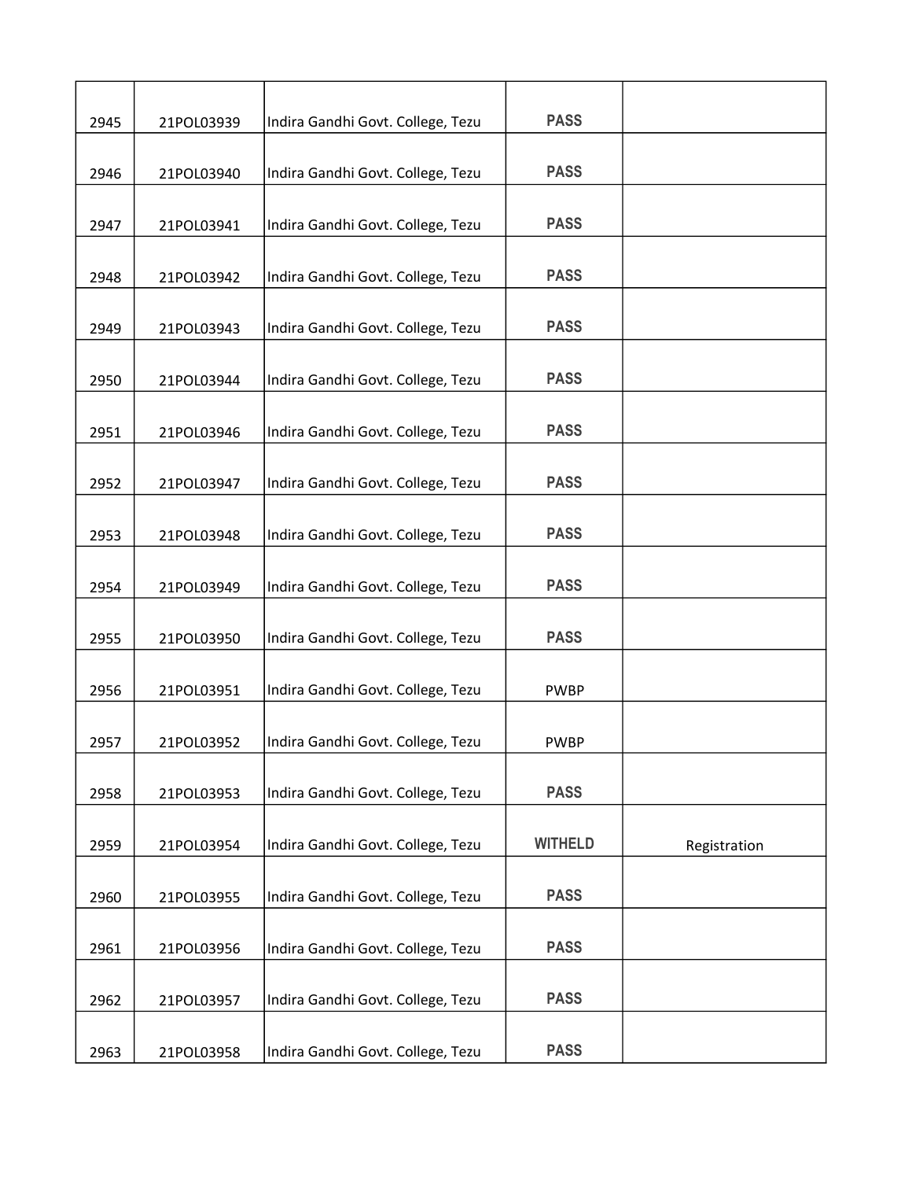| | | | | |
|---|---|---|---|---|
| 2945 | 21POL03939 | Indira Gandhi Govt. College, Tezu | PASS | |
| 2946 | 21POL03940 | Indira Gandhi Govt. College, Tezu | PASS | |
| 2947 | 21POL03941 | Indira Gandhi Govt. College, Tezu | PASS | |
| 2948 | 21POL03942 | Indira Gandhi Govt. College, Tezu | PASS | |
| 2949 | 21POL03943 | Indira Gandhi Govt. College, Tezu | PASS | |
| 2950 | 21POL03944 | Indira Gandhi Govt. College, Tezu | PASS | |
| 2951 | 21POL03946 | Indira Gandhi Govt. College, Tezu | PASS | |
| 2952 | 21POL03947 | Indira Gandhi Govt. College, Tezu | PASS | |
| 2953 | 21POL03948 | Indira Gandhi Govt. College, Tezu | PASS | |
| 2954 | 21POL03949 | Indira Gandhi Govt. College, Tezu | PASS | |
| 2955 | 21POL03950 | Indira Gandhi Govt. College, Tezu | PASS | |
| 2956 | 21POL03951 | Indira Gandhi Govt. College, Tezu | PWBP | |
| 2957 | 21POL03952 | Indira Gandhi Govt. College, Tezu | PWBP | |
| 2958 | 21POL03953 | Indira Gandhi Govt. College, Tezu | PASS | |
| 2959 | 21POL03954 | Indira Gandhi Govt. College, Tezu | WITHELD | Registration |
| 2960 | 21POL03955 | Indira Gandhi Govt. College, Tezu | PASS | |
| 2961 | 21POL03956 | Indira Gandhi Govt. College, Tezu | PASS | |
| 2962 | 21POL03957 | Indira Gandhi Govt. College, Tezu | PASS | |
| 2963 | 21POL03958 | Indira Gandhi Govt. College, Tezu | PASS | |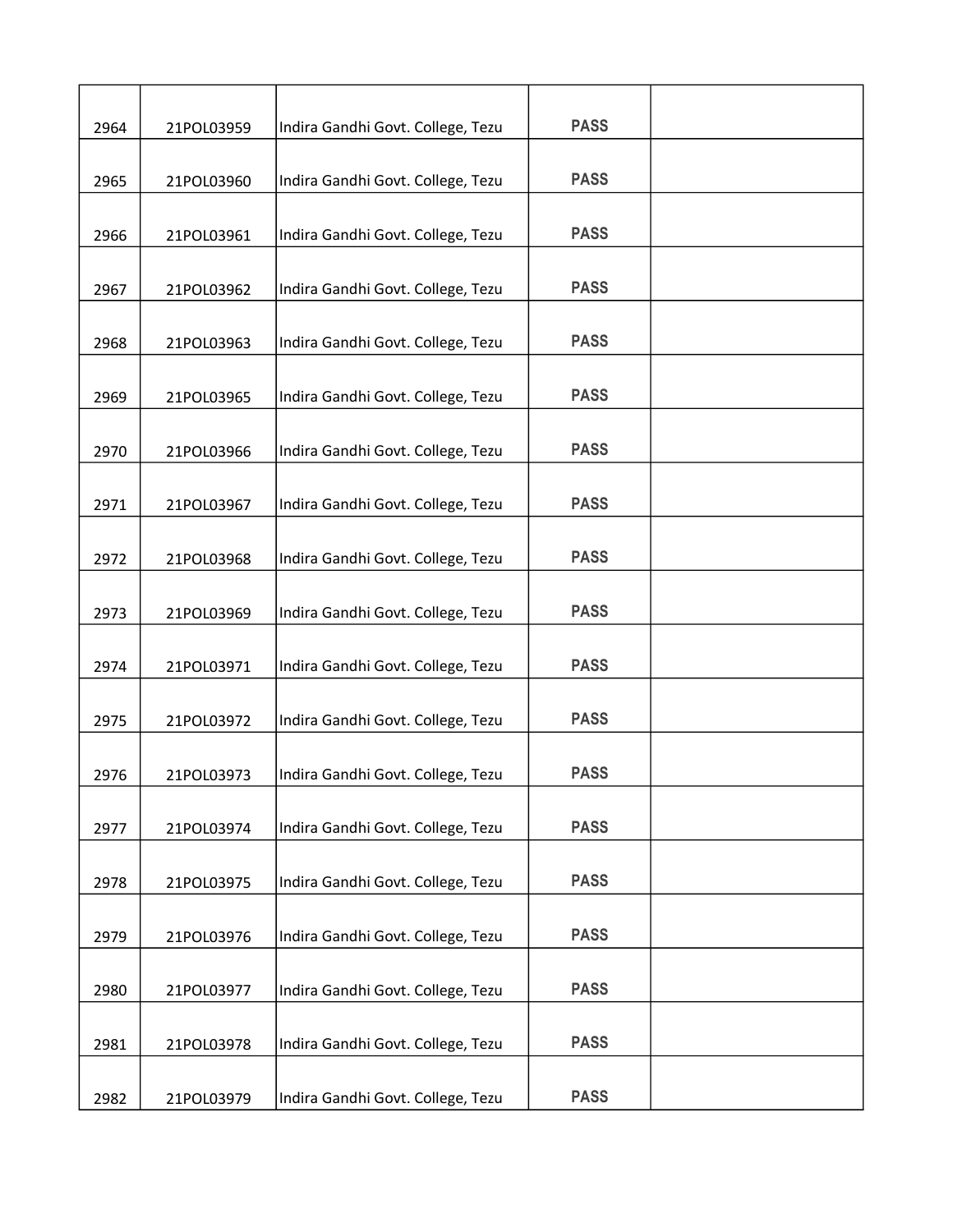| | | | | |
|---|---|---|---|---|
| 2964 | 21POL03959 | Indira Gandhi Govt. College, Tezu | PASS | |
| 2965 | 21POL03960 | Indira Gandhi Govt. College, Tezu | PASS | |
| 2966 | 21POL03961 | Indira Gandhi Govt. College, Tezu | PASS | |
| 2967 | 21POL03962 | Indira Gandhi Govt. College, Tezu | PASS | |
| 2968 | 21POL03963 | Indira Gandhi Govt. College, Tezu | PASS | |
| 2969 | 21POL03965 | Indira Gandhi Govt. College, Tezu | PASS | |
| 2970 | 21POL03966 | Indira Gandhi Govt. College, Tezu | PASS | |
| 2971 | 21POL03967 | Indira Gandhi Govt. College, Tezu | PASS | |
| 2972 | 21POL03968 | Indira Gandhi Govt. College, Tezu | PASS | |
| 2973 | 21POL03969 | Indira Gandhi Govt. College, Tezu | PASS | |
| 2974 | 21POL03971 | Indira Gandhi Govt. College, Tezu | PASS | |
| 2975 | 21POL03972 | Indira Gandhi Govt. College, Tezu | PASS | |
| 2976 | 21POL03973 | Indira Gandhi Govt. College, Tezu | PASS | |
| 2977 | 21POL03974 | Indira Gandhi Govt. College, Tezu | PASS | |
| 2978 | 21POL03975 | Indira Gandhi Govt. College, Tezu | PASS | |
| 2979 | 21POL03976 | Indira Gandhi Govt. College, Tezu | PASS | |
| 2980 | 21POL03977 | Indira Gandhi Govt. College, Tezu | PASS | |
| 2981 | 21POL03978 | Indira Gandhi Govt. College, Tezu | PASS | |
| 2982 | 21POL03979 | Indira Gandhi Govt. College, Tezu | PASS | |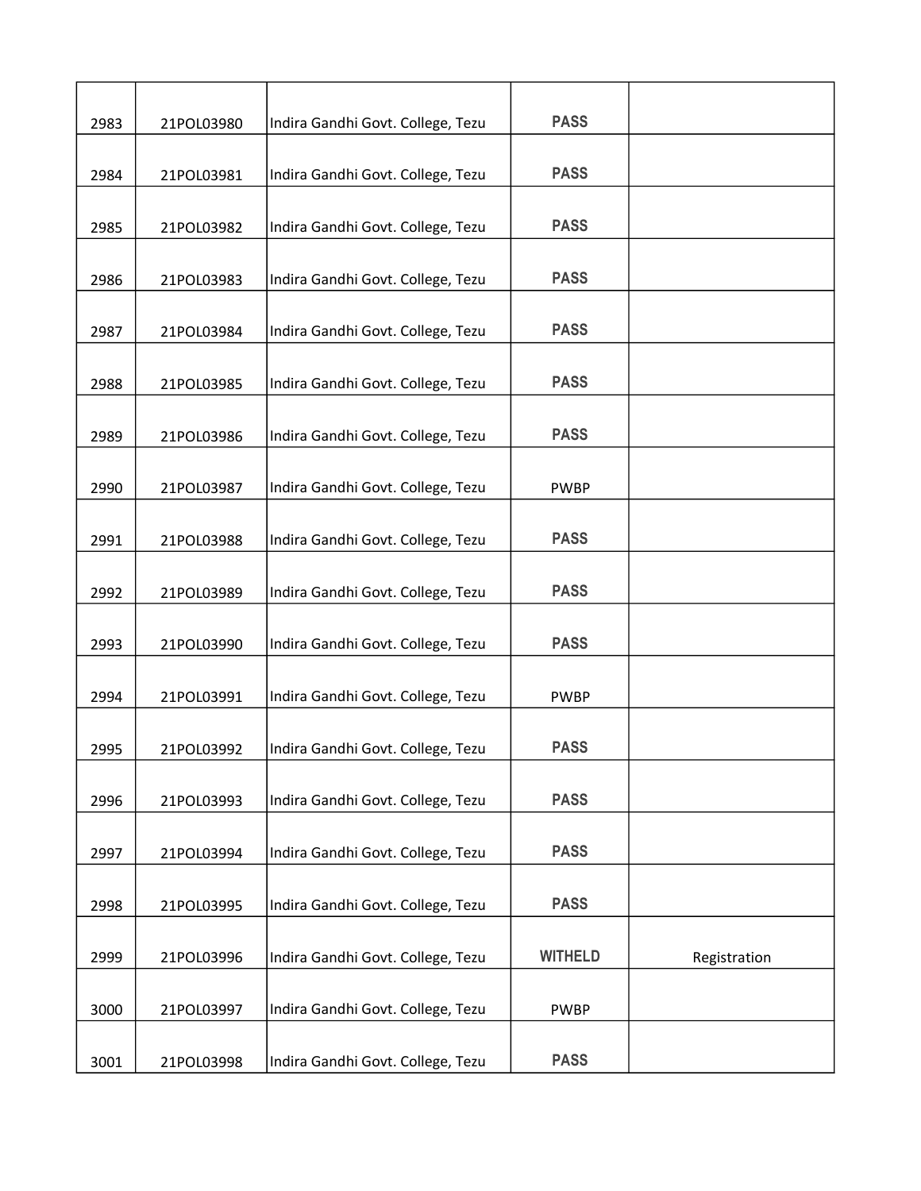| | | | | |
|---|---|---|---|---|
| 2983 | 21POL03980 | Indira Gandhi Govt. College, Tezu | PASS | |
| 2984 | 21POL03981 | Indira Gandhi Govt. College, Tezu | PASS | |
| 2985 | 21POL03982 | Indira Gandhi Govt. College, Tezu | PASS | |
| 2986 | 21POL03983 | Indira Gandhi Govt. College, Tezu | PASS | |
| 2987 | 21POL03984 | Indira Gandhi Govt. College, Tezu | PASS | |
| 2988 | 21POL03985 | Indira Gandhi Govt. College, Tezu | PASS | |
| 2989 | 21POL03986 | Indira Gandhi Govt. College, Tezu | PASS | |
| 2990 | 21POL03987 | Indira Gandhi Govt. College, Tezu | PWBP | |
| 2991 | 21POL03988 | Indira Gandhi Govt. College, Tezu | PASS | |
| 2992 | 21POL03989 | Indira Gandhi Govt. College, Tezu | PASS | |
| 2993 | 21POL03990 | Indira Gandhi Govt. College, Tezu | PASS | |
| 2994 | 21POL03991 | Indira Gandhi Govt. College, Tezu | PWBP | |
| 2995 | 21POL03992 | Indira Gandhi Govt. College, Tezu | PASS | |
| 2996 | 21POL03993 | Indira Gandhi Govt. College, Tezu | PASS | |
| 2997 | 21POL03994 | Indira Gandhi Govt. College, Tezu | PASS | |
| 2998 | 21POL03995 | Indira Gandhi Govt. College, Tezu | PASS | |
| 2999 | 21POL03996 | Indira Gandhi Govt. College, Tezu | WITHELD | Registration |
| 3000 | 21POL03997 | Indira Gandhi Govt. College, Tezu | PWBP | |
| 3001 | 21POL03998 | Indira Gandhi Govt. College, Tezu | PASS | |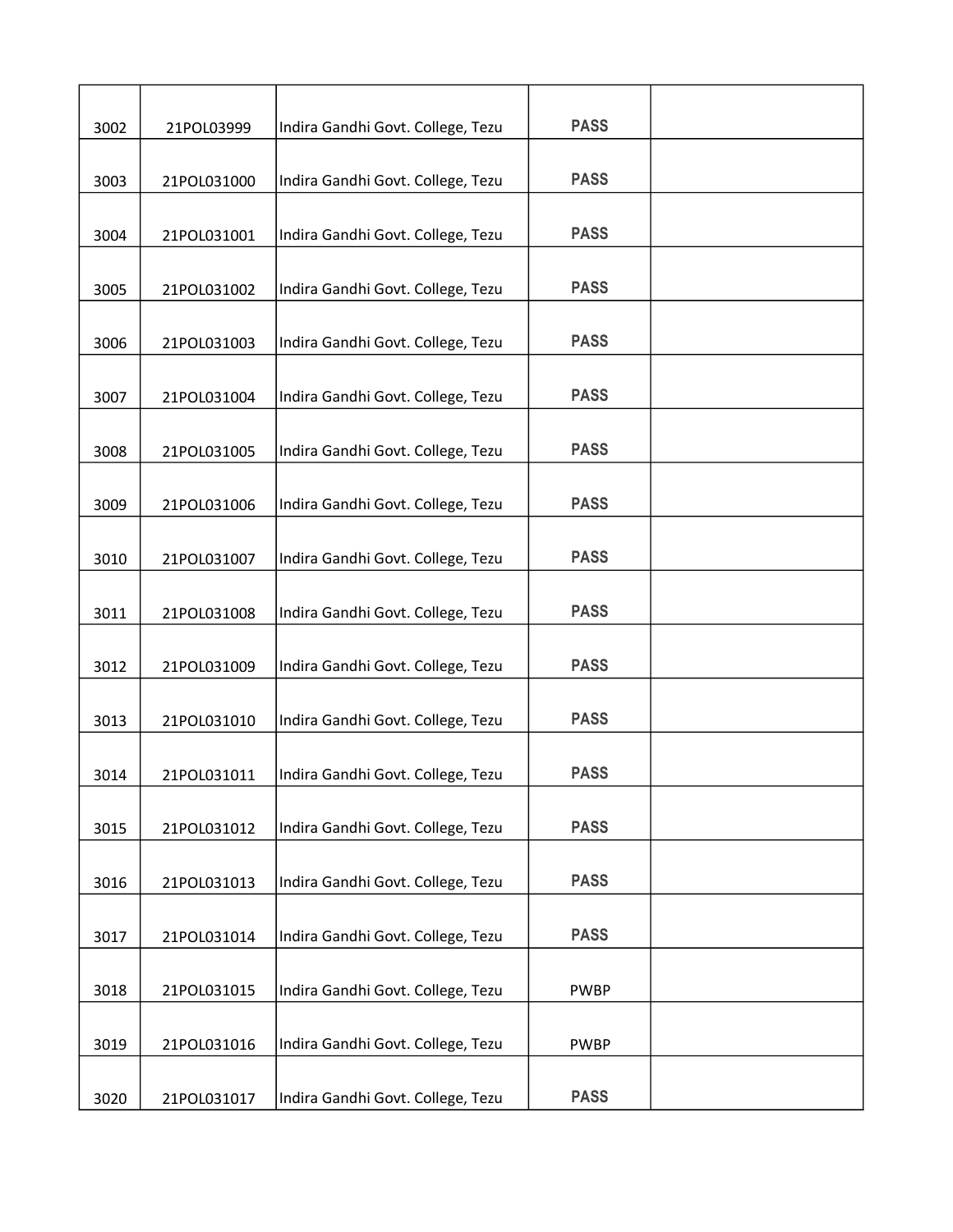| | | | | |
|---|---|---|---|---|
| 3002 | 21POL03999 | Indira Gandhi Govt. College, Tezu | PASS | |
| 3003 | 21POL031000 | Indira Gandhi Govt. College, Tezu | PASS | |
| 3004 | 21POL031001 | Indira Gandhi Govt. College, Tezu | PASS | |
| 3005 | 21POL031002 | Indira Gandhi Govt. College, Tezu | PASS | |
| 3006 | 21POL031003 | Indira Gandhi Govt. College, Tezu | PASS | |
| 3007 | 21POL031004 | Indira Gandhi Govt. College, Tezu | PASS | |
| 3008 | 21POL031005 | Indira Gandhi Govt. College, Tezu | PASS | |
| 3009 | 21POL031006 | Indira Gandhi Govt. College, Tezu | PASS | |
| 3010 | 21POL031007 | Indira Gandhi Govt. College, Tezu | PASS | |
| 3011 | 21POL031008 | Indira Gandhi Govt. College, Tezu | PASS | |
| 3012 | 21POL031009 | Indira Gandhi Govt. College, Tezu | PASS | |
| 3013 | 21POL031010 | Indira Gandhi Govt. College, Tezu | PASS | |
| 3014 | 21POL031011 | Indira Gandhi Govt. College, Tezu | PASS | |
| 3015 | 21POL031012 | Indira Gandhi Govt. College, Tezu | PASS | |
| 3016 | 21POL031013 | Indira Gandhi Govt. College, Tezu | PASS | |
| 3017 | 21POL031014 | Indira Gandhi Govt. College, Tezu | PASS | |
| 3018 | 21POL031015 | Indira Gandhi Govt. College, Tezu | PWBP | |
| 3019 | 21POL031016 | Indira Gandhi Govt. College, Tezu | PWBP | |
| 3020 | 21POL031017 | Indira Gandhi Govt. College, Tezu | PASS | |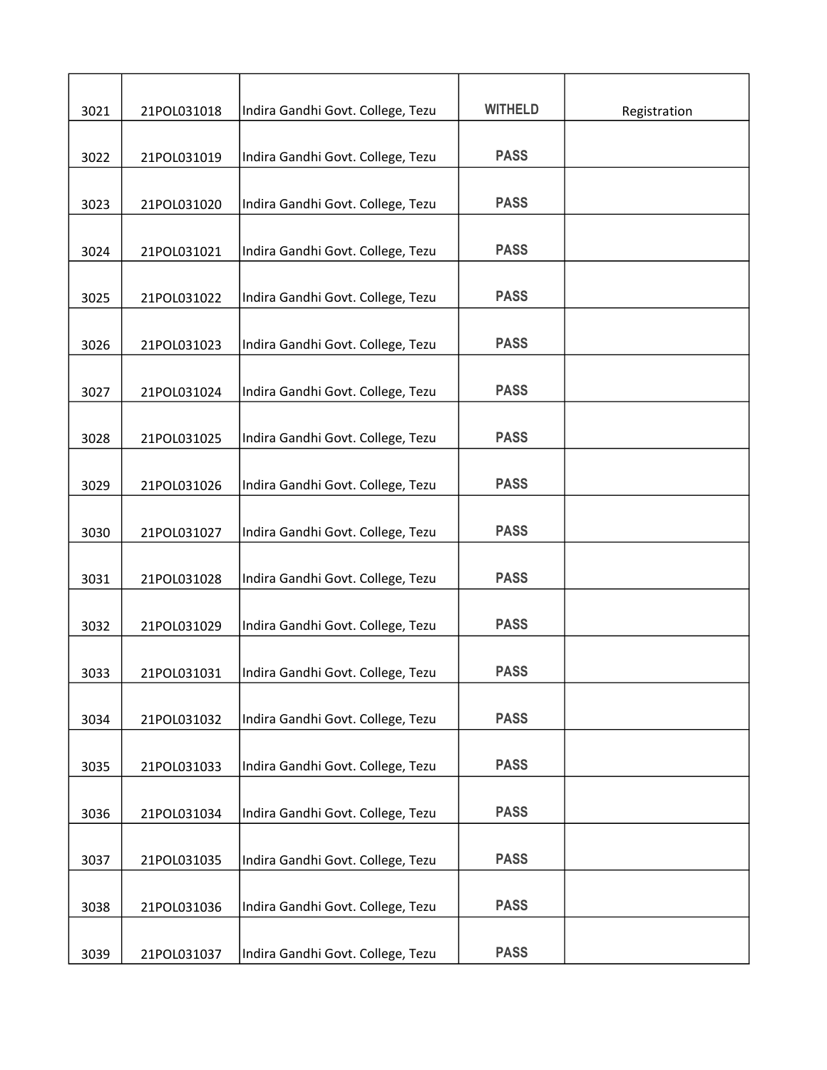| | | | | |
|---|---|---|---|---|
| 3021 | 21POL031018 | Indira Gandhi Govt. College, Tezu | WITHELD | Registration |
| 3022 | 21POL031019 | Indira Gandhi Govt. College, Tezu | PASS | |
| 3023 | 21POL031020 | Indira Gandhi Govt. College, Tezu | PASS | |
| 3024 | 21POL031021 | Indira Gandhi Govt. College, Tezu | PASS | |
| 3025 | 21POL031022 | Indira Gandhi Govt. College, Tezu | PASS | |
| 3026 | 21POL031023 | Indira Gandhi Govt. College, Tezu | PASS | |
| 3027 | 21POL031024 | Indira Gandhi Govt. College, Tezu | PASS | |
| 3028 | 21POL031025 | Indira Gandhi Govt. College, Tezu | PASS | |
| 3029 | 21POL031026 | Indira Gandhi Govt. College, Tezu | PASS | |
| 3030 | 21POL031027 | Indira Gandhi Govt. College, Tezu | PASS | |
| 3031 | 21POL031028 | Indira Gandhi Govt. College, Tezu | PASS | |
| 3032 | 21POL031029 | Indira Gandhi Govt. College, Tezu | PASS | |
| 3033 | 21POL031031 | Indira Gandhi Govt. College, Tezu | PASS | |
| 3034 | 21POL031032 | Indira Gandhi Govt. College, Tezu | PASS | |
| 3035 | 21POL031033 | Indira Gandhi Govt. College, Tezu | PASS | |
| 3036 | 21POL031034 | Indira Gandhi Govt. College, Tezu | PASS | |
| 3037 | 21POL031035 | Indira Gandhi Govt. College, Tezu | PASS | |
| 3038 | 21POL031036 | Indira Gandhi Govt. College, Tezu | PASS | |
| 3039 | 21POL031037 | Indira Gandhi Govt. College, Tezu | PASS | |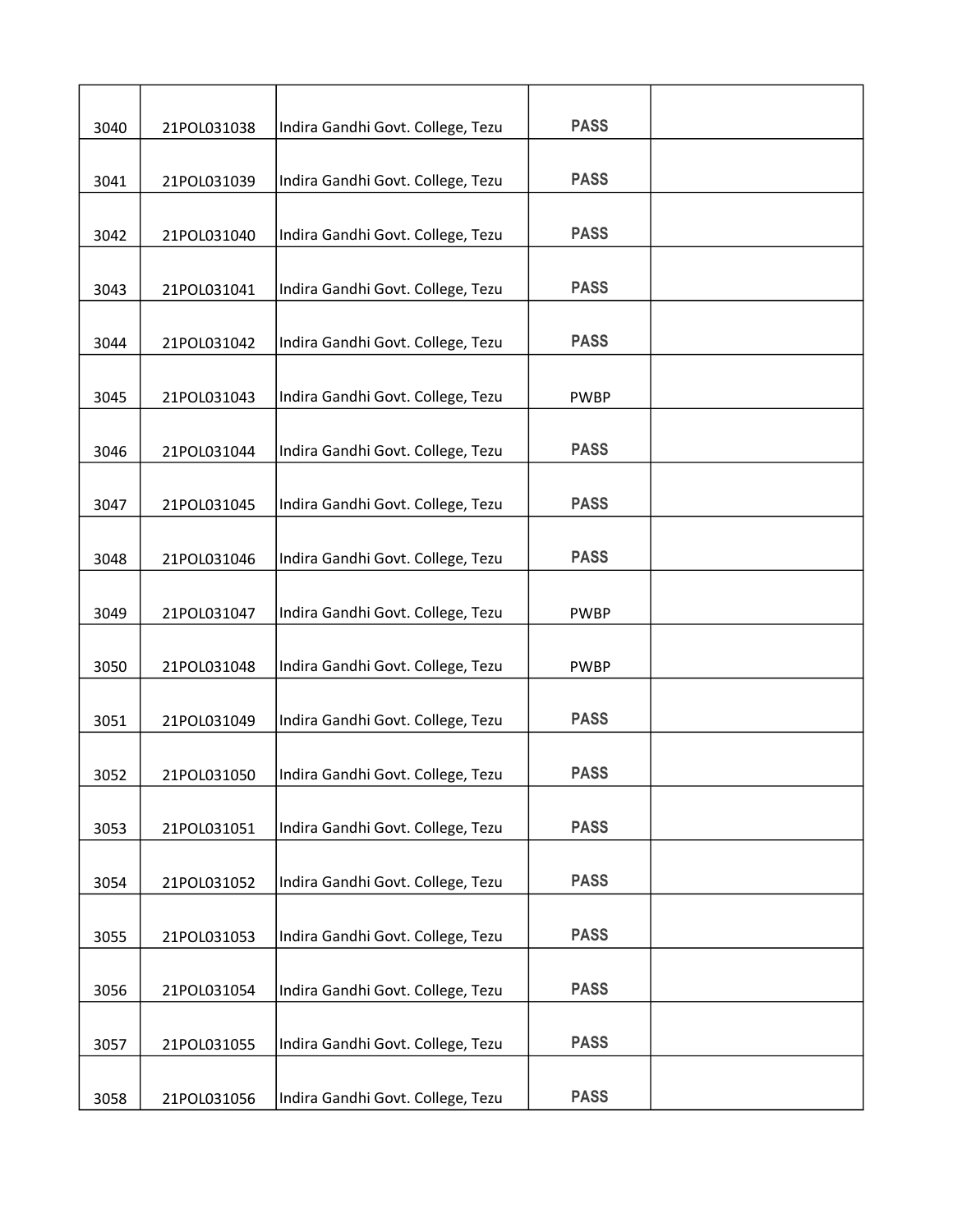| 3040 | 21POL031038 | Indira Gandhi Govt. College, Tezu | PASS | |
|---|---|---|---|---|
| 3041 | 21POL031039 | Indira Gandhi Govt. College, Tezu | PASS | |
| 3042 | 21POL031040 | Indira Gandhi Govt. College, Tezu | PASS | |
| 3043 | 21POL031041 | Indira Gandhi Govt. College, Tezu | PASS | |
| 3044 | 21POL031042 | Indira Gandhi Govt. College, Tezu | PASS | |
| 3045 | 21POL031043 | Indira Gandhi Govt. College, Tezu | PWBP | |
| 3046 | 21POL031044 | Indira Gandhi Govt. College, Tezu | PASS | |
| 3047 | 21POL031045 | Indira Gandhi Govt. College, Tezu | PASS | |
| 3048 | 21POL031046 | Indira Gandhi Govt. College, Tezu | PASS | |
| 3049 | 21POL031047 | Indira Gandhi Govt. College, Tezu | PWBP | |
| 3050 | 21POL031048 | Indira Gandhi Govt. College, Tezu | PWBP | |
| 3051 | 21POL031049 | Indira Gandhi Govt. College, Tezu | PASS | |
| 3052 | 21POL031050 | Indira Gandhi Govt. College, Tezu | PASS | |
| 3053 | 21POL031051 | Indira Gandhi Govt. College, Tezu | PASS | |
| 3054 | 21POL031052 | Indira Gandhi Govt. College, Tezu | PASS | |
| 3055 | 21POL031053 | Indira Gandhi Govt. College, Tezu | PASS | |
| 3056 | 21POL031054 | Indira Gandhi Govt. College, Tezu | PASS | |
| 3057 | 21POL031055 | Indira Gandhi Govt. College, Tezu | PASS | |
| 3058 | 21POL031056 | Indira Gandhi Govt. College, Tezu | PASS | |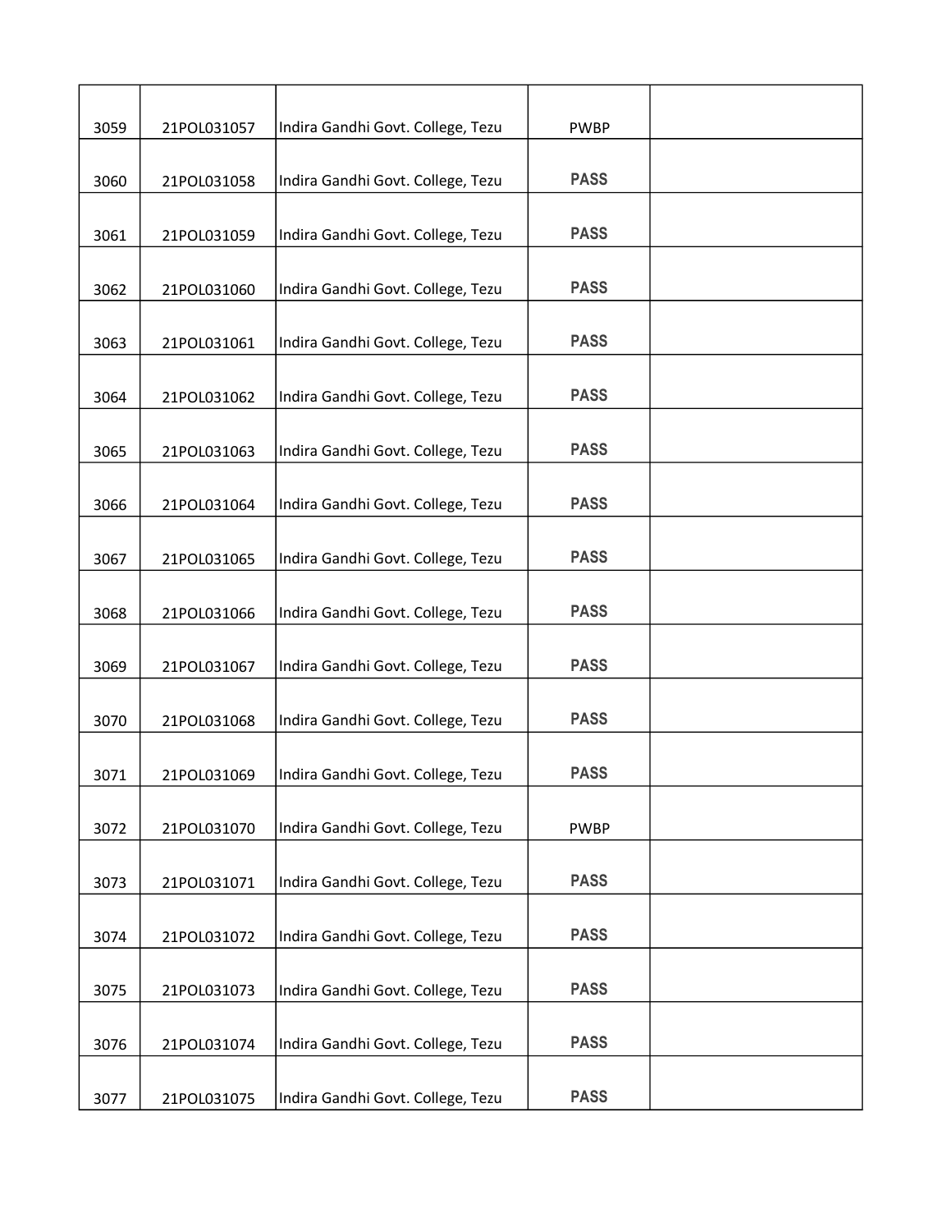| | | | | |
|---|---|---|---|---|
| 3059 | 21POL031057 | Indira Gandhi Govt. College, Tezu | PWBP | |
| 3060 | 21POL031058 | Indira Gandhi Govt. College, Tezu | PASS | |
| 3061 | 21POL031059 | Indira Gandhi Govt. College, Tezu | PASS | |
| 3062 | 21POL031060 | Indira Gandhi Govt. College, Tezu | PASS | |
| 3063 | 21POL031061 | Indira Gandhi Govt. College, Tezu | PASS | |
| 3064 | 21POL031062 | Indira Gandhi Govt. College, Tezu | PASS | |
| 3065 | 21POL031063 | Indira Gandhi Govt. College, Tezu | PASS | |
| 3066 | 21POL031064 | Indira Gandhi Govt. College, Tezu | PASS | |
| 3067 | 21POL031065 | Indira Gandhi Govt. College, Tezu | PASS | |
| 3068 | 21POL031066 | Indira Gandhi Govt. College, Tezu | PASS | |
| 3069 | 21POL031067 | Indira Gandhi Govt. College, Tezu | PASS | |
| 3070 | 21POL031068 | Indira Gandhi Govt. College, Tezu | PASS | |
| 3071 | 21POL031069 | Indira Gandhi Govt. College, Tezu | PASS | |
| 3072 | 21POL031070 | Indira Gandhi Govt. College, Tezu | PWBP | |
| 3073 | 21POL031071 | Indira Gandhi Govt. College, Tezu | PASS | |
| 3074 | 21POL031072 | Indira Gandhi Govt. College, Tezu | PASS | |
| 3075 | 21POL031073 | Indira Gandhi Govt. College, Tezu | PASS | |
| 3076 | 21POL031074 | Indira Gandhi Govt. College, Tezu | PASS | |
| 3077 | 21POL031075 | Indira Gandhi Govt. College, Tezu | PASS | |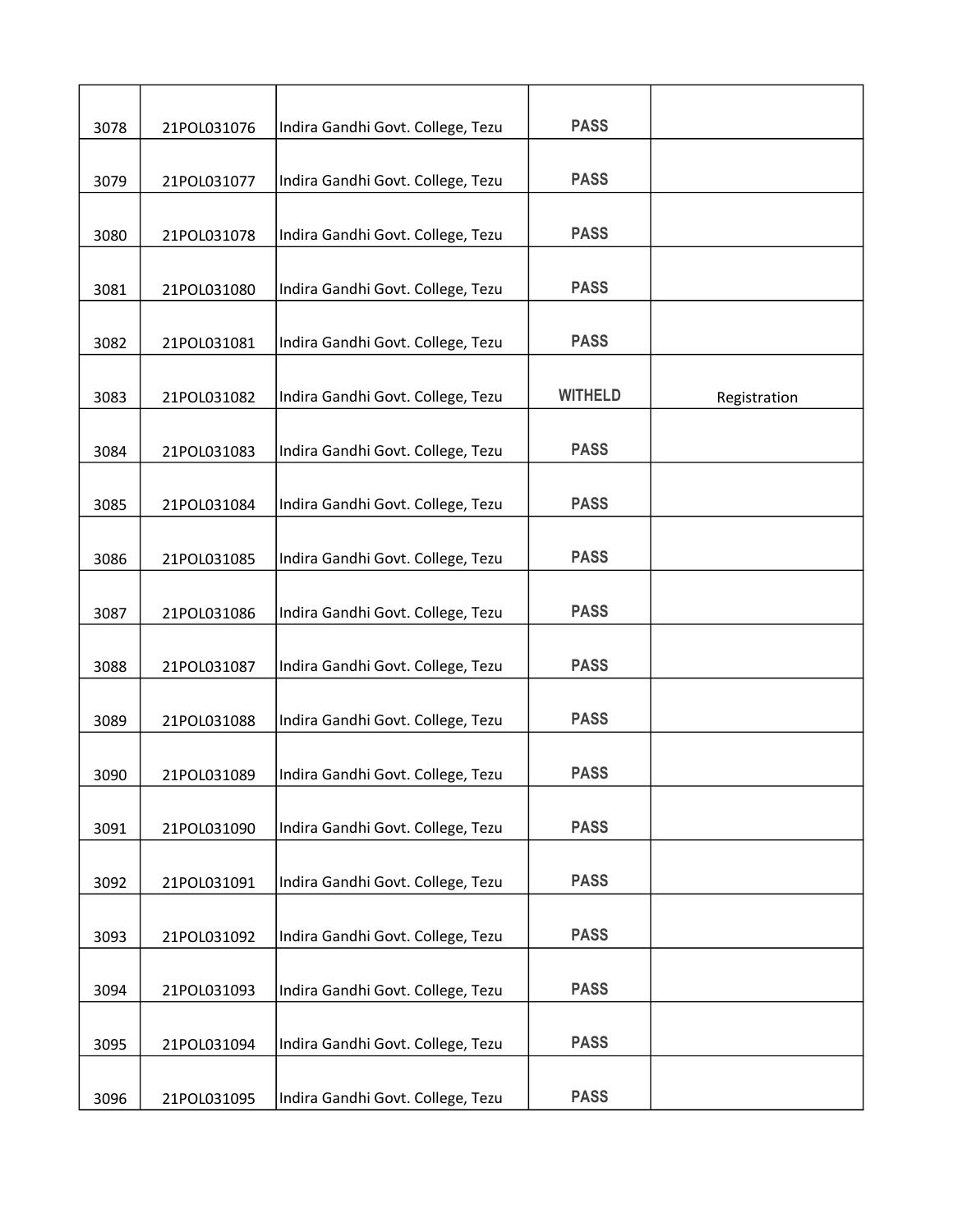| | | | | |
|---|---|---|---|---|
| 3078 | 21POL031076 | Indira Gandhi Govt. College, Tezu | PASS | |
| 3079 | 21POL031077 | Indira Gandhi Govt. College, Tezu | PASS | |
| 3080 | 21POL031078 | Indira Gandhi Govt. College, Tezu | PASS | |
| 3081 | 21POL031080 | Indira Gandhi Govt. College, Tezu | PASS | |
| 3082 | 21POL031081 | Indira Gandhi Govt. College, Tezu | PASS | |
| 3083 | 21POL031082 | Indira Gandhi Govt. College, Tezu | WITHELD | Registration |
| 3084 | 21POL031083 | Indira Gandhi Govt. College, Tezu | PASS | |
| 3085 | 21POL031084 | Indira Gandhi Govt. College, Tezu | PASS | |
| 3086 | 21POL031085 | Indira Gandhi Govt. College, Tezu | PASS | |
| 3087 | 21POL031086 | Indira Gandhi Govt. College, Tezu | PASS | |
| 3088 | 21POL031087 | Indira Gandhi Govt. College, Tezu | PASS | |
| 3089 | 21POL031088 | Indira Gandhi Govt. College, Tezu | PASS | |
| 3090 | 21POL031089 | Indira Gandhi Govt. College, Tezu | PASS | |
| 3091 | 21POL031090 | Indira Gandhi Govt. College, Tezu | PASS | |
| 3092 | 21POL031091 | Indira Gandhi Govt. College, Tezu | PASS | |
| 3093 | 21POL031092 | Indira Gandhi Govt. College, Tezu | PASS | |
| 3094 | 21POL031093 | Indira Gandhi Govt. College, Tezu | PASS | |
| 3095 | 21POL031094 | Indira Gandhi Govt. College, Tezu | PASS | |
| 3096 | 21POL031095 | Indira Gandhi Govt. College, Tezu | PASS | |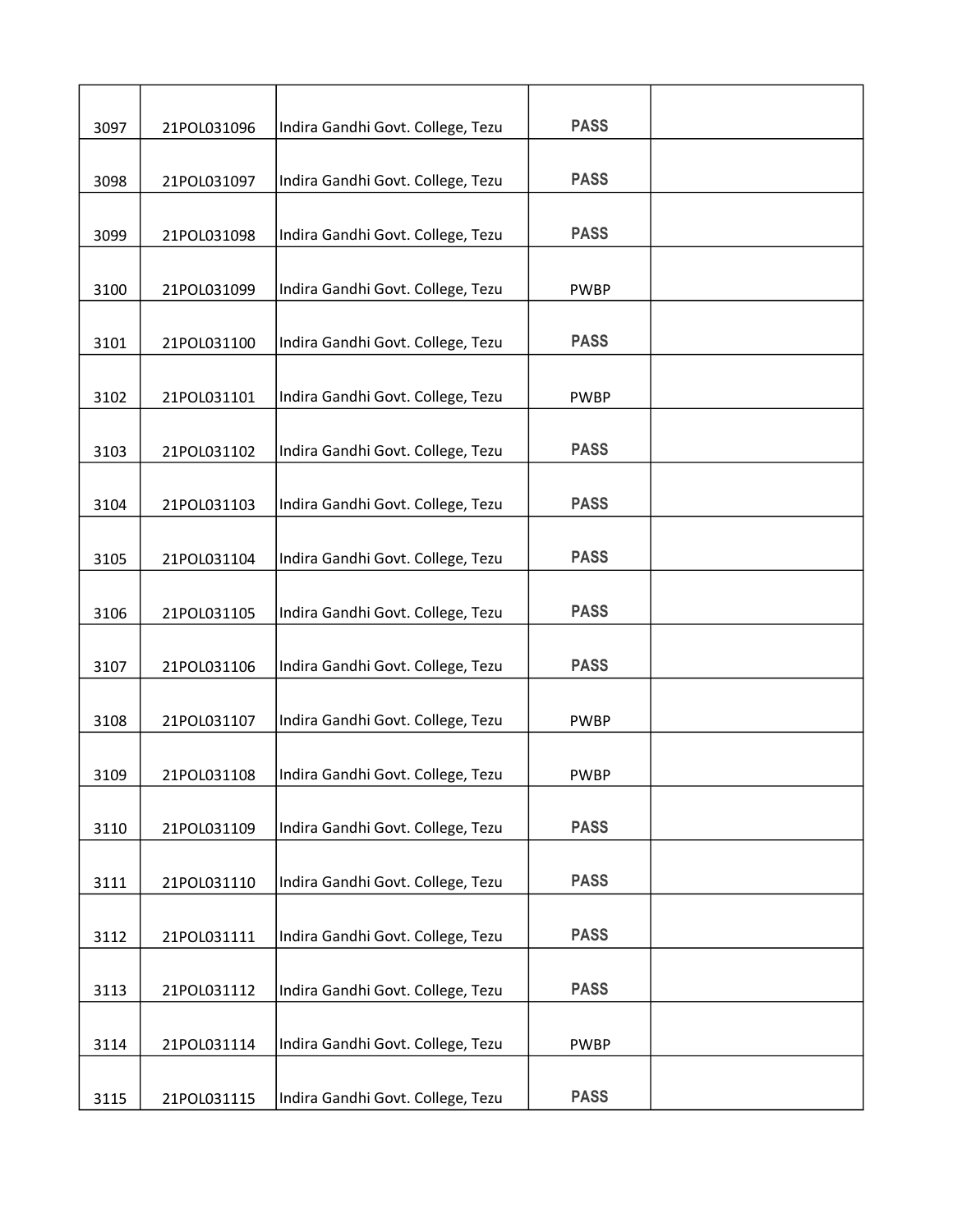| | | | | |
|---|---|---|---|---|
| 3097 | 21POL031096 | Indira Gandhi Govt. College, Tezu | PASS | |
| 3098 | 21POL031097 | Indira Gandhi Govt. College, Tezu | PASS | |
| 3099 | 21POL031098 | Indira Gandhi Govt. College, Tezu | PASS | |
| 3100 | 21POL031099 | Indira Gandhi Govt. College, Tezu | PWBP | |
| 3101 | 21POL031100 | Indira Gandhi Govt. College, Tezu | PASS | |
| 3102 | 21POL031101 | Indira Gandhi Govt. College, Tezu | PWBP | |
| 3103 | 21POL031102 | Indira Gandhi Govt. College, Tezu | PASS | |
| 3104 | 21POL031103 | Indira Gandhi Govt. College, Tezu | PASS | |
| 3105 | 21POL031104 | Indira Gandhi Govt. College, Tezu | PASS | |
| 3106 | 21POL031105 | Indira Gandhi Govt. College, Tezu | PASS | |
| 3107 | 21POL031106 | Indira Gandhi Govt. College, Tezu | PASS | |
| 3108 | 21POL031107 | Indira Gandhi Govt. College, Tezu | PWBP | |
| 3109 | 21POL031108 | Indira Gandhi Govt. College, Tezu | PWBP | |
| 3110 | 21POL031109 | Indira Gandhi Govt. College, Tezu | PASS | |
| 3111 | 21POL031110 | Indira Gandhi Govt. College, Tezu | PASS | |
| 3112 | 21POL031111 | Indira Gandhi Govt. College, Tezu | PASS | |
| 3113 | 21POL031112 | Indira Gandhi Govt. College, Tezu | PASS | |
| 3114 | 21POL031114 | Indira Gandhi Govt. College, Tezu | PWBP | |
| 3115 | 21POL031115 | Indira Gandhi Govt. College, Tezu | PASS | |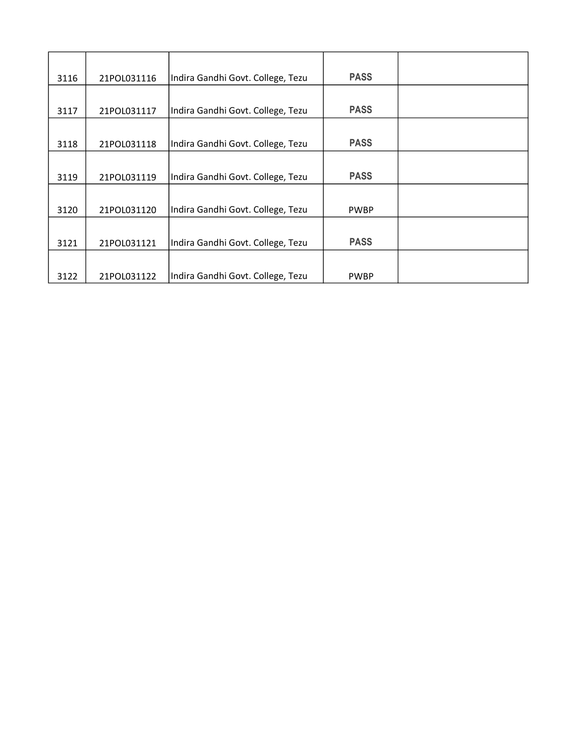| | | | | |
|---|---|---|---|---|
| 3116 | 21POL031116 | Indira Gandhi Govt. College, Tezu | PASS | |
| 3117 | 21POL031117 | Indira Gandhi Govt. College, Tezu | PASS | |
| 3118 | 21POL031118 | Indira Gandhi Govt. College, Tezu | PASS | |
| 3119 | 21POL031119 | Indira Gandhi Govt. College, Tezu | PASS | |
| 3120 | 21POL031120 | Indira Gandhi Govt. College, Tezu | PWBP | |
| 3121 | 21POL031121 | Indira Gandhi Govt. College, Tezu | PASS | |
| 3122 | 21POL031122 | Indira Gandhi Govt. College, Tezu | PWBP | |